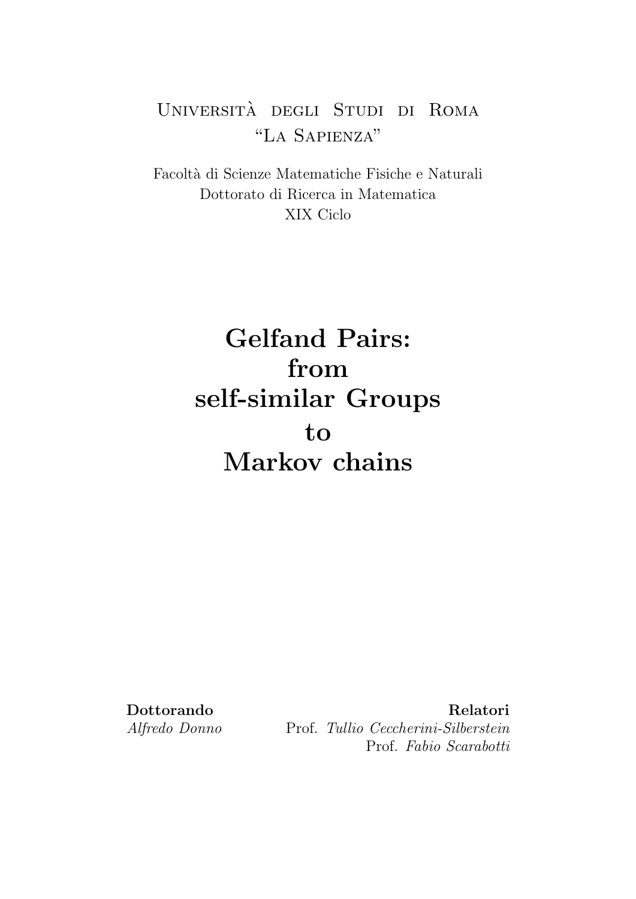Università degli Studi di Roma
"La Sapienza"

Facoltà di Scienze Matematiche Fisiche e Naturali
Dottorato di Ricerca in Matematica
XIX Ciclo

# Gelfand Pairs: from self-similar Groups to Markov chains

**Dottorando**
*Alfredo Donno*

**Relatori**
Prof. *Tullio Ceccherini-Silberstein*
Prof. *Fabio Scarabotti*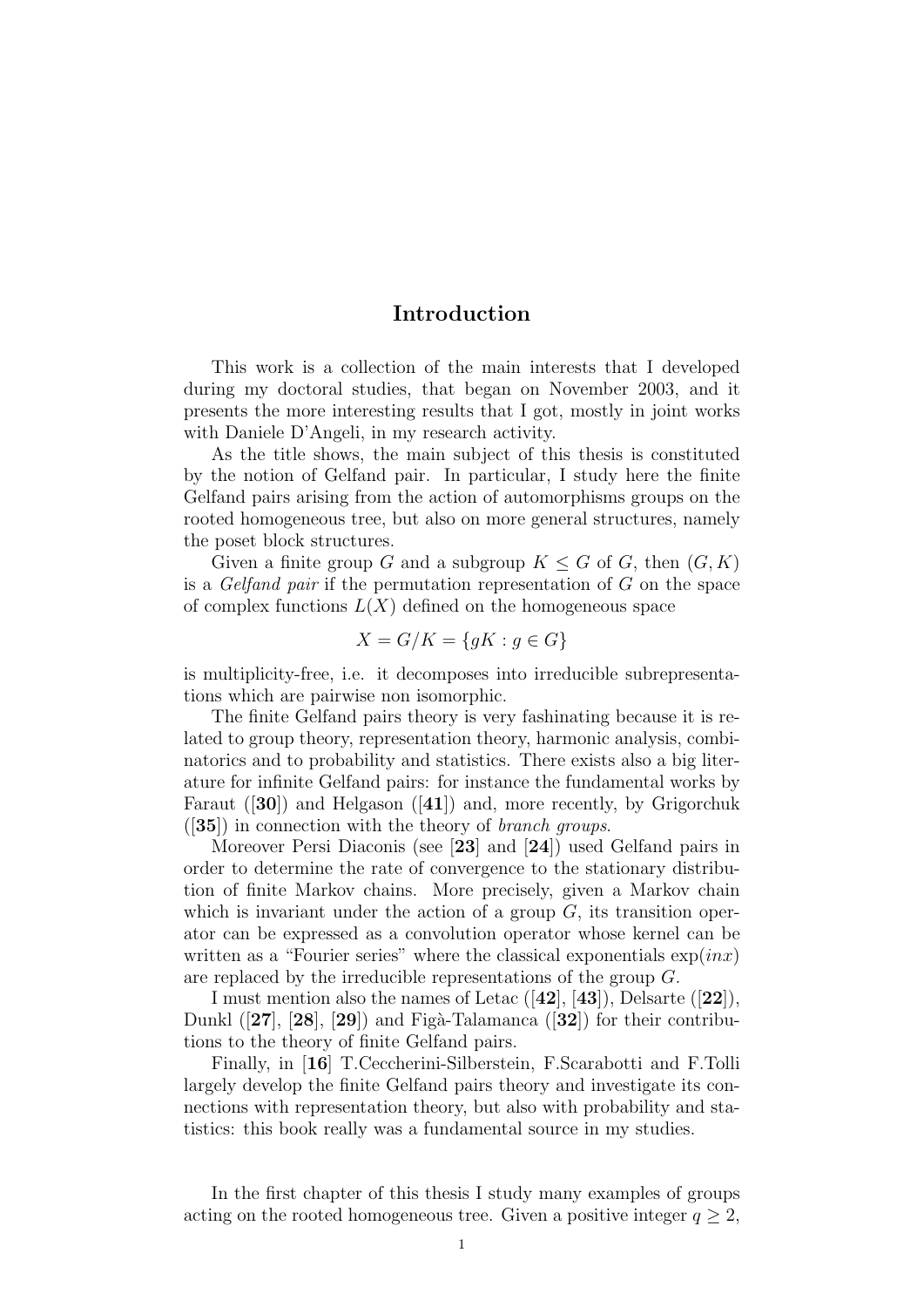# Introduction

This work is a collection of the main interests that I developed during my doctoral studies, that began on November 2003, and it presents the more interesting results that I got, mostly in joint works with Daniele D'Angeli, in my research activity.

As the title shows, the main subject of this thesis is constituted by the notion of Gelfand pair. In particular, I study here the finite Gelfand pairs arising from the action of automorphisms groups on the rooted homogeneous tree, but also on more general structures, namely the poset block structures.

Given a finite group $G$ and a subgroup $K \leq G$ of $G$, then $(G, K)$ is a *Gelfand pair* if the permutation representation of $G$ on the space of complex functions $L(X)$ defined on the homogeneous space

$$X = G/K = \{gK : g \in G\}$$

is multiplicity-free, i.e. it decomposes into irreducible subrepresentations which are pairwise non isomorphic.

The finite Gelfand pairs theory is very fashinating because it is related to group theory, representation theory, harmonic analysis, combinatorics and to probability and statistics. There exists also a big literature for infinite Gelfand pairs: for instance the fundamental works by Faraut ([**30**]) and Helgason ([**41**]) and, more recently, by Grigorchuk ([**35**]) in connection with the theory of *branch groups*.

Moreover Persi Diaconis (see [**23**] and [**24**]) used Gelfand pairs in order to determine the rate of convergence to the stationary distribution of finite Markov chains. More precisely, given a Markov chain which is invariant under the action of a group $G$, its transition operator can be expressed as a convolution operator whose kernel can be written as a "Fourier series" where the classical exponentials $\exp(inx)$ are replaced by the irreducible representations of the group $G$.

I must mention also the names of Letac ([**42**], [**43**]), Delsarte ([**22**]), Dunkl ([**27**], [**28**], [**29**]) and Figà-Talamanca ([**32**]) for their contributions to the theory of finite Gelfand pairs.

Finally, in [**16**] T.Ceccherini-Silberstein, F.Scarabotti and F.Tolli largely develop the finite Gelfand pairs theory and investigate its connections with representation theory, but also with probability and statistics: this book really was a fundamental source in my studies.

In the first chapter of this thesis I study many examples of groups acting on the rooted homogeneous tree. Given a positive integer $q \geq 2$,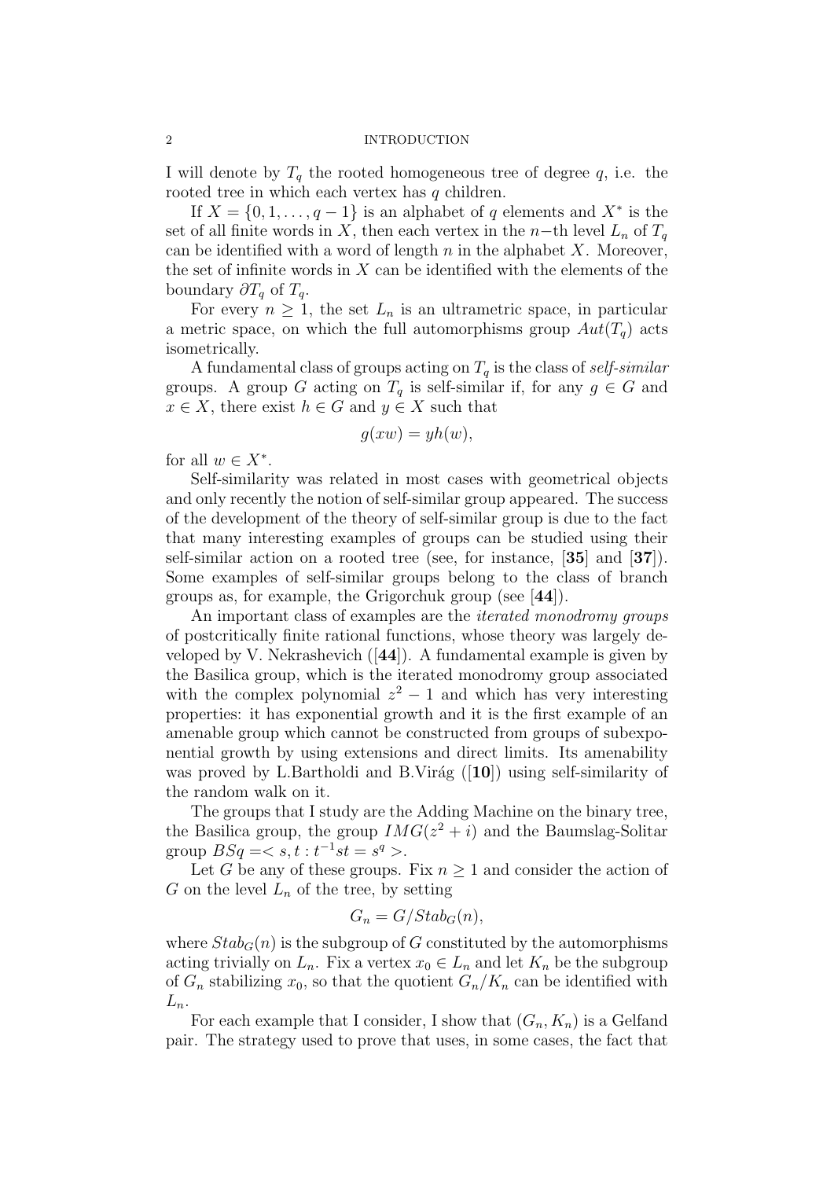I will denote by $T_q$ the rooted homogeneous tree of degree $q$, i.e. the rooted tree in which each vertex has $q$ children.

If $X = \{0, 1, \ldots, q-1\}$ is an alphabet of $q$ elements and $X^*$ is the set of all finite words in $X$, then each vertex in the $n$−th level $L_n$ of $T_q$ can be identified with a word of length $n$ in the alphabet $X$. Moreover, the set of infinite words in $X$ can be identified with the elements of the boundary $\partial T_q$ of $T_q$.

For every $n \geq 1$, the set $L_n$ is an ultrametric space, in particular a metric space, on which the full automorphisms group $Aut(T_q)$ acts isometrically.

A fundamental class of groups acting on $T_q$ is the class of *self-similar* groups. A group $G$ acting on $T_q$ is self-similar if, for any $g \in G$ and $x \in X$, there exist $h \in G$ and $y \in X$ such that

$$g(xw) = yh(w),$$

for all $w \in X^*$.

Self-similarity was related in most cases with geometrical objects and only recently the notion of self-similar group appeared. The success of the development of the theory of self-similar group is due to the fact that many interesting examples of groups can be studied using their self-similar action on a rooted tree (see, for instance, [**35**] and [**37**]). Some examples of self-similar groups belong to the class of branch groups as, for example, the Grigorchuk group (see [**44**]).

An important class of examples are the *iterated monodromy groups* of postcritically finite rational functions, whose theory was largely developed by V. Nekrashevich ([**44**]). A fundamental example is given by the Basilica group, which is the iterated monodromy group associated with the complex polynomial $z^2 - 1$ and which has very interesting properties: it has exponential growth and it is the first example of an amenable group which cannot be constructed from groups of subexponential growth by using extensions and direct limits. Its amenability was proved by L.Bartholdi and B.Virág ([**10**]) using self-similarity of the random walk on it.

The groups that I study are the Adding Machine on the binary tree, the Basilica group, the group $IMG(z^2 + i)$ and the Baumslag-Solitar group $BSq = < s, t : t^{-1}st = s^q >$.

Let $G$ be any of these groups. Fix $n \geq 1$ and consider the action of $G$ on the level $L_n$ of the tree, by setting

$$G_n = G/Stab_G(n),$$

where $Stab_G(n)$ is the subgroup of $G$ constituted by the automorphisms acting trivially on $L_n$. Fix a vertex $x_0 \in L_n$ and let $K_n$ be the subgroup of $G_n$ stabilizing $x_0$, so that the quotient $G_n/K_n$ can be identified with $L_n$.

For each example that I consider, I show that $(G_n, K_n)$ is a Gelfand pair. The strategy used to prove that uses, in some cases, the fact that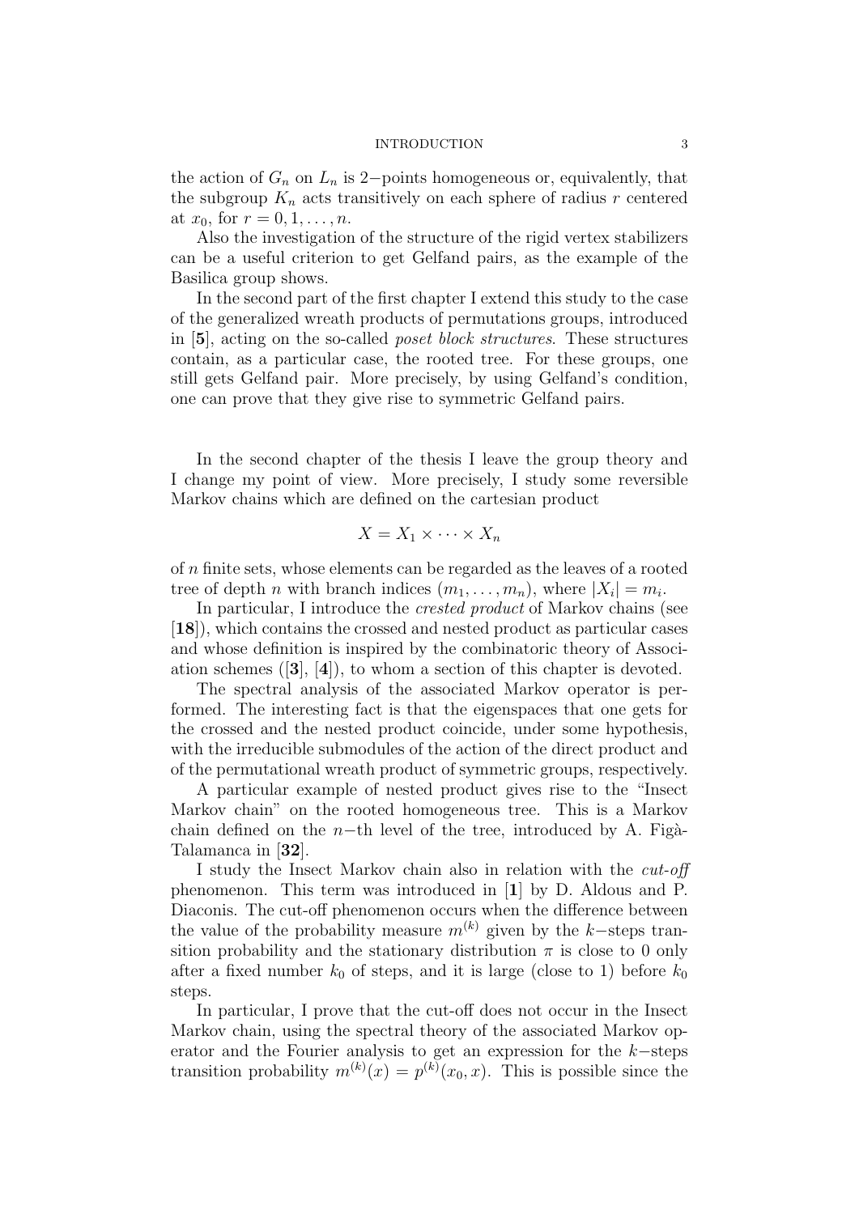the action of $G_n$ on $L_n$ is 2−points homogeneous or, equivalently, that the subgroup $K_n$ acts transitively on each sphere of radius $r$ centered at $x_0$, for $r = 0, 1, \ldots, n$.

Also the investigation of the structure of the rigid vertex stabilizers can be a useful criterion to get Gelfand pairs, as the example of the Basilica group shows.

In the second part of the first chapter I extend this study to the case of the generalized wreath products of permutations groups, introduced in [**5**], acting on the so-called *poset block structures*. These structures contain, as a particular case, the rooted tree. For these groups, one still gets Gelfand pair. More precisely, by using Gelfand's condition, one can prove that they give rise to symmetric Gelfand pairs.

In the second chapter of the thesis I leave the group theory and I change my point of view. More precisely, I study some reversible Markov chains which are defined on the cartesian product

$$X = X_1 \times \cdots \times X_n$$

of $n$ finite sets, whose elements can be regarded as the leaves of a rooted tree of depth $n$ with branch indices $(m_1, \ldots, m_n)$, where $|X_i| = m_i$.

In particular, I introduce the *crested product* of Markov chains (see [**18**]), which contains the crossed and nested product as particular cases and whose definition is inspired by the combinatoric theory of Association schemes ([**3**], [**4**]), to whom a section of this chapter is devoted.

The spectral analysis of the associated Markov operator is performed. The interesting fact is that the eigenspaces that one gets for the crossed and the nested product coincide, under some hypothesis, with the irreducible submodules of the action of the direct product and of the permutational wreath product of symmetric groups, respectively.

A particular example of nested product gives rise to the "Insect Markov chain" on the rooted homogeneous tree. This is a Markov chain defined on the $n$−th level of the tree, introduced by A. Figà-Talamanca in [**32**].

I study the Insect Markov chain also in relation with the *cut-off* phenomenon. This term was introduced in [**1**] by D. Aldous and P. Diaconis. The cut-off phenomenon occurs when the difference between the value of the probability measure $m^{(k)}$ given by the $k$−steps transition probability and the stationary distribution $\pi$ is close to 0 only after a fixed number $k_0$ of steps, and it is large (close to 1) before $k_0$ steps.

In particular, I prove that the cut-off does not occur in the Insect Markov chain, using the spectral theory of the associated Markov operator and the Fourier analysis to get an expression for the $k$−steps transition probability $m^{(k)}(x) = p^{(k)}(x_0, x)$. This is possible since the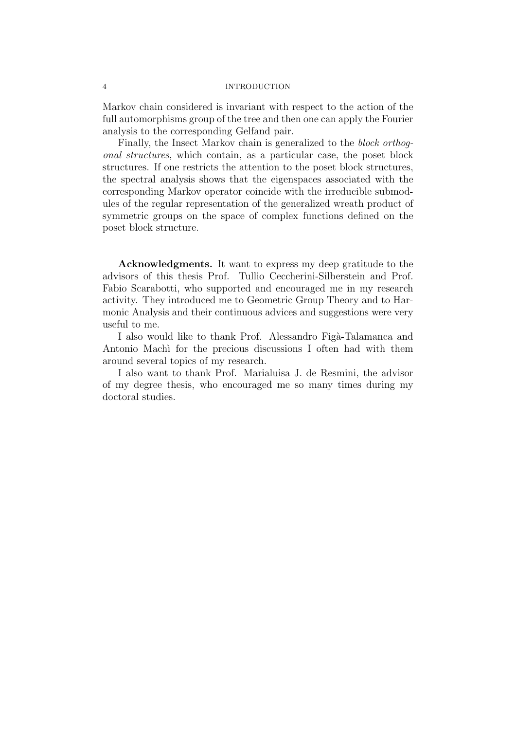Markov chain considered is invariant with respect to the action of the full automorphisms group of the tree and then one can apply the Fourier analysis to the corresponding Gelfand pair.

Finally, the Insect Markov chain is generalized to the *block orthogonal structures*, which contain, as a particular case, the poset block structures. If one restricts the attention to the poset block structures, the spectral analysis shows that the eigenspaces associated with the corresponding Markov operator coincide with the irreducible submodules of the regular representation of the generalized wreath product of symmetric groups on the space of complex functions defined on the poset block structure.

**Acknowledgments.** It want to express my deep gratitude to the advisors of this thesis Prof. Tullio Ceccherini-Silberstein and Prof. Fabio Scarabotti, who supported and encouraged me in my research activity. They introduced me to Geometric Group Theory and to Harmonic Analysis and their continuous advices and suggestions were very useful to me.

I also would like to thank Prof. Alessandro Figà-Talamanca and Antonio Machì for the precious discussions I often had with them around several topics of my research.

I also want to thank Prof. Marialuisa J. de Resmini, the advisor of my degree thesis, who encouraged me so many times during my doctoral studies.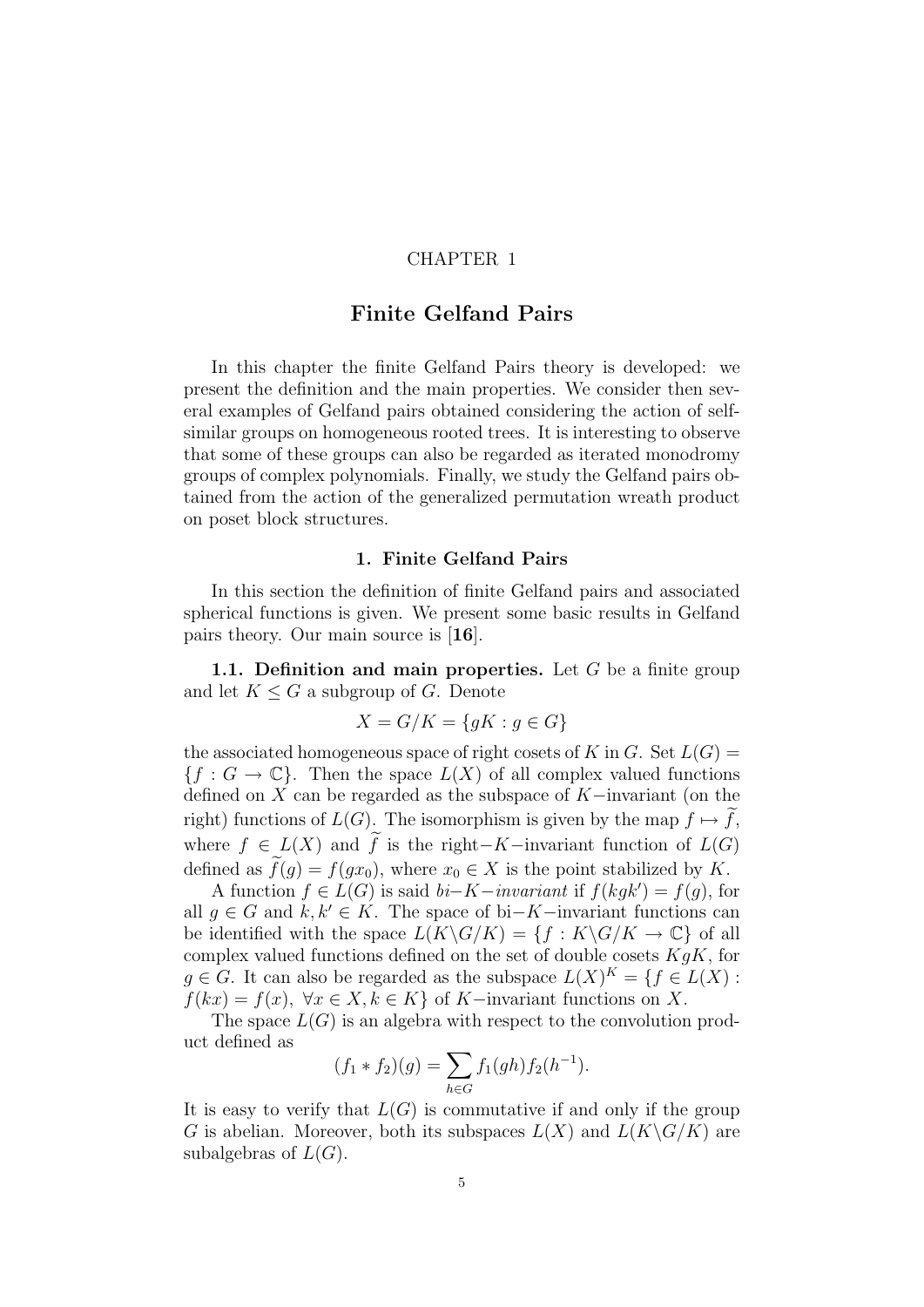CHAPTER 1

# Finite Gelfand Pairs

In this chapter the finite Gelfand Pairs theory is developed: we present the definition and the main properties. We consider then several examples of Gelfand pairs obtained considering the action of self-similar groups on homogeneous rooted trees. It is interesting to observe that some of these groups can also be regarded as iterated monodromy groups of complex polynomials. Finally, we study the Gelfand pairs obtained from the action of the generalized permutation wreath product on poset block structures.

## 1. Finite Gelfand Pairs

In this section the definition of finite Gelfand pairs and associated spherical functions is given. We present some basic results in Gelfand pairs theory. Our main source is [**16**].

**1.1. Definition and main properties.** Let $G$ be a finite group and let $K \leq G$ a subgroup of $G$. Denote

$$X = G/K = \{gK : g \in G\}$$

the associated homogeneous space of right cosets of $K$ in $G$. Set $L(G) = \{f : G \to \mathbb{C}\}$. Then the space $L(X)$ of all complex valued functions defined on $X$ can be regarded as the subspace of $K-$invariant (on the right) functions of $L(G)$. The isomorphism is given by the map $f \mapsto \widetilde{f}$, where $f \in L(X)$ and $\widetilde{f}$ is the right$-K-$invariant function of $L(G)$ defined as $\widetilde{f}(g) = f(gx_0)$, where $x_0 \in X$ is the point stabilized by $K$.

A function $f \in L(G)$ is said *bi$-K-$invariant* if $f(kgk') = f(g)$, for all $g \in G$ and $k, k' \in K$. The space of bi$-K-$invariant functions can be identified with the space $L(K\backslash G/K) = \{f : K\backslash G/K \to \mathbb{C}\}$ of all complex valued functions defined on the set of double cosets $KgK$, for $g \in G$. It can also be regarded as the subspace $L(X)^K = \{f \in L(X) : f(kx) = f(x),\ \forall x \in X, k \in K\}$ of $K-$invariant functions on $X$.

The space $L(G)$ is an algebra with respect to the convolution product defined as

$$(f_1 * f_2)(g) = \sum_{h \in G} f_1(gh) f_2(h^{-1}).$$

It is easy to verify that $L(G)$ is commutative if and only if the group $G$ is abelian. Moreover, both its subspaces $L(X)$ and $L(K\backslash G/K)$ are subalgebras of $L(G)$.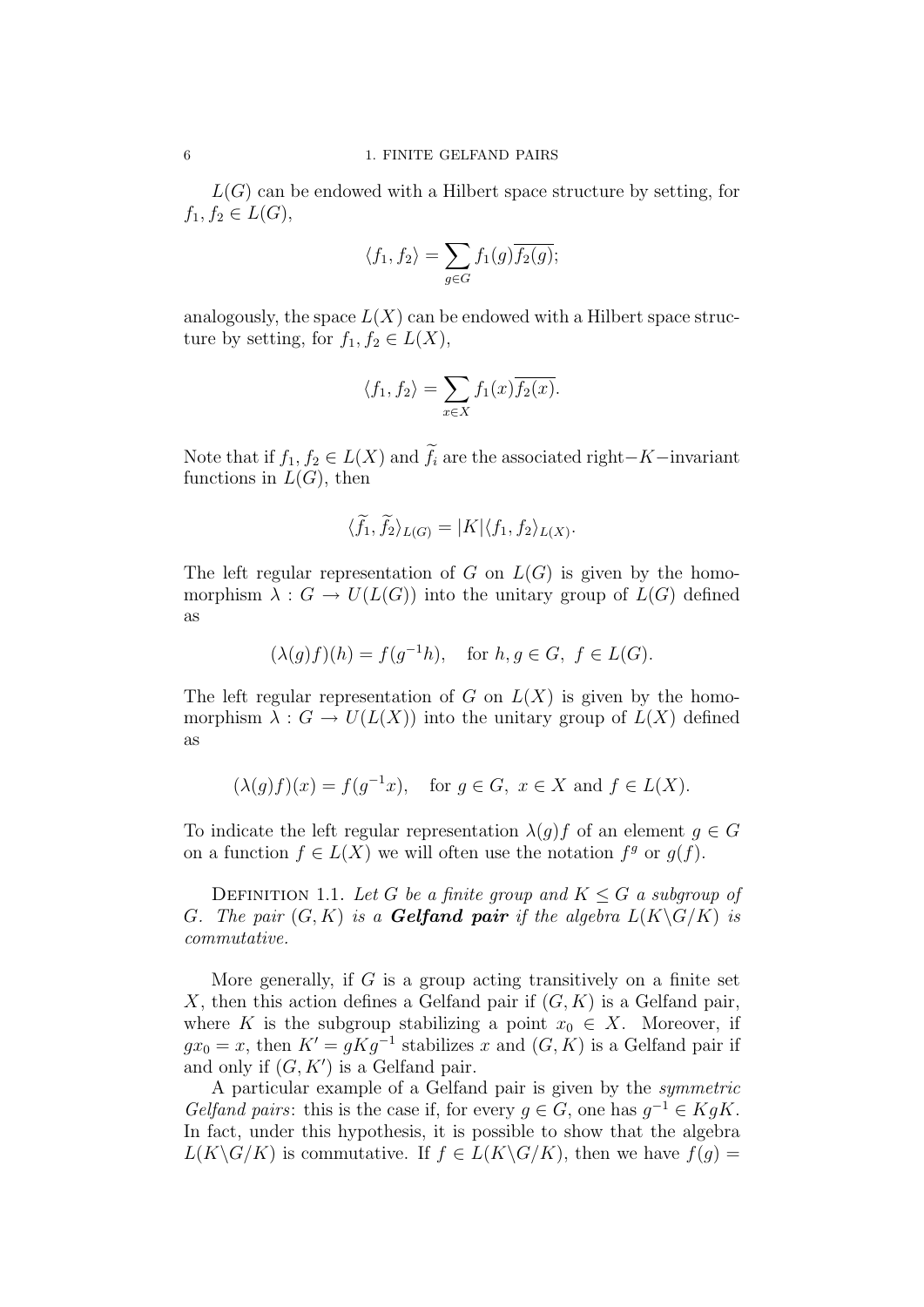$L(G)$ can be endowed with a Hilbert space structure by setting, for $f_1, f_2 \in L(G)$,

$$\langle f_1, f_2 \rangle = \sum_{g \in G} f_1(g)\overline{f_2(g)};$$

analogously, the space $L(X)$ can be endowed with a Hilbert space structure by setting, for $f_1, f_2 \in L(X)$,

$$\langle f_1, f_2 \rangle = \sum_{x \in X} f_1(x)\overline{f_2(x)}.$$

Note that if $f_1, f_2 \in L(X)$ and $\widetilde{f_i}$ are the associated right$-K-$invariant functions in $L(G)$, then

$$\langle \widetilde{f_1}, \widetilde{f_2} \rangle_{L(G)} = |K| \langle f_1, f_2 \rangle_{L(X)}.$$

The left regular representation of $G$ on $L(G)$ is given by the homomorphism $\lambda : G \to U(L(G))$ into the unitary group of $L(G)$ defined as

$$(\lambda(g)f)(h) = f(g^{-1}h), \quad \text{for } h, g \in G, \ f \in L(G).$$

The left regular representation of $G$ on $L(X)$ is given by the homomorphism $\lambda : G \to U(L(X))$ into the unitary group of $L(X)$ defined as

$$(\lambda(g)f)(x) = f(g^{-1}x), \quad \text{for } g \in G, \ x \in X \text{ and } f \in L(X).$$

To indicate the left regular representation $\lambda(g)f$ of an element $g \in G$ on a function $f \in L(X)$ we will often use the notation $f^g$ or $g(f)$.

Definition 1.1. *Let $G$ be a finite group and $K \leq G$ a subgroup of $G$. The pair $(G, K)$ is a **Gelfand pair** if the algebra $L(K \backslash G/K)$ is commutative.*

More generally, if $G$ is a group acting transitively on a finite set $X$, then this action defines a Gelfand pair if $(G, K)$ is a Gelfand pair, where $K$ is the subgroup stabilizing a point $x_0 \in X$. Moreover, if $gx_0 = x$, then $K' = gKg^{-1}$ stabilizes $x$ and $(G, K)$ is a Gelfand pair if and only if $(G, K')$ is a Gelfand pair.

A particular example of a Gelfand pair is given by the *symmetric Gelfand pairs*: this is the case if, for every $g \in G$, one has $g^{-1} \in KgK$. In fact, under this hypothesis, it is possible to show that the algebra $L(K \backslash G/K)$ is commutative. If $f \in L(K \backslash G/K)$, then we have $f(g) =$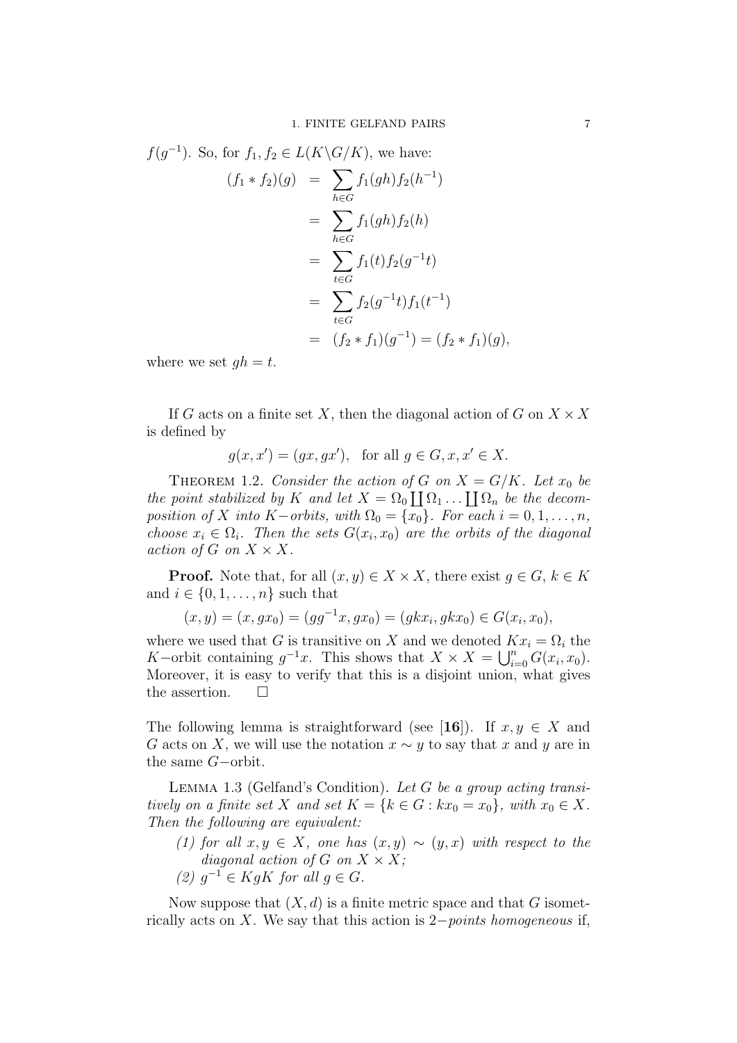$f(g^{-1})$. So, for $f_1, f_2 \in L(K\backslash G/K)$, we have:

$$
\begin{aligned}
(f_1 * f_2)(g) &= \sum_{h\in G} f_1(gh) f_2(h^{-1}) \\
&= \sum_{h\in G} f_1(gh) f_2(h) \\
&= \sum_{t\in G} f_1(t) f_2(g^{-1}t) \\
&= \sum_{t\in G} f_2(g^{-1}t) f_1(t^{-1}) \\
&= (f_2 * f_1)(g^{-1}) = (f_2 * f_1)(g),
\end{aligned}
$$

where we set $gh = t$.

If $G$ acts on a finite set $X$, then the diagonal action of $G$ on $X \times X$ is defined by

$$
g(x, x') = (gx, gx'), \quad \text{for all } g \in G, x, x' \in X.
$$

THEOREM 1.2. *Consider the action of $G$ on $X = G/K$. Let $x_0$ be the point stabilized by $K$ and let $X = \Omega_0 \coprod \Omega_1 \ldots \coprod \Omega_n$ be the decomposition of $X$ into $K-$orbits, with $\Omega_0 = \{x_0\}$. For each $i = 0, 1, \ldots, n$, choose $x_i \in \Omega_i$. Then the sets $G(x_i, x_0)$ are the orbits of the diagonal action of $G$ on $X \times X$.*

**Proof.** Note that, for all $(x, y) \in X \times X$, there exist $g \in G$, $k \in K$ and $i \in \{0, 1, \ldots, n\}$ such that

$$
(x, y) = (x, gx_0) = (gg^{-1}x, gx_0) = (gkx_i, gkx_0) \in G(x_i, x_0),
$$

where we used that $G$ is transitive on $X$ and we denoted $Kx_i = \Omega_i$ the $K-$orbit containing $g^{-1}x$. This shows that $X \times X = \bigcup_{i=0}^n G(x_i, x_0)$. Moreover, it is easy to verify that this is a disjoint union, what gives the assertion. $\square$

The following lemma is straightforward (see [**16**]). If $x, y \in X$ and $G$ acts on $X$, we will use the notation $x \sim y$ to say that $x$ and $y$ are in the same $G-$orbit.

LEMMA 1.3 (Gelfand's Condition). *Let $G$ be a group acting transitively on a finite set $X$ and set $K = \{k \in G : kx_0 = x_0\}$, with $x_0 \in X$. Then the following are equivalent:*

*(1) for all $x, y \in X$, one has $(x, y) \sim (y, x)$ with respect to the diagonal action of $G$ on $X \times X$;*
*(2) $g^{-1} \in KgK$ for all $g \in G$.*

Now suppose that $(X, d)$ is a finite metric space and that $G$ isometrically acts on $X$. We say that this action is $2-$*points homogeneous* if,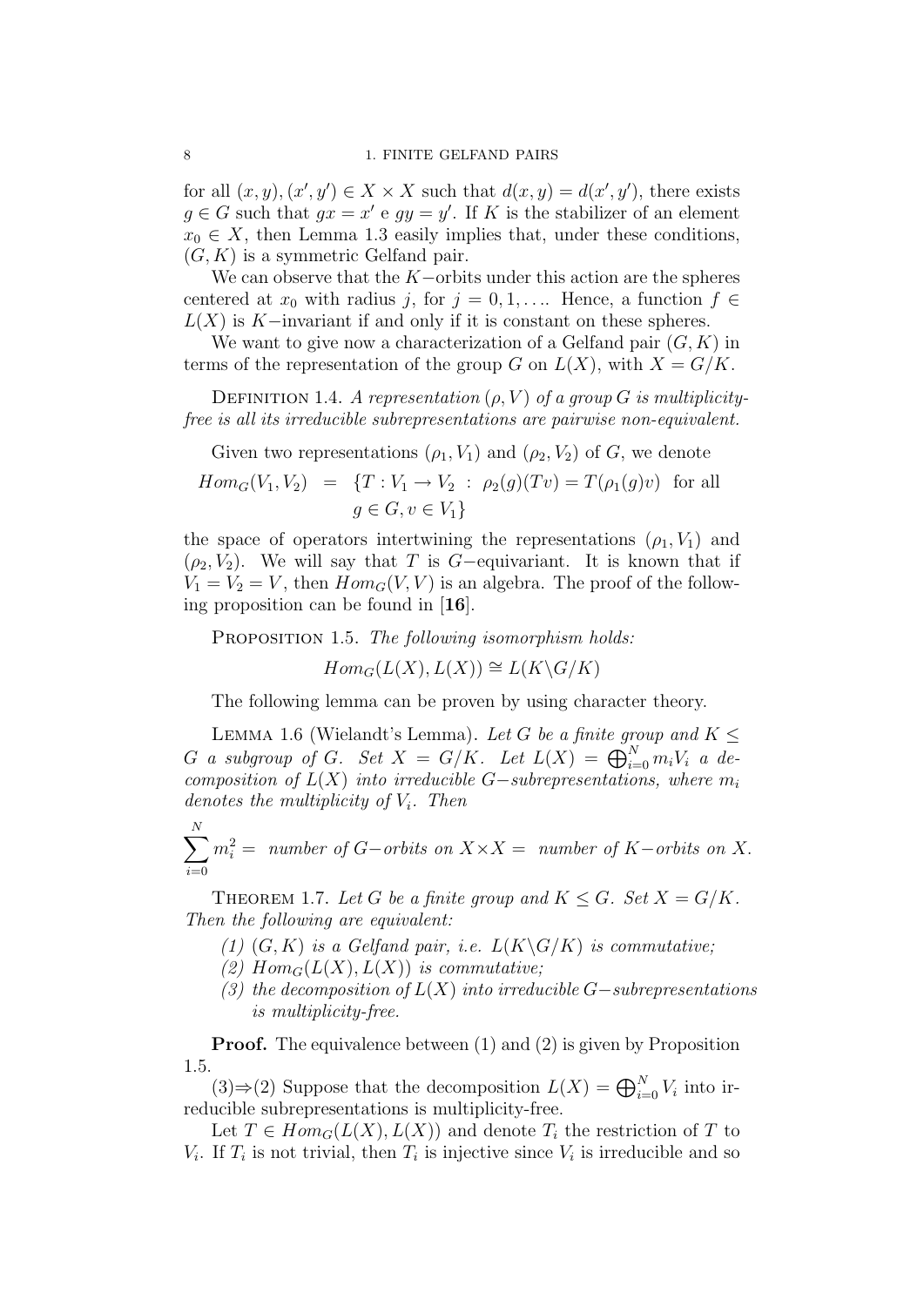for all $(x, y), (x', y') \in X \times X$ such that $d(x, y) = d(x', y')$, there exists $g \in G$ such that $gx = x'$ e $gy = y'$. If $K$ is the stabilizer of an element $x_0 \in X$, then Lemma 1.3 easily implies that, under these conditions, $(G, K)$ is a symmetric Gelfand pair.

We can observe that the $K-$orbits under this action are the spheres centered at $x_0$ with radius $j$, for $j = 0, 1, \ldots$. Hence, a function $f \in L(X)$ is $K-$invariant if and only if it is constant on these spheres.

We want to give now a characterization of a Gelfand pair $(G, K)$ in terms of the representation of the group $G$ on $L(X)$, with $X = G/K$.

Definition 1.4. *A representation $(\rho, V)$ of a group $G$ is multiplicity-free is all its irreducible subrepresentations are pairwise non-equivalent.*

Given two representations $(\rho_1, V_1)$ and $(\rho_2, V_2)$ of $G$, we denote

$$Hom_G(V_1, V_2) = \{T : V_1 \to V_2 \ : \ \rho_2(g)(Tv) = T(\rho_1(g)v) \ \text{ for all } g \in G, v \in V_1\}$$

the space of operators intertwining the representations $(\rho_1, V_1)$ and $(\rho_2, V_2)$. We will say that $T$ is $G-$equivariant. It is known that if $V_1 = V_2 = V$, then $Hom_G(V, V)$ is an algebra. The proof of the following proposition can be found in [**16**].

Proposition 1.5. *The following isomorphism holds:*

$$Hom_G(L(X), L(X)) \cong L(K \backslash G/K)$$

The following lemma can be proven by using character theory.

Lemma 1.6 (Wielandt's Lemma). *Let $G$ be a finite group and $K \leq G$ a subgroup of $G$. Set $X = G/K$. Let $L(X) = \bigoplus_{i=0}^N m_i V_i$ a decomposition of $L(X)$ into irreducible $G-$subrepresentations, where $m_i$ denotes the multiplicity of $V_i$. Then*

$$\sum_{i=0}^N m_i^2 = \text{ number of } G\text{−orbits on } X \times X = \text{ number of } K\text{−orbits on } X.$$

Theorem 1.7. *Let $G$ be a finite group and $K \leq G$. Set $X = G/K$. Then the following are equivalent:*

*(1) $(G, K)$ is a Gelfand pair, i.e. $L(K \backslash G/K)$ is commutative;*
*(2) $Hom_G(L(X), L(X))$ is commutative;*
*(3) the decomposition of $L(X)$ into irreducible $G-$subrepresentations is multiplicity-free.*

**Proof.** The equivalence between (1) and (2) is given by Proposition 1.5.

(3)⇒(2) Suppose that the decomposition $L(X) = \bigoplus_{i=0}^N V_i$ into irreducible subrepresentations is multiplicity-free.

Let $T \in Hom_G(L(X), L(X))$ and denote $T_i$ the restriction of $T$ to $V_i$. If $T_i$ is not trivial, then $T_i$ is injective since $V_i$ is irreducible and so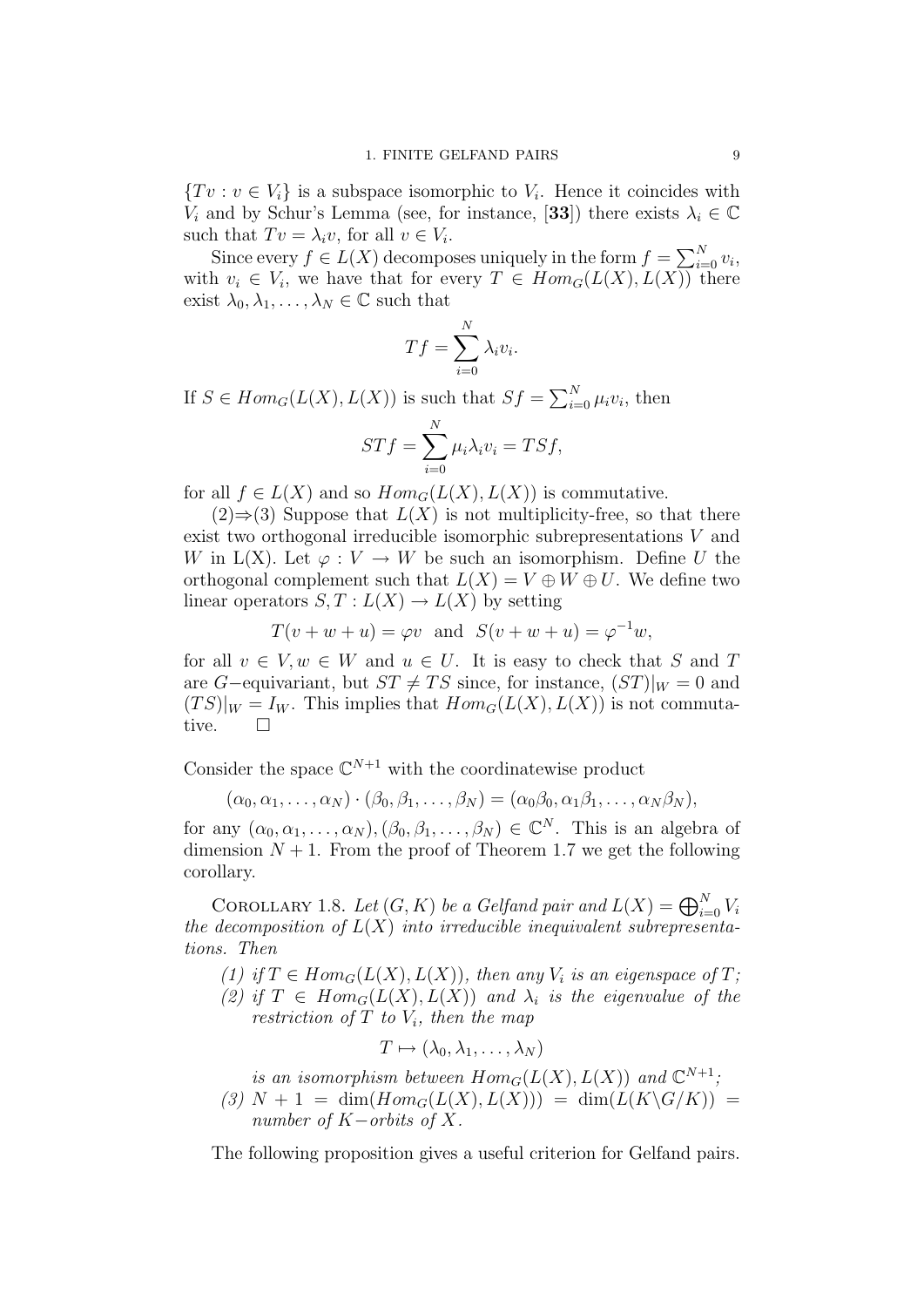$\{Tv : v \in V_i\}$ is a subspace isomorphic to $V_i$. Hence it coincides with $V_i$ and by Schur's Lemma (see, for instance, [**33**]) there exists $\lambda_i \in \mathbb{C}$ such that $Tv = \lambda_i v$, for all $v \in V_i$.

Since every $f \in L(X)$ decomposes uniquely in the form $f = \sum_{i=0}^N v_i$, with $v_i \in V_i$, we have that for every $T \in Hom_G(L(X), L(X))$ there exist $\lambda_0, \lambda_1, \ldots, \lambda_N \in \mathbb{C}$ such that

$$Tf = \sum_{i=0}^N \lambda_i v_i.$$

If $S \in Hom_G(L(X), L(X))$ is such that $Sf = \sum_{i=0}^N \mu_i v_i$, then

$$STf = \sum_{i=0}^N \mu_i \lambda_i v_i = TSf,$$

for all $f \in L(X)$ and so $Hom_G(L(X), L(X))$ is commutative.

(2)$\Rightarrow$(3) Suppose that $L(X)$ is not multiplicity-free, so that there exist two orthogonal irreducible isomorphic subrepresentations $V$ and $W$ in L(X). Let $\varphi : V \to W$ be such an isomorphism. Define $U$ the orthogonal complement such that $L(X) = V \oplus W \oplus U$. We define two linear operators $S, T : L(X) \to L(X)$ by setting

$$T(v + w + u) = \varphi v \quad \text{and} \quad S(v + w + u) = \varphi^{-1} w,$$

for all $v \in V, w \in W$ and $u \in U$. It is easy to check that $S$ and $T$ are $G-$equivariant, but $ST \neq TS$ since, for instance, $(ST)|_W = 0$ and $(TS)|_W = I_W$. This implies that $Hom_G(L(X), L(X))$ is not commutative. $\square$

Consider the space $\mathbb{C}^{N+1}$ with the coordinatewise product

$$(\alpha_0, \alpha_1, \ldots, \alpha_N) \cdot (\beta_0, \beta_1, \ldots, \beta_N) = (\alpha_0\beta_0, \alpha_1\beta_1, \ldots, \alpha_N\beta_N),$$

for any $(\alpha_0, \alpha_1, \ldots, \alpha_N), (\beta_0, \beta_1, \ldots, \beta_N) \in \mathbb{C}^N$. This is an algebra of dimension $N + 1$. From the proof of Theorem 1.7 we get the following corollary.

Corollary 1.8. *Let $(G, K)$ be a Gelfand pair and $L(X) = \bigoplus_{i=0}^N V_i$ the decomposition of $L(X)$ into irreducible inequivalent subrepresentations. Then*

1. *if $T \in Hom_G(L(X), L(X))$, then any $V_i$ is an eigenspace of $T$;*
2. *if $T \in Hom_G(L(X), L(X))$ and $\lambda_i$ is the eigenvalue of the restriction of $T$ to $V_i$, then the map*

$$T \mapsto (\lambda_0, \lambda_1, \ldots, \lambda_N)$$

*is an isomorphism between $Hom_G(L(X), L(X))$ and $\mathbb{C}^{N+1}$;*

3. *$N + 1 = \dim(Hom_G(L(X), L(X))) = \dim(L(K\backslash G/K)) =$ number of $K-$orbits of $X$.*

The following proposition gives a useful criterion for Gelfand pairs.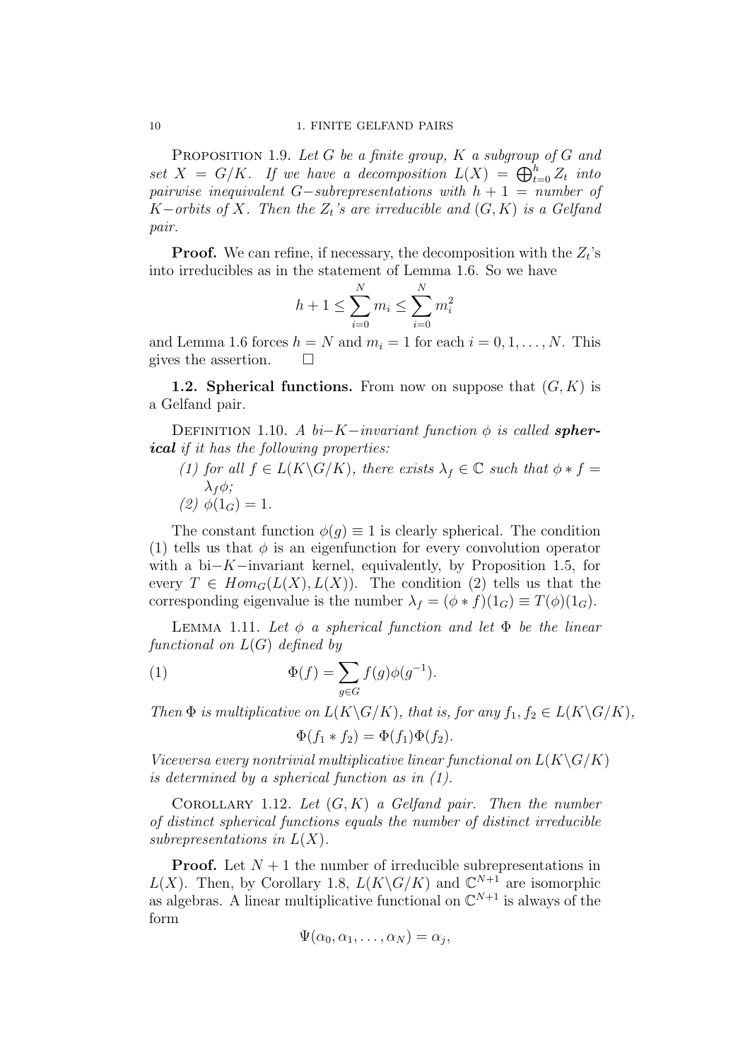Proposition 1.9. *Let $G$ be a finite group, $K$ a subgroup of $G$ and set $X = G/K$. If we have a decomposition $L(X) = \bigoplus_{t=0}^{h} Z_t$ into pairwise inequivalent $G-$subrepresentations with $h + 1 =$ number of $K-$orbits of $X$. Then the $Z_t$'s are irreducible and $(G, K)$ is a Gelfand pair.*

**Proof.** We can refine, if necessary, the decomposition with the $Z_t$'s into irreducibles as in the statement of Lemma 1.6. So we have

$$h + 1 \leq \sum_{i=0}^{N} m_i \leq \sum_{i=0}^{N} m_i^2$$

and Lemma 1.6 forces $h = N$ and $m_i = 1$ for each $i = 0, 1, \ldots, N$. This gives the assertion. $\square$

**1.2. Spherical functions.** From now on suppose that $(G, K)$ is a Gelfand pair.

Definition 1.10. *A bi$-K-$invariant function $\phi$ is called **spherical** if it has the following properties:*

*(1) for all $f \in L(K\backslash G/K)$, there exists $\lambda_f \in \mathbb{C}$ such that $\phi * f = \lambda_f \phi$;*
*(2) $\phi(1_G) = 1$.*

The constant function $\phi(g) \equiv 1$ is clearly spherical. The condition (1) tells us that $\phi$ is an eigenfunction for every convolution operator with a bi$-K-$invariant kernel, equivalently, by Proposition 1.5, for every $T \in Hom_G(L(X), L(X))$. The condition (2) tells us that the corresponding eigenvalue is the number $\lambda_f = (\phi * f)(1_G) \equiv T(\phi)(1_G)$.

Lemma 1.11. *Let $\phi$ a spherical function and let $\Phi$ be the linear functional on $L(G)$ defined by*

$$\Phi(f) = \sum_{g \in G} f(g)\phi(g^{-1}). \tag{1}$$

*Then $\Phi$ is multiplicative on $L(K\backslash G/K)$, that is, for any $f_1, f_2 \in L(K\backslash G/K)$,*

$$\Phi(f_1 * f_2) = \Phi(f_1)\Phi(f_2).$$

*Viceversa every nontrivial multiplicative linear functional on $L(K\backslash G/K)$ is determined by a spherical function as in (1).*

Corollary 1.12. *Let $(G, K)$ a Gelfand pair. Then the number of distinct spherical functions equals the number of distinct irreducible subrepresentations in $L(X)$.*

**Proof.** Let $N + 1$ the number of irreducible subrepresentations in $L(X)$. Then, by Corollary 1.8, $L(K\backslash G/K)$ and $\mathbb{C}^{N+1}$ are isomorphic as algebras. A linear multiplicative functional on $\mathbb{C}^{N+1}$ is always of the form

$$\Psi(\alpha_0, \alpha_1, \ldots, \alpha_N) = \alpha_j,$$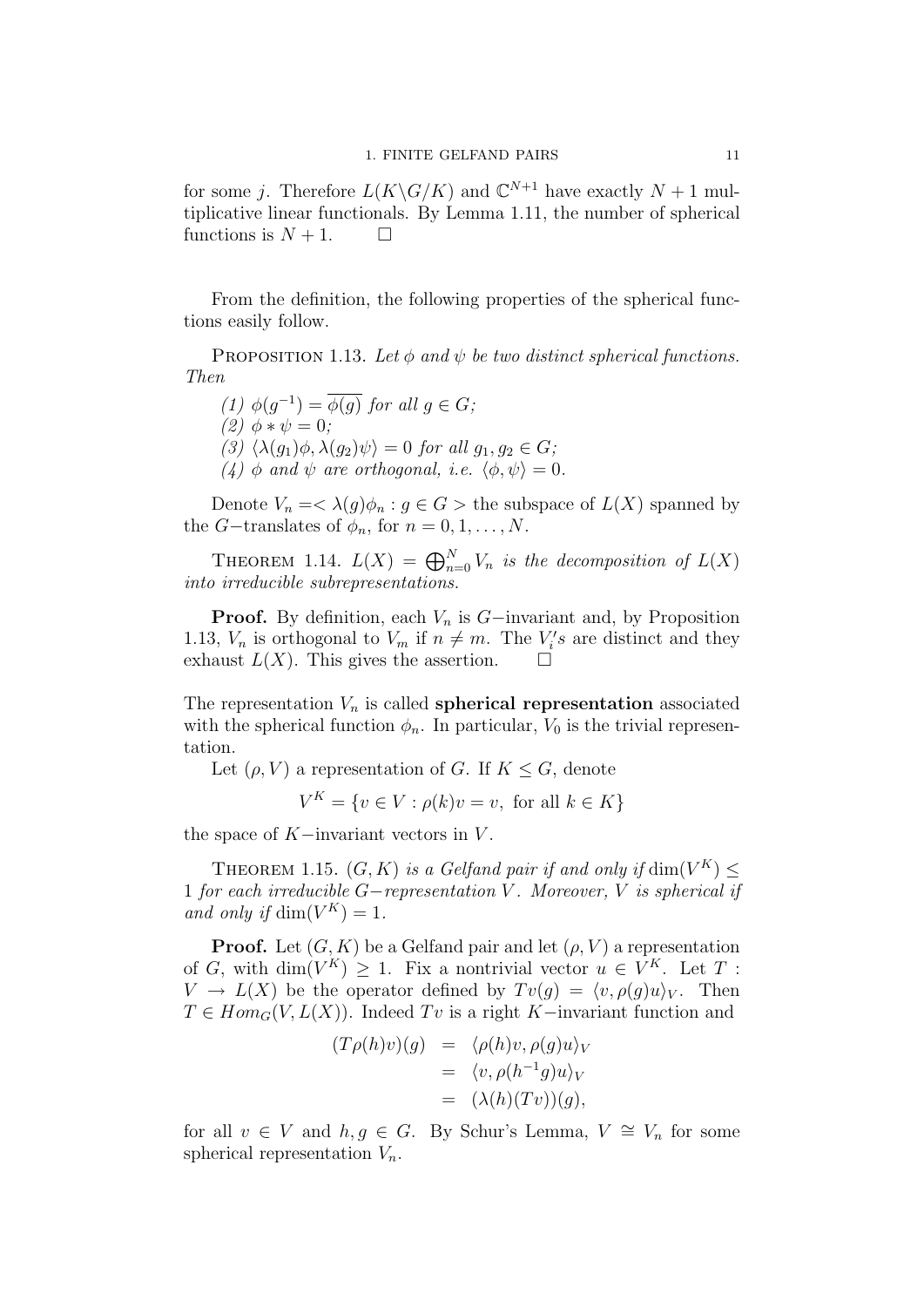for some $j$. Therefore $L(K\backslash G/K)$ and $\mathbb{C}^{N+1}$ have exactly $N+1$ multiplicative linear functionals. By Lemma 1.11, the number of spherical functions is $N+1$. $\square$

From the definition, the following properties of the spherical functions easily follow.

Proposition 1.13. *Let $\phi$ and $\psi$ be two distinct spherical functions. Then*

*(1) $\phi(g^{-1}) = \overline{\phi(g)}$ for all $g \in G$;*
*(2) $\phi * \psi = 0$;*
*(3) $\langle \lambda(g_1)\phi, \lambda(g_2)\psi \rangle = 0$ for all $g_1, g_2 \in G$;*
*(4) $\phi$ and $\psi$ are orthogonal, i.e. $\langle \phi, \psi \rangle = 0$.*

Denote $V_n =< \lambda(g)\phi_n : g \in G >$ the subspace of $L(X)$ spanned by the $G-$translates of $\phi_n$, for $n = 0, 1, \ldots, N$.

Theorem 1.14. *$L(X) = \bigoplus_{n=0}^{N} V_n$ is the decomposition of $L(X)$ into irreducible subrepresentations.*

**Proof.** By definition, each $V_n$ is $G-$invariant and, by Proposition 1.13, $V_n$ is orthogonal to $V_m$ if $n \neq m$. The $V_i's$ are distinct and they exhaust $L(X)$. This gives the assertion. $\square$

The representation $V_n$ is called **spherical representation** associated with the spherical function $\phi_n$. In particular, $V_0$ is the trivial representation.

Let $(\rho, V)$ a representation of $G$. If $K \leq G$, denote

$$V^K = \{v \in V : \rho(k)v = v, \text{ for all } k \in K\}$$

the space of $K-$invariant vectors in $V$.

Theorem 1.15. *$(G, K)$ is a Gelfand pair if and only if $\dim(V^K) \leq 1$ for each irreducible $G-$representation $V$. Moreover, $V$ is spherical if and only if $\dim(V^K) = 1$.*

**Proof.** Let $(G, K)$ be a Gelfand pair and let $(\rho, V)$ a representation of $G$, with $\dim(V^K) \geq 1$. Fix a nontrivial vector $u \in V^K$. Let $T : V \to L(X)$ be the operator defined by $Tv(g) = \langle v, \rho(g)u \rangle_V$. Then $T \in Hom_G(V, L(X))$. Indeed $Tv$ is a right $K-$invariant function and

$$\begin{aligned}(T\rho(h)v)(g) &= \langle \rho(h)v, \rho(g)u \rangle_V \\ &= \langle v, \rho(h^{-1}g)u \rangle_V \\ &= (\lambda(h)(Tv))(g),\end{aligned}$$

for all $v \in V$ and $h, g \in G$. By Schur's Lemma, $V \cong V_n$ for some spherical representation $V_n$.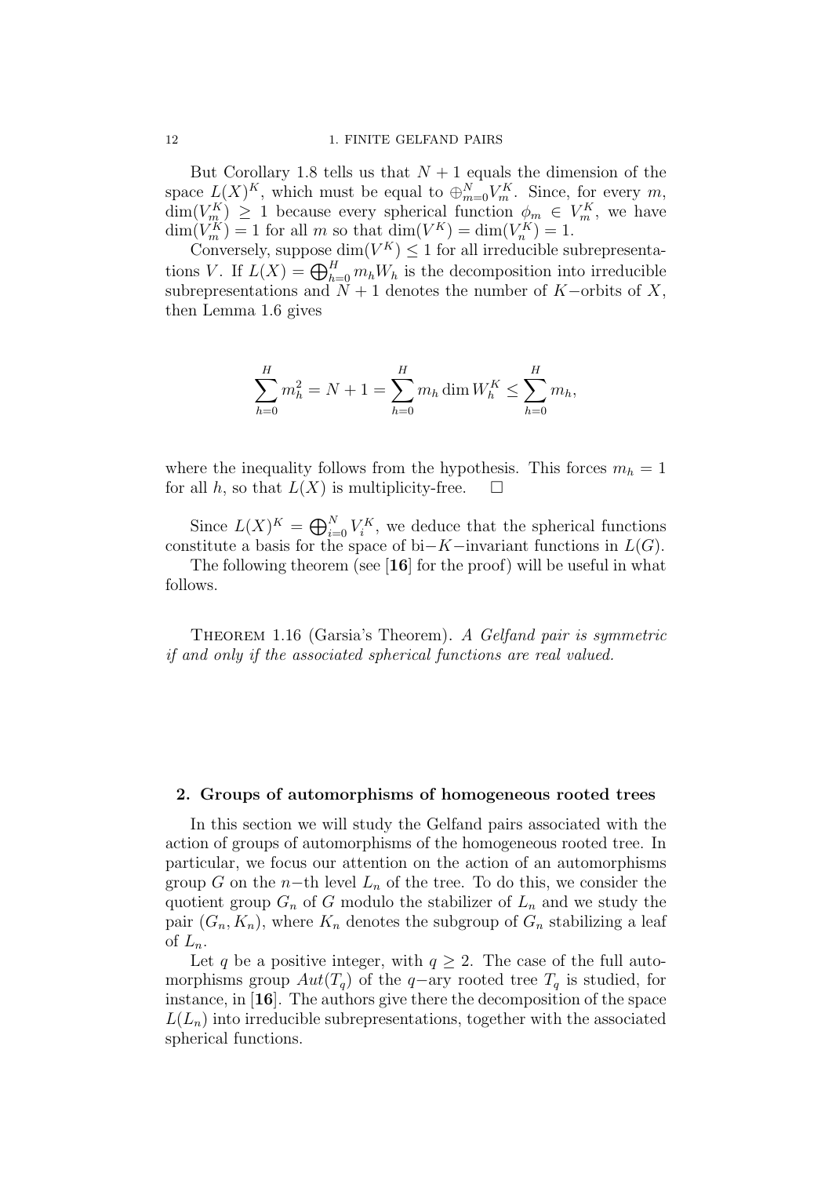But Corollary 1.8 tells us that $N+1$ equals the dimension of the space $L(X)^K$, which must be equal to $\oplus_{m=0}^N V_m^K$. Since, for every $m$, $\dim(V_m^K) \geq 1$ because every spherical function $\phi_m \in V_m^K$, we have $\dim(V_m^K) = 1$ for all $m$ so that $\dim(V^K) = \dim(V_n^K) = 1$.

Conversely, suppose $\dim(V^K) \leq 1$ for all irreducible subrepresentations $V$. If $L(X) = \bigoplus_{h=0}^H m_h W_h$ is the decomposition into irreducible subrepresentations and $N+1$ denotes the number of $K-$orbits of $X$, then Lemma 1.6 gives

$$\sum_{h=0}^H m_h^2 = N+1 = \sum_{h=0}^H m_h \dim W_h^K \leq \sum_{h=0}^H m_h,$$

where the inequality follows from the hypothesis. This forces $m_h = 1$ for all $h$, so that $L(X)$ is multiplicity-free. $\square$

Since $L(X)^K = \bigoplus_{i=0}^N V_i^K$, we deduce that the spherical functions constitute a basis for the space of bi$-K-$invariant functions in $L(G)$.

The following theorem (see [**16**] for the proof) will be useful in what follows.

Theorem 1.16 (Garsia's Theorem). *A Gelfand pair is symmetric if and only if the associated spherical functions are real valued.*

## 2. Groups of automorphisms of homogeneous rooted trees

In this section we will study the Gelfand pairs associated with the action of groups of automorphisms of the homogeneous rooted tree. In particular, we focus our attention on the action of an automorphisms group $G$ on the $n-$th level $L_n$ of the tree. To do this, we consider the quotient group $G_n$ of $G$ modulo the stabilizer of $L_n$ and we study the pair $(G_n, K_n)$, where $K_n$ denotes the subgroup of $G_n$ stabilizing a leaf of $L_n$.

Let $q$ be a positive integer, with $q \geq 2$. The case of the full automorphisms group $Aut(T_q)$ of the $q-$ary rooted tree $T_q$ is studied, for instance, in [**16**]. The authors give there the decomposition of the space $L(L_n)$ into irreducible subrepresentations, together with the associated spherical functions.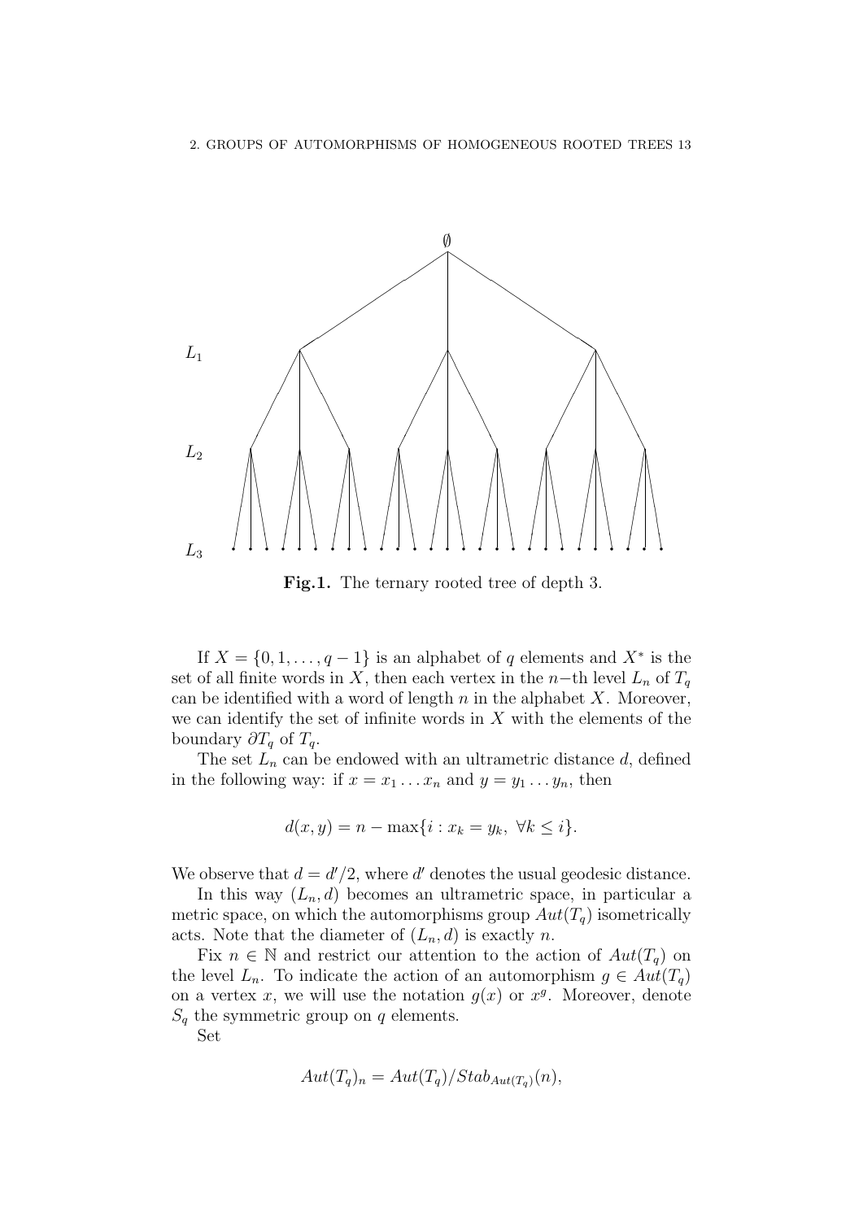**Fig.1.** The ternary rooted tree of depth 3.

If $X = \{0, 1, \dots, q-1\}$ is an alphabet of $q$ elements and $X^*$ is the set of all finite words in $X$, then each vertex in the $n-$th level $L_n$ of $T_q$ can be identified with a word of length $n$ in the alphabet $X$. Moreover, we can identify the set of infinite words in $X$ with the elements of the boundary $\partial T_q$ of $T_q$.

The set $L_n$ can be endowed with an ultrametric distance $d$, defined in the following way: if $x = x_1 \dots x_n$ and $y = y_1 \dots y_n$, then

$$d(x, y) = n - \max\{i : x_k = y_k, \ \forall k \leq i\}.$$

We observe that $d = d'/2$, where $d'$ denotes the usual geodesic distance.

In this way $(L_n, d)$ becomes an ultrametric space, in particular a metric space, on which the automorphisms group $Aut(T_q)$ isometrically acts. Note that the diameter of $(L_n, d)$ is exactly $n$.

Fix $n \in \mathbb{N}$ and restrict our attention to the action of $Aut(T_q)$ on the level $L_n$. To indicate the action of an automorphism $g \in Aut(T_q)$ on a vertex $x$, we will use the notation $g(x)$ or $x^g$. Moreover, denote $S_q$ the symmetric group on $q$ elements.

Set

$$Aut(T_q)_n = Aut(T_q)/Stab_{Aut(T_q)}(n),$$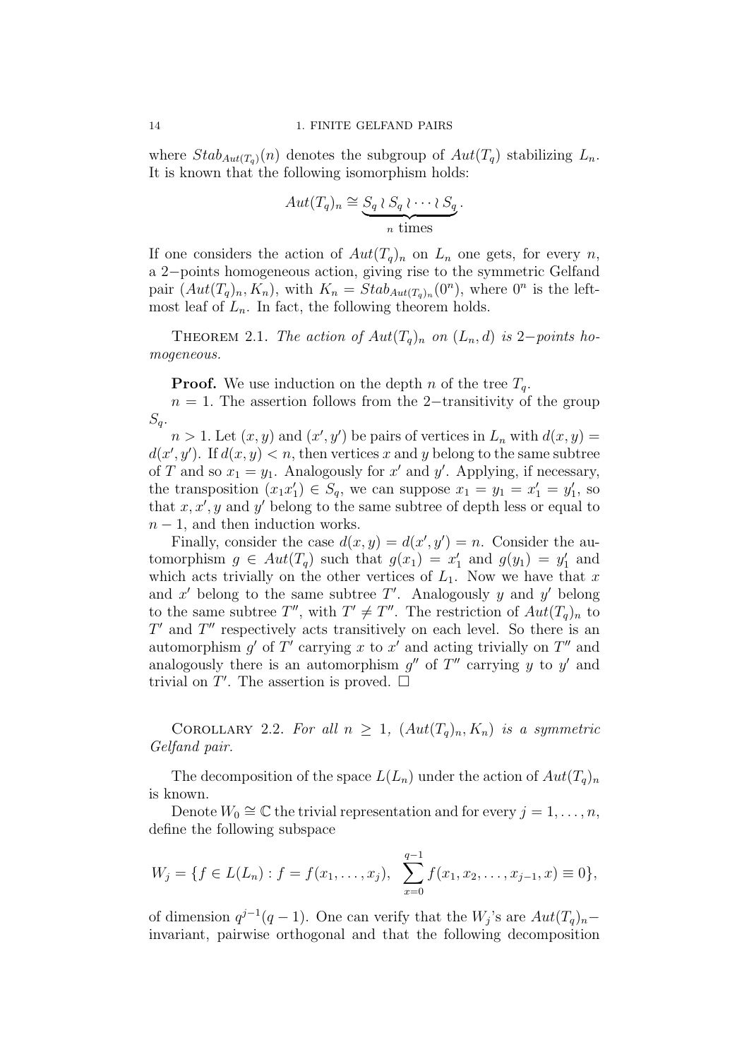where $Stab_{Aut(T_q)}(n)$ denotes the subgroup of $Aut(T_q)$ stabilizing $L_n$. It is known that the following isomorphism holds:

$$Aut(T_q)_n \cong \underbrace{S_q \wr S_q \wr \cdots \wr S_q}_{n \text{ times}}.$$

If one considers the action of $Aut(T_q)_n$ on $L_n$ one gets, for every $n$, a 2−points homogeneous action, giving rise to the symmetric Gelfand pair $(Aut(T_q)_n, K_n)$, with $K_n = Stab_{Aut(T_q)_n}(0^n)$, where $0^n$ is the leftmost leaf of $L_n$. In fact, the following theorem holds.

THEOREM 2.1. *The action of $Aut(T_q)_n$ on $(L_n, d)$ is 2−points homogeneous.*

**Proof.** We use induction on the depth $n$ of the tree $T_q$.

$n = 1$. The assertion follows from the 2−transitivity of the group $S_q$.

$n > 1$. Let $(x, y)$ and $(x', y')$ be pairs of vertices in $L_n$ with $d(x, y) = d(x', y')$. If $d(x, y) < n$, then vertices $x$ and $y$ belong to the same subtree of $T$ and so $x_1 = y_1$. Analogously for $x'$ and $y'$. Applying, if necessary, the transposition $(x_1 x_1') \in S_q$, we can suppose $x_1 = y_1 = x_1' = y_1'$, so that $x, x', y$ and $y'$ belong to the same subtree of depth less or equal to $n - 1$, and then induction works.

Finally, consider the case $d(x, y) = d(x', y') = n$. Consider the automorphism $g \in Aut(T_q)$ such that $g(x_1) = x_1'$ and $g(y_1) = y_1'$ and which acts trivially on the other vertices of $L_1$. Now we have that $x$ and $x'$ belong to the same subtree $T'$. Analogously $y$ and $y'$ belong to the same subtree $T''$, with $T' \neq T''$. The restriction of $Aut(T_q)_n$ to $T'$ and $T''$ respectively acts transitively on each level. So there is an automorphism $g'$ of $T'$ carrying $x$ to $x'$ and acting trivially on $T''$ and analogously there is an automorphism $g''$ of $T''$ carrying $y$ to $y'$ and trivial on $T'$. The assertion is proved. □

COROLLARY 2.2. *For all $n \geq 1$, $(Aut(T_q)_n, K_n)$ is a symmetric Gelfand pair.*

The decomposition of the space $L(L_n)$ under the action of $Aut(T_q)_n$ is known.

Denote $W_0 \cong \mathbb{C}$ the trivial representation and for every $j = 1, \ldots, n$, define the following subspace

$$W_j = \{f \in L(L_n) : f = f(x_1, \ldots, x_j), \ \sum_{x=0}^{q-1} f(x_1, x_2, \ldots, x_{j-1}, x) \equiv 0\},$$

of dimension $q^{j-1}(q - 1)$. One can verify that the $W_j$'s are $Aut(T_q)_n$−invariant, pairwise orthogonal and that the following decomposition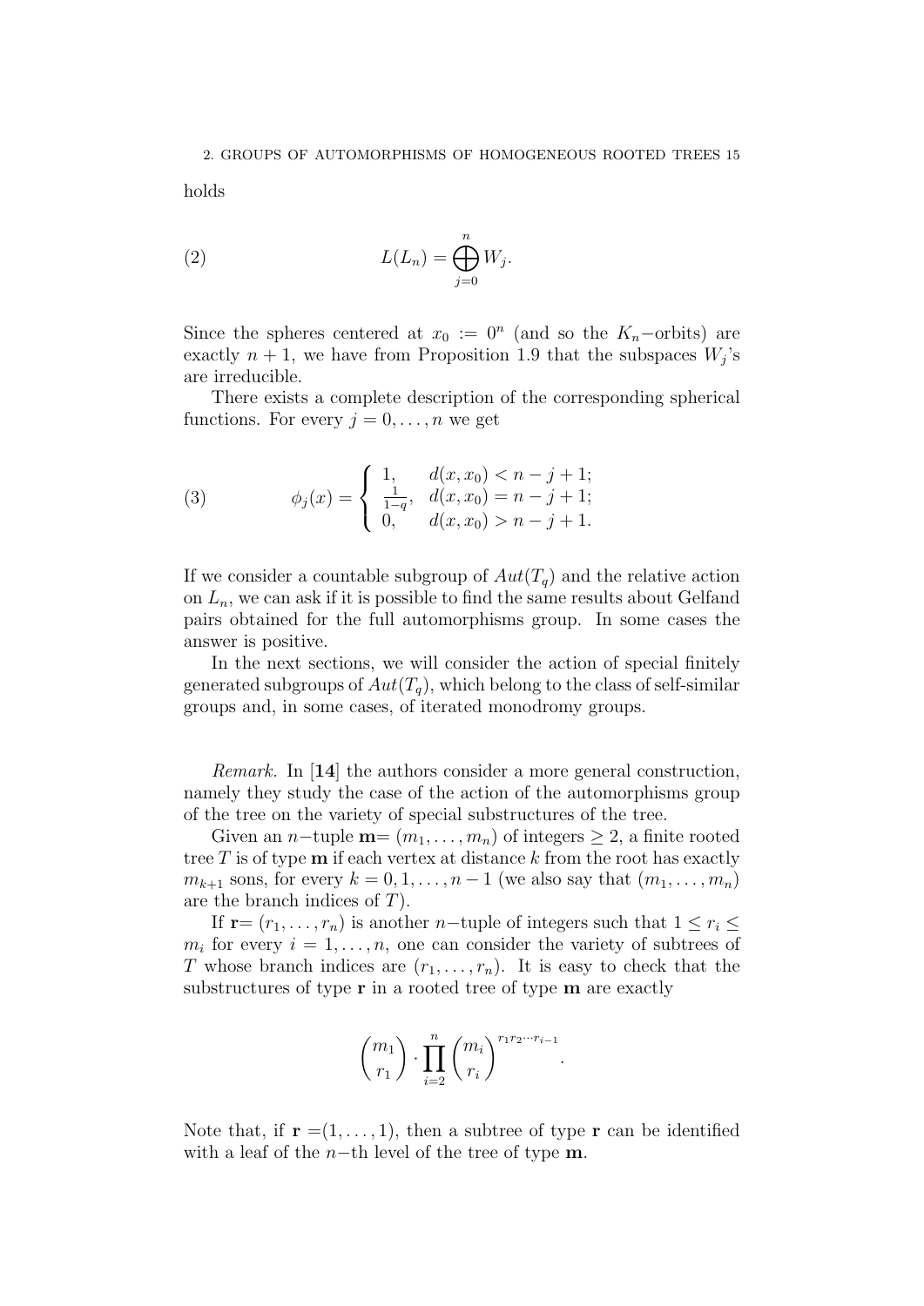holds

$$L(L_n) = \bigoplus_{j=0}^{n} W_j. \tag{2}$$

Since the spheres centered at $x_0 := 0^n$ (and so the $K_n-$orbits) are exactly $n+1$, we have from Proposition 1.9 that the subspaces $W_j$'s are irreducible.

There exists a complete description of the corresponding spherical functions. For every $j = 0, \ldots, n$ we get

$$\phi_j(x) = \begin{cases} 1, & d(x, x_0) < n - j + 1; \\ \frac{1}{1-q}, & d(x, x_0) = n - j + 1; \\ 0, & d(x, x_0) > n - j + 1. \end{cases} \tag{3}$$

If we consider a countable subgroup of $Aut(T_q)$ and the relative action on $L_n$, we can ask if it is possible to find the same results about Gelfand pairs obtained for the full automorphisms group. In some cases the answer is positive.

In the next sections, we will consider the action of special finitely generated subgroups of $Aut(T_q)$, which belong to the class of self-similar groups and, in some cases, of iterated monodromy groups.

*Remark.* In [**14**] the authors consider a more general construction, namely they study the case of the action of the automorphisms group of the tree on the variety of special substructures of the tree.

Given an $n-$tuple $\mathbf{m}= (m_1, \ldots, m_n)$ of integers $\geq 2$, a finite rooted tree $T$ is of type $\mathbf{m}$ if each vertex at distance $k$ from the root has exactly $m_{k+1}$ sons, for every $k = 0, 1, \ldots, n-1$ (we also say that $(m_1, \ldots, m_n)$ are the branch indices of $T$).

If $\mathbf{r}= (r_1, \ldots, r_n)$ is another $n-$tuple of integers such that $1 \leq r_i \leq m_i$ for every $i = 1, \ldots, n$, one can consider the variety of subtrees of $T$ whose branch indices are $(r_1, \ldots, r_n)$. It is easy to check that the substructures of type $\mathbf{r}$ in a rooted tree of type $\mathbf{m}$ are exactly

$$\binom{m_1}{r_1} \cdot \prod_{i=2}^{n} \binom{m_i}{r_i}^{r_1 r_2 \cdots r_{i-1}}.$$

Note that, if $\mathbf{r} =(1, \ldots, 1)$, then a subtree of type $\mathbf{r}$ can be identified with a leaf of the $n-$th level of the tree of type $\mathbf{m}$.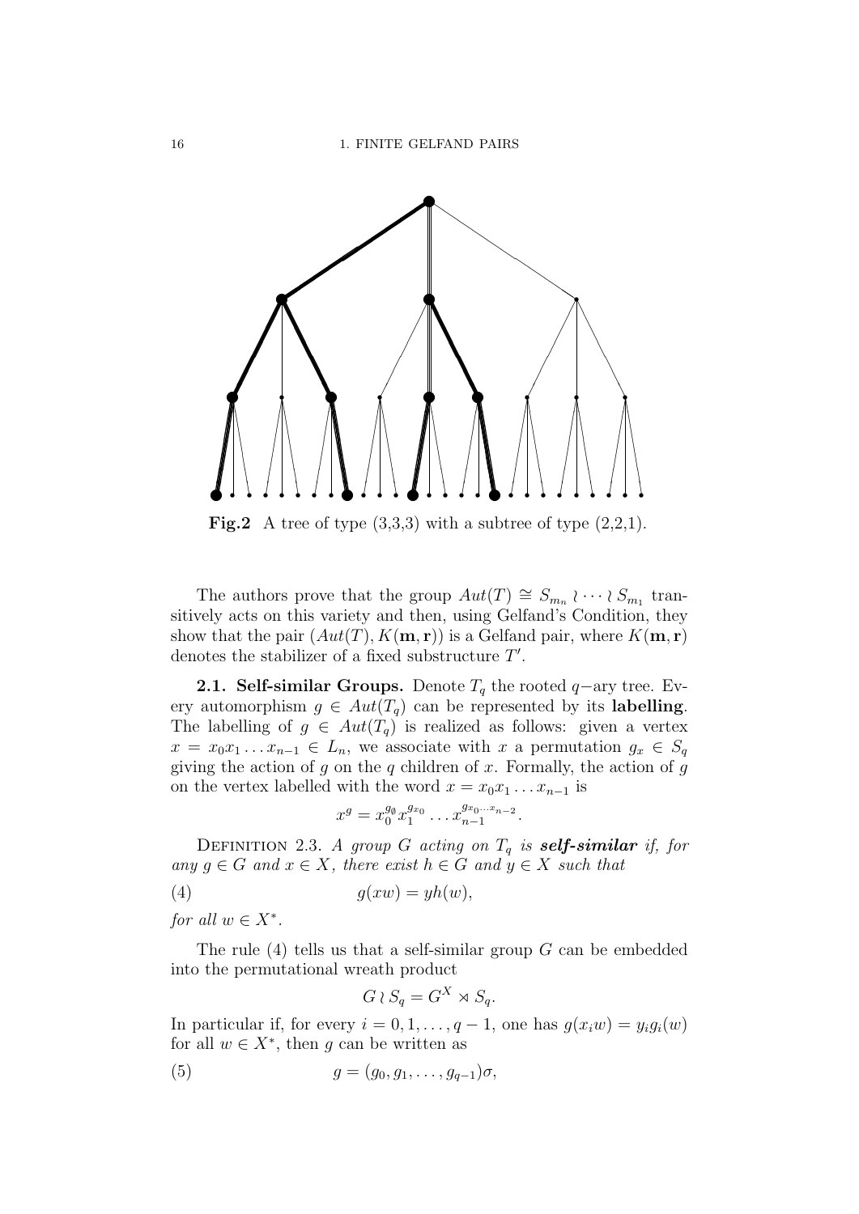**Fig.2** A tree of type (3,3,3) with a subtree of type (2,2,1).

The authors prove that the group $Aut(T) \cong S_{m_n} \wr \cdots \wr S_{m_1}$ transitively acts on this variety and then, using Gelfand's Condition, they show that the pair $(Aut(T), K(\mathbf{m}, \mathbf{r}))$ is a Gelfand pair, where $K(\mathbf{m}, \mathbf{r})$ denotes the stabilizer of a fixed substructure $T'$.

**2.1. Self-similar Groups.** Denote $T_q$ the rooted $q-$ary tree. Every automorphism $g \in Aut(T_q)$ can be represented by its **labelling**. The labelling of $g \in Aut(T_q)$ is realized as follows: given a vertex $x = x_0x_1 \ldots x_{n-1} \in L_n$, we associate with $x$ a permutation $g_x \in S_q$ giving the action of $g$ on the $q$ children of $x$. Formally, the action of $g$ on the vertex labelled with the word $x = x_0x_1 \ldots x_{n-1}$ is

$$x^g = x_0^{g_\emptyset} x_1^{g_{x_0}} \ldots x_{n-1}^{g_{x_0 \ldots x_{n-2}}}.$$

Definition 2.3. *A group $G$ acting on $T_q$ is* ***self-similar*** *if, for any $g \in G$ and $x \in X$, there exist $h \in G$ and $y \in X$ such that*

$$g(xw) = yh(w), \tag{4}$$

*for all $w \in X^*$.*

The rule (4) tells us that a self-similar group $G$ can be embedded into the permutational wreath product

$$G \wr S_q = G^X \rtimes S_q.$$

In particular if, for every $i = 0, 1, \ldots, q-1$, one has $g(x_iw) = y_ig_i(w)$ for all $w \in X^*$, then $g$ can be written as

$$g = (g_0, g_1, \ldots, g_{q-1})\sigma, \tag{5}$$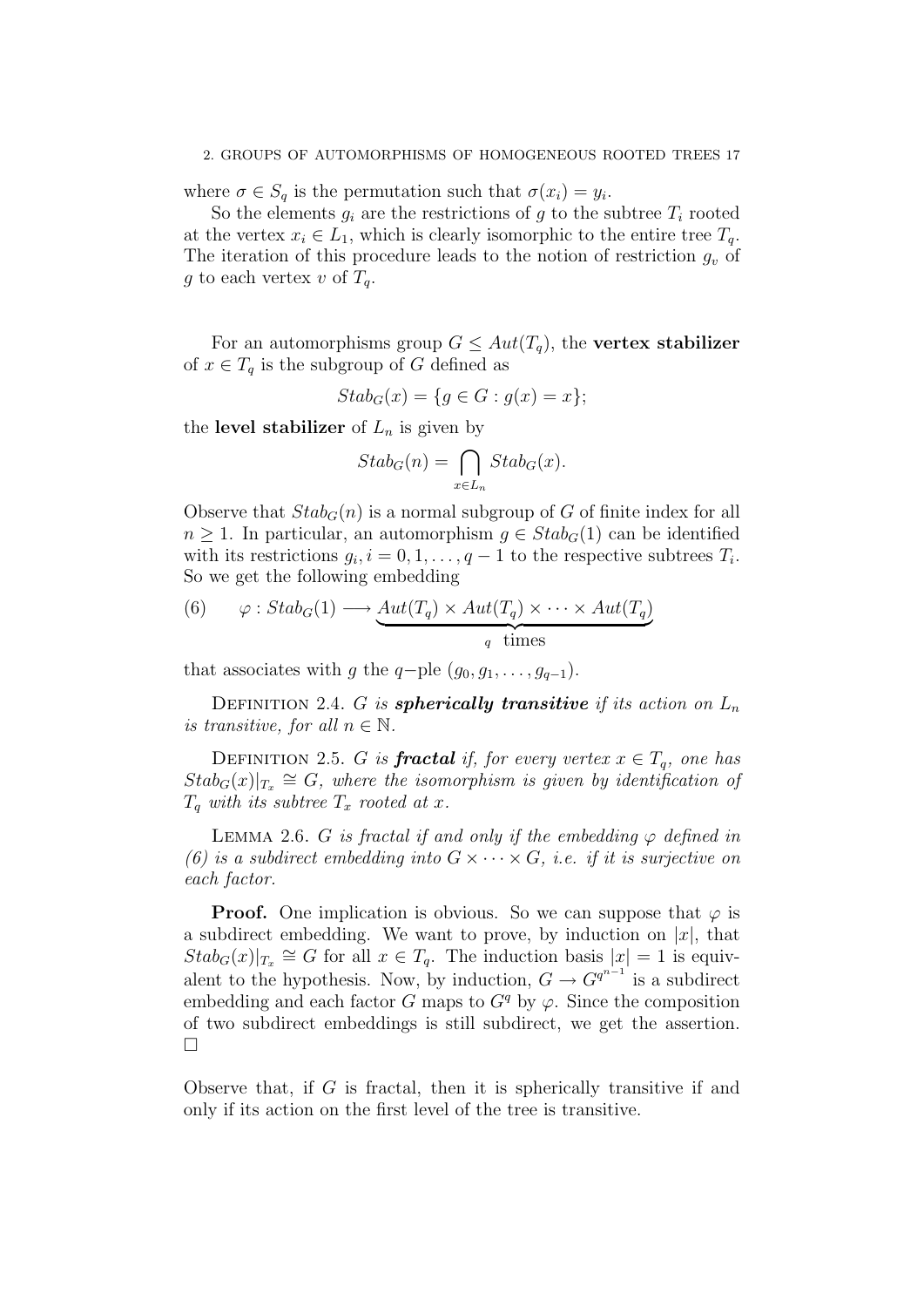where $\sigma \in S_q$ is the permutation such that $\sigma(x_i) = y_i$.

So the elements $g_i$ are the restrictions of $g$ to the subtree $T_i$ rooted at the vertex $x_i \in L_1$, which is clearly isomorphic to the entire tree $T_q$. The iteration of this procedure leads to the notion of restriction $g_v$ of $g$ to each vertex $v$ of $T_q$.

For an automorphisms group $G \leq Aut(T_q)$, the **vertex stabilizer** of $x \in T_q$ is the subgroup of $G$ defined as

$$Stab_G(x) = \{g \in G : g(x) = x\};$$

the **level stabilizer** of $L_n$ is given by

$$Stab_G(n) = \bigcap_{x \in L_n} Stab_G(x).$$

Observe that $Stab_G(n)$ is a normal subgroup of $G$ of finite index for all $n \geq 1$. In particular, an automorphism $g \in Stab_G(1)$ can be identified with its restrictions $g_i, i = 0, 1, \ldots, q-1$ to the respective subtrees $T_i$. So we get the following embedding

$$(6) \qquad \varphi : Stab_G(1) \longrightarrow \underbrace{Aut(T_q) \times Aut(T_q) \times \cdots \times Aut(T_q)}_{q \text{ times}}$$

that associates with $g$ the $q-$ple $(g_0, g_1, \ldots, g_{q-1})$.

Definition 2.4. *$G$ is **spherically transitive** if its action on $L_n$ is transitive, for all $n \in \mathbb{N}$.*

Definition 2.5. *$G$ is **fractal** if, for every vertex $x \in T_q$, one has $Stab_G(x)|_{T_x} \cong G$, where the isomorphism is given by identification of $T_q$ with its subtree $T_x$ rooted at $x$.*

Lemma 2.6. *$G$ is fractal if and only if the embedding $\varphi$ defined in (6) is a subdirect embedding into $G \times \cdots \times G$, i.e. if it is surjective on each factor.*

**Proof.** One implication is obvious. So we can suppose that $\varphi$ is a subdirect embedding. We want to prove, by induction on $|x|$, that $Stab_G(x)|_{T_x} \cong G$ for all $x \in T_q$. The induction basis $|x| = 1$ is equivalent to the hypothesis. Now, by induction, $G \to G^{q^{n-1}}$ is a subdirect embedding and each factor $G$ maps to $G^q$ by $\varphi$. Since the composition of two subdirect embeddings is still subdirect, we get the assertion. $\square$

Observe that, if $G$ is fractal, then it is spherically transitive if and only if its action on the first level of the tree is transitive.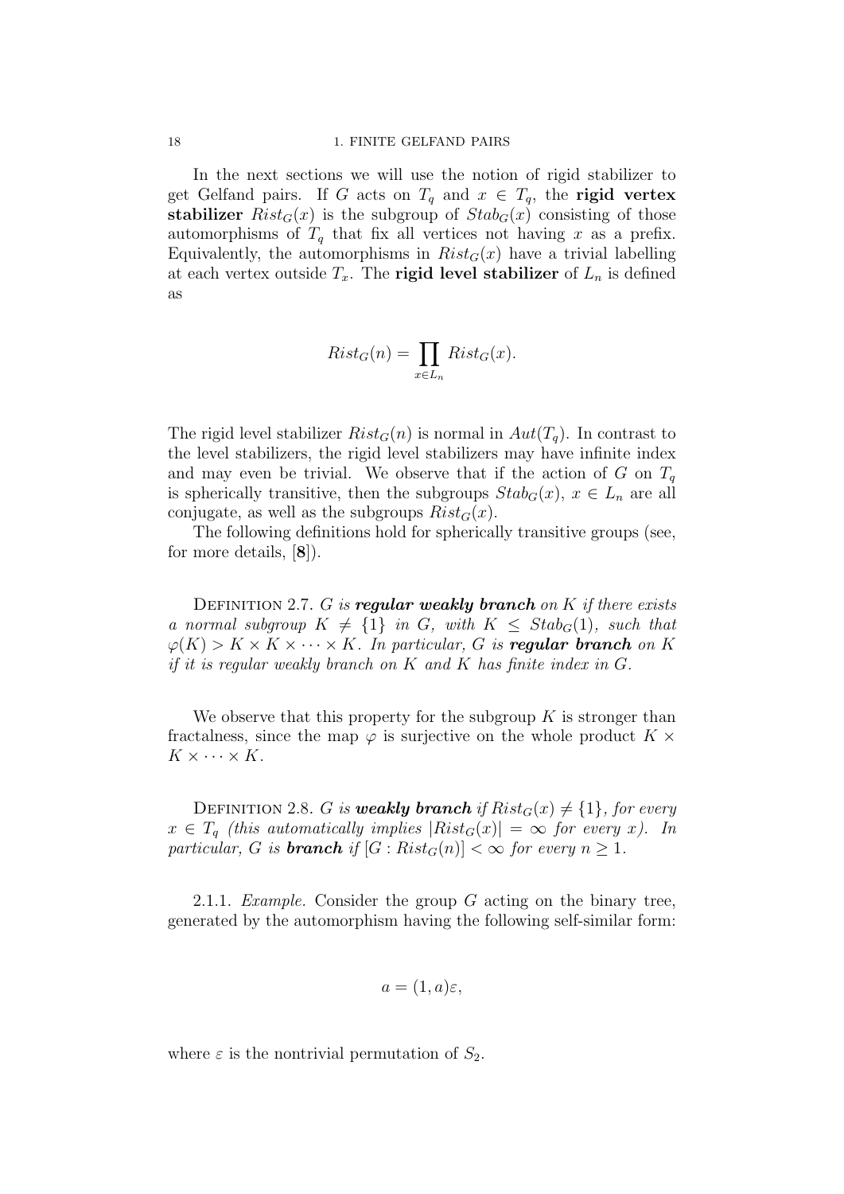In the next sections we will use the notion of rigid stabilizer to get Gelfand pairs. If $G$ acts on $T_q$ and $x \in T_q$, the **rigid vertex stabilizer** $Rist_G(x)$ is the subgroup of $Stab_G(x)$ consisting of those automorphisms of $T_q$ that fix all vertices not having $x$ as a prefix. Equivalently, the automorphisms in $Rist_G(x)$ have a trivial labelling at each vertex outside $T_x$. The **rigid level stabilizer** of $L_n$ is defined as

$$Rist_G(n) = \prod_{x \in L_n} Rist_G(x).$$

The rigid level stabilizer $Rist_G(n)$ is normal in $Aut(T_q)$. In contrast to the level stabilizers, the rigid level stabilizers may have infinite index and may even be trivial. We observe that if the action of $G$ on $T_q$ is spherically transitive, then the subgroups $Stab_G(x)$, $x \in L_n$ are all conjugate, as well as the subgroups $Rist_G(x)$.

The following definitions hold for spherically transitive groups (see, for more details, [**8**]).

Definition 2.7. *$G$ is **regular weakly branch** on $K$ if there exists a normal subgroup $K \neq \{1\}$ in $G$, with $K \leq Stab_G(1)$, such that $\varphi(K) > K \times K \times \cdots \times K$. In particular, $G$ is **regular branch** on $K$ if it is regular weakly branch on $K$ and $K$ has finite index in $G$.*

We observe that this property for the subgroup $K$ is stronger than fractalness, since the map $\varphi$ is surjective on the whole product $K \times K \times \cdots \times K$.

Definition 2.8. *$G$ is **weakly branch** if $Rist_G(x) \neq \{1\}$, for every $x \in T_q$ (this automatically implies $|Rist_G(x)| = \infty$ for every $x$). In particular, $G$ is **branch** if $[G : Rist_G(n)] < \infty$ for every $n \geq 1$.*

2.1.1. *Example.* Consider the group $G$ acting on the binary tree, generated by the automorphism having the following self-similar form:

$$a = (1, a)\varepsilon,$$

where $\varepsilon$ is the nontrivial permutation of $S_2$.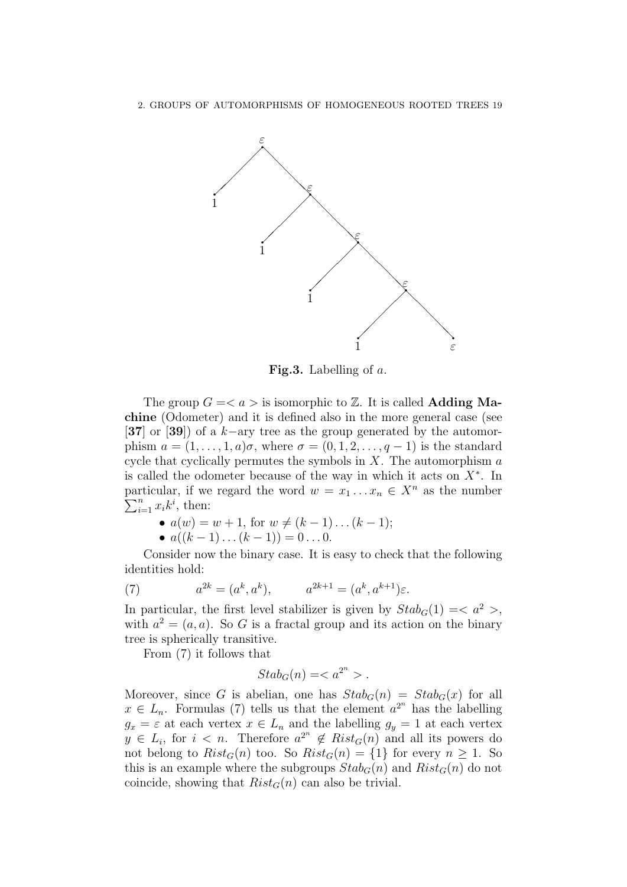**Fig.3.** Labelling of $a$.

The group $G = < a >$ is isomorphic to $\mathbb{Z}$. It is called **Adding Machine** (Odometer) and it is defined also in the more general case (see [**37**] or [**39**]) of a $k-$ary tree as the group generated by the automorphism $a = (1, \ldots, 1, a)\sigma$, where $\sigma = (0, 1, 2, \ldots, q-1)$ is the standard cycle that cyclically permutes the symbols in $X$. The automorphism $a$ is called the odometer because of the way in which it acts on $X^*$. In particular, if we regard the word $w = x_1 \ldots x_n \in X^n$ as the number $\sum_{i=1}^{n} x_i k^i$, then:

- $a(w) = w + 1$, for $w \neq (k-1) \ldots (k-1)$;
- $a((k-1) \ldots (k-1)) = 0 \ldots 0$.

Consider now the binary case. It is easy to check that the following identities hold:

$$a^{2k} = (a^k, a^k), \qquad a^{2k+1} = (a^k, a^{k+1})\varepsilon. \tag{7}$$

In particular, the first level stabilizer is given by $Stab_G(1) = < a^2 >$, with $a^2 = (a, a)$. So $G$ is a fractal group and its action on the binary tree is spherically transitive.

From (7) it follows that

$$Stab_G(n) = < a^{2^n} > .$$

Moreover, since $G$ is abelian, one has $Stab_G(n) = Stab_G(x)$ for all $x \in L_n$. Formulas (7) tells us that the element $a^{2^n}$ has the labelling $g_x = \varepsilon$ at each vertex $x \in L_n$ and the labelling $g_y = 1$ at each vertex $y \in L_i$, for $i < n$. Therefore $a^{2^n} \notin Rist_G(n)$ and all its powers do not belong to $Rist_G(n)$ too. So $Rist_G(n) = \{1\}$ for every $n \geq 1$. So this is an example where the subgroups $Stab_G(n)$ and $Rist_G(n)$ do not coincide, showing that $Rist_G(n)$ can also be trivial.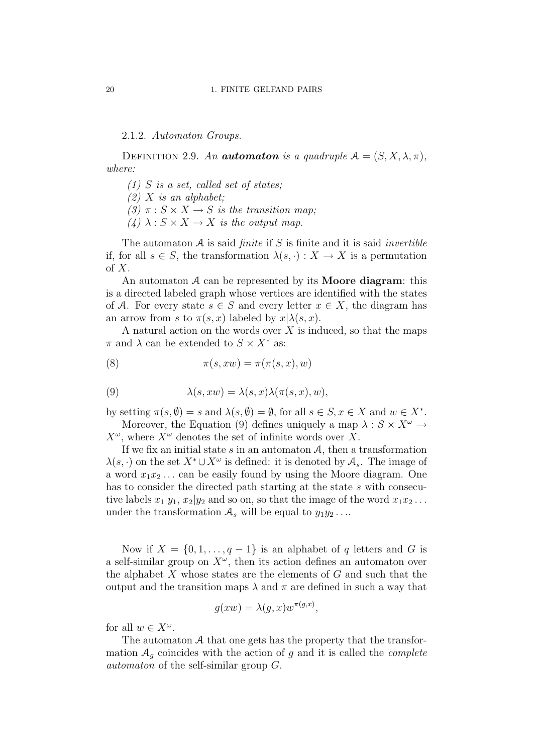2.1.2. *Automaton Groups.*

Definition 2.9. *An **automaton** is a quadruple $\mathcal{A} = (S, X, \lambda, \pi)$, where:*

*(1) $S$ is a set, called set of states;*
*(2) $X$ is an alphabet;*
*(3) $\pi : S \times X \to S$ is the transition map;*
*(4) $\lambda : S \times X \to X$ is the output map.*

The automaton $\mathcal{A}$ is said *finite* if $S$ is finite and it is said *invertible* if, for all $s \in S$, the transformation $\lambda(s, \cdot) : X \to X$ is a permutation of $X$.

An automaton $\mathcal{A}$ can be represented by its **Moore diagram**: this is a directed labeled graph whose vertices are identified with the states of $\mathcal{A}$. For every state $s \in S$ and every letter $x \in X$, the diagram has an arrow from $s$ to $\pi(s, x)$ labeled by $x|\lambda(s, x)$.

A natural action on the words over $X$ is induced, so that the maps $\pi$ and $\lambda$ can be extended to $S \times X^*$ as:

$$\pi(s, xw) = \pi(\pi(s, x), w) \tag{8}$$

$$\lambda(s, xw) = \lambda(s, x)\lambda(\pi(s, x), w), \tag{9}$$

by setting $\pi(s, \emptyset) = s$ and $\lambda(s, \emptyset) = \emptyset$, for all $s \in S, x \in X$ and $w \in X^*$.

Moreover, the Equation (9) defines uniquely a map $\lambda : S \times X^\omega \to X^\omega$, where $X^\omega$ denotes the set of infinite words over $X$.

If we fix an initial state $s$ in an automaton $\mathcal{A}$, then a transformation $\lambda(s, \cdot)$ on the set $X^* \cup X^\omega$ is defined: it is denoted by $\mathcal{A}_s$. The image of a word $x_1 x_2 \ldots$ can be easily found by using the Moore diagram. One has to consider the directed path starting at the state $s$ with consecutive labels $x_1|y_1$, $x_2|y_2$ and so on, so that the image of the word $x_1 x_2 \ldots$ under the transformation $\mathcal{A}_s$ will be equal to $y_1 y_2 \ldots$.

Now if $X = \{0, 1, \ldots, q - 1\}$ is an alphabet of $q$ letters and $G$ is a self-similar group on $X^\omega$, then its action defines an automaton over the alphabet $X$ whose states are the elements of $G$ and such that the output and the transition maps $\lambda$ and $\pi$ are defined in such a way that

$$g(xw) = \lambda(g, x) w^{\pi(g,x)},$$

for all $w \in X^\omega$.

The automaton $\mathcal{A}$ that one gets has the property that the transformation $\mathcal{A}_g$ coincides with the action of $g$ and it is called the *complete automaton* of the self-similar group $G$.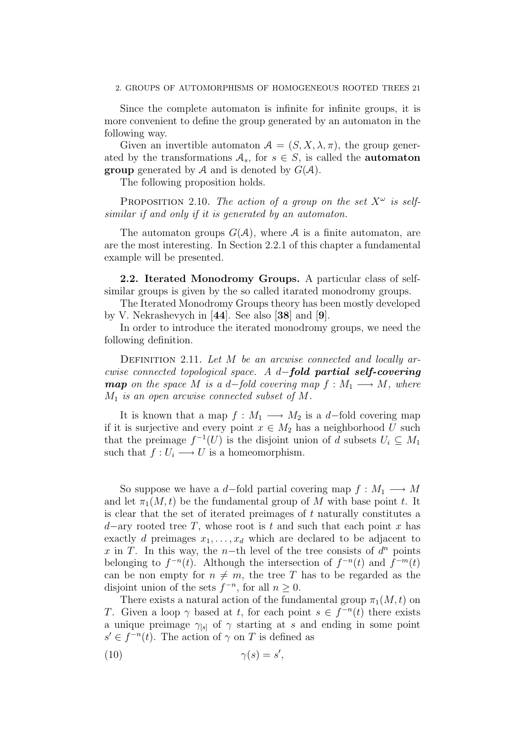Since the complete automaton is infinite for infinite groups, it is more convenient to define the group generated by an automaton in the following way.

Given an invertible automaton $\mathcal{A} = (S, X, \lambda, \pi)$, the group generated by the transformations $\mathcal{A}_s$, for $s \in S$, is called the **automaton group** generated by $\mathcal{A}$ and is denoted by $G(\mathcal{A})$.

The following proposition holds.

PROPOSITION 2.10. *The action of a group on the set $X^\omega$ is self-similar if and only if it is generated by an automaton.*

The automaton groups $G(\mathcal{A})$, where $\mathcal{A}$ is a finite automaton, are are the most interesting. In Section 2.2.1 of this chapter a fundamental example will be presented.

**2.2. Iterated Monodromy Groups.** A particular class of self-similar groups is given by the so called itarated monodromy groups.

The Iterated Monodromy Groups theory has been mostly developed by V. Nekrashevych in [**44**]. See also [**38**] and [**9**].

In order to introduce the iterated monodromy groups, we need the following definition.

DEFINITION 2.11. *Let $M$ be an arcwise connected and locally arcwise connected topological space. A $d-$**fold partial self-covering map** on the space $M$ is a $d-$fold covering map $f : M_1 \longrightarrow M$, where $M_1$ is an open arcwise connected subset of $M$.*

It is known that a map $f : M_1 \longrightarrow M_2$ is a $d-$fold covering map if it is surjective and every point $x \in M_2$ has a neighborhood $U$ such that the preimage $f^{-1}(U)$ is the disjoint union of $d$ subsets $U_i \subseteq M_1$ such that $f : U_i \longrightarrow U$ is a homeomorphism.

So suppose we have a $d-$fold partial covering map $f : M_1 \longrightarrow M$ and let $\pi_1(M, t)$ be the fundamental group of $M$ with base point $t$. It is clear that the set of iterated preimages of $t$ naturally constitutes a $d-$ary rooted tree $T$, whose root is $t$ and such that each point $x$ has exactly $d$ preimages $x_1, \ldots, x_d$ which are declared to be adjacent to $x$ in $T$. In this way, the $n-$th level of the tree consists of $d^n$ points belonging to $f^{-n}(t)$. Although the intersection of $f^{-n}(t)$ and $f^{-m}(t)$ can be non empty for $n \neq m$, the tree $T$ has to be regarded as the disjoint union of the sets $f^{-n}$, for all $n \geq 0$.

There exists a natural action of the fundamental group $\pi_1(M, t)$ on $T$. Given a loop $\gamma$ based at $t$, for each point $s \in f^{-n}(t)$ there exists a unique preimage $\gamma_{[s]}$ of $\gamma$ starting at $s$ and ending in some point $s' \in f^{-n}(t)$. The action of $\gamma$ on $T$ is defined as

$$\gamma(s) = s', \tag{10}$$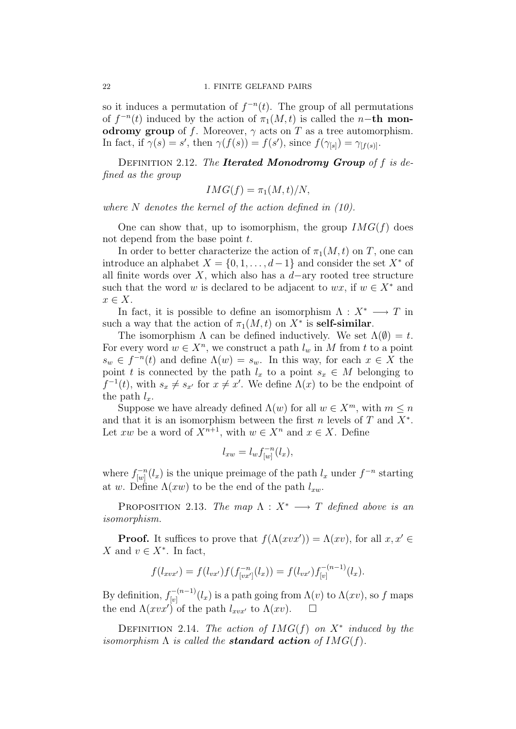so it induces a permutation of $f^{-n}(t)$. The group of all permutations of $f^{-n}(t)$ induced by the action of $\pi_1(M,t)$ is called the $n-$**th monodromy group** of $f$. Moreover, $\gamma$ acts on $T$ as a tree automorphism. In fact, if $\gamma(s) = s'$, then $\gamma(f(s)) = f(s')$, since $f(\gamma_{[s]}) = \gamma_{[f(s)]}$.

Definition 2.12. *The* ***Iterated Monodromy Group*** *of $f$ is defined as the group*

$$IMG(f) = \pi_1(M,t)/N,$$

*where $N$ denotes the kernel of the action defined in (10).*

One can show that, up to isomorphism, the group $IMG(f)$ does not depend from the base point $t$.

In order to better characterize the action of $\pi_1(M,t)$ on $T$, one can introduce an alphabet $X = \{0, 1, \ldots, d-1\}$ and consider the set $X^*$ of all finite words over $X$, which also has a $d-$ary rooted tree structure such that the word $w$ is declared to be adjacent to $wx$, if $w \in X^*$ and $x \in X$.

In fact, it is possible to define an isomorphism $\Lambda : X^* \longrightarrow T$ in such a way that the action of $\pi_1(M,t)$ on $X^*$ is **self-similar**.

The isomorphism $\Lambda$ can be defined inductively. We set $\Lambda(\emptyset) = t$. For every word $w \in X^n$, we construct a path $l_w$ in $M$ from $t$ to a point $s_w \in f^{-n}(t)$ and define $\Lambda(w) = s_w$. In this way, for each $x \in X$ the point $t$ is connected by the path $l_x$ to a point $s_x \in M$ belonging to $f^{-1}(t)$, with $s_x \neq s_{x'}$ for $x \neq x'$. We define $\Lambda(x)$ to be the endpoint of the path $l_x$.

Suppose we have already defined $\Lambda(w)$ for all $w \in X^m$, with $m \leq n$ and that it is an isomorphism between the first $n$ levels of $T$ and $X^*$. Let $xw$ be a word of $X^{n+1}$, with $w \in X^n$ and $x \in X$. Define

$$l_{xw} = l_w f^{-n}_{[w]}(l_x),$$

where $f^{-n}_{[w]}(l_x)$ is the unique preimage of the path $l_x$ under $f^{-n}$ starting at $w$. Define $\Lambda(xw)$ to be the end of the path $l_{xw}$.

Proposition 2.13. *The map $\Lambda : X^* \longrightarrow T$ defined above is an isomorphism.*

**Proof.** It suffices to prove that $f(\Lambda(xvx')) = \Lambda(xv)$, for all $x, x' \in X$ and $v \in X^*$. In fact,

$$f(l_{xvx'}) = f(l_{vx'}) f(f^{-n}_{[vx']}(l_x)) = f(l_{vx'}) f^{-(n-1)}_{[v]}(l_x).$$

By definition, $f^{-(n-1)}_{[v]}(l_x)$ is a path going from $\Lambda(v)$ to $\Lambda(xv)$, so $f$ maps the end $\Lambda(xvx')$ of the path $l_{xvx'}$ to $\Lambda(xv)$. $\square$

Definition 2.14. *The action of $IMG(f)$ on $X^*$ induced by the isomorphism $\Lambda$ is called the* ***standard action*** *of $IMG(f)$.*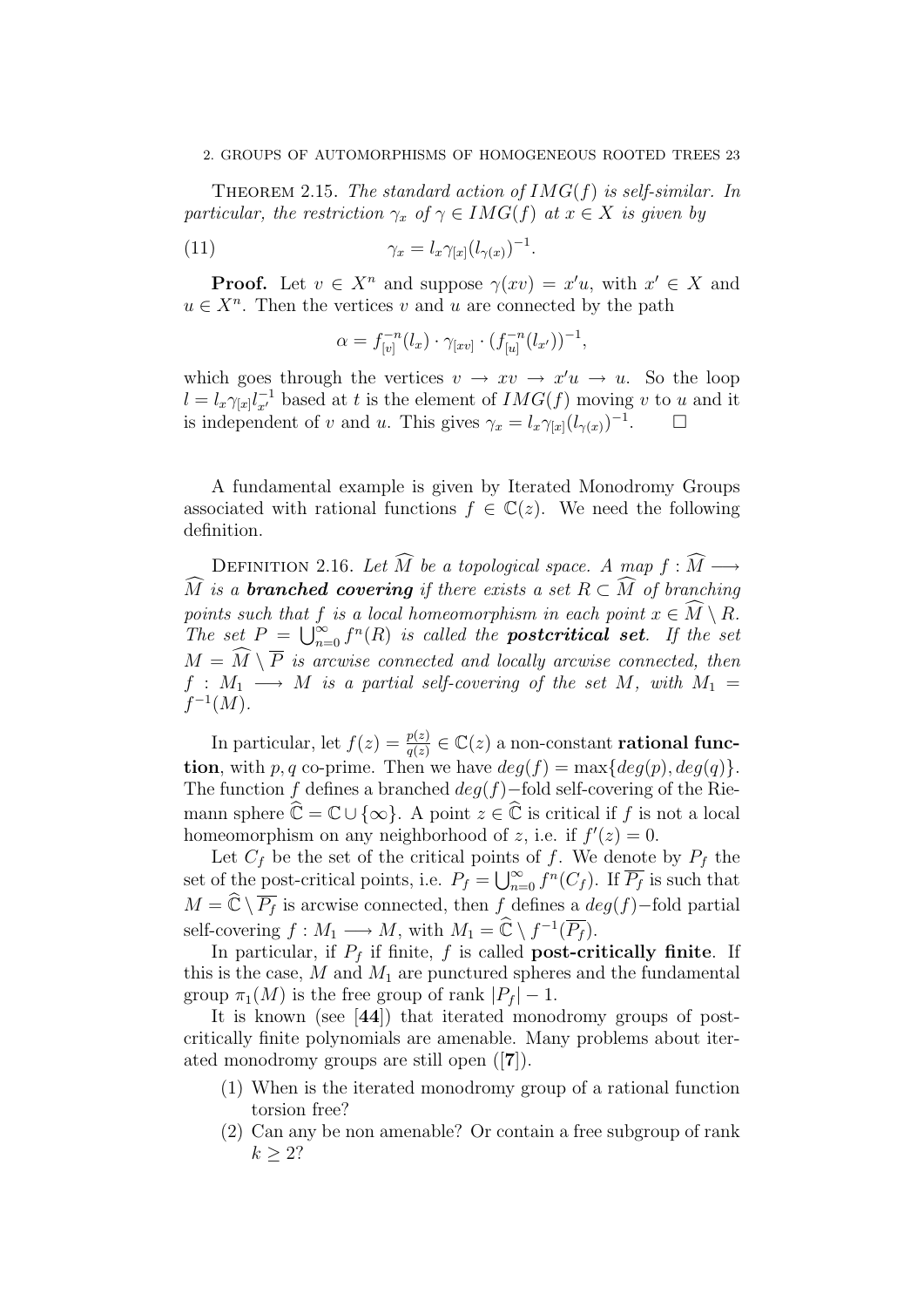**Theorem 2.15.** *The standard action of $IMG(f)$ is self-similar. In particular, the restriction $\gamma_x$ of $\gamma \in IMG(f)$ at $x \in X$ is given by*

$$\gamma_x = l_x \gamma_{[x]} (l_{\gamma(x)})^{-1}. \tag{11}$$

**Proof.** Let $v \in X^n$ and suppose $\gamma(xv) = x'u$, with $x' \in X$ and $u \in X^n$. Then the vertices $v$ and $u$ are connected by the path

$$\alpha = f_{[v]}^{-n}(l_x) \cdot \gamma_{[xv]} \cdot (f_{[u]}^{-n}(l_{x'}))^{-1},$$

which goes through the vertices $v \to xv \to x'u \to u$. So the loop $l = l_x \gamma_{[x]} l_{x'}^{-1}$ based at $t$ is the element of $IMG(f)$ moving $v$ to $u$ and it is independent of $v$ and $u$. This gives $\gamma_x = l_x \gamma_{[x]} (l_{\gamma(x)})^{-1}$. $\square$

A fundamental example is given by Iterated Monodromy Groups associated with rational functions $f \in \mathbb{C}(z)$. We need the following definition.

**Definition 2.16.** *Let $\widehat{M}$ be a topological space. A map $f : \widehat{M} \longrightarrow \widehat{M}$ is a* ***branched covering*** *if there exists a set $R \subset \widehat{M}$ of branching points such that $f$ is a local homeomorphism in each point $x \in \widehat{M} \setminus R$. The set $P = \bigcup_{n=0}^{\infty} f^n(R)$ is called the* ***postcritical set****. If the set $M = \widehat{M} \setminus \overline{P}$ is arcwise connected and locally arcwise connected, then $f : M_1 \longrightarrow M$ is a partial self-covering of the set $M$, with $M_1 = f^{-1}(M)$.*

In particular, let $f(z) = \frac{p(z)}{q(z)} \in \mathbb{C}(z)$ a non-constant **rational function**, with $p, q$ co-prime. Then we have $deg(f) = \max\{deg(p), deg(q)\}$. The function $f$ defines a branched $deg(f)-$fold self-covering of the Riemann sphere $\widehat{\mathbb{C}} = \mathbb{C} \cup \{\infty\}$. A point $z \in \widehat{\mathbb{C}}$ is critical if $f$ is not a local homeomorphism on any neighborhood of $z$, i.e. if $f'(z) = 0$.

Let $C_f$ be the set of the critical points of $f$. We denote by $P_f$ the set of the post-critical points, i.e. $P_f = \bigcup_{n=0}^{\infty} f^n(C_f)$. If $\overline{P_f}$ is such that $M = \widehat{\mathbb{C}} \setminus \overline{P_f}$ is arcwise connected, then $f$ defines a $deg(f)-$fold partial self-covering $f : M_1 \longrightarrow M$, with $M_1 = \widehat{\mathbb{C}} \setminus f^{-1}(\overline{P_f})$.

In particular, if $P_f$ if finite, $f$ is called **post-critically finite**. If this is the case, $M$ and $M_1$ are punctured spheres and the fundamental group $\pi_1(M)$ is the free group of rank $|P_f| - 1$.

It is known (see [**44**]) that iterated monodromy groups of post-critically finite polynomials are amenable. Many problems about iterated monodromy groups are still open ([**7**]).

1. When is the iterated monodromy group of a rational function torsion free?
2. Can any be non amenable? Or contain a free subgroup of rank $k \geq 2$?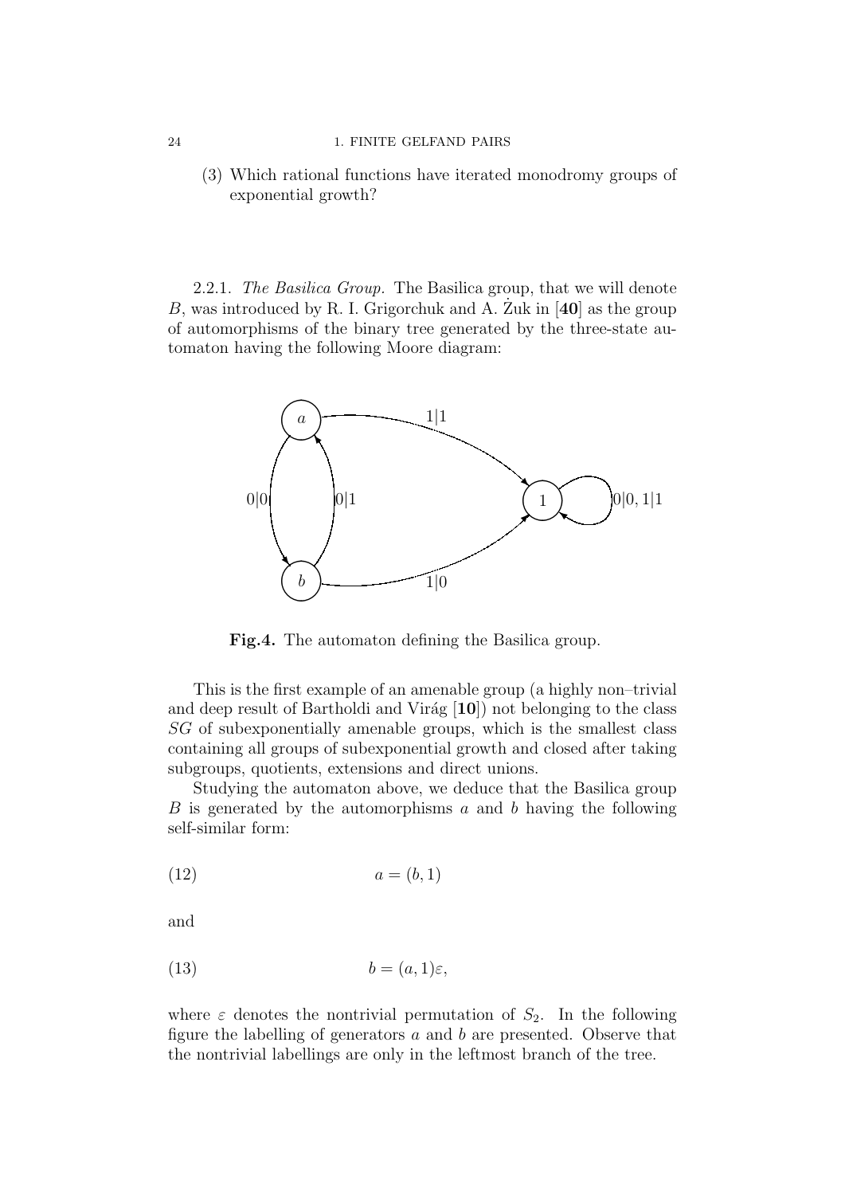(3) Which rational functions have iterated monodromy groups of exponential growth?

2.2.1. *The Basilica Group.* The Basilica group, that we will denote $B$, was introduced by R. I. Grigorchuk and A. Żuk in [**40**] as the group of automorphisms of the binary tree generated by the three-state automaton having the following Moore diagram:

**Fig.4.** The automaton defining the Basilica group.

This is the first example of an amenable group (a highly non–trivial and deep result of Bartholdi and Virág [**10**]) not belonging to the class $SG$ of subexponentially amenable groups, which is the smallest class containing all groups of subexponential growth and closed after taking subgroups, quotients, extensions and direct unions.

Studying the automaton above, we deduce that the Basilica group $B$ is generated by the automorphisms $a$ and $b$ having the following self-similar form:

$$a = (b, 1) \tag{12}$$

and

$$b = (a, 1)\varepsilon, \tag{13}$$

where $\varepsilon$ denotes the nontrivial permutation of $S_2$. In the following figure the labelling of generators $a$ and $b$ are presented. Observe that the nontrivial labellings are only in the leftmost branch of the tree.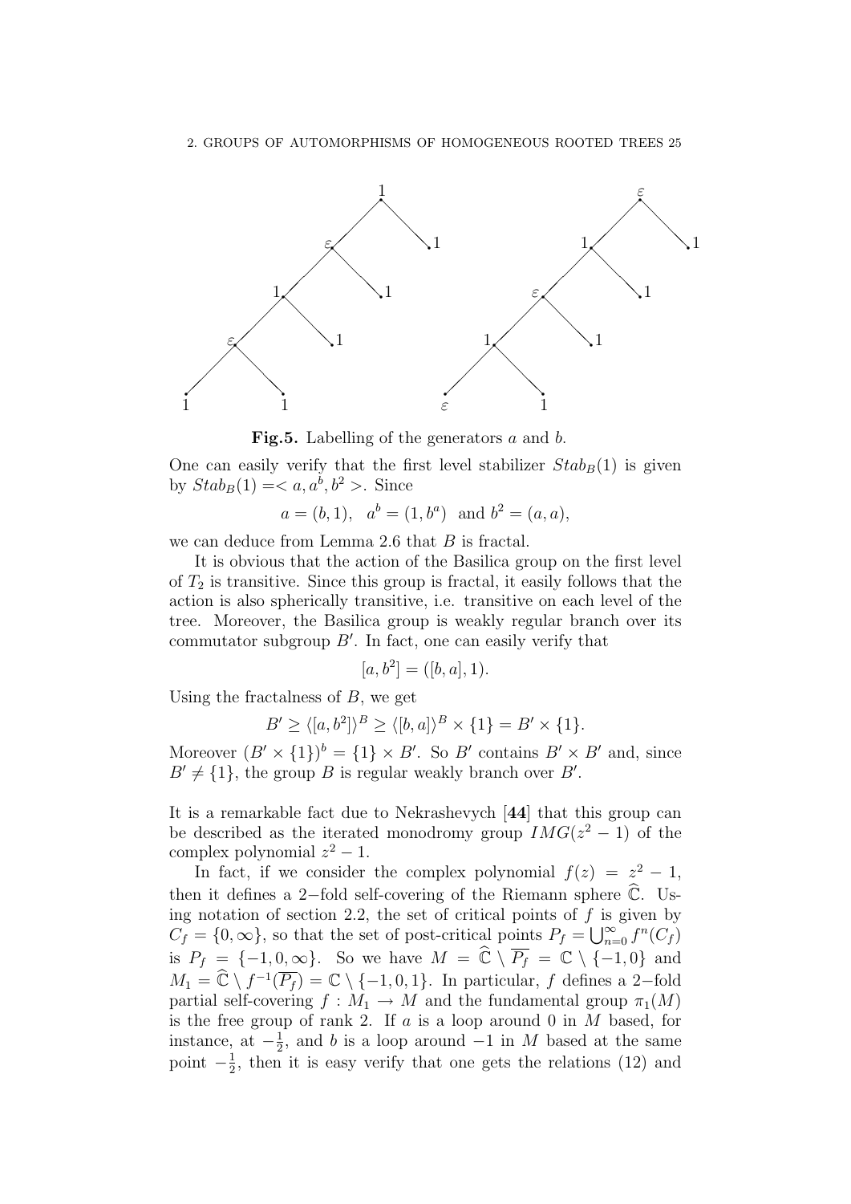**Fig.5.** Labelling of the generators $a$ and $b$.

One can easily verify that the first level stabilizer $Stab_B(1)$ is given by $Stab_B(1) = < a, a^b, b^2 >$. Since

$$a = (b, 1), \quad a^b = (1, b^a) \quad \text{and } b^2 = (a, a),$$

we can deduce from Lemma 2.6 that $B$ is fractal.

It is obvious that the action of the Basilica group on the first level of $T_2$ is transitive. Since this group is fractal, it easily follows that the action is also spherically transitive, i.e. transitive on each level of the tree. Moreover, the Basilica group is weakly regular branch over its commutator subgroup $B'$. In fact, one can easily verify that

$$[a, b^2] = ([b, a], 1).$$

Using the fractalness of $B$, we get

$$B' \geq \langle [a, b^2] \rangle^B \geq \langle [b, a] \rangle^B \times \{1\} = B' \times \{1\}.$$

Moreover $(B' \times \{1\})^b = \{1\} \times B'$. So $B'$ contains $B' \times B'$ and, since $B' \neq \{1\}$, the group $B$ is regular weakly branch over $B'$.

It is a remarkable fact due to Nekrashevych [**44**] that this group can be described as the iterated monodromy group $IMG(z^2 - 1)$ of the complex polynomial $z^2 - 1$.

In fact, if we consider the complex polynomial $f(z) = z^2 - 1$, then it defines a $2-$fold self-covering of the Riemann sphere $\widehat{\mathbb{C}}$. Using notation of section 2.2, the set of critical points of $f$ is given by $C_f = \{0, \infty\}$, so that the set of post-critical points $P_f = \bigcup_{n=0}^{\infty} f^n(C_f)$ is $P_f = \{-1, 0, \infty\}$. So we have $M = \widehat{\mathbb{C}} \setminus \overline{P_f} = \mathbb{C} \setminus \{-1, 0\}$ and $M_1 = \widehat{\mathbb{C}} \setminus f^{-1}(\overline{P_f}) = \mathbb{C} \setminus \{-1, 0, 1\}$. In particular, $f$ defines a $2-$fold partial self-covering $f : M_1 \to M$ and the fundamental group $\pi_1(M)$ is the free group of rank 2. If $a$ is a loop around 0 in $M$ based, for instance, at $-\frac{1}{2}$, and $b$ is a loop around $-1$ in $M$ based at the same point $-\frac{1}{2}$, then it is easy verify that one gets the relations (12) and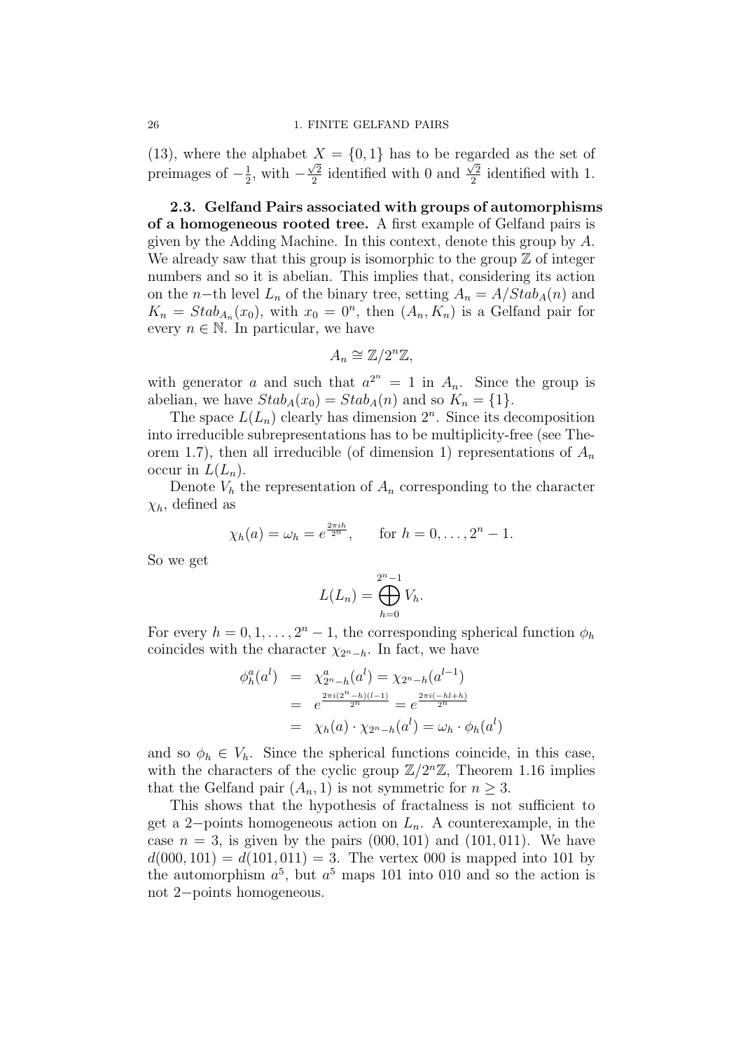(13), where the alphabet $X = \{0, 1\}$ has to be regarded as the set of preimages of $-\frac{1}{2}$, with $-\frac{\sqrt{2}}{2}$ identified with 0 and $\frac{\sqrt{2}}{2}$ identified with 1.

**2.3. Gelfand Pairs associated with groups of automorphisms of a homogeneous rooted tree.** A first example of Gelfand pairs is given by the Adding Machine. In this context, denote this group by $A$. We already saw that this group is isomorphic to the group $\mathbb{Z}$ of integer numbers and so it is abelian. This implies that, considering its action on the $n-$th level $L_n$ of the binary tree, setting $A_n = A/Stab_A(n)$ and $K_n = Stab_{A_n}(x_0)$, with $x_0 = 0^n$, then $(A_n, K_n)$ is a Gelfand pair for every $n \in \mathbb{N}$. In particular, we have

$$A_n \cong \mathbb{Z}/2^n\mathbb{Z},$$

with generator $a$ and such that $a^{2^n} = 1$ in $A_n$. Since the group is abelian, we have $Stab_A(x_0) = Stab_A(n)$ and so $K_n = \{1\}$.

The space $L(L_n)$ clearly has dimension $2^n$. Since its decomposition into irreducible subrepresentations has to be multiplicity-free (see Theorem 1.7), then all irreducible (of dimension 1) representations of $A_n$ occur in $L(L_n)$.

Denote $V_h$ the representation of $A_n$ corresponding to the character $\chi_h$, defined as

$$\chi_h(a) = \omega_h = e^{\frac{2\pi i h}{2^n}}, \qquad \text{for } h = 0, \ldots, 2^n - 1.$$

So we get

$$L(L_n) = \bigoplus_{h=0}^{2^n-1} V_h.$$

For every $h = 0, 1, \ldots, 2^n - 1$, the corresponding spherical function $\phi_h$ coincides with the character $\chi_{2^n-h}$. In fact, we have

$$\begin{aligned}
\phi_h^a(a^l) &= \chi_{2^n-h}^a(a^l) = \chi_{2^n-h}(a^{l-1}) \\
&= e^{\frac{2\pi i(2^n-h)(l-1)}{2^n}} = e^{\frac{2\pi i(-hl+h)}{2^n}} \\
&= \chi_h(a) \cdot \chi_{2^n-h}(a^l) = \omega_h \cdot \phi_h(a^l)
\end{aligned}$$

and so $\phi_h \in V_h$. Since the spherical functions coincide, in this case, with the characters of the cyclic group $\mathbb{Z}/2^n\mathbb{Z}$, Theorem 1.16 implies that the Gelfand pair $(A_n, 1)$ is not symmetric for $n \geq 3$.

This shows that the hypothesis of fractalness is not sufficient to get a $2-$points homogeneous action on $L_n$. A counterexample, in the case $n = 3$, is given by the pairs $(000, 101)$ and $(101, 011)$. We have $d(000, 101) = d(101, 011) = 3$. The vertex 000 is mapped into 101 by the automorphism $a^5$, but $a^5$ maps 101 into 010 and so the action is not $2-$points homogeneous.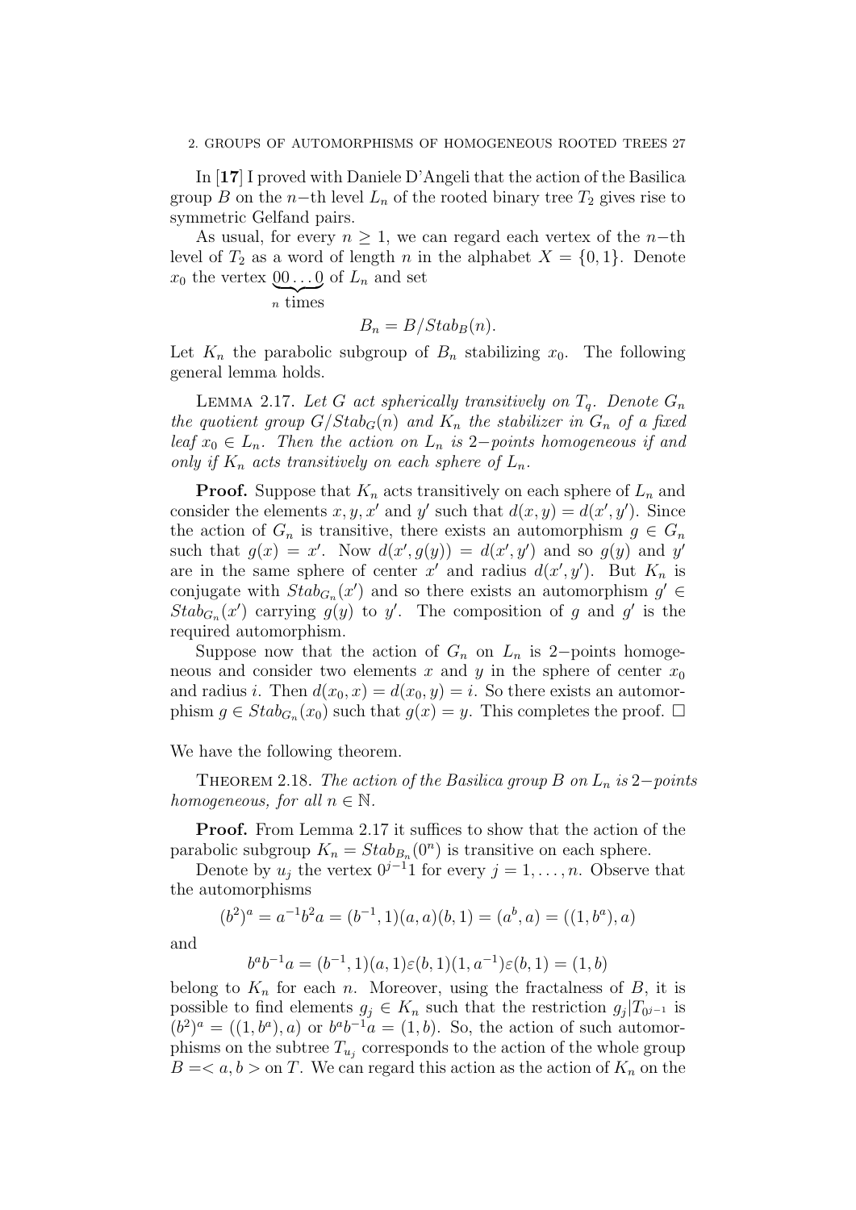In [**17**] I proved with Daniele D'Angeli that the action of the Basilica group $B$ on the $n-$th level $L_n$ of the rooted binary tree $T_2$ gives rise to symmetric Gelfand pairs.

As usual, for every $n \geq 1$, we can regard each vertex of the $n-$th level of $T_2$ as a word of length $n$ in the alphabet $X = \{0, 1\}$. Denote $x_0$ the vertex $\underbrace{00\ldots 0}_{n \text{ times}}$ of $L_n$ and set

$$B_n = B/Stab_B(n).$$

Let $K_n$ the parabolic subgroup of $B_n$ stabilizing $x_0$. The following general lemma holds.

Lemma 2.17. *Let $G$ act spherically transitively on $T_q$. Denote $G_n$ the quotient group $G/Stab_G(n)$ and $K_n$ the stabilizer in $G_n$ of a fixed leaf $x_0 \in L_n$. Then the action on $L_n$ is 2−points homogeneous if and only if $K_n$ acts transitively on each sphere of $L_n$.*

**Proof.** Suppose that $K_n$ acts transitively on each sphere of $L_n$ and consider the elements $x, y, x'$ and $y'$ such that $d(x, y) = d(x', y')$. Since the action of $G_n$ is transitive, there exists an automorphism $g \in G_n$ such that $g(x) = x'$. Now $d(x', g(y)) = d(x', y')$ and so $g(y)$ and $y'$ are in the same sphere of center $x'$ and radius $d(x', y')$. But $K_n$ is conjugate with $Stab_{G_n}(x')$ and so there exists an automorphism $g' \in Stab_{G_n}(x')$ carrying $g(y)$ to $y'$. The composition of $g$ and $g'$ is the required automorphism.

Suppose now that the action of $G_n$ on $L_n$ is 2−points homogeneous and consider two elements $x$ and $y$ in the sphere of center $x_0$ and radius $i$. Then $d(x_0, x) = d(x_0, y) = i$. So there exists an automorphism $g \in Stab_{G_n}(x_0)$ such that $g(x) = y$. This completes the proof. $\square$

We have the following theorem.

Theorem 2.18. *The action of the Basilica group $B$ on $L_n$ is 2−points homogeneous, for all $n \in \mathbb{N}$.*

**Proof.** From Lemma 2.17 it suffices to show that the action of the parabolic subgroup $K_n = Stab_{B_n}(0^n)$ is transitive on each sphere.

Denote by $u_j$ the vertex $0^{j-1}1$ for every $j = 1, \ldots, n$. Observe that the automorphisms

$$(b^2)^a = a^{-1}b^2a = (b^{-1}, 1)(a, a)(b, 1) = (a^b, a) = ((1, b^a), a)$$

and

$$b^a b^{-1} a = (b^{-1}, 1)(a, 1)\varepsilon(b, 1)(1, a^{-1})\varepsilon(b, 1) = (1, b)$$

belong to $K_n$ for each $n$. Moreover, using the fractalness of $B$, it is possible to find elements $g_j \in K_n$ such that the restriction $g_j|T_{0^{j-1}}$ is $(b^2)^a = ((1, b^a), a)$ or $b^a b^{-1} a = (1, b)$. So, the action of such automorphisms on the subtree $T_{u_j}$ corresponds to the action of the whole group $B =< a, b >$ on $T$. We can regard this action as the action of $K_n$ on the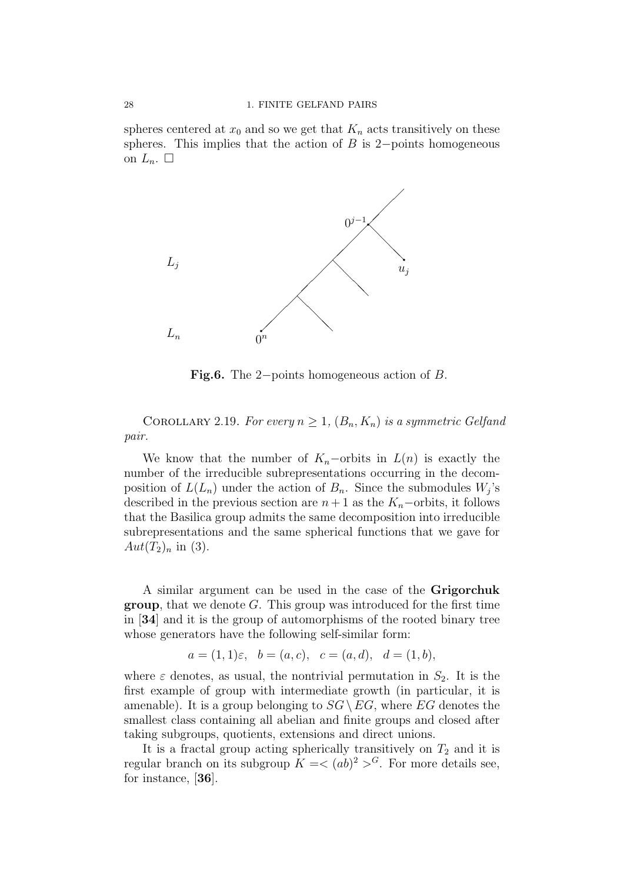spheres centered at $x_0$ and so we get that $K_n$ acts transitively on these spheres. This implies that the action of $B$ is 2−points homogeneous on $L_n$. $\square$

**Fig.6.** The 2−points homogeneous action of $B$.

Corollary 2.19. *For every $n \geq 1$, $(B_n, K_n)$ is a symmetric Gelfand pair.*

We know that the number of $K_n$−orbits in $L(n)$ is exactly the number of the irreducible subrepresentations occurring in the decomposition of $L(L_n)$ under the action of $B_n$. Since the submodules $W_j$'s described in the previous section are $n+1$ as the $K_n$−orbits, it follows that the Basilica group admits the same decomposition into irreducible subrepresentations and the same spherical functions that we gave for $Aut(T_2)_n$ in (3).

A similar argument can be used in the case of the **Grigorchuk group**, that we denote $G$. This group was introduced for the first time in [**34**] and it is the group of automorphisms of the rooted binary tree whose generators have the following self-similar form:

$$a = (1,1)\varepsilon, \quad b = (a,c), \quad c = (a,d), \quad d = (1,b),$$

where $\varepsilon$ denotes, as usual, the nontrivial permutation in $S_2$. It is the first example of group with intermediate growth (in particular, it is amenable). It is a group belonging to $SG \setminus EG$, where $EG$ denotes the smallest class containing all abelian and finite groups and closed after taking subgroups, quotients, extensions and direct unions.

It is a fractal group acting spherically transitively on $T_2$ and it is regular branch on its subgroup $K = <(ab)^2>^G$. For more details see, for instance, [**36**].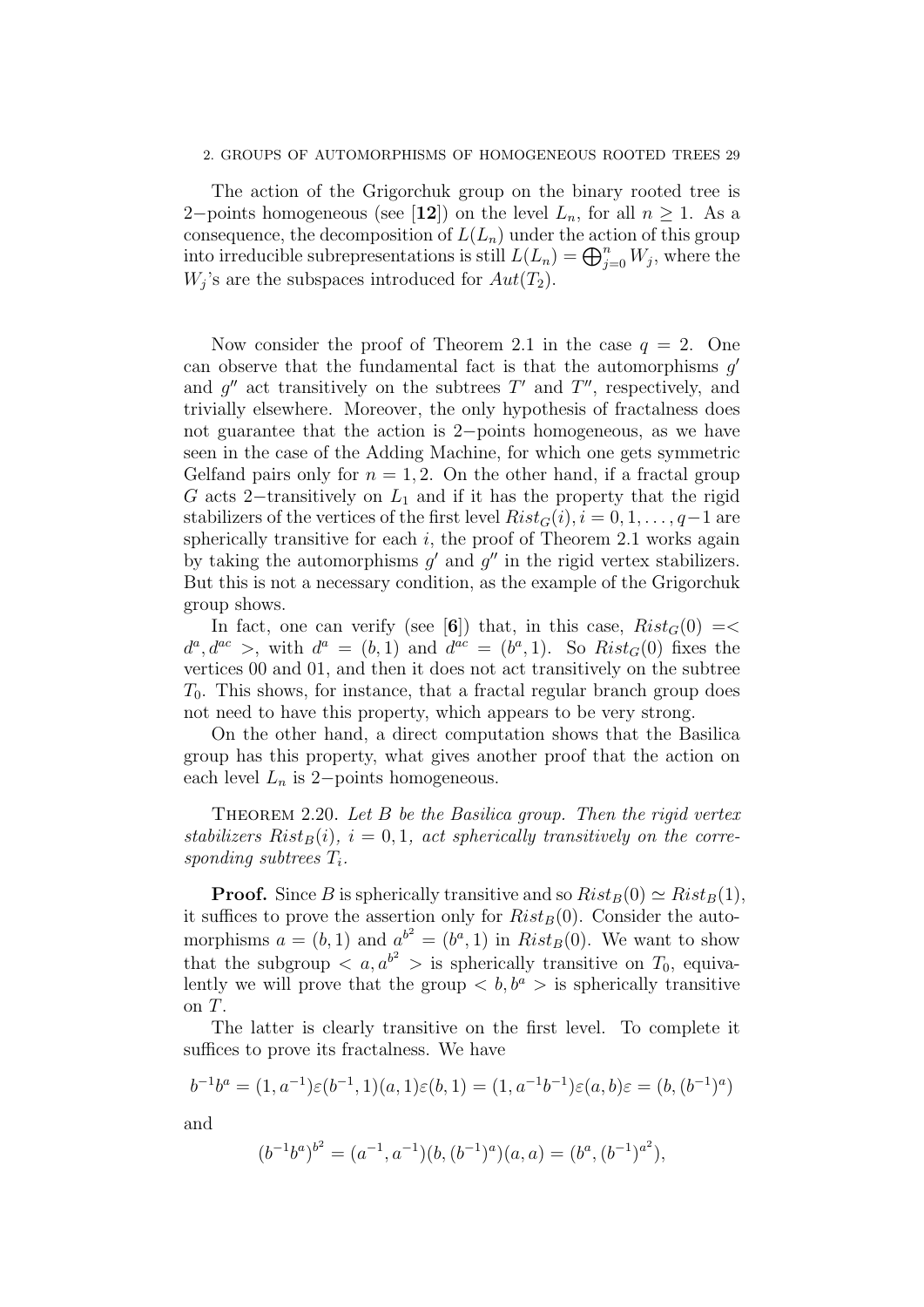The action of the Grigorchuk group on the binary rooted tree is 2−points homogeneous (see [**12**]) on the level $L_n$, for all $n \geq 1$. As a consequence, the decomposition of $L(L_n)$ under the action of this group into irreducible subrepresentations is still $L(L_n) = \bigoplus_{j=0}^{n} W_j$, where the $W_j$'s are the subspaces introduced for $Aut(T_2)$.

Now consider the proof of Theorem 2.1 in the case $q = 2$. One can observe that the fundamental fact is that the automorphisms $g'$ and $g''$ act transitively on the subtrees $T'$ and $T''$, respectively, and trivially elsewhere. Moreover, the only hypothesis of fractalness does not guarantee that the action is 2−points homogeneous, as we have seen in the case of the Adding Machine, for which one gets symmetric Gelfand pairs only for $n = 1, 2$. On the other hand, if a fractal group $G$ acts 2−transitively on $L_1$ and if it has the property that the rigid stabilizers of the vertices of the first level $Rist_G(i), i = 0, 1, \ldots, q-1$ are spherically transitive for each $i$, the proof of Theorem 2.1 works again by taking the automorphisms $g'$ and $g''$ in the rigid vertex stabilizers. But this is not a necessary condition, as the example of the Grigorchuk group shows.

In fact, one can verify (see [**6**]) that, in this case, $Rist_G(0) =< d^a, d^{ac} >$, with $d^a = (b, 1)$ and $d^{ac} = (b^a, 1)$. So $Rist_G(0)$ fixes the vertices 00 and 01, and then it does not act transitively on the subtree $T_0$. This shows, for instance, that a fractal regular branch group does not need to have this property, which appears to be very strong.

On the other hand, a direct computation shows that the Basilica group has this property, what gives another proof that the action on each level $L_n$ is 2−points homogeneous.

Theorem 2.20. *Let $B$ be the Basilica group. Then the rigid vertex stabilizers $Rist_B(i)$, $i = 0, 1$, act spherically transitively on the corresponding subtrees $T_i$.*

**Proof.** Since $B$ is spherically transitive and so $Rist_B(0) \simeq Rist_B(1)$, it suffices to prove the assertion only for $Rist_B(0)$. Consider the automorphisms $a = (b, 1)$ and $a^{b^2} = (b^a, 1)$ in $Rist_B(0)$. We want to show that the subgroup $< a, a^{b^2} >$ is spherically transitive on $T_0$, equivalently we will prove that the group $< b, b^a >$ is spherically transitive on $T$.

The latter is clearly transitive on the first level. To complete it suffices to prove its fractalness. We have

$$b^{-1}b^a = (1, a^{-1})\varepsilon(b^{-1}, 1)(a, 1)\varepsilon(b, 1) = (1, a^{-1}b^{-1})\varepsilon(a, b)\varepsilon = (b, (b^{-1})^a)$$

and

$$(b^{-1}b^a)^{b^2} = (a^{-1}, a^{-1})(b, (b^{-1})^a)(a, a) = (b^a, (b^{-1})^{a^2}),$$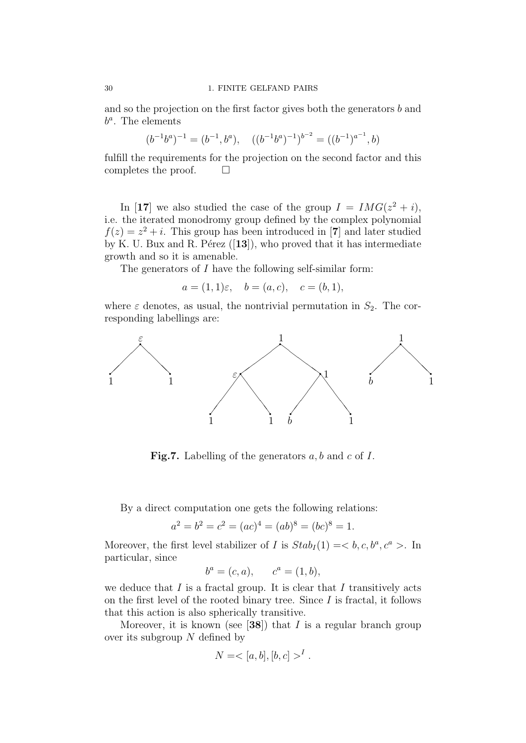and so the projection on the first factor gives both the generators $b$ and $b^a$. The elements

$$(b^{-1}b^a)^{-1} = (b^{-1}, b^a), \quad ((b^{-1}b^a)^{-1})^{b^{-2}} = ((b^{-1})^{a^{-1}}, b)$$

fulfill the requirements for the projection on the second factor and this completes the proof. $\square$

In [**17**] we also studied the case of the group $I = IMG(z^2 + i)$, i.e. the iterated monodromy group defined by the complex polynomial $f(z) = z^2 + i$. This group has been introduced in [**7**] and later studied by K. U. Bux and R. Pérez ([**13**]), who proved that it has intermediate growth and so it is amenable.

The generators of $I$ have the following self-similar form:

$$a = (1, 1)\varepsilon, \quad b = (a, c), \quad c = (b, 1),$$

where $\varepsilon$ denotes, as usual, the nontrivial permutation in $S_2$. The corresponding labellings are:

**Fig.7.** Labelling of the generators $a, b$ and $c$ of $I$.

By a direct computation one gets the following relations:

$$a^2 = b^2 = c^2 = (ac)^4 = (ab)^8 = (bc)^8 = 1.$$

Moreover, the first level stabilizer of $I$ is $Stab_I(1) = < b, c, b^a, c^a >$. In particular, since

$$b^a = (c, a), \qquad c^a = (1, b),$$

we deduce that $I$ is a fractal group. It is clear that $I$ transitively acts on the first level of the rooted binary tree. Since $I$ is fractal, it follows that this action is also spherically transitive.

Moreover, it is known (see [**38**]) that $I$ is a regular branch group over its subgroup $N$ defined by

$$N = < [a, b], [b, c] >^I .$$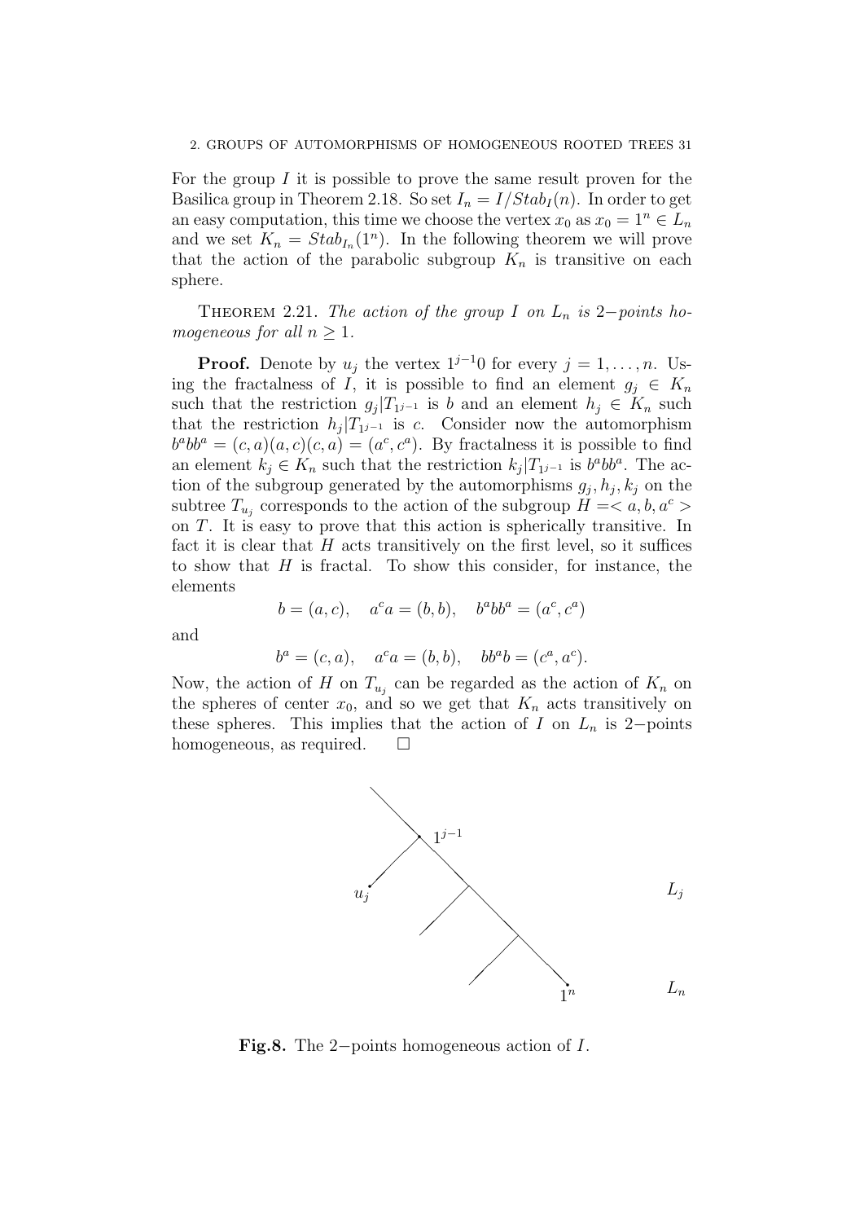For the group $I$ it is possible to prove the same result proven for the Basilica group in Theorem 2.18. So set $I_n = I/Stab_I(n)$. In order to get an easy computation, this time we choose the vertex $x_0$ as $x_0 = 1^n \in L_n$ and we set $K_n = Stab_{I_n}(1^n)$. In the following theorem we will prove that the action of the parabolic subgroup $K_n$ is transitive on each sphere.

Theorem 2.21. *The action of the group $I$ on $L_n$ is $2-$points homogeneous for all $n \geq 1$.*

**Proof.** Denote by $u_j$ the vertex $1^{j-1}0$ for every $j = 1, \ldots, n$. Using the fractalness of $I$, it is possible to find an element $g_j \in K_n$ such that the restriction $g_j|T_{1^{j-1}}$ is $b$ and an element $h_j \in K_n$ such that the restriction $h_j|T_{1^{j-1}}$ is $c$. Consider now the automorphism $b^abb^a = (c, a)(a, c)(c, a) = (a^c, c^a)$. By fractalness it is possible to find an element $k_j \in K_n$ such that the restriction $k_j|T_{1^{j-1}}$ is $b^abb^a$. The action of the subgroup generated by the automorphisms $g_j, h_j, k_j$ on the subtree $T_{u_j}$ corresponds to the action of the subgroup $H =< a, b, a^c >$ on $T$. It is easy to prove that this action is spherically transitive. In fact it is clear that $H$ acts transitively on the first level, so it suffices to show that $H$ is fractal. To show this consider, for instance, the elements

$$b = (a, c), \quad a^c a = (b, b), \quad b^abb^a = (a^c, c^a)$$

and

$$b^a = (c, a), \quad a^c a = (b, b), \quad bb^ab = (c^a, a^c).$$

Now, the action of $H$ on $T_{u_j}$ can be regarded as the action of $K_n$ on the spheres of center $x_0$, and so we get that $K_n$ acts transitively on these spheres. This implies that the action of $I$ on $L_n$ is $2-$points homogeneous, as required. $\square$

**Fig.8.** The $2-$points homogeneous action of $I$.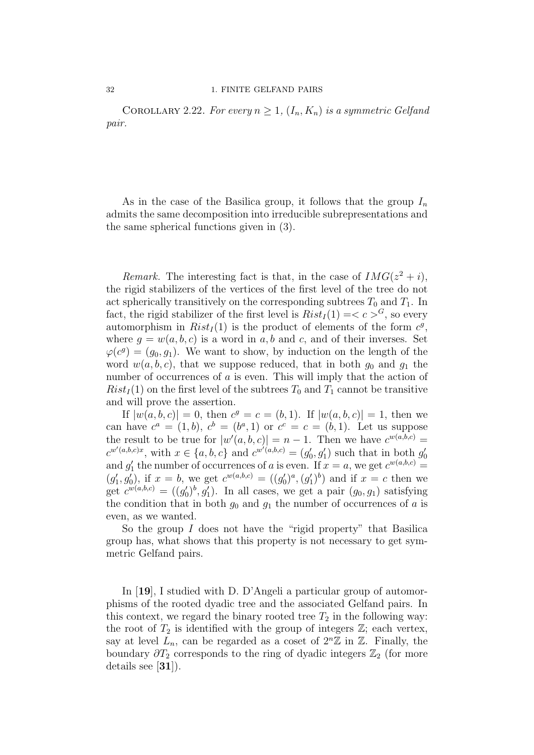Corollary 2.22. *For every $n \geq 1$, $(I_n, K_n)$ is a symmetric Gelfand pair.*

As in the case of the Basilica group, it follows that the group $I_n$ admits the same decomposition into irreducible subrepresentations and the same spherical functions given in (3).

*Remark.* The interesting fact is that, in the case of $IMG(z^2 + i)$, the rigid stabilizers of the vertices of the first level of the tree do not act spherically transitively on the corresponding subtrees $T_0$ and $T_1$. In fact, the rigid stabilizer of the first level is $Rist_I(1) = < c >^G$, so every automorphism in $Rist_I(1)$ is the product of elements of the form $c^g$, where $g = w(a, b, c)$ is a word in $a, b$ and $c$, and of their inverses. Set $\varphi(c^g) = (g_0, g_1)$. We want to show, by induction on the length of the word $w(a, b, c)$, that we suppose reduced, that in both $g_0$ and $g_1$ the number of occurrences of $a$ is even. This will imply that the action of $Rist_I(1)$ on the first level of the subtrees $T_0$ and $T_1$ cannot be transitive and will prove the assertion.

If $|w(a, b, c)| = 0$, then $c^g = c = (b, 1)$. If $|w(a, b, c)| = 1$, then we can have $c^a = (1, b)$, $c^b = (b^a, 1)$ or $c^c = c = (b, 1)$. Let us suppose the result to be true for $|w'(a, b, c)| = n - 1$. Then we have $c^{w(a,b,c)} = c^{w'(a,b,c)x}$, with $x \in \{a, b, c\}$ and $c^{w'(a,b,c)} = (g'_0, g'_1)$ such that in both $g'_0$ and $g'_1$ the number of occurrences of $a$ is even. If $x = a$, we get $c^{w(a,b,c)} = (g'_1, g'_0)$, if $x = b$, we get $c^{w(a,b,c)} = ((g'_0)^a, (g'_1)^b)$ and if $x = c$ then we get $c^{w(a,b,c)} = ((g'_0)^b, g'_1)$. In all cases, we get a pair $(g_0, g_1)$ satisfying the condition that in both $g_0$ and $g_1$ the number of occurrences of $a$ is even, as we wanted.

So the group $I$ does not have the "rigid property" that Basilica group has, what shows that this property is not necessary to get symmetric Gelfand pairs.

In [**19**], I studied with D. D'Angeli a particular group of automorphisms of the rooted dyadic tree and the associated Gelfand pairs. In this context, we regard the binary rooted tree $T_2$ in the following way: the root of $T_2$ is identified with the group of integers $\mathbb{Z}$; each vertex, say at level $L_n$, can be regarded as a coset of $2^n\mathbb{Z}$ in $\mathbb{Z}$. Finally, the boundary $\partial T_2$ corresponds to the ring of dyadic integers $\mathbb{Z}_2$ (for more details see [**31**]).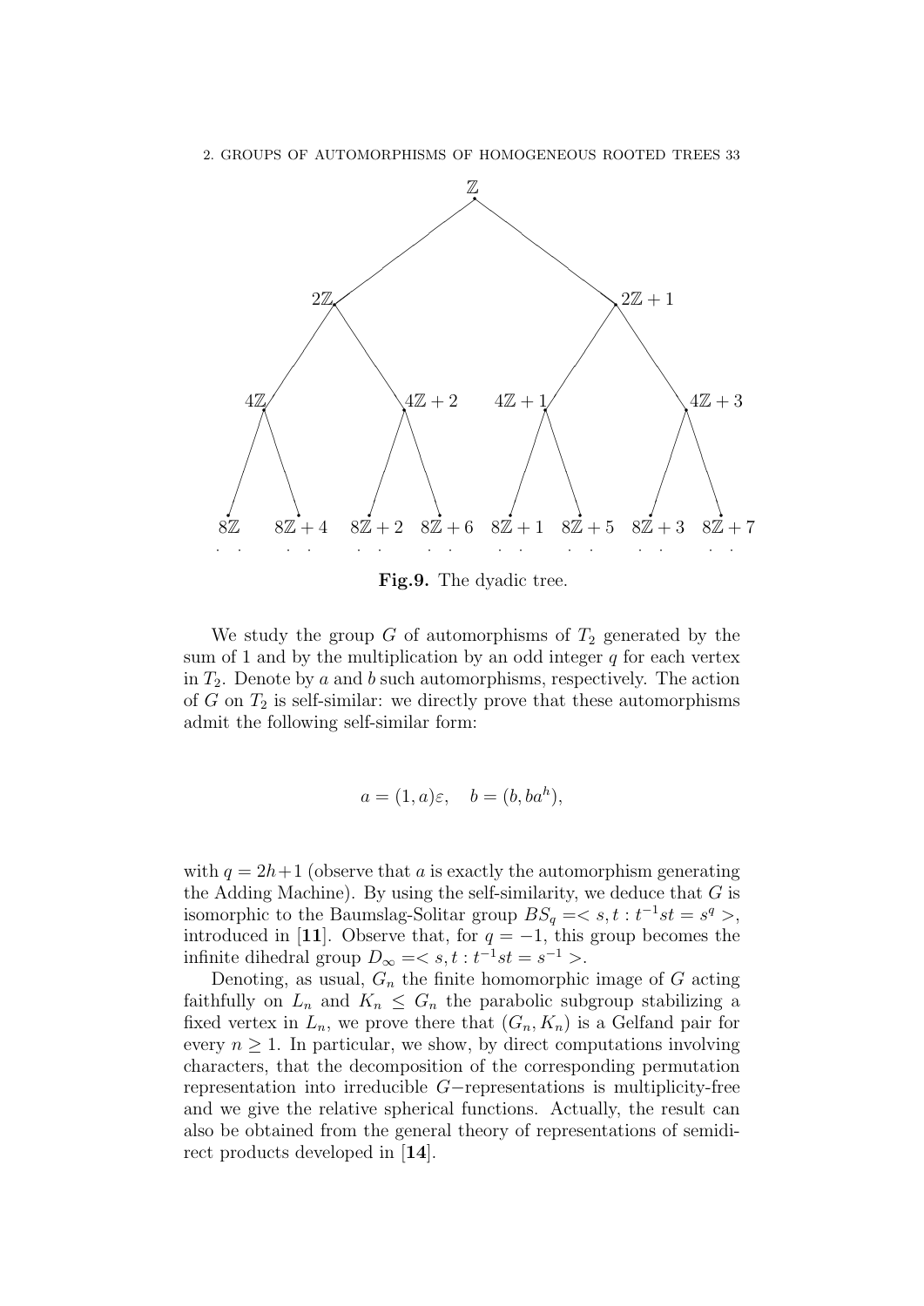$\mathbb{Z}$

$2\mathbb{Z}$ $\quad$ $2\mathbb{Z}+1$

$4\mathbb{Z}$ $\quad$ $4\mathbb{Z}+2$ $\quad$ $4\mathbb{Z}+1$ $\quad$ $4\mathbb{Z}+3$

$8\mathbb{Z}$ $\quad$ $8\mathbb{Z}+4$ $\quad$ $8\mathbb{Z}+2$ $\quad$ $8\mathbb{Z}+6$ $\quad$ $8\mathbb{Z}+1$ $\quad$ $8\mathbb{Z}+5$ $\quad$ $8\mathbb{Z}+3$ $\quad$ $8\mathbb{Z}+7$

**Fig.9.** The dyadic tree.

We study the group $G$ of automorphisms of $T_2$ generated by the sum of 1 and by the multiplication by an odd integer $q$ for each vertex in $T_2$. Denote by $a$ and $b$ such automorphisms, respectively. The action of $G$ on $T_2$ is self-similar: we directly prove that these automorphisms admit the following self-similar form:

$$a = (1, a)\varepsilon, \quad b = (b, ba^h),$$

with $q = 2h+1$ (observe that $a$ is exactly the automorphism generating the Adding Machine). By using the self-similarity, we deduce that $G$ is isomorphic to the Baumslag-Solitar group $BS_q =< s, t : t^{-1}st = s^q >$, introduced in [**11**]. Observe that, for $q = -1$, this group becomes the infinite dihedral group $D_\infty =< s, t : t^{-1}st = s^{-1} >$.

Denoting, as usual, $G_n$ the finite homomorphic image of $G$ acting faithfully on $L_n$ and $K_n \leq G_n$ the parabolic subgroup stabilizing a fixed vertex in $L_n$, we prove there that $(G_n, K_n)$ is a Gelfand pair for every $n \geq 1$. In particular, we show, by direct computations involving characters, that the decomposition of the corresponding permutation representation into irreducible $G-$representations is multiplicity-free and we give the relative spherical functions. Actually, the result can also be obtained from the general theory of representations of semidirect products developed in [**14**].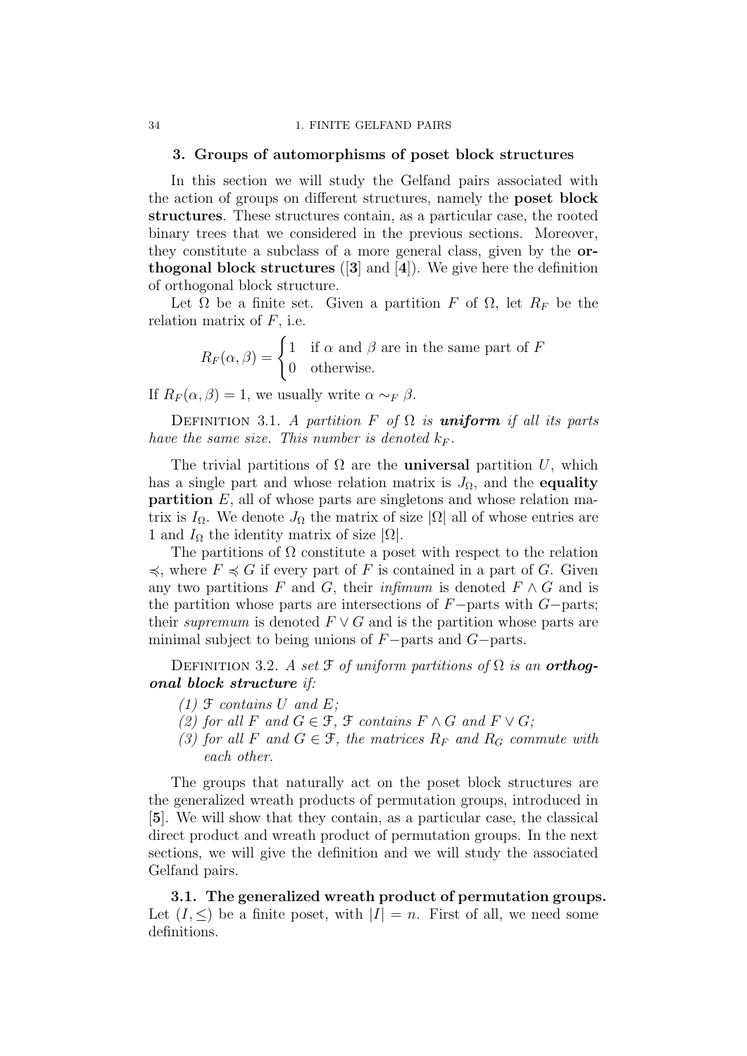## 3. Groups of automorphisms of poset block structures

In this section we will study the Gelfand pairs associated with the action of groups on different structures, namely the **poset block structures**. These structures contain, as a particular case, the rooted binary trees that we considered in the previous sections. Moreover, they constitute a subclass of a more general class, given by the **orthogonal block structures** ([**3**] and [**4**]). We give here the definition of orthogonal block structure.

Let $\Omega$ be a finite set. Given a partition $F$ of $\Omega$, let $R_F$ be the relation matrix of $F$, i.e.

$$R_F(\alpha, \beta) = \begin{cases} 1 & \text{if } \alpha \text{ and } \beta \text{ are in the same part of } F \\ 0 & \text{otherwise.} \end{cases}$$

If $R_F(\alpha, \beta) = 1$, we usually write $\alpha \sim_F \beta$.

Definition 3.1. *A partition $F$ of $\Omega$ is **uniform** if all its parts have the same size. This number is denoted $k_F$.*

The trivial partitions of $\Omega$ are the **universal** partition $U$, which has a single part and whose relation matrix is $J_\Omega$, and the **equality partition** $E$, all of whose parts are singletons and whose relation matrix is $I_\Omega$. We denote $J_\Omega$ the matrix of size $|\Omega|$ all of whose entries are 1 and $I_\Omega$ the identity matrix of size $|\Omega|$.

The partitions of $\Omega$ constitute a poset with respect to the relation $\preccurlyeq$, where $F \preccurlyeq G$ if every part of $F$ is contained in a part of $G$. Given any two partitions $F$ and $G$, their *infimum* is denoted $F \wedge G$ and is the partition whose parts are intersections of $F-$parts with $G-$parts; their *supremum* is denoted $F \vee G$ and is the partition whose parts are minimal subject to being unions of $F-$parts and $G-$parts.

Definition 3.2. *A set $\mathcal{F}$ of uniform partitions of $\Omega$ is an **orthogonal block structure** if:*

*(1) $\mathcal{F}$ contains $U$ and $E$;*
*(2) for all $F$ and $G \in \mathcal{F}$, $\mathcal{F}$ contains $F \wedge G$ and $F \vee G$;*
*(3) for all $F$ and $G \in \mathcal{F}$, the matrices $R_F$ and $R_G$ commute with each other.*

The groups that naturally act on the poset block structures are the generalized wreath products of permutation groups, introduced in [**5**]. We will show that they contain, as a particular case, the classical direct product and wreath product of permutation groups. In the next sections, we will give the definition and we will study the associated Gelfand pairs.

**3.1. The generalized wreath product of permutation groups.** Let $(I, \leq)$ be a finite poset, with $|I| = n$. First of all, we need some definitions.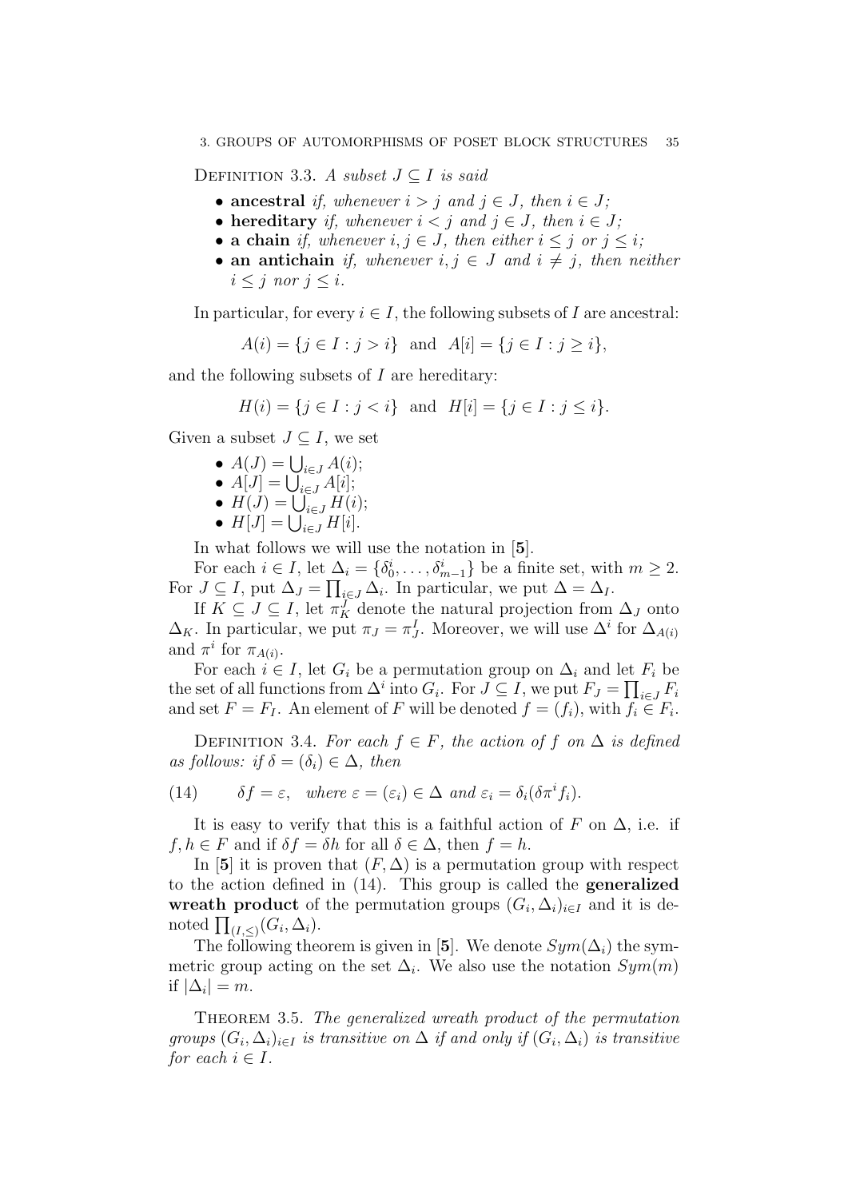Definition 3.3. *A subset $J \subseteq I$ is said*

- **ancestral** *if, whenever $i > j$ and $j \in J$, then $i \in J$;*
- **hereditary** *if, whenever $i < j$ and $j \in J$, then $i \in J$;*
- **a chain** *if, whenever $i, j \in J$, then either $i \leq j$ or $j \leq i$;*
- **an antichain** *if, whenever $i, j \in J$ and $i \neq j$, then neither $i \leq j$ nor $j \leq i$.*

In particular, for every $i \in I$, the following subsets of $I$ are ancestral:

$$A(i) = \{j \in I : j > i\} \quad \text{and} \quad A[i] = \{j \in I : j \geq i\},$$

and the following subsets of $I$ are hereditary:

$$H(i) = \{j \in I : j < i\} \quad \text{and} \quad H[i] = \{j \in I : j \leq i\}.$$

Given a subset $J \subseteq I$, we set

- $A(J) = \bigcup_{i \in J} A(i)$;
- $A[J] = \bigcup_{i \in J} A[i]$;
- $H(J) = \bigcup_{i \in J} H(i)$;
- $H[J] = \bigcup_{i \in J} H[i]$.

In what follows we will use the notation in [**5**].

For each $i \in I$, let $\Delta_i = \{\delta_0^i, \ldots, \delta_{m-1}^i\}$ be a finite set, with $m \geq 2$. For $J \subseteq I$, put $\Delta_J = \prod_{i \in J} \Delta_i$. In particular, we put $\Delta = \Delta_I$.

If $K \subseteq J \subseteq I$, let $\pi_K^J$ denote the natural projection from $\Delta_J$ onto $\Delta_K$. In particular, we put $\pi_J = \pi_J^I$. Moreover, we will use $\Delta^i$ for $\Delta_{A(i)}$ and $\pi^i$ for $\pi_{A(i)}$.

For each $i \in I$, let $G_i$ be a permutation group on $\Delta_i$ and let $F_i$ be the set of all functions from $\Delta^i$ into $G_i$. For $J \subseteq I$, we put $F_J = \prod_{i \in J} F_i$ and set $F = F_I$. An element of $F$ will be denoted $f = (f_i)$, with $f_i \in F_i$.

Definition 3.4. *For each $f \in F$, the action of $f$ on $\Delta$ is defined as follows: if $\delta = (\delta_i) \in \Delta$, then*

$$(14) \qquad \delta f = \varepsilon, \quad \text{where } \varepsilon = (\varepsilon_i) \in \Delta \text{ and } \varepsilon_i = \delta_i(\delta \pi^i f_i).$$

It is easy to verify that this is a faithful action of $F$ on $\Delta$, i.e. if $f, h \in F$ and if $\delta f = \delta h$ for all $\delta \in \Delta$, then $f = h$.

In [**5**] it is proven that $(F, \Delta)$ is a permutation group with respect to the action defined in (14). This group is called the **generalized wreath product** of the permutation groups $(G_i, \Delta_i)_{i \in I}$ and it is denoted $\prod_{(I,\leq)}(G_i, \Delta_i)$.

The following theorem is given in [**5**]. We denote $Sym(\Delta_i)$ the symmetric group acting on the set $\Delta_i$. We also use the notation $Sym(m)$ if $|\Delta_i| = m$.

Theorem 3.5. *The generalized wreath product of the permutation groups $(G_i, \Delta_i)_{i \in I}$ is transitive on $\Delta$ if and only if $(G_i, \Delta_i)$ is transitive for each $i \in I$.*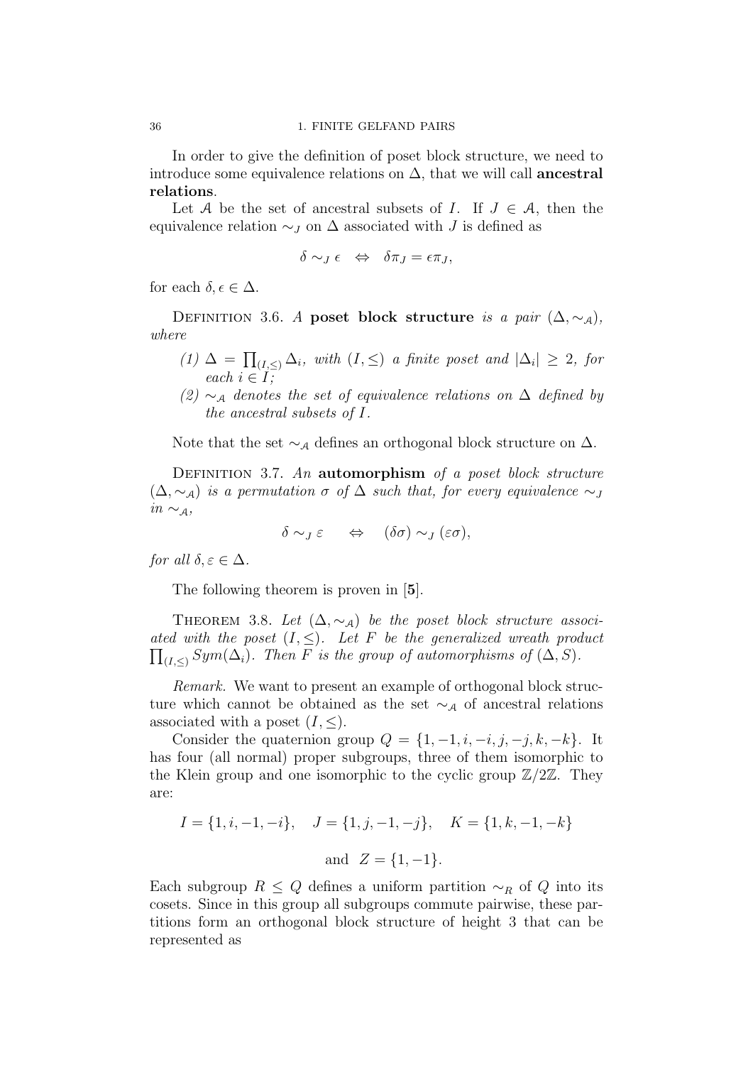In order to give the definition of poset block structure, we need to introduce some equivalence relations on $\Delta$, that we will call **ancestral relations**.

Let $\mathcal{A}$ be the set of ancestral subsets of $I$. If $J \in \mathcal{A}$, then the equivalence relation $\sim_J$ on $\Delta$ associated with $J$ is defined as

$$\delta \sim_J \epsilon \quad \Leftrightarrow \quad \delta\pi_J = \epsilon\pi_J,$$

for each $\delta, \epsilon \in \Delta$.

Definition 3.6. *A* **poset block structure** *is a pair* $(\Delta, \sim_{\mathcal{A}})$, *where*

*(1)* $\Delta = \prod_{(I,\leq)} \Delta_i$, *with* $(I, \leq)$ *a finite poset and* $|\Delta_i| \geq 2$, *for each* $i \in I$;

*(2)* $\sim_{\mathcal{A}}$ *denotes the set of equivalence relations on* $\Delta$ *defined by the ancestral subsets of* $I$.

Note that the set $\sim_{\mathcal{A}}$ defines an orthogonal block structure on $\Delta$.

Definition 3.7. *An* **automorphism** *of a poset block structure* $(\Delta, \sim_{\mathcal{A}})$ *is a permutation* $\sigma$ *of* $\Delta$ *such that, for every equivalence* $\sim_J$ *in* $\sim_{\mathcal{A}}$,

$$\delta \sim_J \varepsilon \qquad \Leftrightarrow \qquad (\delta\sigma) \sim_J (\varepsilon\sigma),$$

*for all* $\delta, \varepsilon \in \Delta$.

The following theorem is proven in [**5**].

Theorem 3.8. *Let* $(\Delta, \sim_{\mathcal{A}})$ *be the poset block structure associated with the poset* $(I, \leq)$. *Let* $F$ *be the generalized wreath product* $\prod_{(I,\leq)} Sym(\Delta_i)$. *Then* $F$ *is the group of automorphisms of* $(\Delta, S)$.

*Remark.* We want to present an example of orthogonal block structure which cannot be obtained as the set $\sim_{\mathcal{A}}$ of ancestral relations associated with a poset $(I, \leq)$.

Consider the quaternion group $Q = \{1, -1, i, -i, j, -j, k, -k\}$. It has four (all normal) proper subgroups, three of them isomorphic to the Klein group and one isomorphic to the cyclic group $\mathbb{Z}/2\mathbb{Z}$. They are:

$$I = \{1, i, -1, -i\}, \quad J = \{1, j, -1, -j\}, \quad K = \{1, k, -1, -k\}$$

$$\text{and} \quad Z = \{1, -1\}.$$

Each subgroup $R \leq Q$ defines a uniform partition $\sim_R$ of $Q$ into its cosets. Since in this group all subgroups commute pairwise, these partitions form an orthogonal block structure of height 3 that can be represented as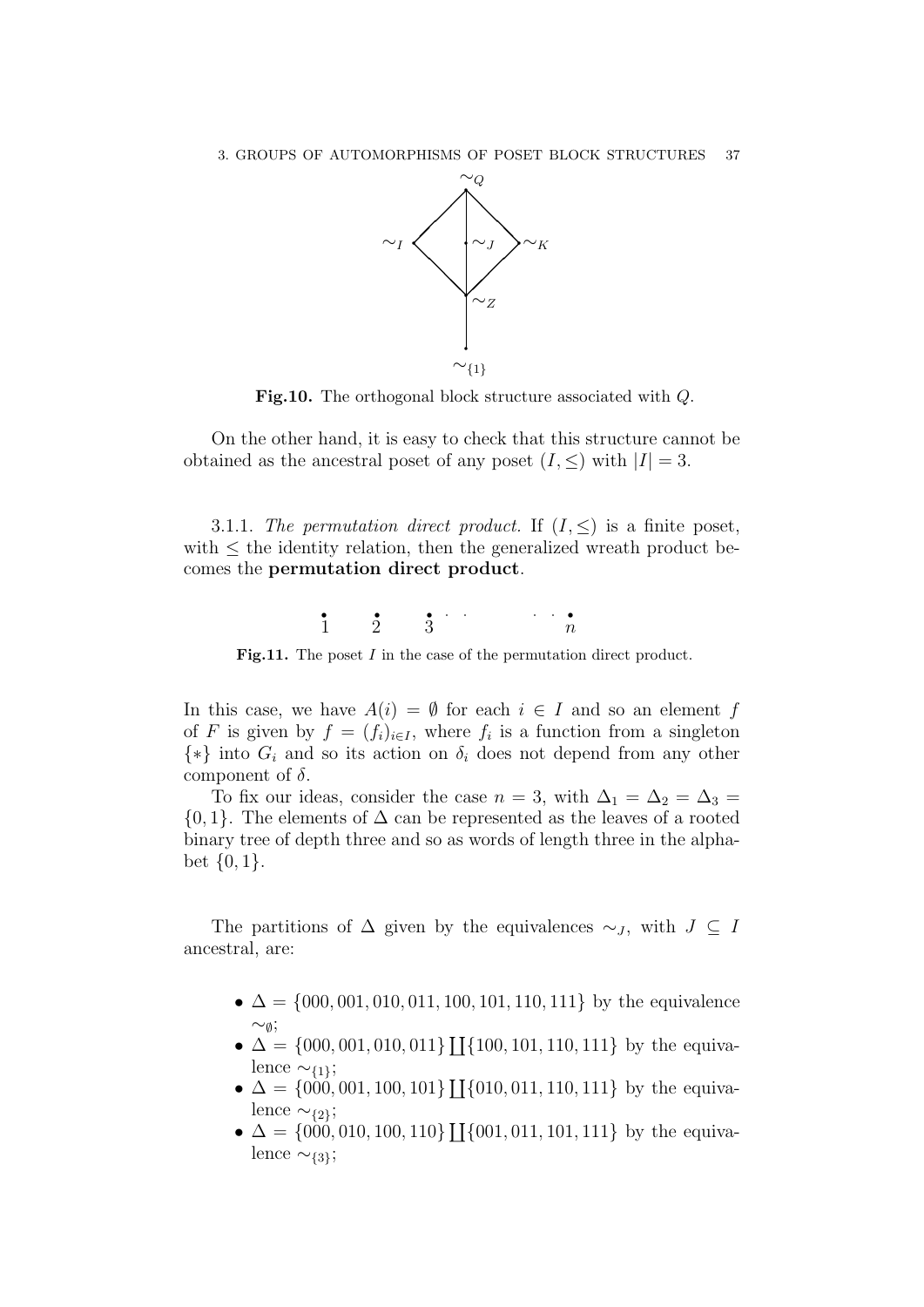**Fig.10.** The orthogonal block structure associated with $Q$.

On the other hand, it is easy to check that this structure cannot be obtained as the ancestral poset of any poset $(I, \leq)$ with $|I| = 3$.

3.1.1. *The permutation direct product.* If $(I, \leq)$ is a finite poset, with $\leq$ the identity relation, then the generalized wreath product becomes the **permutation direct product**.

**Fig.11.** The poset $I$ in the case of the permutation direct product.

In this case, we have $A(i) = \emptyset$ for each $i \in I$ and so an element $f$ of $F$ is given by $f = (f_i)_{i \in I}$, where $f_i$ is a function from a singleton $\{*\}$ into $G_i$ and so its action on $\delta_i$ does not depend from any other component of $\delta$.

To fix our ideas, consider the case $n = 3$, with $\Delta_1 = \Delta_2 = \Delta_3 = \{0, 1\}$. The elements of $\Delta$ can be represented as the leaves of a rooted binary tree of depth three and so as words of length three in the alphabet $\{0, 1\}$.

The partitions of $\Delta$ given by the equivalences $\sim_J$, with $J \subseteq I$ ancestral, are:

- $\Delta = \{000, 001, 010, 011, 100, 101, 110, 111\}$ by the equivalence $\sim_\emptyset$;
- $\Delta = \{000, 001, 010, 011\} \coprod \{100, 101, 110, 111\}$ by the equivalence $\sim_{\{1\}}$;
- $\Delta = \{000, 001, 100, 101\} \coprod \{010, 011, 110, 111\}$ by the equivalence $\sim_{\{2\}}$;
- $\Delta = \{000, 010, 100, 110\} \coprod \{001, 011, 101, 111\}$ by the equivalence $\sim_{\{3\}}$;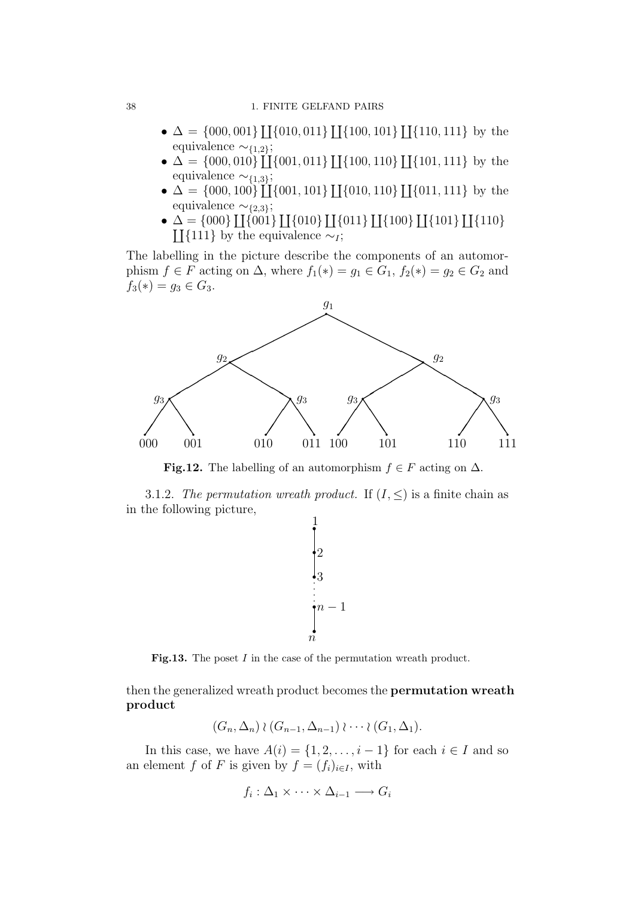- $\Delta = \{000, 001\} \coprod \{010, 011\} \coprod \{100, 101\} \coprod \{110, 111\}$ by the equivalence $\sim_{\{1,2\}}$;
- $\Delta = \{000, 010\} \coprod \{001, 011\} \coprod \{100, 110\} \coprod \{101, 111\}$ by the equivalence $\sim_{\{1,3\}}$;
- $\Delta = \{000, 100\} \coprod \{001, 101\} \coprod \{010, 110\} \coprod \{011, 111\}$ by the equivalence $\sim_{\{2,3\}}$;
- $\Delta = \{000\} \coprod \{001\} \coprod \{010\} \coprod \{011\} \coprod \{100\} \coprod \{101\} \coprod \{110\} \coprod \{111\}$ by the equivalence $\sim_I$;

The labelling in the picture describe the components of an automorphism $f \in F$ acting on $\Delta$, where $f_1(*) = g_1 \in G_1$, $f_2(*) = g_2 \in G_2$ and $f_3(*) = g_3 \in G_3$.

**Fig.12.** The labelling of an automorphism $f \in F$ acting on $\Delta$.

3.1.2. *The permutation wreath product.* If $(I, \leq)$ is a finite chain as in the following picture,

**Fig.13.** The poset $I$ in the case of the permutation wreath product.

then the generalized wreath product becomes the **permutation wreath product**

$$(G_n, \Delta_n) \wr (G_{n-1}, \Delta_{n-1}) \wr \cdots \wr (G_1, \Delta_1).$$

In this case, we have $A(i) = \{1, 2, \ldots, i-1\}$ for each $i \in I$ and so an element $f$ of $F$ is given by $f = (f_i)_{i \in I}$, with

$$f_i : \Delta_1 \times \cdots \times \Delta_{i-1} \longrightarrow G_i$$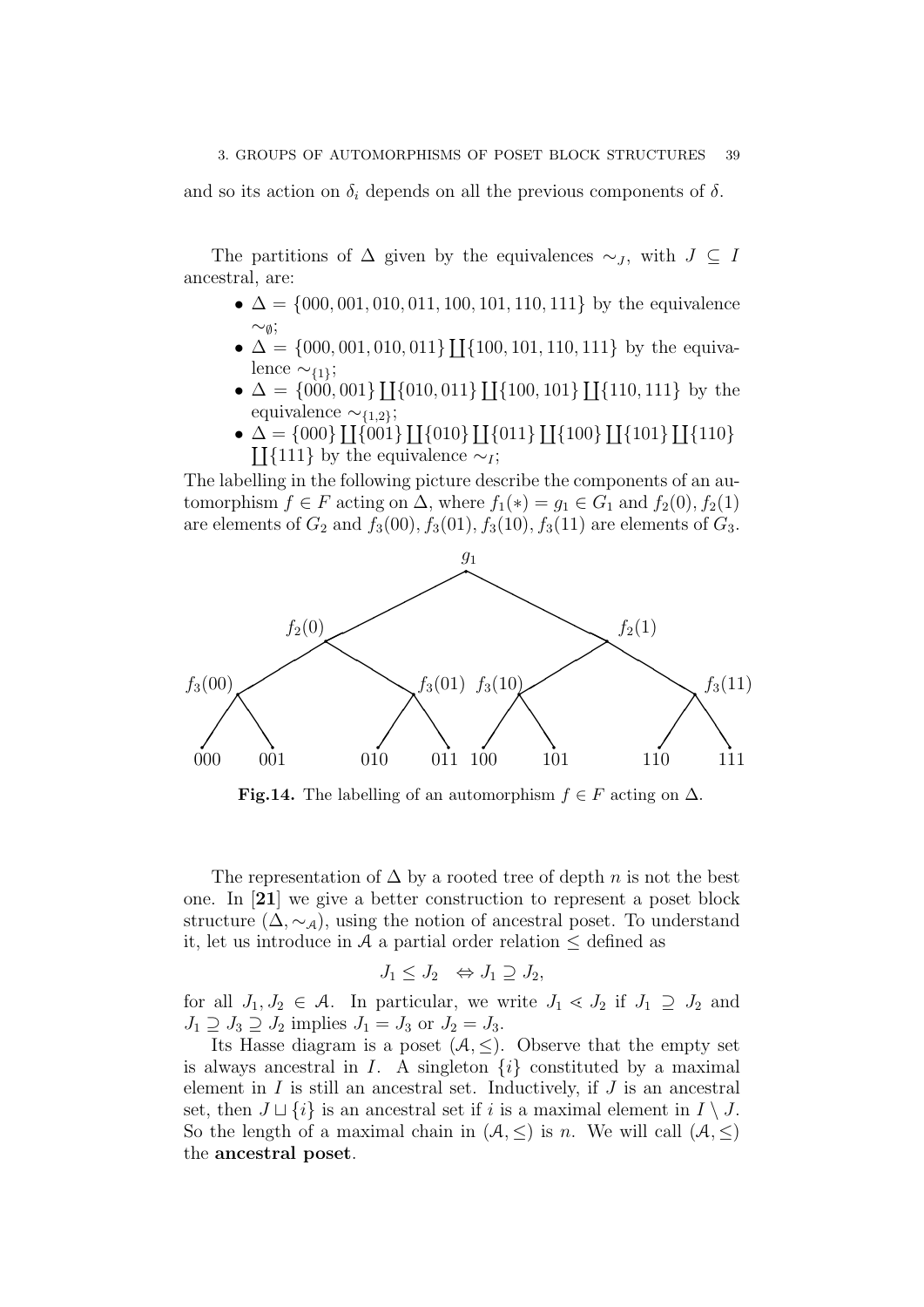and so its action on $\delta_i$ depends on all the previous components of $\delta$.

The partitions of $\Delta$ given by the equivalences $\sim_J$, with $J \subseteq I$ ancestral, are:

- $\Delta = \{000, 001, 010, 011, 100, 101, 110, 111\}$ by the equivalence $\sim_\emptyset$;
- $\Delta = \{000, 001, 010, 011\} \coprod \{100, 101, 110, 111\}$ by the equivalence $\sim_{\{1\}}$;
- $\Delta = \{000, 001\} \coprod \{010, 011\} \coprod \{100, 101\} \coprod \{110, 111\}$ by the equivalence $\sim_{\{1,2\}}$;
- $\Delta = \{000\} \coprod \{001\} \coprod \{010\} \coprod \{011\} \coprod \{100\} \coprod \{101\} \coprod \{110\} \coprod \{111\}$ by the equivalence $\sim_I$;

The labelling in the following picture describe the components of an automorphism $f \in F$ acting on $\Delta$, where $f_1(*) = g_1 \in G_1$ and $f_2(0), f_2(1)$ are elements of $G_2$ and $f_3(00), f_3(01), f_3(10), f_3(11)$ are elements of $G_3$.

**Fig.14.** The labelling of an automorphism $f \in F$ acting on $\Delta$.

The representation of $\Delta$ by a rooted tree of depth $n$ is not the best one. In [**21**] we give a better construction to represent a poset block structure $(\Delta, \sim_\mathcal{A})$, using the notion of ancestral poset. To understand it, let us introduce in $\mathcal{A}$ a partial order relation $\leq$ defined as

$$J_1 \leq J_2 \quad \Leftrightarrow J_1 \supseteq J_2,$$

for all $J_1, J_2 \in \mathcal{A}$. In particular, we write $J_1 \lessdot J_2$ if $J_1 \supsetneq J_2$ and $J_1 \supseteq J_3 \supseteq J_2$ implies $J_1 = J_3$ or $J_2 = J_3$.

Its Hasse diagram is a poset $(\mathcal{A}, \leq)$. Observe that the empty set is always ancestral in $I$. A singleton $\{i\}$ constituted by a maximal element in $I$ is still an ancestral set. Inductively, if $J$ is an ancestral set, then $J \sqcup \{i\}$ is an ancestral set if $i$ is a maximal element in $I \setminus J$. So the length of a maximal chain in $(\mathcal{A}, \leq)$ is $n$. We will call $(\mathcal{A}, \leq)$ the **ancestral poset**.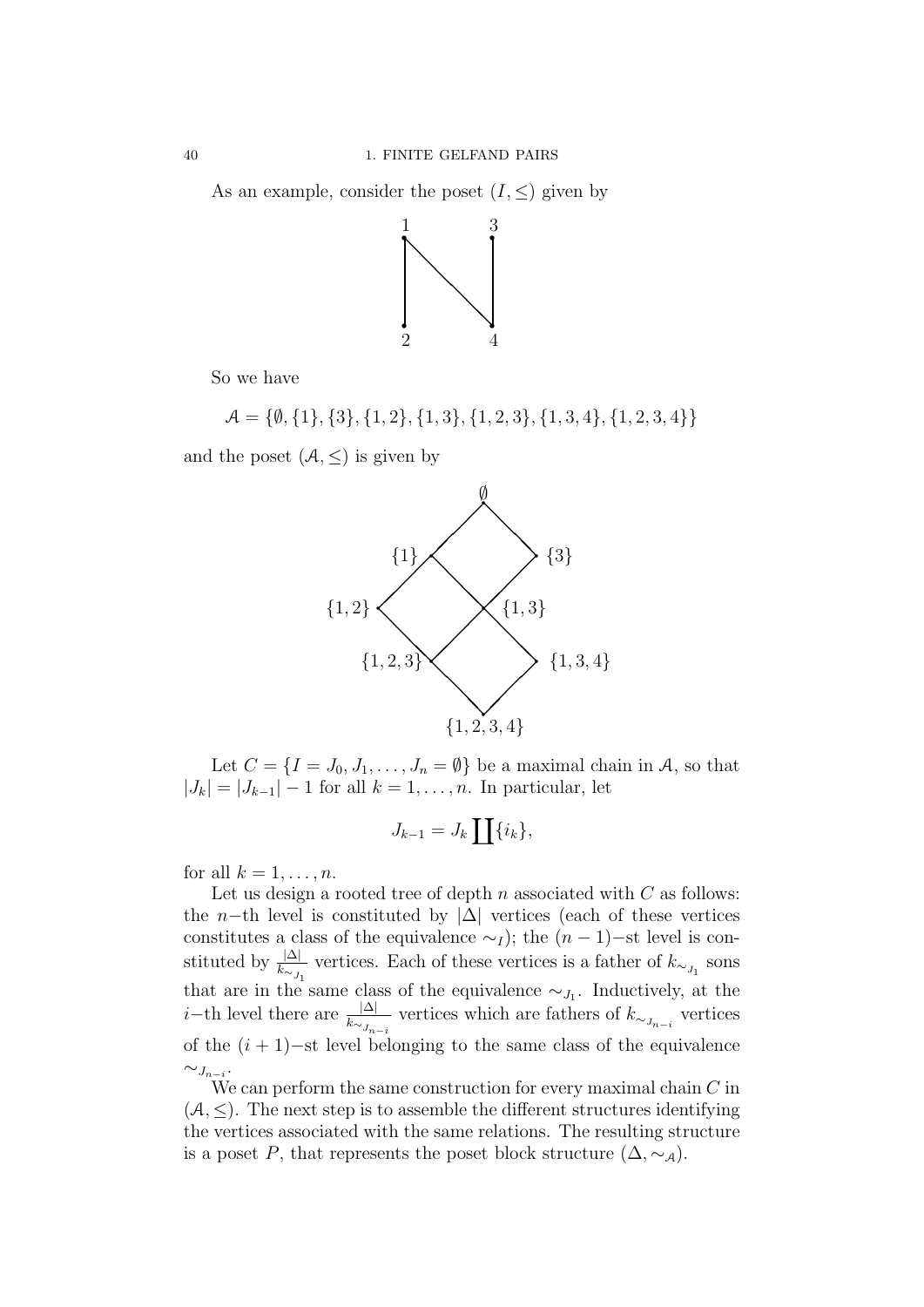As an example, consider the poset $(I, \leq)$ given by

So we have

$$\mathcal{A} = \{\emptyset, \{1\}, \{3\}, \{1,2\}, \{1,3\}, \{1,2,3\}, \{1,3,4\}, \{1,2,3,4\}\}$$

and the poset $(\mathcal{A}, \leq)$ is given by

Let $C = \{I = J_0, J_1, \ldots, J_n = \emptyset\}$ be a maximal chain in $\mathcal{A}$, so that $|J_k| = |J_{k-1}| - 1$ for all $k = 1, \ldots, n$. In particular, let

$$J_{k-1} = J_k \coprod \{i_k\},$$

for all $k = 1, \ldots, n$.

Let us design a rooted tree of depth $n$ associated with $C$ as follows: the $n-$th level is constituted by $|\Delta|$ vertices (each of these vertices constitutes a class of the equivalence $\sim_I$); the $(n-1)-$st level is constituted by $\frac{|\Delta|}{k_{\sim_{J_1}}}$ vertices. Each of these vertices is a father of $k_{\sim_{J_1}}$ sons that are in the same class of the equivalence $\sim_{J_1}$. Inductively, at the $i-$th level there are $\frac{|\Delta|}{k_{\sim_{J_{n-i}}}}$ vertices which are fathers of $k_{\sim_{J_{n-i}}}$ vertices of the $(i+1)-$st level belonging to the same class of the equivalence $\sim_{J_{n-i}}$.

We can perform the same construction for every maximal chain $C$ in $(\mathcal{A}, \leq)$. The next step is to assemble the different structures identifying the vertices associated with the same relations. The resulting structure is a poset $P$, that represents the poset block structure $(\Delta, \sim_{\mathcal{A}})$.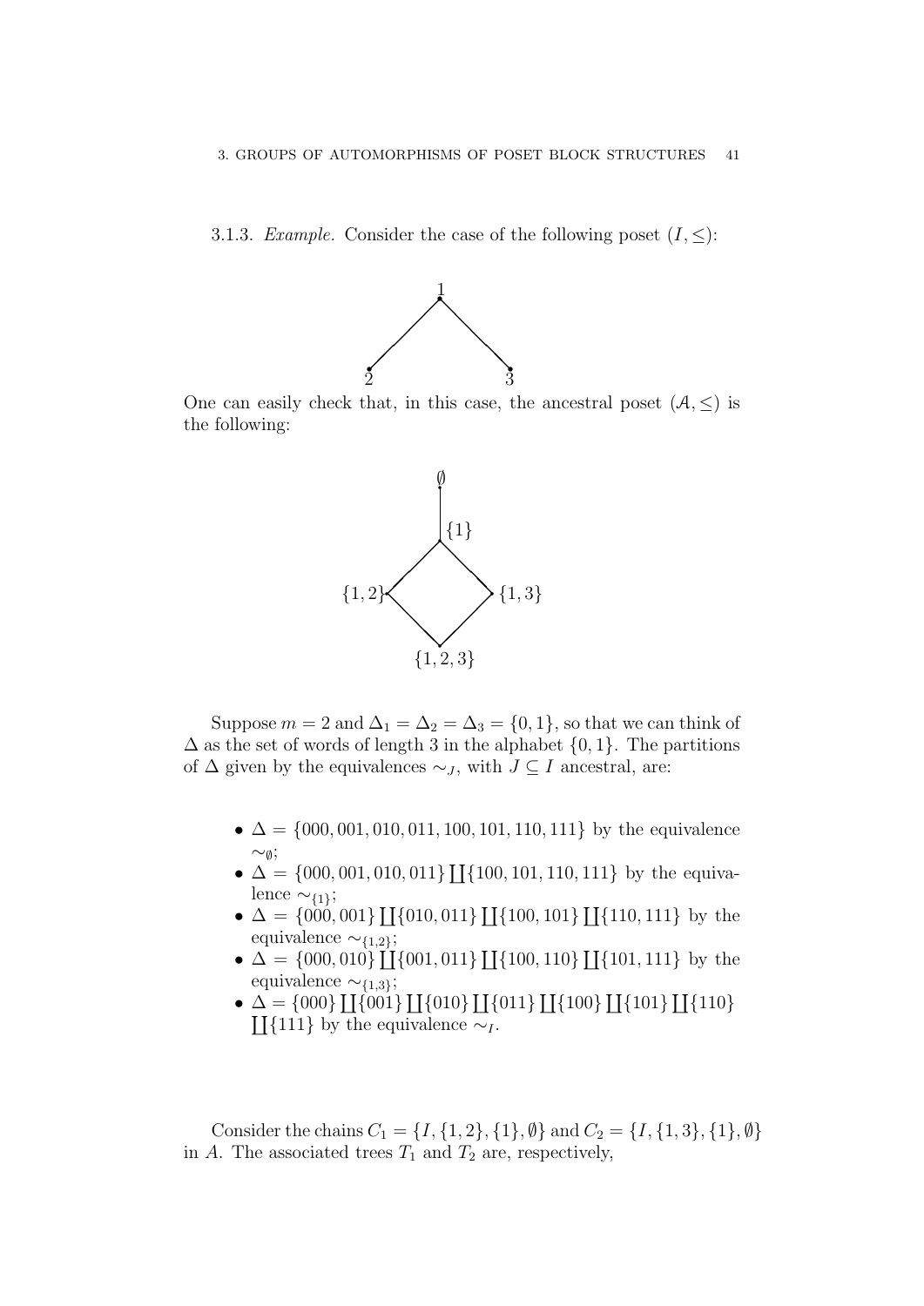3.1.3. *Example.* Consider the case of the following poset $(I, \leq)$:

One can easily check that, in this case, the ancestral poset $(\mathcal{A}, \leq)$ is the following:

Suppose $m = 2$ and $\Delta_1 = \Delta_2 = \Delta_3 = \{0, 1\}$, so that we can think of $\Delta$ as the set of words of length 3 in the alphabet $\{0, 1\}$. The partitions of $\Delta$ given by the equivalences $\sim_J$, with $J \subseteq I$ ancestral, are:

- $\Delta = \{000, 001, 010, 011, 100, 101, 110, 111\}$ by the equivalence $\sim_\emptyset$;
- $\Delta = \{000, 001, 010, 011\} \coprod \{100, 101, 110, 111\}$ by the equivalence $\sim_{\{1\}}$;
- $\Delta = \{000, 001\} \coprod \{010, 011\} \coprod \{100, 101\} \coprod \{110, 111\}$ by the equivalence $\sim_{\{1,2\}}$;
- $\Delta = \{000, 010\} \coprod \{001, 011\} \coprod \{100, 110\} \coprod \{101, 111\}$ by the equivalence $\sim_{\{1,3\}}$;
- $\Delta = \{000\} \coprod \{001\} \coprod \{010\} \coprod \{011\} \coprod \{100\} \coprod \{101\} \coprod \{110\} \coprod \{111\}$ by the equivalence $\sim_I$.

Consider the chains $C_1 = \{I, \{1, 2\}, \{1\}, \emptyset\}$ and $C_2 = \{I, \{1, 3\}, \{1\}, \emptyset\}$ in $A$. The associated trees $T_1$ and $T_2$ are, respectively,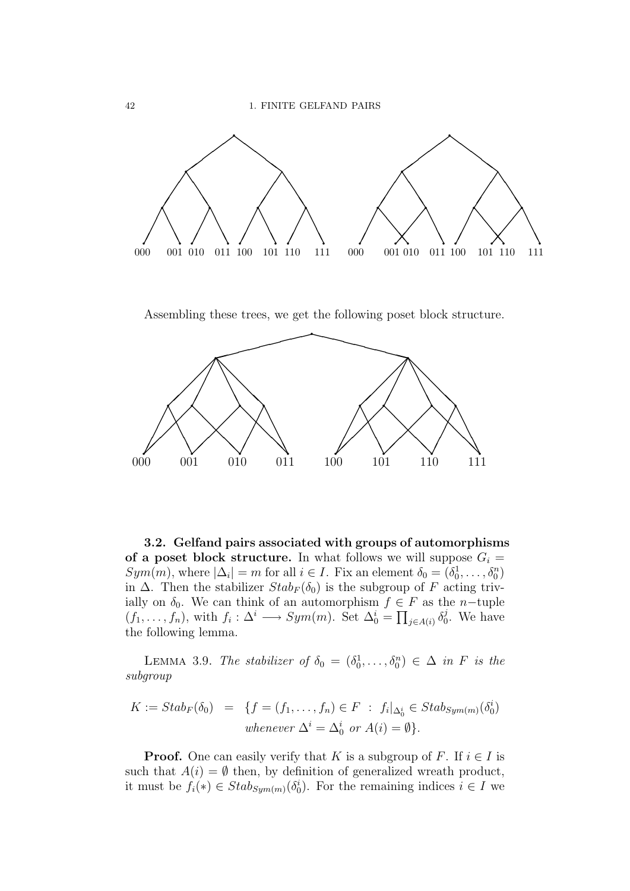000 001 010 011 100 101 110 111 000 001 010 011 100 101 110 111

Assembling these trees, we get the following poset block structure.

000 001 010 011 100 101 110 111

**3.2. Gelfand pairs associated with groups of automorphisms of a poset block structure.** In what follows we will suppose $G_i = Sym(m)$, where $|\Delta_i| = m$ for all $i \in I$. Fix an element $\delta_0 = (\delta_0^1, \ldots, \delta_0^n)$ in $\Delta$. Then the stabilizer $Stab_F(\delta_0)$ is the subgroup of $F$ acting trivially on $\delta_0$. We can think of an automorphism $f \in F$ as the $n-$tuple $(f_1, \ldots, f_n)$, with $f_i : \Delta^i \longrightarrow Sym(m)$. Set $\Delta_0^i = \prod_{j \in A(i)} \delta_0^j$. We have the following lemma.

LEMMA 3.9. *The stabilizer of* $\delta_0 = (\delta_0^1, \ldots, \delta_0^n) \in \Delta$ *in* $F$ *is the subgroup*

$$
\begin{aligned}
K := Stab_F(\delta_0) \; = \; \{ & f = (f_1, \ldots, f_n) \in F \; : \; f_i|_{\Delta_0^i} \in Stab_{Sym(m)}(\delta_0^i) \\
& \textit{whenever } \Delta^i = \Delta_0^i \textit{ or } A(i) = \emptyset \}.
\end{aligned}
$$

**Proof.** One can easily verify that $K$ is a subgroup of $F$. If $i \in I$ is such that $A(i) = \emptyset$ then, by definition of generalized wreath product, it must be $f_i(*) \in Stab_{Sym(m)}(\delta_0^i)$. For the remaining indices $i \in I$ we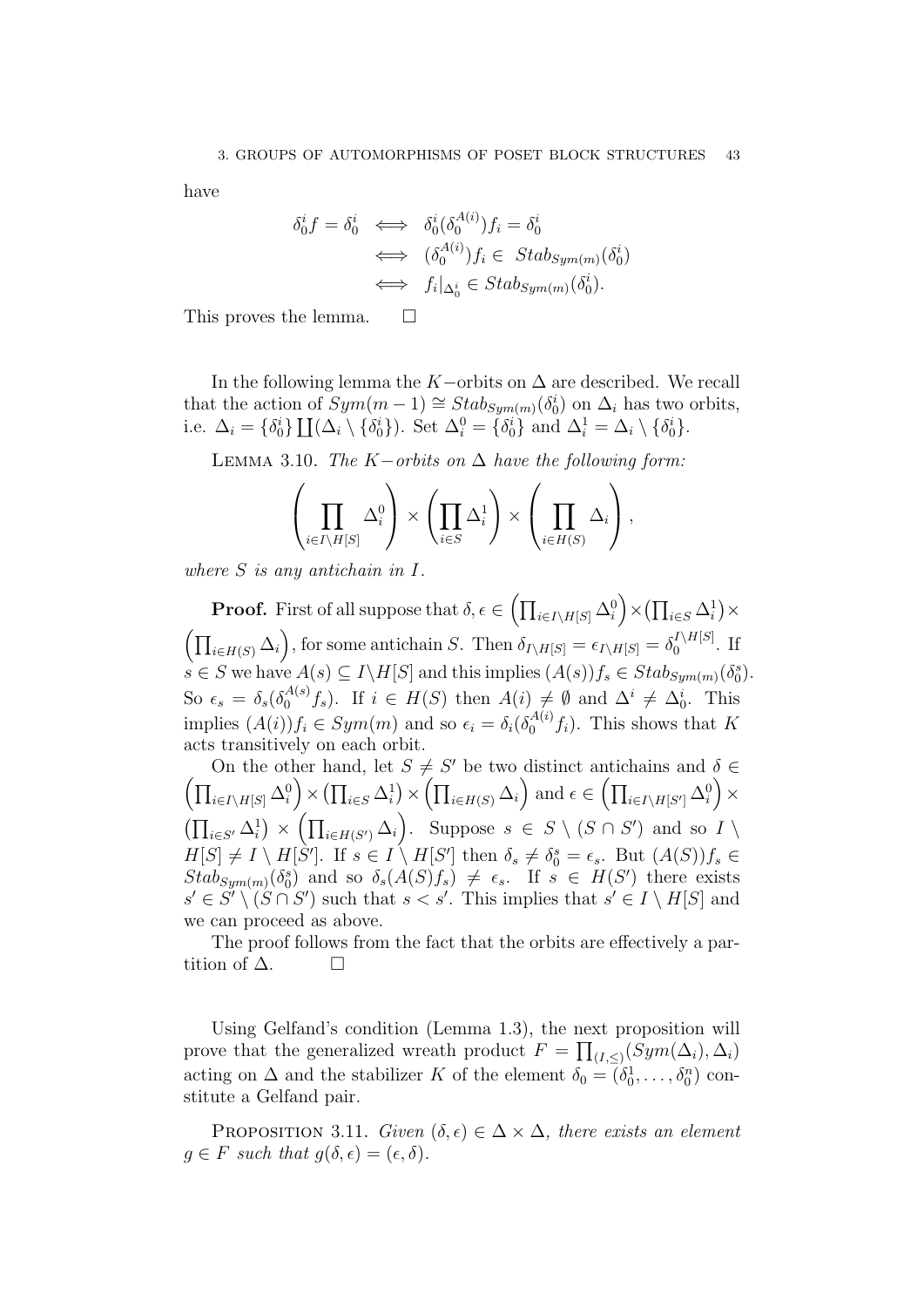have

$$\begin{aligned} \delta_0^i f = \delta_0^i &\iff \delta_0^i(\delta_0^{A(i)})f_i = \delta_0^i \\ &\iff (\delta_0^{A(i)})f_i \in \ Stab_{Sym(m)}(\delta_0^i) \\ &\iff f_i|_{\Delta_0^i} \in Stab_{Sym(m)}(\delta_0^i). \end{aligned}$$

This proves the lemma. $\square$

In the following lemma the $K-$orbits on $\Delta$ are described. We recall that the action of $Sym(m-1) \cong Stab_{Sym(m)}(\delta_0^i)$ on $\Delta_i$ has two orbits, i.e. $\Delta_i = \{\delta_0^i\} \coprod (\Delta_i \setminus \{\delta_0^i\})$. Set $\Delta_i^0 = \{\delta_0^i\}$ and $\Delta_i^1 = \Delta_i \setminus \{\delta_0^i\}$.

Lemma 3.10. *The $K-$orbits on $\Delta$ have the following form:*

$$\left(\prod_{i \in I \setminus H[S]} \Delta_i^0\right) \times \left(\prod_{i \in S} \Delta_i^1\right) \times \left(\prod_{i \in H(S)} \Delta_i\right),$$

*where $S$ is any antichain in $I$.*

**Proof.** First of all suppose that $\delta, \epsilon \in \left(\prod_{i \in I \setminus H[S]} \Delta_i^0\right) \times \left(\prod_{i \in S} \Delta_i^1\right) \times \left(\prod_{i \in H(S)} \Delta_i\right)$, for some antichain $S$. Then $\delta_{I \setminus H[S]} = \epsilon_{I \setminus H[S]} = \delta_0^{I \setminus H[S]}$. If $s \in S$ we have $A(s) \subseteq I \setminus H[S]$ and this implies $(A(s))f_s \in Stab_{Sym(m)}(\delta_0^s)$. So $\epsilon_s = \delta_s(\delta_0^{A(s)} f_s)$. If $i \in H(S)$ then $A(i) \neq \emptyset$ and $\Delta^i \neq \Delta_0^i$. This implies $(A(i))f_i \in Sym(m)$ and so $\epsilon_i = \delta_i(\delta_0^{A(i)} f_i)$. This shows that $K$ acts transitively on each orbit.

On the other hand, let $S \neq S'$ be two distinct antichains and $\delta \in \left(\prod_{i \in I \setminus H[S]} \Delta_i^0\right) \times \left(\prod_{i \in S} \Delta_i^1\right) \times \left(\prod_{i \in H(S)} \Delta_i\right)$ and $\epsilon \in \left(\prod_{i \in I \setminus H[S']} \Delta_i^0\right) \times \left(\prod_{i \in S'} \Delta_i^1\right) \times \left(\prod_{i \in H(S')} \Delta_i\right)$. Suppose $s \in S \setminus (S \cap S')$ and so $I \setminus H[S] \neq I \setminus H[S']$. If $s \in I \setminus H[S']$ then $\delta_s \neq \delta_0^s = \epsilon_s$. But $(A(S))f_s \in Stab_{Sym(m)}(\delta_0^s)$ and so $\delta_s(A(S)f_s) \neq \epsilon_s$. If $s \in H(S')$ there exists $s' \in S' \setminus (S \cap S')$ such that $s < s'$. This implies that $s' \in I \setminus H[S]$ and we can proceed as above.

The proof follows from the fact that the orbits are effectively a partition of $\Delta$. $\square$

Using Gelfand's condition (Lemma 1.3), the next proposition will prove that the generalized wreath product $F = \prod_{(I,\leq)}(Sym(\Delta_i), \Delta_i)$ acting on $\Delta$ and the stabilizer $K$ of the element $\delta_0 = (\delta_0^1, \ldots, \delta_0^n)$ constitute a Gelfand pair.

Proposition 3.11. *Given $(\delta, \epsilon) \in \Delta \times \Delta$, there exists an element $g \in F$ such that $g(\delta, \epsilon) = (\epsilon, \delta)$.*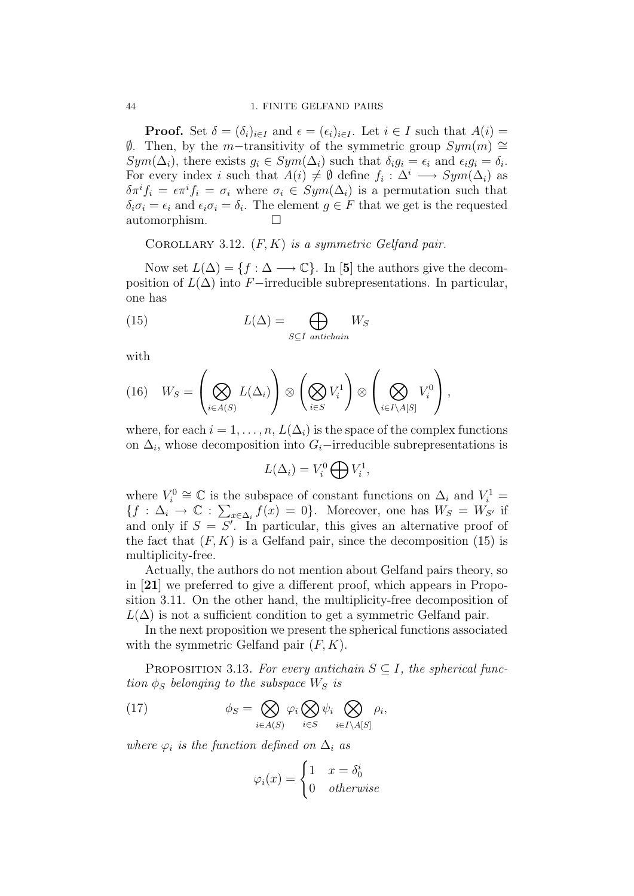**Proof.** Set $\delta = (\delta_i)_{i\in I}$ and $\epsilon = (\epsilon_i)_{i\in I}$. Let $i \in I$ such that $A(i) = \emptyset$. Then, by the $m-$transitivity of the symmetric group $Sym(m) \cong Sym(\Delta_i)$, there exists $g_i \in Sym(\Delta_i)$ such that $\delta_i g_i = \epsilon_i$ and $\epsilon_i g_i = \delta_i$. For every index $i$ such that $A(i) \neq \emptyset$ define $f_i : \Delta^i \longrightarrow Sym(\Delta_i)$ as $\delta\pi^i f_i = \epsilon\pi^i f_i = \sigma_i$ where $\sigma_i \in Sym(\Delta_i)$ is a permutation such that $\delta_i\sigma_i = \epsilon_i$ and $\epsilon_i\sigma_i = \delta_i$. The element $g \in F$ that we get is the requested automorphism. $\square$

COROLLARY 3.12. *$(F, K)$ is a symmetric Gelfand pair.*

Now set $L(\Delta) = \{f : \Delta \longrightarrow \mathbb{C}\}$. In [**5**] the authors give the decomposition of $L(\Delta)$ into $F-$irreducible subrepresentations. In particular, one has

$$L(\Delta) = \bigoplus_{S\subseteq I \ antichain} W_S \tag{15}$$

with

$$W_S = \left(\bigotimes_{i\in A(S)} L(\Delta_i)\right) \otimes \left(\bigotimes_{i\in S} V_i^1\right) \otimes \left(\bigotimes_{i\in I\setminus A[S]} V_i^0\right), \tag{16}$$

where, for each $i = 1, \ldots, n$, $L(\Delta_i)$ is the space of the complex functions on $\Delta_i$, whose decomposition into $G_i-$irreducible subrepresentations is

$$L(\Delta_i) = V_i^0 \bigoplus V_i^1,$$

where $V_i^0 \cong \mathbb{C}$ is the subspace of constant functions on $\Delta_i$ and $V_i^1 = \{f : \Delta_i \to \mathbb{C} : \sum_{x\in\Delta_i} f(x) = 0\}$. Moreover, one has $W_S = W_{S'}$ if and only if $S = S'$. In particular, this gives an alternative proof of the fact that $(F, K)$ is a Gelfand pair, since the decomposition (15) is multiplicity-free.

Actually, the authors do not mention about Gelfand pairs theory, so in [**21**] we preferred to give a different proof, which appears in Proposition 3.11. On the other hand, the multiplicity-free decomposition of $L(\Delta)$ is not a sufficient condition to get a symmetric Gelfand pair.

In the next proposition we present the spherical functions associated with the symmetric Gelfand pair $(F, K)$.

PROPOSITION 3.13. *For every antichain $S \subseteq I$, the spherical function $\phi_S$ belonging to the subspace $W_S$ is*

$$\phi_S = \bigotimes_{i\in A(S)} \varphi_i \bigotimes_{i\in S} \psi_i \bigotimes_{i\in I\setminus A[S]} \rho_i, \tag{17}$$

*where $\varphi_i$ is the function defined on $\Delta_i$ as*

$$\varphi_i(x) = \begin{cases} 1 & x = \delta_0^i \\ 0 & otherwise \end{cases}$$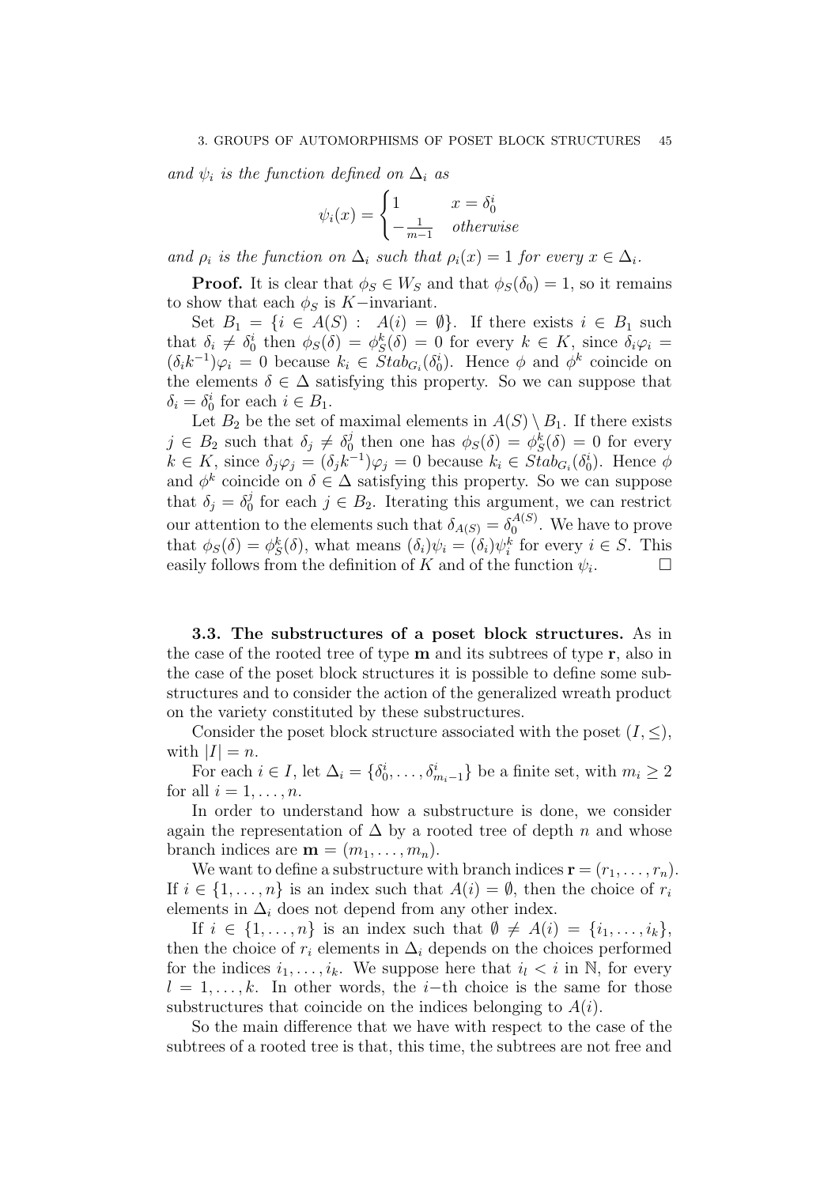*and $\psi_i$ is the function defined on $\Delta_i$ as*

$$\psi_i(x) = \begin{cases} 1 & x = \delta_0^i \\ -\frac{1}{m-1} & \textit{otherwise} \end{cases}$$

*and $\rho_i$ is the function on $\Delta_i$ such that $\rho_i(x) = 1$ for every $x \in \Delta_i$.*

**Proof.** It is clear that $\phi_S \in W_S$ and that $\phi_S(\delta_0) = 1$, so it remains to show that each $\phi_S$ is $K-$invariant.

Set $B_1 = \{i \in A(S) : \ A(i) = \emptyset\}$. If there exists $i \in B_1$ such that $\delta_i \neq \delta_0^i$ then $\phi_S(\delta) = \phi_S^k(\delta) = 0$ for every $k \in K$, since $\delta_i\varphi_i = (\delta_i k^{-1})\varphi_i = 0$ because $k_i \in Stab_{G_i}(\delta_0^i)$. Hence $\phi$ and $\phi^k$ coincide on the elements $\delta \in \Delta$ satisfying this property. So we can suppose that $\delta_i = \delta_0^i$ for each $i \in B_1$.

Let $B_2$ be the set of maximal elements in $A(S) \setminus B_1$. If there exists $j \in B_2$ such that $\delta_j \neq \delta_0^j$ then one has $\phi_S(\delta) = \phi_S^k(\delta) = 0$ for every $k \in K$, since $\delta_j\varphi_j = (\delta_j k^{-1})\varphi_j = 0$ because $k_i \in Stab_{G_i}(\delta_0^i)$. Hence $\phi$ and $\phi^k$ coincide on $\delta \in \Delta$ satisfying this property. So we can suppose that $\delta_j = \delta_0^j$ for each $j \in B_2$. Iterating this argument, we can restrict our attention to the elements such that $\delta_{A(S)} = \delta_0^{A(S)}$. We have to prove that $\phi_S(\delta) = \phi_S^k(\delta)$, what means $(\delta_i)\psi_i = (\delta_i)\psi_i^k$ for every $i \in S$. This easily follows from the definition of $K$ and of the function $\psi_i$. □

**3.3. The substructures of a poset block structures.** As in the case of the rooted tree of type $\mathbf{m}$ and its subtrees of type $\mathbf{r}$, also in the case of the poset block structures it is possible to define some substructures and to consider the action of the generalized wreath product on the variety constituted by these substructures.

Consider the poset block structure associated with the poset $(I, \leq)$, with $|I| = n$.

For each $i \in I$, let $\Delta_i = \{\delta_0^i, \ldots, \delta_{m_i-1}^i\}$ be a finite set, with $m_i \geq 2$ for all $i = 1, \ldots, n$.

In order to understand how a substructure is done, we consider again the representation of $\Delta$ by a rooted tree of depth $n$ and whose branch indices are $\mathbf{m} = (m_1, \ldots, m_n)$.

We want to define a substructure with branch indices $\mathbf{r} = (r_1, \ldots, r_n)$. If $i \in \{1, \ldots, n\}$ is an index such that $A(i) = \emptyset$, then the choice of $r_i$ elements in $\Delta_i$ does not depend from any other index.

If $i \in \{1, \ldots, n\}$ is an index such that $\emptyset \neq A(i) = \{i_1, \ldots, i_k\}$, then the choice of $r_i$ elements in $\Delta_i$ depends on the choices performed for the indices $i_1, \ldots, i_k$. We suppose here that $i_l < i$ in $\mathbb{N}$, for every $l = 1, \ldots, k$. In other words, the $i-$th choice is the same for those substructures that coincide on the indices belonging to $A(i)$.

So the main difference that we have with respect to the case of the subtrees of a rooted tree is that, this time, the subtrees are not free and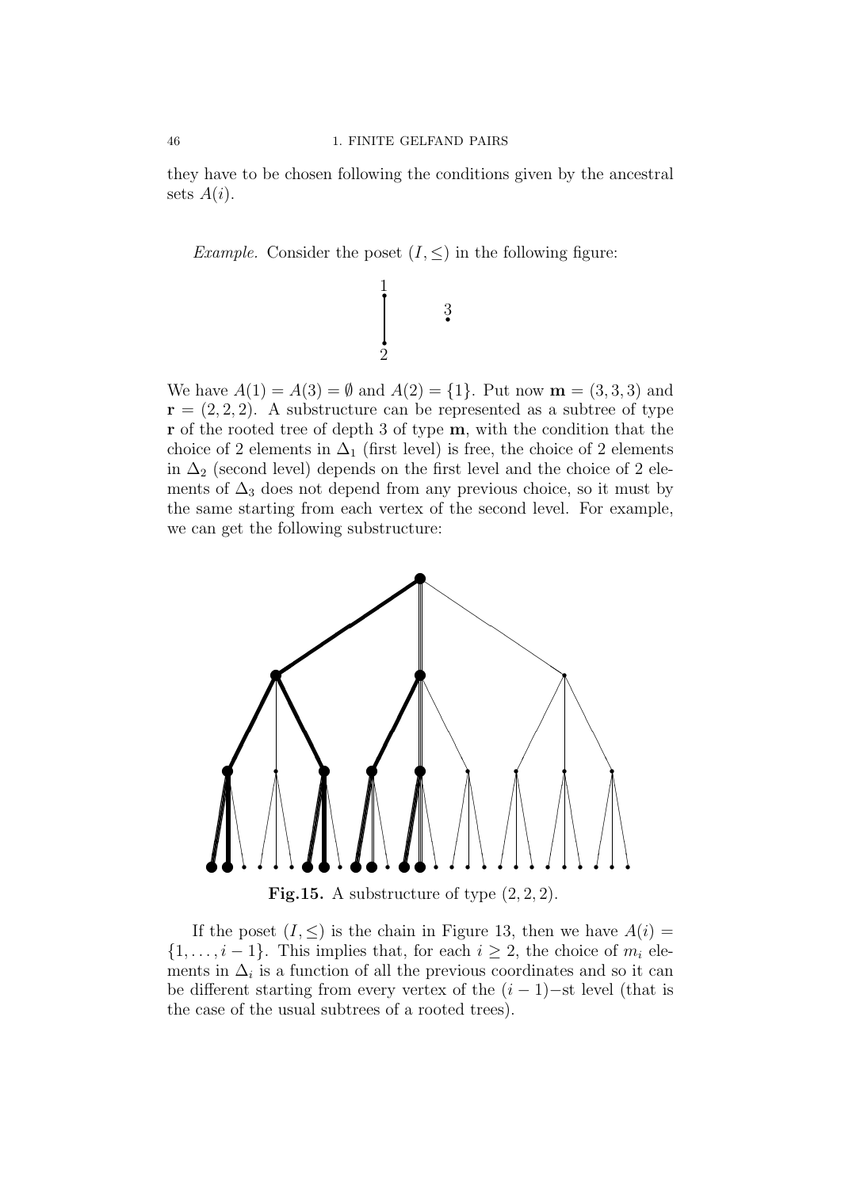they have to be chosen following the conditions given by the ancestral sets $A(i)$.

*Example.* Consider the poset $(I, \leq)$ in the following figure:

We have $A(1) = A(3) = \emptyset$ and $A(2) = \{1\}$. Put now $\mathbf{m} = (3, 3, 3)$ and $\mathbf{r} = (2, 2, 2)$. A substructure can be represented as a subtree of type $\mathbf{r}$ of the rooted tree of depth 3 of type $\mathbf{m}$, with the condition that the choice of 2 elements in $\Delta_1$ (first level) is free, the choice of 2 elements in $\Delta_2$ (second level) depends on the first level and the choice of 2 elements of $\Delta_3$ does not depend from any previous choice, so it must by the same starting from each vertex of the second level. For example, we can get the following substructure:

**Fig.15.** A substructure of type $(2, 2, 2)$.

If the poset $(I, \leq)$ is the chain in Figure 13, then we have $A(i) = \{1, \ldots, i-1\}$. This implies that, for each $i \geq 2$, the choice of $m_i$ elements in $\Delta_i$ is a function of all the previous coordinates and so it can be different starting from every vertex of the $(i-1)-$st level (that is the case of the usual subtrees of a rooted trees).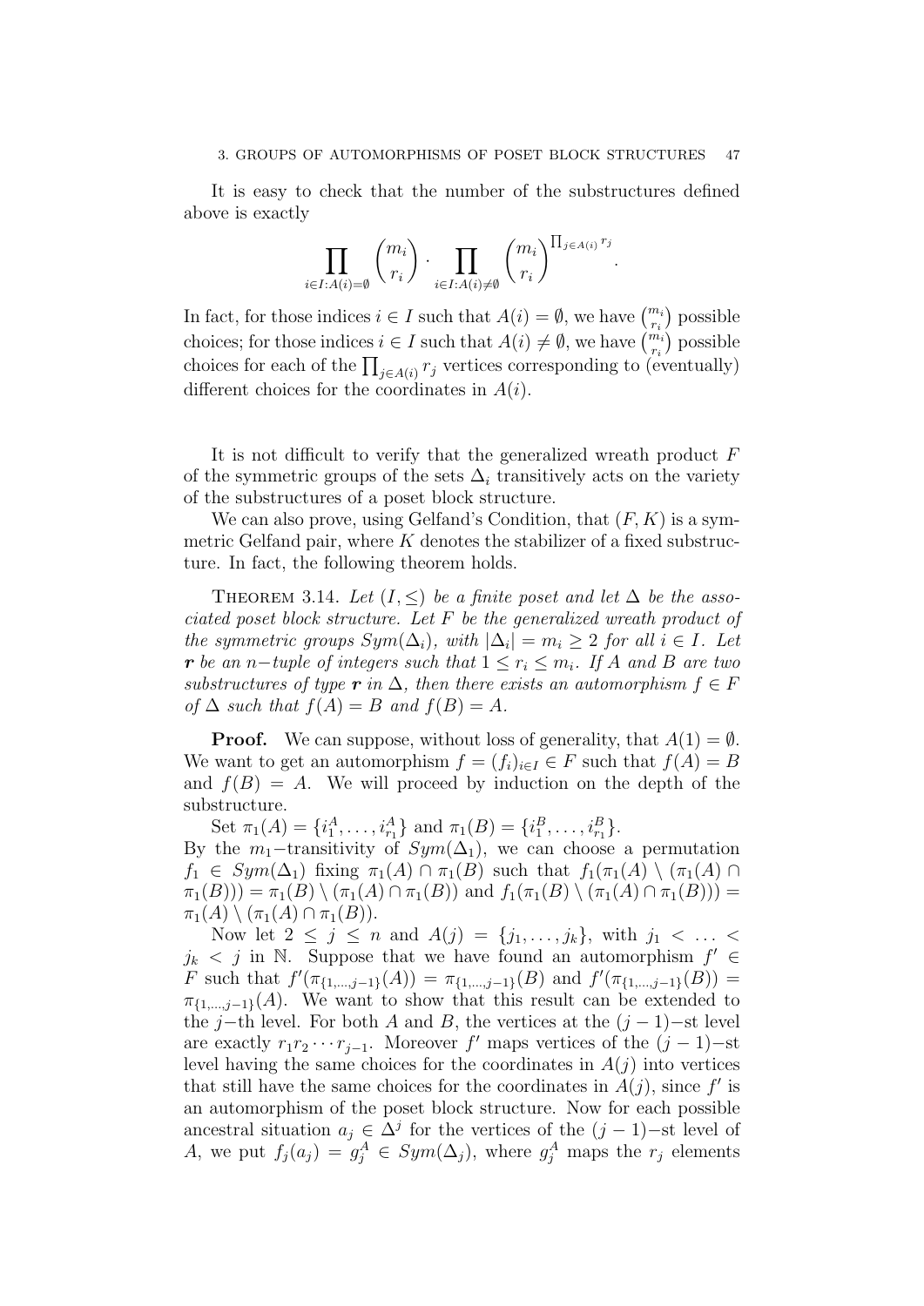It is easy to check that the number of the substructures defined above is exactly

$$\prod_{i\in I:A(i)=\emptyset}\binom{m_i}{r_i}\cdot\prod_{i\in I:A(i)\neq\emptyset}\binom{m_i}{r_i}^{\prod_{j\in A(i)}r_j}.$$

In fact, for those indices $i\in I$ such that $A(i)=\emptyset$, we have $\binom{m_i}{r_i}$ possible choices; for those indices $i\in I$ such that $A(i)\neq\emptyset$, we have $\binom{m_i}{r_i}$ possible choices for each of the $\prod_{j\in A(i)}r_j$ vertices corresponding to (eventually) different choices for the coordinates in $A(i)$.

It is not difficult to verify that the generalized wreath product $F$ of the symmetric groups of the sets $\Delta_i$ transitively acts on the variety of the substructures of a poset block structure.

We can also prove, using Gelfand's Condition, that $(F,K)$ is a symmetric Gelfand pair, where $K$ denotes the stabilizer of a fixed substructure. In fact, the following theorem holds.

Theorem 3.14. *Let $(I,\leq)$ be a finite poset and let $\Delta$ be the associated poset block structure. Let $F$ be the generalized wreath product of the symmetric groups $Sym(\Delta_i)$, with $|\Delta_i|=m_i\geq 2$ for all $i\in I$. Let $\mathbf{r}$ be an $n-$tuple of integers such that $1\leq r_i\leq m_i$. If $A$ and $B$ are two substructures of type $\mathbf{r}$ in $\Delta$, then there exists an automorphism $f\in F$ of $\Delta$ such that $f(A)=B$ and $f(B)=A$.*

**Proof.** We can suppose, without loss of generality, that $A(1)=\emptyset$. We want to get an automorphism $f=(f_i)_{i\in I}\in F$ such that $f(A)=B$ and $f(B)=A$. We will proceed by induction on the depth of the substructure.

Set $\pi_1(A)=\{i_1^A,\dots,i_{r_1}^A\}$ and $\pi_1(B)=\{i_1^B,\dots,i_{r_1}^B\}$.
By the $m_1-$transitivity of $Sym(\Delta_1)$, we can choose a permutation $f_1\in Sym(\Delta_1)$ fixing $\pi_1(A)\cap\pi_1(B)$ such that $f_1(\pi_1(A)\setminus(\pi_1(A)\cap\pi_1(B)))=\pi_1(B)\setminus(\pi_1(A)\cap\pi_1(B))$ and $f_1(\pi_1(B)\setminus(\pi_1(A)\cap\pi_1(B)))=\pi_1(A)\setminus(\pi_1(A)\cap\pi_1(B))$.

Now let $2\leq j\leq n$ and $A(j)=\{j_1,\dots,j_k\}$, with $j_1<\dots<j_k<j$ in $\mathbb{N}$. Suppose that we have found an automorphism $f'\in F$ such that $f'(\pi_{\{1,\dots,j-1\}}(A))=\pi_{\{1,\dots,j-1\}}(B)$ and $f'(\pi_{\{1,\dots,j-1\}}(B))=\pi_{\{1,\dots,j-1\}}(A)$. We want to show that this result can be extended to the $j-$th level. For both $A$ and $B$, the vertices at the $(j-1)-$st level are exactly $r_1r_2\cdots r_{j-1}$. Moreover $f'$ maps vertices of the $(j-1)-$st level having the same choices for the coordinates in $A(j)$ into vertices that still have the same choices for the coordinates in $A(j)$, since $f'$ is an automorphism of the poset block structure. Now for each possible ancestral situation $a_j\in\Delta^j$ for the vertices of the $(j-1)-$st level of $A$, we put $f_j(a_j)=g_j^A\in Sym(\Delta_j)$, where $g_j^A$ maps the $r_j$ elements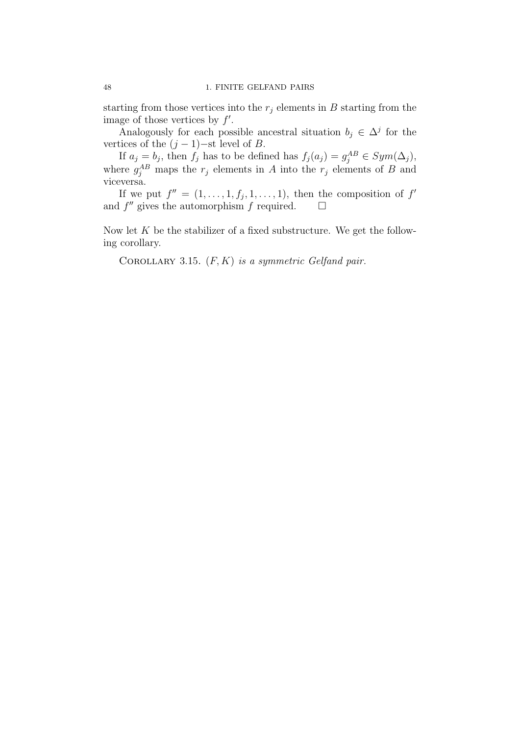starting from those vertices into the $r_j$ elements in $B$ starting from the image of those vertices by $f'$.

Analogously for each possible ancestral situation $b_j \in \Delta^j$ for the vertices of the $(j-1)-$st level of $B$.

If $a_j = b_j$, then $f_j$ has to be defined has $f_j(a_j) = g_j^{AB} \in Sym(\Delta_j)$, where $g_j^{AB}$ maps the $r_j$ elements in $A$ into the $r_j$ elements of $B$ and viceversa.

If we put $f'' = (1, \ldots, 1, f_j, 1, \ldots, 1)$, then the composition of $f'$ and $f''$ gives the automorphism $f$ required. $\square$

Now let $K$ be the stabilizer of a fixed substructure. We get the following corollary.

Corollary 3.15. *$(F, K)$ is a symmetric Gelfand pair.*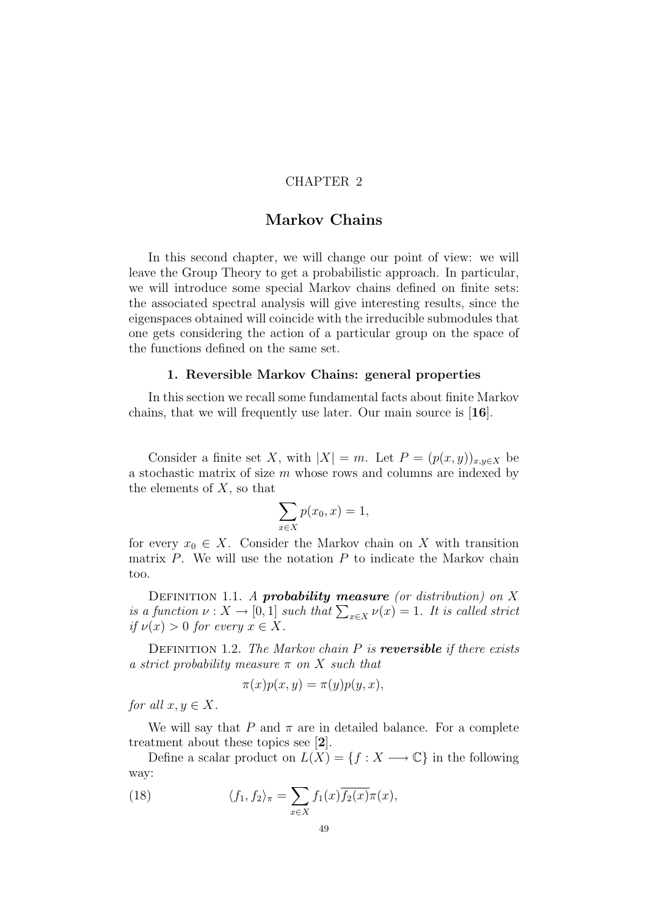CHAPTER 2

# Markov Chains

In this second chapter, we will change our point of view: we will leave the Group Theory to get a probabilistic approach. In particular, we will introduce some special Markov chains defined on finite sets: the associated spectral analysis will give interesting results, since the eigenspaces obtained will coincide with the irreducible submodules that one gets considering the action of a particular group on the space of the functions defined on the same set.

## 1. Reversible Markov Chains: general properties

In this section we recall some fundamental facts about finite Markov chains, that we will frequently use later. Our main source is [**16**].

Consider a finite set $X$, with $|X| = m$. Let $P = (p(x, y))_{x,y \in X}$ be a stochastic matrix of size $m$ whose rows and columns are indexed by the elements of $X$, so that

$$\sum_{x \in X} p(x_0, x) = 1,$$

for every $x_0 \in X$. Consider the Markov chain on $X$ with transition matrix $P$. We will use the notation $P$ to indicate the Markov chain too.

Definition 1.1. *A* ***probability measure*** *(or distribution) on $X$ is a function $\nu : X \to [0, 1]$ such that $\sum_{x \in X} \nu(x) = 1$. It is called strict if $\nu(x) > 0$ for every $x \in X$.*

Definition 1.2. *The Markov chain $P$ is* ***reversible*** *if there exists a strict probability measure $\pi$ on $X$ such that*

$$\pi(x)p(x, y) = \pi(y)p(y, x),$$

*for all $x, y \in X$.*

We will say that $P$ and $\pi$ are in detailed balance. For a complete treatment about these topics see [**2**].

Define a scalar product on $L(X) = \{f : X \longrightarrow \mathbb{C}\}$ in the following way:

$$\langle f_1, f_2 \rangle_\pi = \sum_{x \in X} f_1(x)\overline{f_2(x)}\pi(x), \tag{18}$$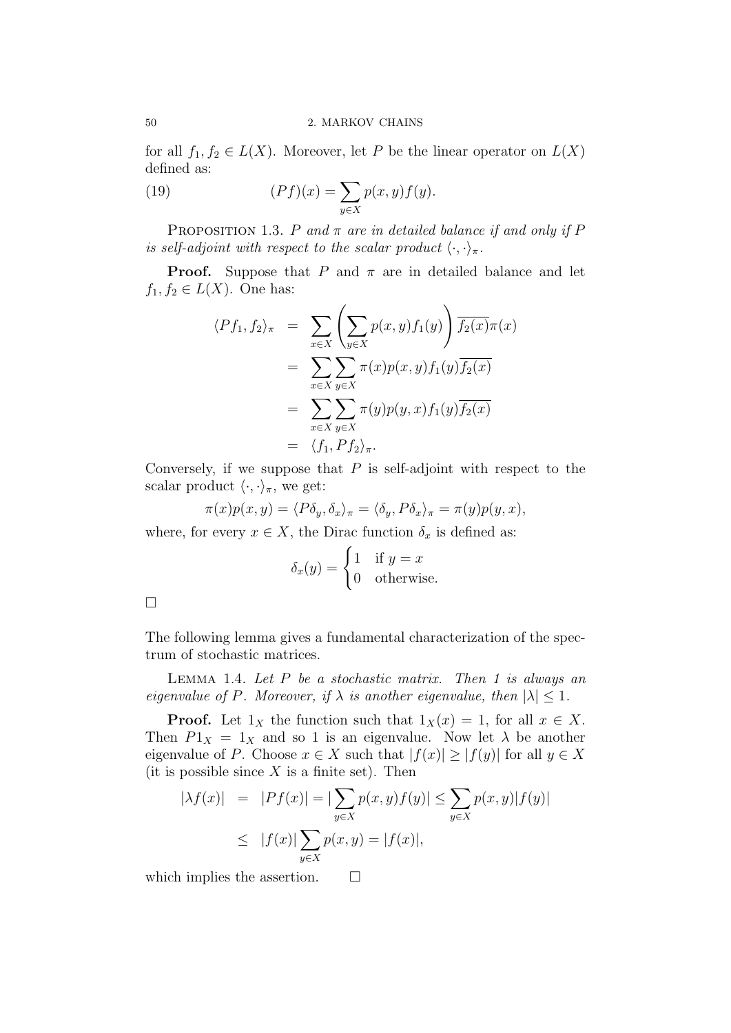for all $f_1, f_2 \in L(X)$. Moreover, let $P$ be the linear operator on $L(X)$ defined as:

$$(Pf)(x) = \sum_{y \in X} p(x,y) f(y). \tag{19}$$

PROPOSITION 1.3. *$P$ and $\pi$ are in detailed balance if and only if $P$ is self-adjoint with respect to the scalar product $\langle \cdot, \cdot \rangle_\pi$.*

**Proof.** Suppose that $P$ and $\pi$ are in detailed balance and let $f_1, f_2 \in L(X)$. One has:

$$\begin{aligned}
\langle Pf_1, f_2 \rangle_\pi &= \sum_{x \in X} \left( \sum_{y \in X} p(x,y) f_1(y) \right) \overline{f_2(x)} \pi(x) \\
&= \sum_{x \in X} \sum_{y \in X} \pi(x) p(x,y) f_1(y) \overline{f_2(x)} \\
&= \sum_{x \in X} \sum_{y \in X} \pi(y) p(y,x) f_1(y) \overline{f_2(x)} \\
&= \langle f_1, Pf_2 \rangle_\pi.
\end{aligned}$$

Conversely, if we suppose that $P$ is self-adjoint with respect to the scalar product $\langle \cdot, \cdot \rangle_\pi$, we get:

$$\pi(x) p(x,y) = \langle P\delta_y, \delta_x \rangle_\pi = \langle \delta_y, P\delta_x \rangle_\pi = \pi(y) p(y,x),$$

where, for every $x \in X$, the Dirac function $\delta_x$ is defined as:

$$\delta_x(y) = \begin{cases} 1 & \text{if } y = x \\ 0 & \text{otherwise.} \end{cases}$$

□

The following lemma gives a fundamental characterization of the spectrum of stochastic matrices.

LEMMA 1.4. *Let $P$ be a stochastic matrix. Then 1 is always an eigenvalue of $P$. Moreover, if $\lambda$ is another eigenvalue, then $|\lambda| \leq 1$.*

**Proof.** Let $1_X$ the function such that $1_X(x) = 1$, for all $x \in X$. Then $P1_X = 1_X$ and so 1 is an eigenvalue. Now let $\lambda$ be another eigenvalue of $P$. Choose $x \in X$ such that $|f(x)| \geq |f(y)|$ for all $y \in X$ (it is possible since $X$ is a finite set). Then

$$\begin{aligned}
|\lambda f(x)| &= |Pf(x)| = |\sum_{y \in X} p(x,y) f(y)| \leq \sum_{y \in X} p(x,y) |f(y)| \\
&\leq |f(x)| \sum_{y \in X} p(x,y) = |f(x)|,
\end{aligned}$$

which implies the assertion. □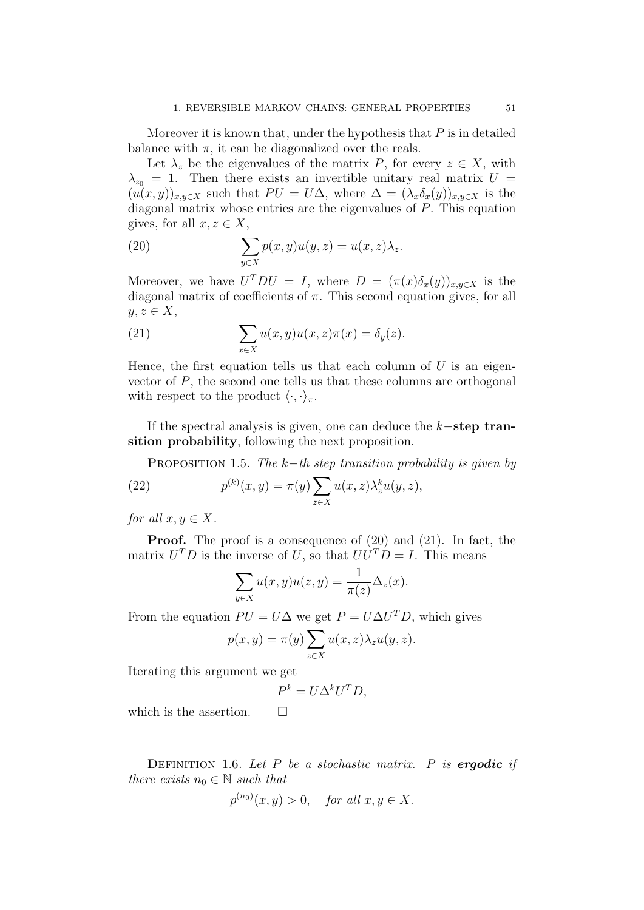Moreover it is known that, under the hypothesis that $P$ is in detailed balance with $\pi$, it can be diagonalized over the reals.

Let $\lambda_z$ be the eigenvalues of the matrix $P$, for every $z \in X$, with $\lambda_{z_0} = 1$. Then there exists an invertible unitary real matrix $U = (u(x,y))_{x,y \in X}$ such that $PU = U\Delta$, where $\Delta = (\lambda_x \delta_x(y))_{x,y\in X}$ is the diagonal matrix whose entries are the eigenvalues of $P$. This equation gives, for all $x, z \in X$,

$$\sum_{y \in X} p(x,y)u(y,z) = u(x,z)\lambda_z. \tag{20}$$

Moreover, we have $U^T D U = I$, where $D = (\pi(x)\delta_x(y))_{x,y\in X}$ is the diagonal matrix of coefficients of $\pi$. This second equation gives, for all $y, z \in X$,

$$\sum_{x \in X} u(x,y)u(x,z)\pi(x) = \delta_y(z). \tag{21}$$

Hence, the first equation tells us that each column of $U$ is an eigenvector of $P$, the second one tells us that these columns are orthogonal with respect to the product $\langle \cdot, \cdot \rangle_\pi$.

If the spectral analysis is given, one can deduce the $k-$**step transition probability**, following the next proposition.

Proposition 1.5. *The $k-$th step transition probability is given by*

$$p^{(k)}(x,y) = \pi(y) \sum_{z \in X} u(x,z)\lambda_z^k u(y,z), \tag{22}$$

*for all $x, y \in X$.*

**Proof.** The proof is a consequence of (20) and (21). In fact, the matrix $U^T D$ is the inverse of $U$, so that $UU^T D = I$. This means

$$\sum_{y \in X} u(x,y)u(z,y) = \frac{1}{\pi(z)}\Delta_z(x).$$

From the equation $PU = U\Delta$ we get $P = U\Delta U^T D$, which gives

$$p(x,y) = \pi(y) \sum_{z \in X} u(x,z)\lambda_z u(y,z).$$

Iterating this argument we get

$$P^k = U\Delta^k U^T D,$$

which is the assertion. $\square$

Definition 1.6. *Let $P$ be a stochastic matrix. $P$ is* ***ergodic*** *if there exists $n_0 \in \mathbb{N}$ such that*

$$p^{(n_0)}(x,y) > 0, \quad \text{for all } x, y \in X.$$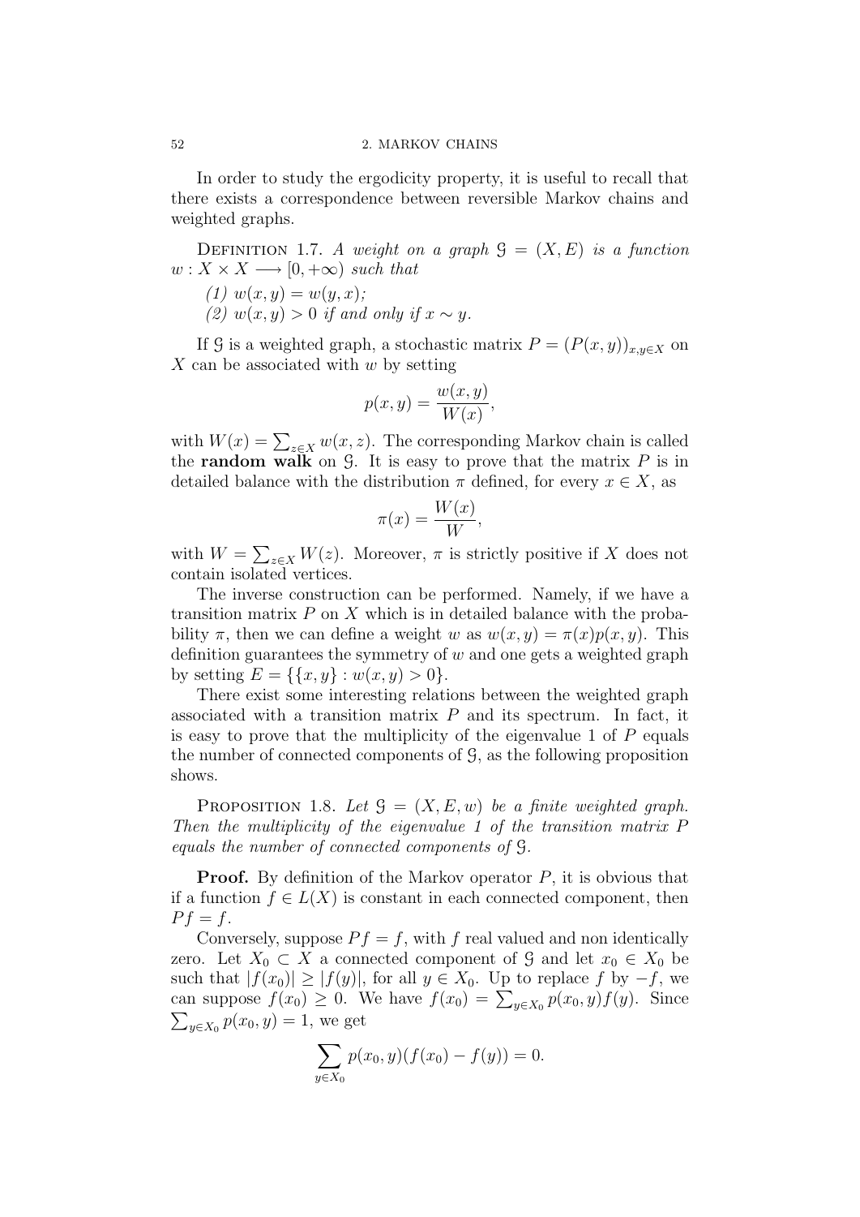In order to study the ergodicity property, it is useful to recall that there exists a correspondence between reversible Markov chains and weighted graphs.

Definition 1.7. *A weight on a graph $\mathcal{G} = (X, E)$ is a function $w : X \times X \longrightarrow [0, +\infty)$ such that*

*(1) $w(x, y) = w(y, x)$;*
*(2) $w(x, y) > 0$ if and only if $x \sim y$.*

If $\mathcal{G}$ is a weighted graph, a stochastic matrix $P = (P(x, y))_{x,y \in X}$ on $X$ can be associated with $w$ by setting

$$p(x, y) = \frac{w(x, y)}{W(x)},$$

with $W(x) = \sum_{z \in X} w(x, z)$. The corresponding Markov chain is called the **random walk** on $\mathcal{G}$. It is easy to prove that the matrix $P$ is in detailed balance with the distribution $\pi$ defined, for every $x \in X$, as

$$\pi(x) = \frac{W(x)}{W},$$

with $W = \sum_{z \in X} W(z)$. Moreover, $\pi$ is strictly positive if $X$ does not contain isolated vertices.

The inverse construction can be performed. Namely, if we have a transition matrix $P$ on $X$ which is in detailed balance with the probability $\pi$, then we can define a weight $w$ as $w(x, y) = \pi(x)p(x, y)$. This definition guarantees the symmetry of $w$ and one gets a weighted graph by setting $E = \{\{x, y\} : w(x, y) > 0\}$.

There exist some interesting relations between the weighted graph associated with a transition matrix $P$ and its spectrum. In fact, it is easy to prove that the multiplicity of the eigenvalue 1 of $P$ equals the number of connected components of $\mathcal{G}$, as the following proposition shows.

Proposition 1.8. *Let $\mathcal{G} = (X, E, w)$ be a finite weighted graph. Then the multiplicity of the eigenvalue 1 of the transition matrix $P$ equals the number of connected components of $\mathcal{G}$.*

**Proof.** By definition of the Markov operator $P$, it is obvious that if a function $f \in L(X)$ is constant in each connected component, then $Pf = f$.

Conversely, suppose $Pf = f$, with $f$ real valued and non identically zero. Let $X_0 \subset X$ a connected component of $\mathcal{G}$ and let $x_0 \in X_0$ be such that $|f(x_0)| \geq |f(y)|$, for all $y \in X_0$. Up to replace $f$ by $-f$, we can suppose $f(x_0) \geq 0$. We have $f(x_0) = \sum_{y \in X_0} p(x_0, y)f(y)$. Since $\sum_{y \in X_0} p(x_0, y) = 1$, we get

$$\sum_{y \in X_0} p(x_0, y)(f(x_0) - f(y)) = 0.$$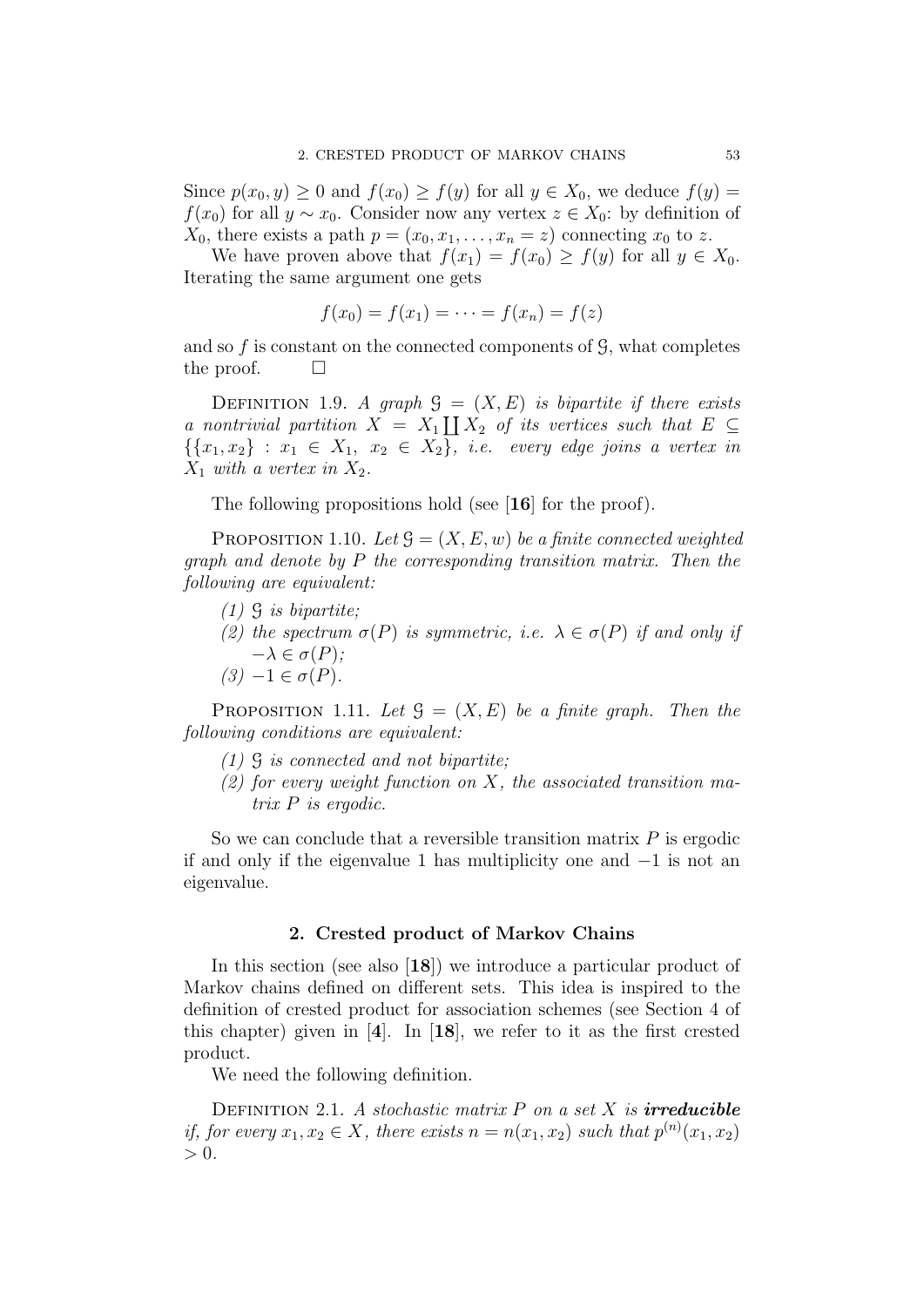Since $p(x_0, y) \geq 0$ and $f(x_0) \geq f(y)$ for all $y \in X_0$, we deduce $f(y) = f(x_0)$ for all $y \sim x_0$. Consider now any vertex $z \in X_0$: by definition of $X_0$, there exists a path $p = (x_0, x_1, \ldots, x_n = z)$ connecting $x_0$ to $z$.

We have proven above that $f(x_1) = f(x_0) \geq f(y)$ for all $y \in X_0$. Iterating the same argument one gets

$$f(x_0) = f(x_1) = \cdots = f(x_n) = f(z)$$

and so $f$ is constant on the connected components of $\mathcal{G}$, what completes the proof. $\square$

Definition 1.9. *A graph $\mathcal{G} = (X, E)$ is bipartite if there exists a nontrivial partition $X = X_1 \coprod X_2$ of its vertices such that $E \subseteq \{\{x_1, x_2\} : x_1 \in X_1, \ x_2 \in X_2\}$, i.e. every edge joins a vertex in $X_1$ with a vertex in $X_2$.*

The following propositions hold (see [**16**] for the proof).

Proposition 1.10. *Let $\mathcal{G} = (X, E, w)$ be a finite connected weighted graph and denote by $P$ the corresponding transition matrix. Then the following are equivalent:*

*(1) $\mathcal{G}$ is bipartite;*
*(2) the spectrum $\sigma(P)$ is symmetric, i.e. $\lambda \in \sigma(P)$ if and only if $-\lambda \in \sigma(P)$;*
*(3) $-1 \in \sigma(P)$.*

Proposition 1.11. *Let $\mathcal{G} = (X, E)$ be a finite graph. Then the following conditions are equivalent:*

*(1) $\mathcal{G}$ is connected and not bipartite;*
*(2) for every weight function on $X$, the associated transition matrix $P$ is ergodic.*

So we can conclude that a reversible transition matrix $P$ is ergodic if and only if the eigenvalue 1 has multiplicity one and $-1$ is not an eigenvalue.

## 2. Crested product of Markov Chains

In this section (see also [**18**]) we introduce a particular product of Markov chains defined on different sets. This idea is inspired to the definition of crested product for association schemes (see Section 4 of this chapter) given in [**4**]. In [**18**], we refer to it as the first crested product.

We need the following definition.

Definition 2.1. *A stochastic matrix $P$ on a set $X$ is* ***irreducible*** *if, for every $x_1, x_2 \in X$, there exists $n = n(x_1, x_2)$ such that $p^{(n)}(x_1, x_2) > 0$.*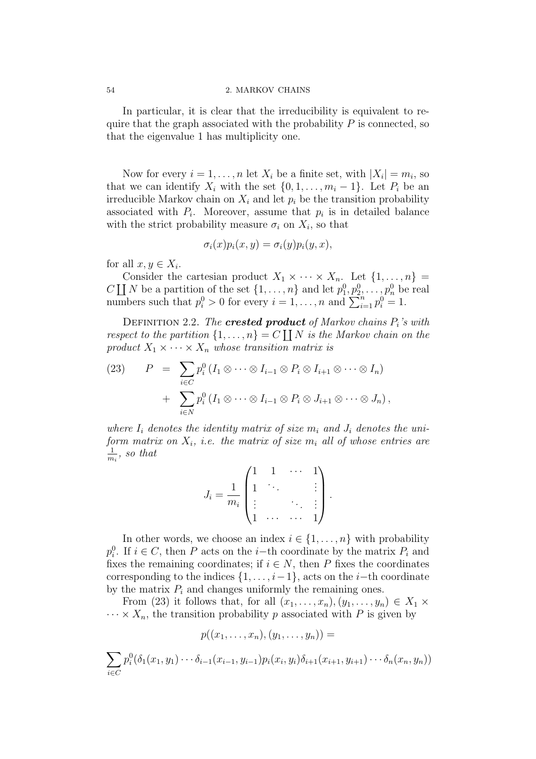In particular, it is clear that the irreducibility is equivalent to require that the graph associated with the probability $P$ is connected, so that the eigenvalue 1 has multiplicity one.

Now for every $i = 1, \ldots, n$ let $X_i$ be a finite set, with $|X_i| = m_i$, so that we can identify $X_i$ with the set $\{0, 1, \ldots, m_i - 1\}$. Let $P_i$ be an irreducible Markov chain on $X_i$ and let $p_i$ be the transition probability associated with $P_i$. Moreover, assume that $p_i$ is in detailed balance with the strict probability measure $\sigma_i$ on $X_i$, so that

$$\sigma_i(x)p_i(x, y) = \sigma_i(y)p_i(y, x),$$

for all $x, y \in X_i$.

Consider the cartesian product $X_1 \times \cdots \times X_n$. Let $\{1, \ldots, n\} = C \coprod N$ be a partition of the set $\{1, \ldots, n\}$ and let $p_1^0, p_2^0, \ldots, p_n^0$ be real numbers such that $p_i^0 > 0$ for every $i = 1, \ldots, n$ and $\sum_{i=1}^n p_i^0 = 1$.

Definition 2.2. *The* ***crested product*** *of Markov chains $P_i$'s with respect to the partition $\{1, \ldots, n\} = C \coprod N$ is the Markov chain on the product $X_1 \times \cdots \times X_n$ whose transition matrix is*

$$\begin{aligned} (23) \qquad P \;=\; & \sum_{i \in C} p_i^0 \left( I_1 \otimes \cdots \otimes I_{i-1} \otimes P_i \otimes I_{i+1} \otimes \cdots \otimes I_n \right) \\ + \; & \sum_{i \in N} p_i^0 \left( I_1 \otimes \cdots \otimes I_{i-1} \otimes P_i \otimes J_{i+1} \otimes \cdots \otimes J_n \right), \end{aligned}$$

*where $I_i$ denotes the identity matrix of size $m_i$ and $J_i$ denotes the uniform matrix on $X_i$, i.e. the matrix of size $m_i$ all of whose entries are $\frac{1}{m_i}$, so that*

$$J_i = \frac{1}{m_i} \begin{pmatrix} 1 & 1 & \cdots & 1 \\ 1 & \ddots & & \vdots \\ \vdots & & \ddots & \vdots \\ 1 & \cdots & \cdots & 1 \end{pmatrix}.$$

In other words, we choose an index $i \in \{1, \ldots, n\}$ with probability $p_i^0$. If $i \in C$, then $P$ acts on the $i$-th coordinate by the matrix $P_i$ and fixes the remaining coordinates; if $i \in N$, then $P$ fixes the coordinates corresponding to the indices $\{1, \ldots, i-1\}$, acts on the $i$-th coordinate by the matrix $P_i$ and changes uniformly the remaining ones.

From (23) it follows that, for all $(x_1, \ldots, x_n), (y_1, \ldots, y_n) \in X_1 \times \cdots \times X_n$, the transition probability $p$ associated with $P$ is given by

$$p((x_1, \ldots, x_n), (y_1, \ldots, y_n)) =$$

$$\sum_{i \in C} p_i^0 (\delta_1(x_1, y_1) \cdots \delta_{i-1}(x_{i-1}, y_{i-1}) p_i(x_i, y_i) \delta_{i+1}(x_{i+1}, y_{i+1}) \cdots \delta_n(x_n, y_n))$$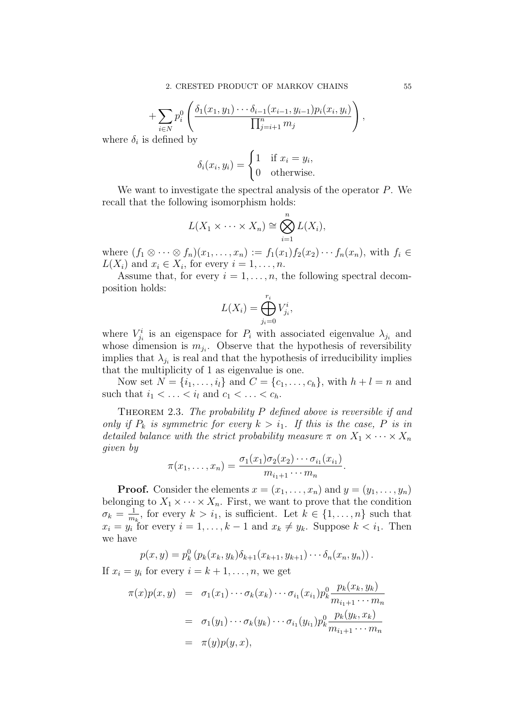$$+\sum_{i\in N} p_i^0 \left( \frac{\delta_1(x_1,y_1)\cdots\delta_{i-1}(x_{i-1},y_{i-1})p_i(x_i,y_i)}{\prod_{j=i+1}^n m_j} \right),$$

where $\delta_i$ is defined by

$$\delta_i(x_i,y_i) = \begin{cases} 1 & \text{if } x_i = y_i, \\ 0 & \text{otherwise.} \end{cases}$$

We want to investigate the spectral analysis of the operator $P$. We recall that the following isomorphism holds:

$$L(X_1 \times \cdots \times X_n) \cong \bigotimes_{i=1}^n L(X_i),$$

where $(f_1 \otimes \cdots \otimes f_n)(x_1,\ldots,x_n) := f_1(x_1)f_2(x_2)\cdots f_n(x_n)$, with $f_i \in L(X_i)$ and $x_i \in X_i$, for every $i = 1,\ldots,n$.

Assume that, for every $i = 1,\ldots,n$, the following spectral decomposition holds:

$$L(X_i) = \bigoplus_{j_i=0}^{r_i} V_{j_i}^i,$$

where $V_{j_i}^i$ is an eigenspace for $P_i$ with associated eigenvalue $\lambda_{j_i}$ and whose dimension is $m_{j_i}$. Observe that the hypothesis of reversibility implies that $\lambda_{j_i}$ is real and that the hypothesis of irreducibility implies that the multiplicity of 1 as eigenvalue is one.

Now set $N = \{i_1,\ldots,i_l\}$ and $C = \{c_1,\ldots,c_h\}$, with $h + l = n$ and such that $i_1 < \ldots < i_l$ and $c_1 < \ldots < c_h$.

Theorem 2.3. *The probability $P$ defined above is reversible if and only if $P_k$ is symmetric for every $k > i_1$. If this is the case, $P$ is in detailed balance with the strict probability measure $\pi$ on $X_1 \times \cdots \times X_n$ given by*

$$\pi(x_1,\ldots,x_n) = \frac{\sigma_1(x_1)\sigma_2(x_2)\cdots\sigma_{i_1}(x_{i_1})}{m_{i_1+1}\cdots m_n}.$$

**Proof.** Consider the elements $x = (x_1,\ldots,x_n)$ and $y = (y_1,\ldots,y_n)$ belonging to $X_1 \times \cdots \times X_n$. First, we want to prove that the condition $\sigma_k = \frac{1}{m_k}$, for every $k > i_1$, is sufficient. Let $k \in \{1,\ldots,n\}$ such that $x_i = y_i$ for every $i = 1,\ldots,k-1$ and $x_k \neq y_k$. Suppose $k < i_1$. Then we have

$$p(x,y) = p_k^0 \left(p_k(x_k,y_k)\delta_{k+1}(x_{k+1},y_{k+1})\cdots\delta_n(x_n,y_n)\right).$$

If $x_i = y_i$ for every $i = k+1,\ldots,n$, we get

$$\begin{aligned}
\pi(x)p(x,y) &= \sigma_1(x_1)\cdots\sigma_k(x_k)\cdots\sigma_{i_1}(x_{i_1})p_k^0\frac{p_k(x_k,y_k)}{m_{i_1+1}\cdots m_n} \\
&= \sigma_1(y_1)\cdots\sigma_k(y_k)\cdots\sigma_{i_1}(y_{i_1})p_k^0\frac{p_k(y_k,x_k)}{m_{i_1+1}\cdots m_n} \\
&= \pi(y)p(y,x),
\end{aligned}$$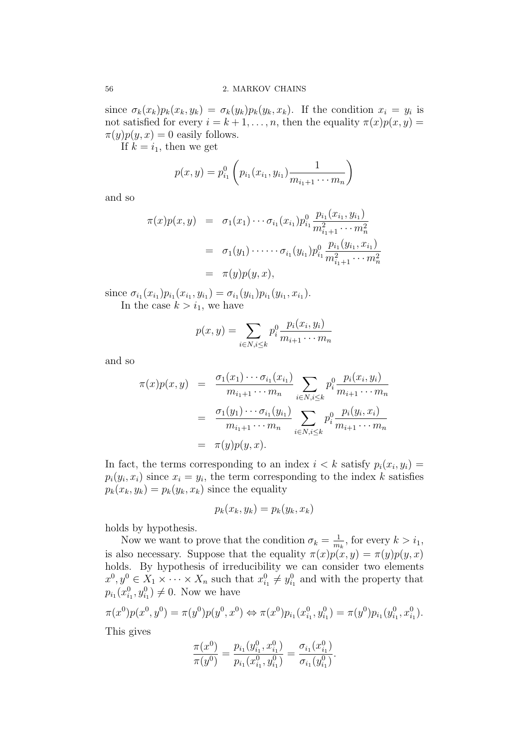since $\sigma_k(x_k)p_k(x_k, y_k) = \sigma_k(y_k)p_k(y_k, x_k)$. If the condition $x_i = y_i$ is not satisfied for every $i = k+1, \ldots, n$, then the equality $\pi(x)p(x, y) = \pi(y)p(y, x) = 0$ easily follows.

If $k = i_1$, then we get

$$p(x, y) = p_{i_1}^0 \left( p_{i_1}(x_{i_1}, y_{i_1}) \frac{1}{m_{i_1+1} \cdots m_n} \right)$$

and so

$$\begin{aligned}
\pi(x)p(x, y) &= \sigma_1(x_1) \cdots \sigma_{i_1}(x_{i_1}) p_{i_1}^0 \frac{p_{i_1}(x_{i_1}, y_{i_1})}{m_{i_1+1}^2 \cdots m_n^2} \\
&= \sigma_1(y_1) \cdot \cdots \cdot \sigma_{i_1}(y_{i_1}) p_{i_1}^0 \frac{p_{i_1}(y_{i_1}, x_{i_1})}{m_{i_1+1}^2 \cdots m_n^2} \\
&= \pi(y)p(y, x),
\end{aligned}$$

since $\sigma_{i_1}(x_{i_1})p_{i_1}(x_{i_1}, y_{i_1}) = \sigma_{i_1}(y_{i_1})p_{i_1}(y_{i_1}, x_{i_1})$.

In the case $k > i_1$, we have

$$p(x, y) = \sum_{i \in N, i \leq k} p_i^0 \frac{p_i(x_i, y_i)}{m_{i+1} \cdots m_n}$$

and so

$$\begin{aligned}
\pi(x)p(x, y) &= \frac{\sigma_1(x_1) \cdots \sigma_{i_1}(x_{i_1})}{m_{i_1+1} \cdots m_n} \sum_{i \in N, i \leq k} p_i^0 \frac{p_i(x_i, y_i)}{m_{i+1} \cdots m_n} \\
&= \frac{\sigma_1(y_1) \cdots \sigma_{i_1}(y_{i_1})}{m_{i_1+1} \cdots m_n} \sum_{i \in N, i \leq k} p_i^0 \frac{p_i(y_i, x_i)}{m_{i+1} \cdots m_n} \\
&= \pi(y)p(y, x).
\end{aligned}$$

In fact, the terms corresponding to an index $i < k$ satisfy $p_i(x_i, y_i) = p_i(y_i, x_i)$ since $x_i = y_i$, the term corresponding to the index $k$ satisfies $p_k(x_k, y_k) = p_k(y_k, x_k)$ since the equality

$$p_k(x_k, y_k) = p_k(y_k, x_k)$$

holds by hypothesis.

Now we want to prove that the condition $\sigma_k = \frac{1}{m_k}$, for every $k > i_1$, is also necessary. Suppose that the equality $\pi(x)p(x, y) = \pi(y)p(y, x)$ holds. By hypothesis of irreducibility we can consider two elements $x^0, y^0 \in X_1 \times \cdots \times X_n$ such that $x_{i_1}^0 \neq y_{i_1}^0$ and with the property that $p_{i_1}(x_{i_1}^0, y_{i_1}^0) \neq 0$. Now we have

$$\pi(x^0)p(x^0, y^0) = \pi(y^0)p(y^0, x^0) \Leftrightarrow \pi(x^0)p_{i_1}(x_{i_1}^0, y_{i_1}^0) = \pi(y^0)p_{i_1}(y_{i_1}^0, x_{i_1}^0).$$

This gives

$$\frac{\pi(x^0)}{\pi(y^0)} = \frac{p_{i_1}(y_{i_1}^0, x_{i_1}^0)}{p_{i_1}(x_{i_1}^0, y_{i_1}^0)} = \frac{\sigma_{i_1}(x_{i_1}^0)}{\sigma_{i_1}(y_{i_1}^0)}.$$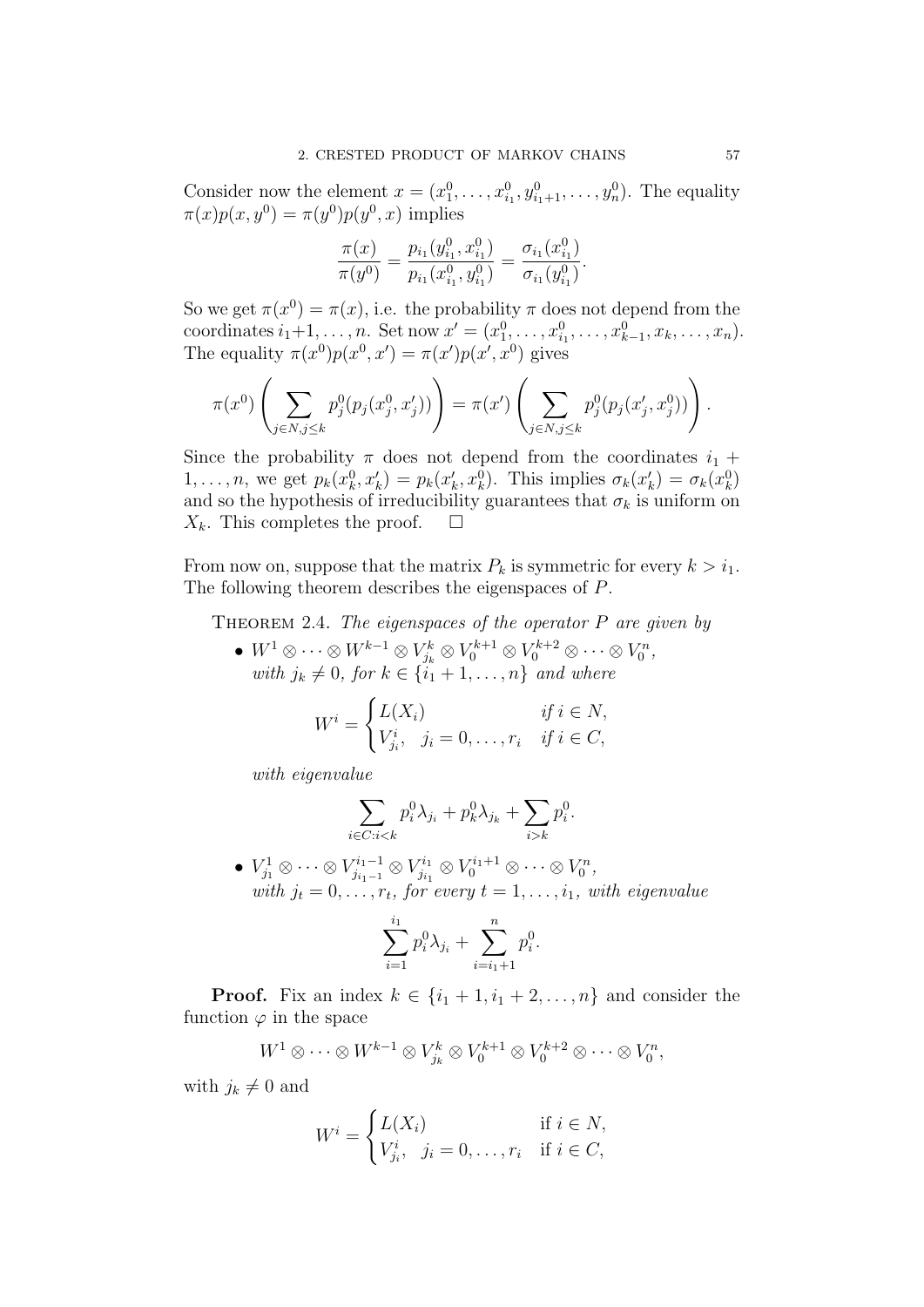Consider now the element $x = (x_1^0, \ldots, x_{i_1}^0, y_{i_1+1}^0, \ldots, y_n^0)$. The equality $\pi(x)p(x, y^0) = \pi(y^0)p(y^0, x)$ implies

$$\frac{\pi(x)}{\pi(y^0)} = \frac{p_{i_1}(y_{i_1}^0, x_{i_1}^0)}{p_{i_1}(x_{i_1}^0, y_{i_1}^0)} = \frac{\sigma_{i_1}(x_{i_1}^0)}{\sigma_{i_1}(y_{i_1}^0)}.$$

So we get $\pi(x^0) = \pi(x)$, i.e. the probability $\pi$ does not depend from the coordinates $i_1+1, \ldots, n$. Set now $x' = (x_1^0, \ldots, x_{i_1}^0, \ldots, x_{k-1}^0, x_k, \ldots, x_n)$. The equality $\pi(x^0)p(x^0, x') = \pi(x')p(x', x^0)$ gives

$$\pi(x^0)\left(\sum_{j \in N, j \leq k} p_j^0(p_j(x_j^0, x_j'))\right) = \pi(x')\left(\sum_{j \in N, j \leq k} p_j^0(p_j(x_j', x_j^0))\right).$$

Since the probability $\pi$ does not depend from the coordinates $i_1 + 1, \ldots, n$, we get $p_k(x_k^0, x_k') = p_k(x_k', x_k^0)$. This implies $\sigma_k(x_k') = \sigma_k(x_k^0)$ and so the hypothesis of irreducibility guarantees that $\sigma_k$ is uniform on $X_k$. This completes the proof. $\square$

From now on, suppose that the matrix $P_k$ is symmetric for every $k > i_1$. The following theorem describes the eigenspaces of $P$.

THEOREM 2.4. *The eigenspaces of the operator $P$ are given by*

- $W^1 \otimes \cdots \otimes W^{k-1} \otimes V_{j_k}^k \otimes V_0^{k+1} \otimes V_0^{k+2} \otimes \cdots \otimes V_0^n$, *with $j_k \neq 0$, for $k \in \{i_1 + 1, \ldots, n\}$ and where*

$$W^i = \begin{cases} L(X_i) & \text{if } i \in N, \\ V_{j_i}^i, \quad j_i = 0, \ldots, r_i & \text{if } i \in C, \end{cases}$$

*with eigenvalue*

$$\sum_{i \in C : i < k} p_i^0 \lambda_{j_i} + p_k^0 \lambda_{j_k} + \sum_{i > k} p_i^0.$$

- $V_{j_1}^1 \otimes \cdots \otimes V_{j_{i_1-1}}^{i_1-1} \otimes V_{j_{i_1}}^{i_1} \otimes V_0^{i_1+1} \otimes \cdots \otimes V_0^n$, *with $j_t = 0, \ldots, r_t$, for every $t = 1, \ldots, i_1$, with eigenvalue*

$$\sum_{i=1}^{i_1} p_i^0 \lambda_{j_i} + \sum_{i=i_1+1}^{n} p_i^0.$$

**Proof.** Fix an index $k \in \{i_1 + 1, i_1 + 2, \ldots, n\}$ and consider the function $\varphi$ in the space

$$W^1 \otimes \cdots \otimes W^{k-1} \otimes V_{j_k}^k \otimes V_0^{k+1} \otimes V_0^{k+2} \otimes \cdots \otimes V_0^n,$$

with $j_k \neq 0$ and

$$W^i = \begin{cases} L(X_i) & \text{if } i \in N, \\ V_{j_i}^i, \quad j_i = 0, \ldots, r_i & \text{if } i \in C, \end{cases}$$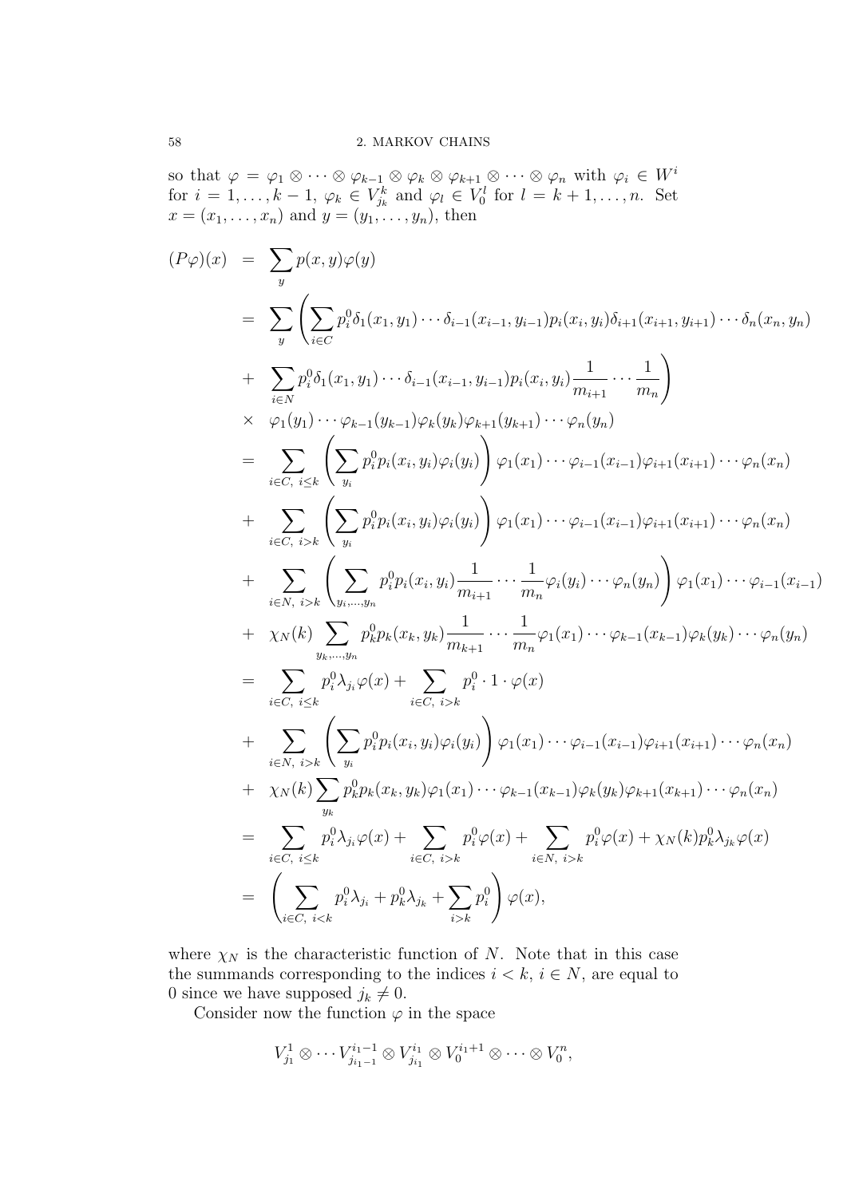so that $\varphi = \varphi_1 \otimes \cdots \otimes \varphi_{k-1} \otimes \varphi_k \otimes \varphi_{k+1} \otimes \cdots \otimes \varphi_n$ with $\varphi_i \in W^i$ for $i = 1, \ldots, k-1$, $\varphi_k \in V^k_{j_k}$ and $\varphi_l \in V^l_0$ for $l = k+1, \ldots, n$. Set $x = (x_1, \ldots, x_n)$ and $y = (y_1, \ldots, y_n)$, then

$$
\begin{aligned}
(P\varphi)(x) &= \sum_y p(x,y)\varphi(y) \\
&= \sum_y \left( \sum_{i \in C} p^0_i \delta_1(x_1, y_1) \cdots \delta_{i-1}(x_{i-1}, y_{i-1}) p_i(x_i, y_i) \delta_{i+1}(x_{i+1}, y_{i+1}) \cdots \delta_n(x_n, y_n) \right. \\
&+ \left. \sum_{i \in N} p^0_i \delta_1(x_1, y_1) \cdots \delta_{i-1}(x_{i-1}, y_{i-1}) p_i(x_i, y_i) \frac{1}{m_{i+1}} \cdots \frac{1}{m_n} \right) \\
&\times \varphi_1(y_1) \cdots \varphi_{k-1}(y_{k-1}) \varphi_k(y_k) \varphi_{k+1}(y_{k+1}) \cdots \varphi_n(y_n) \\
&= \sum_{i \in C,\ i \le k} \left( \sum_{y_i} p^0_i p_i(x_i, y_i) \varphi_i(y_i) \right) \varphi_1(x_1) \cdots \varphi_{i-1}(x_{i-1}) \varphi_{i+1}(x_{i+1}) \cdots \varphi_n(x_n) \\
&+ \sum_{i \in C,\ i > k} \left( \sum_{y_i} p^0_i p_i(x_i, y_i) \varphi_i(y_i) \right) \varphi_1(x_1) \cdots \varphi_{i-1}(x_{i-1}) \varphi_{i+1}(x_{i+1}) \cdots \varphi_n(x_n) \\
&+ \sum_{i \in N,\ i > k} \left( \sum_{y_i, \ldots, y_n} p^0_i p_i(x_i, y_i) \frac{1}{m_{i+1}} \cdots \frac{1}{m_n} \varphi_i(y_i) \cdots \varphi_n(y_n) \right) \varphi_1(x_1) \cdots \varphi_{i-1}(x_{i-1}) \\
&+ \chi_N(k) \sum_{y_k, \ldots, y_n} p^0_k p_k(x_k, y_k) \frac{1}{m_{k+1}} \cdots \frac{1}{m_n} \varphi_1(x_1) \cdots \varphi_{k-1}(x_{k-1}) \varphi_k(y_k) \cdots \varphi_n(y_n) \\
&= \sum_{i \in C,\ i \le k} p^0_i \lambda_{j_i} \varphi(x) + \sum_{i \in C,\ i > k} p^0_i \cdot 1 \cdot \varphi(x) \\
&+ \sum_{i \in N,\ i > k} \left( \sum_{y_i} p^0_i p_i(x_i, y_i) \varphi_i(y_i) \right) \varphi_1(x_1) \cdots \varphi_{i-1}(x_{i-1}) \varphi_{i+1}(x_{i+1}) \cdots \varphi_n(x_n) \\
&+ \chi_N(k) \sum_{y_k} p^0_k p_k(x_k, y_k) \varphi_1(x_1) \cdots \varphi_{k-1}(x_{k-1}) \varphi_k(y_k) \varphi_{k+1}(x_{k+1}) \cdots \varphi_n(x_n) \\
&= \sum_{i \in C,\ i \le k} p^0_i \lambda_{j_i} \varphi(x) + \sum_{i \in C,\ i > k} p^0_i \varphi(x) + \sum_{i \in N,\ i > k} p^0_i \varphi(x) + \chi_N(k) p^0_k \lambda_{j_k} \varphi(x) \\
&= \left( \sum_{i \in C,\ i < k} p^0_i \lambda_{j_i} + p^0_k \lambda_{j_k} + \sum_{i > k} p^0_i \right) \varphi(x),
\end{aligned}
$$

where $\chi_N$ is the characteristic function of $N$. Note that in this case the summands corresponding to the indices $i < k$, $i \in N$, are equal to 0 since we have supposed $j_k \neq 0$.

Consider now the function $\varphi$ in the space

$$
V^1_{j_1} \otimes \cdots V^{i_1-1}_{j_{i_1-1}} \otimes V^{i_1}_{j_{i_1}} \otimes V^{i_1+1}_0 \otimes \cdots \otimes V^n_0,
$$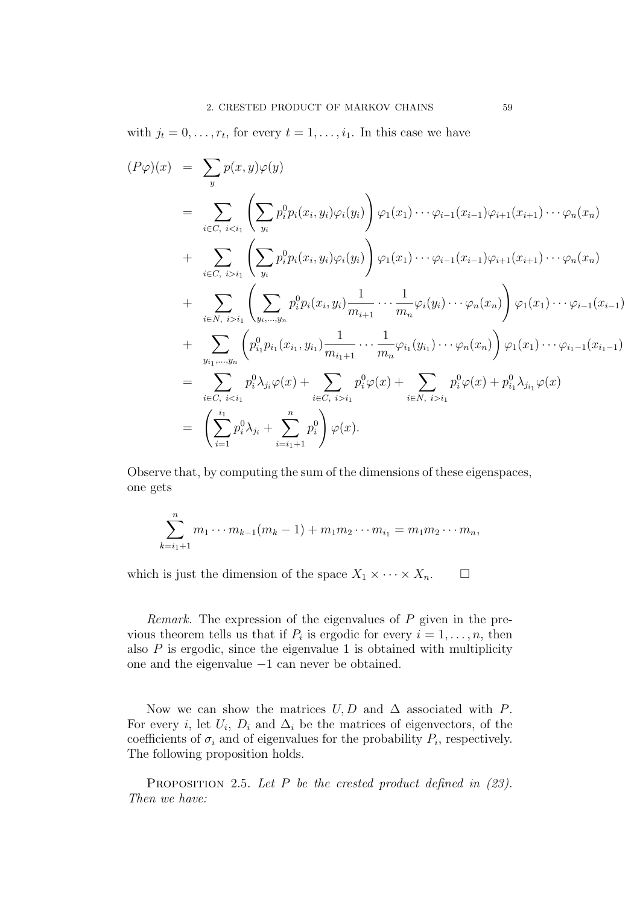with $j_t = 0, \ldots, r_t$, for every $t = 1, \ldots, i_1$. In this case we have

$$
\begin{aligned}
(P\varphi)(x) &= \sum_{y} p(x,y)\varphi(y) \\
&= \sum_{i \in C,\ i<i_1} \left( \sum_{y_i} p_i^0 p_i(x_i,y_i)\varphi_i(y_i) \right) \varphi_1(x_1)\cdots\varphi_{i-1}(x_{i-1})\varphi_{i+1}(x_{i+1})\cdots\varphi_n(x_n) \\
&+ \sum_{i \in C,\ i>i_1} \left( \sum_{y_i} p_i^0 p_i(x_i,y_i)\varphi_i(y_i) \right) \varphi_1(x_1)\cdots\varphi_{i-1}(x_{i-1})\varphi_{i+1}(x_{i+1})\cdots\varphi_n(x_n) \\
&+ \sum_{i \in N,\ i>i_1} \left( \sum_{y_i,\ldots,y_n} p_i^0 p_i(x_i,y_i)\frac{1}{m_{i+1}}\cdots\frac{1}{m_n}\varphi_i(y_i)\cdots\varphi_n(x_n) \right) \varphi_1(x_1)\cdots\varphi_{i-1}(x_{i-1}) \\
&+ \sum_{y_{i_1},\ldots,y_n} \left( p_{i_1}^0 p_{i_1}(x_{i_1},y_{i_1})\frac{1}{m_{i_1+1}}\cdots\frac{1}{m_n}\varphi_{i_1}(y_{i_1})\cdots\varphi_n(x_n) \right) \varphi_1(x_1)\cdots\varphi_{i_1-1}(x_{i_1-1}) \\
&= \sum_{i \in C,\ i<i_1} p_i^0\lambda_{j_i}\varphi(x) + \sum_{i \in C,\ i>i_1} p_i^0\varphi(x) + \sum_{i \in N,\ i>i_1} p_i^0\varphi(x) + p_{i_1}^0\lambda_{j_{i_1}}\varphi(x) \\
&= \left( \sum_{i=1}^{i_1} p_i^0\lambda_{j_i} + \sum_{i=i_1+1}^{n} p_i^0 \right)\varphi(x).
\end{aligned}
$$

Observe that, by computing the sum of the dimensions of these eigenspaces, one gets

$$
\sum_{k=i_1+1}^{n} m_1\cdots m_{k-1}(m_k - 1) + m_1 m_2\cdots m_{i_1} = m_1 m_2\cdots m_n,
$$

which is just the dimension of the space $X_1 \times \cdots \times X_n$. $\square$

*Remark.* The expression of the eigenvalues of $P$ given in the previous theorem tells us that if $P_i$ is ergodic for every $i = 1, \ldots, n$, then also $P$ is ergodic, since the eigenvalue 1 is obtained with multiplicity one and the eigenvalue $-1$ can never be obtained.

Now we can show the matrices $U, D$ and $\Delta$ associated with $P$. For every $i$, let $U_i$, $D_i$ and $\Delta_i$ be the matrices of eigenvectors, of the coefficients of $\sigma_i$ and of eigenvalues for the probability $P_i$, respectively. The following proposition holds.

Proposition 2.5. *Let $P$ be the crested product defined in (23). Then we have:*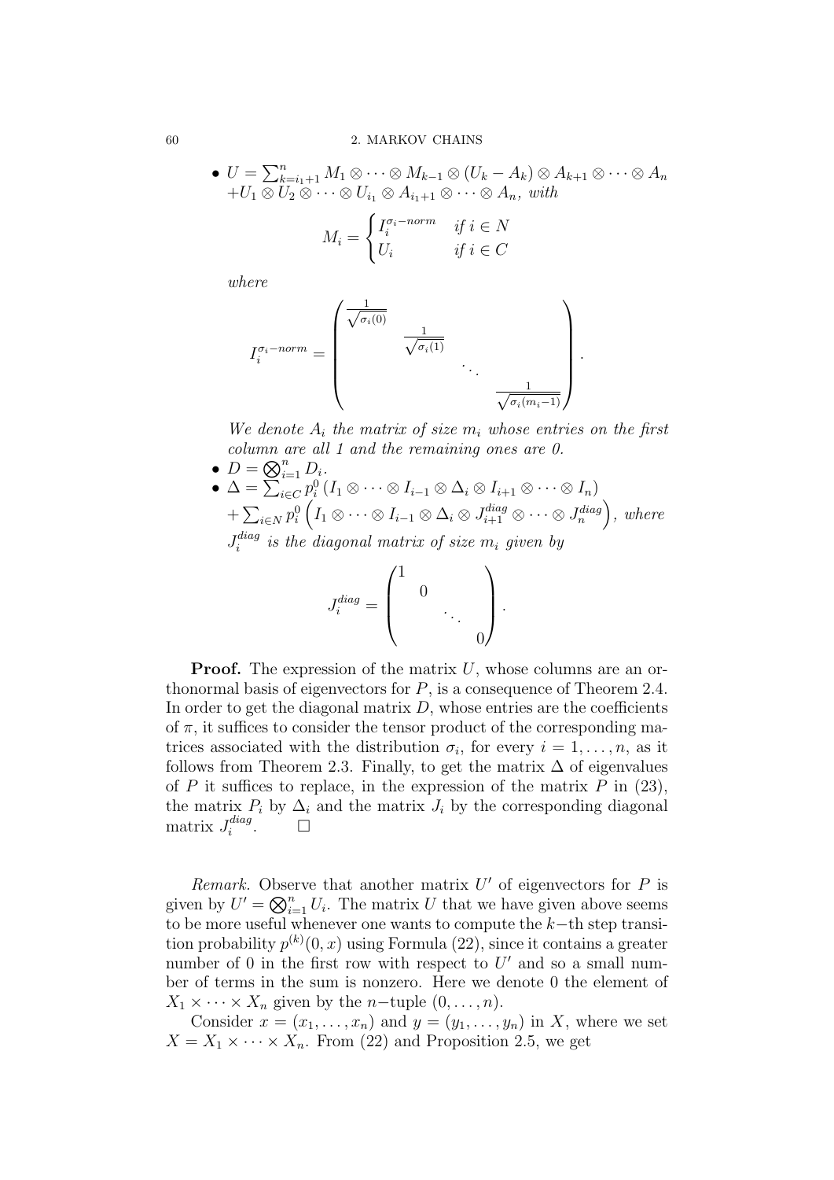- $U = \sum_{k=i_1+1}^{n} M_1 \otimes \cdots \otimes M_{k-1} \otimes (U_k - A_k) \otimes A_{k+1} \otimes \cdots \otimes A_n$ $+ U_1 \otimes U_2 \otimes \cdots \otimes U_{i_1} \otimes A_{i_1+1} \otimes \cdots \otimes A_n$, *with*

$$M_i = \begin{cases} I_i^{\sigma_i - norm} & \text{if } i \in N \\ U_i & \text{if } i \in C \end{cases}$$

*where*

$$I_i^{\sigma_i - norm} = \begin{pmatrix} \frac{1}{\sqrt{\sigma_i(0)}} & & & \\ & \frac{1}{\sqrt{\sigma_i(1)}} & & \\ & & \ddots & \\ & & & \frac{1}{\sqrt{\sigma_i(m_i - 1)}} \end{pmatrix}.$$

*We denote $A_i$ the matrix of size $m_i$ whose entries on the first column are all 1 and the remaining ones are 0.*

- $D = \bigotimes_{i=1}^{n} D_i$.
- $\Delta = \sum_{i \in C} p_i^0 \left( I_1 \otimes \cdots \otimes I_{i-1} \otimes \Delta_i \otimes I_{i+1} \otimes \cdots \otimes I_n \right)$ $+ \sum_{i \in N} p_i^0 \left( I_1 \otimes \cdots \otimes I_{i-1} \otimes \Delta_i \otimes J_{i+1}^{diag} \otimes \cdots \otimes J_n^{diag} \right)$, *where* $J_i^{diag}$ *is the diagonal matrix of size $m_i$ given by*

$$J_i^{diag} = \begin{pmatrix} 1 & & & \\ & 0 & & \\ & & \ddots & \\ & & & 0 \end{pmatrix}.$$

**Proof.** The expression of the matrix $U$, whose columns are an orthonormal basis of eigenvectors for $P$, is a consequence of Theorem 2.4. In order to get the diagonal matrix $D$, whose entries are the coefficients of $\pi$, it suffices to consider the tensor product of the corresponding matrices associated with the distribution $\sigma_i$, for every $i = 1, \ldots, n$, as it follows from Theorem 2.3. Finally, to get the matrix $\Delta$ of eigenvalues of $P$ it suffices to replace, in the expression of the matrix $P$ in (23), the matrix $P_i$ by $\Delta_i$ and the matrix $J_i$ by the corresponding diagonal matrix $J_i^{diag}$. $\square$

*Remark.* Observe that another matrix $U'$ of eigenvectors for $P$ is given by $U' = \bigotimes_{i=1}^{n} U_i$. The matrix $U$ that we have given above seems to be more useful whenever one wants to compute the $k-$th step transition probability $p^{(k)}(0, x)$ using Formula (22), since it contains a greater number of 0 in the first row with respect to $U'$ and so a small number of terms in the sum is nonzero. Here we denote 0 the element of $X_1 \times \cdots \times X_n$ given by the $n-$tuple $(0, \ldots, n)$.

Consider $x = (x_1, \ldots, x_n)$ and $y = (y_1, \ldots, y_n)$ in $X$, where we set $X = X_1 \times \cdots \times X_n$. From (22) and Proposition 2.5, we get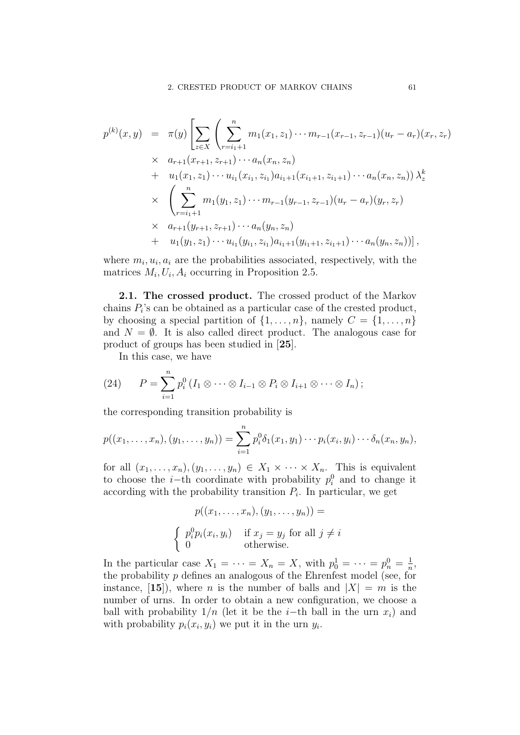$$
\begin{aligned}
p^{(k)}(x,y) &= \pi(y)\Bigg[\sum_{z\in X}\Bigg(\sum_{r=i_1+1}^{n} m_1(x_1,z_1)\cdots m_{r-1}(x_{r-1},z_{r-1})(u_r-a_r)(x_r,z_r)\\
&\times\ a_{r+1}(x_{r+1},z_{r+1})\cdots a_n(x_n,z_n)\\
&+\ u_1(x_1,z_1)\cdots u_{i_1}(x_{i_1},z_{i_1})a_{i_1+1}(x_{i_1+1},z_{i_1+1})\cdots a_n(x_n,z_n)\Bigg)\lambda_z^k\\
&\times\ \Bigg(\sum_{r=i_1+1}^{n} m_1(y_1,z_1)\cdots m_{r-1}(y_{r-1},z_{r-1})(u_r-a_r)(y_r,z_r)\\
&\times\ a_{r+1}(y_{r+1},z_{r+1})\cdots a_n(y_n,z_n)\\
&+\ u_1(y_1,z_1)\cdots u_{i_1}(y_{i_1},z_{i_1})a_{i_1+1}(y_{i_1+1},z_{i_1+1})\cdots a_n(y_n,z_n)\Bigg)\Bigg],
\end{aligned}
$$

where $m_i, u_i, a_i$ are the probabilities associated, respectively, with the matrices $M_i, U_i, A_i$ occurring in Proposition 2.5.

**2.1. The crossed product.** The crossed product of the Markov chains $P_i$'s can be obtained as a particular case of the crested product, by choosing a special partition of $\{1,\ldots,n\}$, namely $C=\{1,\ldots,n\}$ and $N=\emptyset$. It is also called direct product. The analogous case for product of groups has been studied in [**25**].

In this case, we have

$$
P=\sum_{i=1}^{n} p_i^0\left(I_1\otimes\cdots\otimes I_{i-1}\otimes P_i\otimes I_{i+1}\otimes\cdots\otimes I_n\right); \tag{24}
$$

the corresponding transition probability is

$$
p((x_1,\ldots,x_n),(y_1,\ldots,y_n))=\sum_{i=1}^{n} p_i^0\delta_1(x_1,y_1)\cdots p_i(x_i,y_i)\cdots\delta_n(x_n,y_n),
$$

for all $(x_1,\ldots,x_n),(y_1,\ldots,y_n)\in X_1\times\cdots\times X_n$. This is equivalent to choose the $i-$th coordinate with probability $p_i^0$ and to change it according with the probability transition $P_i$. In particular, we get

$$
p((x_1,\ldots,x_n),(y_1,\ldots,y_n))=
$$

$$
\begin{cases} p_i^0 p_i(x_i,y_i) & \text{if } x_j=y_j \text{ for all } j\neq i\\ 0 & \text{otherwise.}\end{cases}
$$

In the particular case $X_1=\cdots=X_n=X$, with $p_0^1=\cdots=p_n^0=\frac{1}{n}$, the probability $p$ defines an analogous of the Ehrenfest model (see, for instance, [**15**]), where $n$ is the number of balls and $|X|=m$ is the number of urns. In order to obtain a new configuration, we choose a ball with probability $1/n$ (let it be the $i-$th ball in the urn $x_i$) and with probability $p_i(x_i,y_i)$ we put it in the urn $y_i$.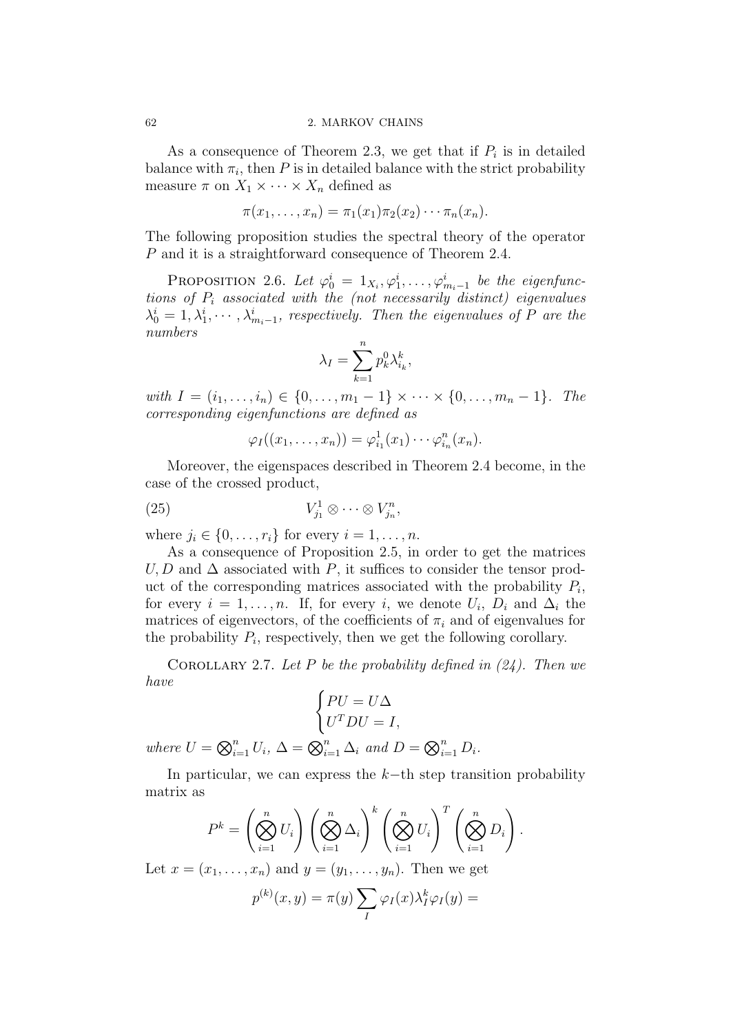As a consequence of Theorem 2.3, we get that if $P_i$ is in detailed balance with $\pi_i$, then $P$ is in detailed balance with the strict probability measure $\pi$ on $X_1 \times \cdots \times X_n$ defined as

$$\pi(x_1, \ldots, x_n) = \pi_1(x_1)\pi_2(x_2)\cdots\pi_n(x_n).$$

The following proposition studies the spectral theory of the operator $P$ and it is a straightforward consequence of Theorem 2.4.

Proposition 2.6. *Let $\varphi_0^i = 1_{X_i}, \varphi_1^i, \ldots, \varphi_{m_i-1}^i$ be the eigenfunctions of $P_i$ associated with the (not necessarily distinct) eigenvalues $\lambda_0^i = 1, \lambda_1^i, \cdots, \lambda_{m_i-1}^i$, respectively. Then the eigenvalues of $P$ are the numbers*

$$\lambda_I = \sum_{k=1}^{n} p_k^0 \lambda_{i_k}^k,$$

*with $I = (i_1, \ldots, i_n) \in \{0, \ldots, m_1 - 1\} \times \cdots \times \{0, \ldots, m_n - 1\}$. The corresponding eigenfunctions are defined as*

$$\varphi_I((x_1, \ldots, x_n)) = \varphi_{i_1}^1(x_1) \cdots \varphi_{i_n}^n(x_n).$$

Moreover, the eigenspaces described in Theorem 2.4 become, in the case of the crossed product,

$$V_{j_1}^1 \otimes \cdots \otimes V_{j_n}^n, \tag{25}$$

where $j_i \in \{0, \ldots, r_i\}$ for every $i = 1, \ldots, n$.

As a consequence of Proposition 2.5, in order to get the matrices $U, D$ and $\Delta$ associated with $P$, it suffices to consider the tensor product of the corresponding matrices associated with the probability $P_i$, for every $i = 1, \ldots, n$. If, for every $i$, we denote $U_i$, $D_i$ and $\Delta_i$ the matrices of eigenvectors, of the coefficients of $\pi_i$ and of eigenvalues for the probability $P_i$, respectively, then we get the following corollary.

Corollary 2.7. *Let $P$ be the probability defined in (24). Then we have*

$$\begin{cases} PU = U\Delta \\ U^T D U = I, \end{cases}$$

*where $U = \bigotimes_{i=1}^n U_i$, $\Delta = \bigotimes_{i=1}^n \Delta_i$ and $D = \bigotimes_{i=1}^n D_i$.*

In particular, we can express the $k-$th step transition probability matrix as

$$P^k = \left(\bigotimes_{i=1}^n U_i\right)\left(\bigotimes_{i=1}^n \Delta_i\right)^k \left(\bigotimes_{i=1}^n U_i\right)^T \left(\bigotimes_{i=1}^n D_i\right).$$

Let $x = (x_1, \ldots, x_n)$ and $y = (y_1, \ldots, y_n)$. Then we get

$$p^{(k)}(x, y) = \pi(y) \sum_I \varphi_I(x) \lambda_I^k \varphi_I(y) =$$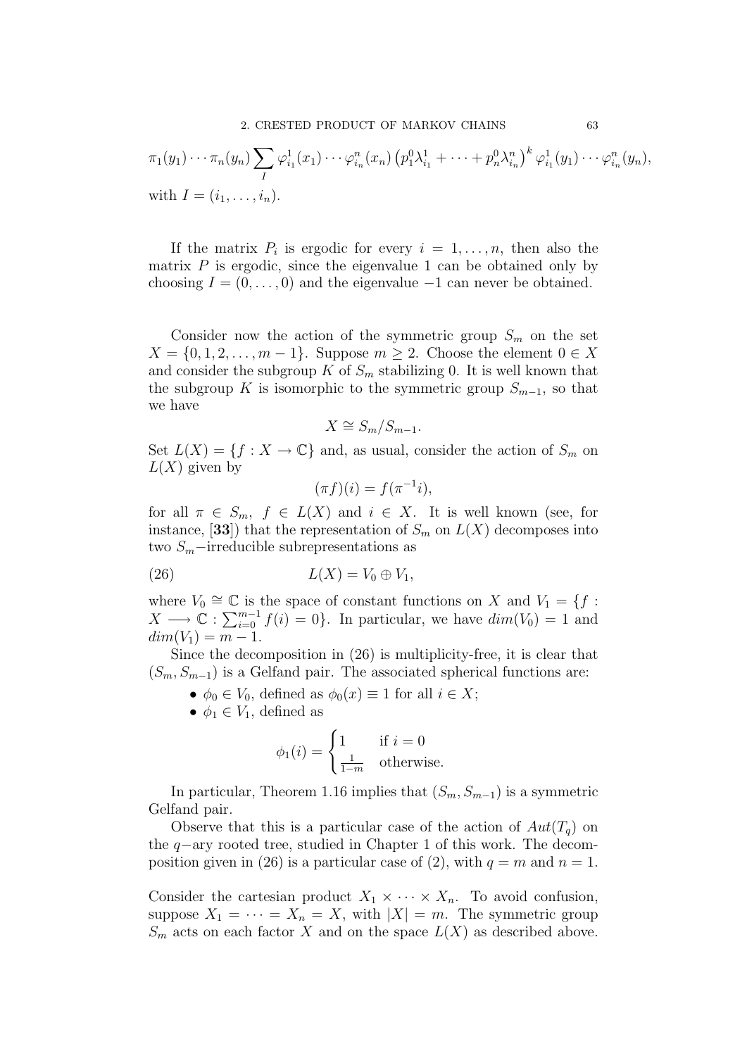$$\pi_1(y_1)\cdots\pi_n(y_n)\sum_I \varphi^1_{i_1}(x_1)\cdots\varphi^n_{i_n}(x_n)\left(p^0_1\lambda^1_{i_1}+\cdots+p^0_n\lambda^n_{i_n}\right)^k\varphi^1_{i_1}(y_1)\cdots\varphi^n_{i_n}(y_n),$$

with $I=(i_1,\ldots,i_n)$.

If the matrix $P_i$ is ergodic for every $i=1,\ldots,n$, then also the matrix $P$ is ergodic, since the eigenvalue 1 can be obtained only by choosing $I=(0,\ldots,0)$ and the eigenvalue $-1$ can never be obtained.

Consider now the action of the symmetric group $S_m$ on the set $X=\{0,1,2,\ldots,m-1\}$. Suppose $m\geq 2$. Choose the element $0\in X$ and consider the subgroup $K$ of $S_m$ stabilizing 0. It is well known that the subgroup $K$ is isomorphic to the symmetric group $S_{m-1}$, so that we have

$$X\cong S_m/S_{m-1}.$$

Set $L(X)=\{f:X\to\mathbb{C}\}$ and, as usual, consider the action of $S_m$ on $L(X)$ given by

$$(\pi f)(i)=f(\pi^{-1}i),$$

for all $\pi\in S_m$, $f\in L(X)$ and $i\in X$. It is well known (see, for instance, [**33**]) that the representation of $S_m$ on $L(X)$ decomposes into two $S_m-$irreducible subrepresentations as

$$L(X)=V_0\oplus V_1, \tag{26}$$

where $V_0\cong\mathbb{C}$ is the space of constant functions on $X$ and $V_1=\{f:X\longrightarrow\mathbb{C}:\sum_{i=0}^{m-1}f(i)=0\}$. In particular, we have $dim(V_0)=1$ and $dim(V_1)=m-1$.

Since the decomposition in (26) is multiplicity-free, it is clear that $(S_m,S_{m-1})$ is a Gelfand pair. The associated spherical functions are:

- $\phi_0\in V_0$, defined as $\phi_0(x)\equiv 1$ for all $i\in X$;
- $\phi_1\in V_1$, defined as

$$\phi_1(i)=\begin{cases}1 & \text{if } i=0\\ \frac{1}{1-m} & \text{otherwise.}\end{cases}$$

In particular, Theorem 1.16 implies that $(S_m,S_{m-1})$ is a symmetric Gelfand pair.

Observe that this is a particular case of the action of $Aut(T_q)$ on the $q-$ary rooted tree, studied in Chapter 1 of this work. The decomposition given in (26) is a particular case of (2), with $q=m$ and $n=1$.

Consider the cartesian product $X_1\times\cdots\times X_n$. To avoid confusion, suppose $X_1=\cdots=X_n=X$, with $|X|=m$. The symmetric group $S_m$ acts on each factor $X$ and on the space $L(X)$ as described above.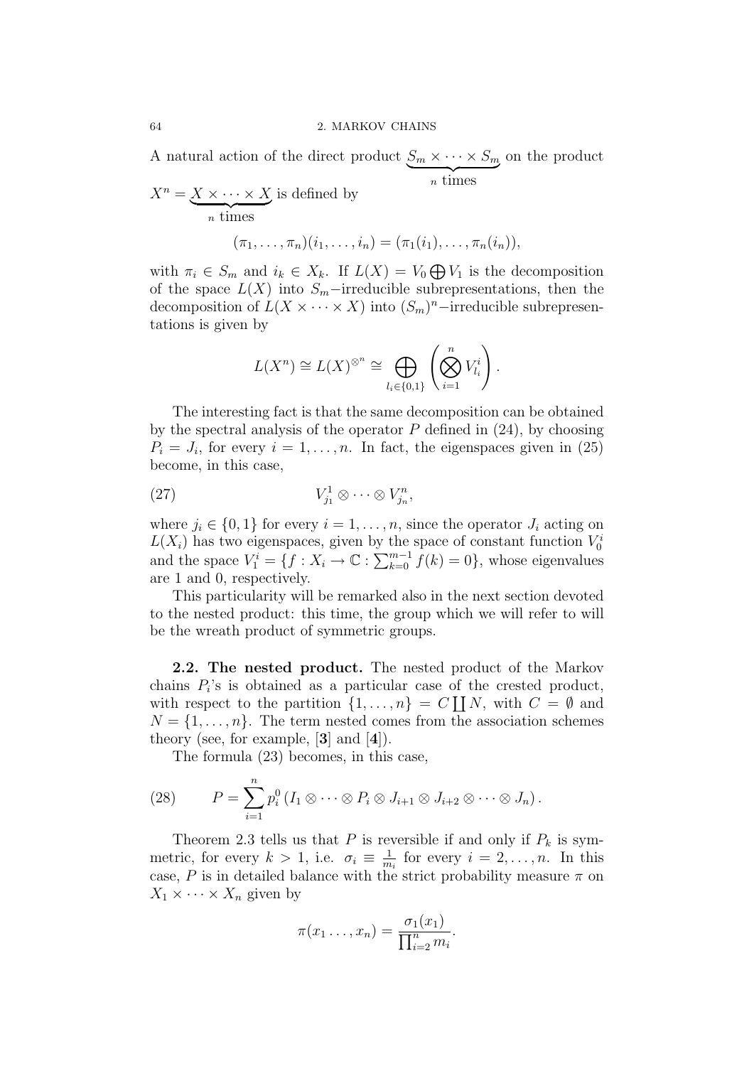A natural action of the direct product $\underbrace{S_m \times \cdots \times S_m}_{n \text{ times}}$ on the product $X^n = \underbrace{X \times \cdots \times X}_{n \text{ times}}$ is defined by

$$(\pi_1, \ldots, \pi_n)(i_1, \ldots, i_n) = (\pi_1(i_1), \ldots, \pi_n(i_n)),$$

with $\pi_i \in S_m$ and $i_k \in X_k$. If $L(X) = V_0 \bigoplus V_1$ is the decomposition of the space $L(X)$ into $S_m-$irreducible subrepresentations, then the decomposition of $L(X \times \cdots \times X)$ into $(S_m)^n-$irreducible subrepresentations is given by

$$L(X^n) \cong L(X)^{\otimes^n} \cong \bigoplus_{l_i \in \{0,1\}} \left( \bigotimes_{i=1}^{n} V_{l_i}^i \right).$$

The interesting fact is that the same decomposition can be obtained by the spectral analysis of the operator $P$ defined in (24), by choosing $P_i = J_i$, for every $i = 1, \ldots, n$. In fact, the eigenspaces given in (25) become, in this case,

$$V_{j_1}^1 \otimes \cdots \otimes V_{j_n}^n, \tag{27}$$

where $j_i \in \{0, 1\}$ for every $i = 1, \ldots, n$, since the operator $J_i$ acting on $L(X_i)$ has two eigenspaces, given by the space of constant function $V_0^i$ and the space $V_1^i = \{f : X_i \to \mathbb{C} : \sum_{k=0}^{m-1} f(k) = 0\}$, whose eigenvalues are 1 and 0, respectively.

This particularity will be remarked also in the next section devoted to the nested product: this time, the group which we will refer to will be the wreath product of symmetric groups.

**2.2. The nested product.** The nested product of the Markov chains $P_i$'s is obtained as a particular case of the crested product, with respect to the partition $\{1, \ldots, n\} = C \coprod N$, with $C = \emptyset$ and $N = \{1, \ldots, n\}$. The term nested comes from the association schemes theory (see, for example, [**3**] and [**4**]).

The formula (23) becomes, in this case,

$$P = \sum_{i=1}^{n} p_i^0 \left( I_1 \otimes \cdots \otimes P_i \otimes J_{i+1} \otimes J_{i+2} \otimes \cdots \otimes J_n \right). \tag{28}$$

Theorem 2.3 tells us that $P$ is reversible if and only if $P_k$ is symmetric, for every $k > 1$, i.e. $\sigma_i \equiv \frac{1}{m_i}$ for every $i = 2, \ldots, n$. In this case, $P$ is in detailed balance with the strict probability measure $\pi$ on $X_1 \times \cdots X_n$ given by

$$\pi(x_1 \ldots, x_n) = \frac{\sigma_1(x_1)}{\prod_{i=2}^{n} m_i}.$$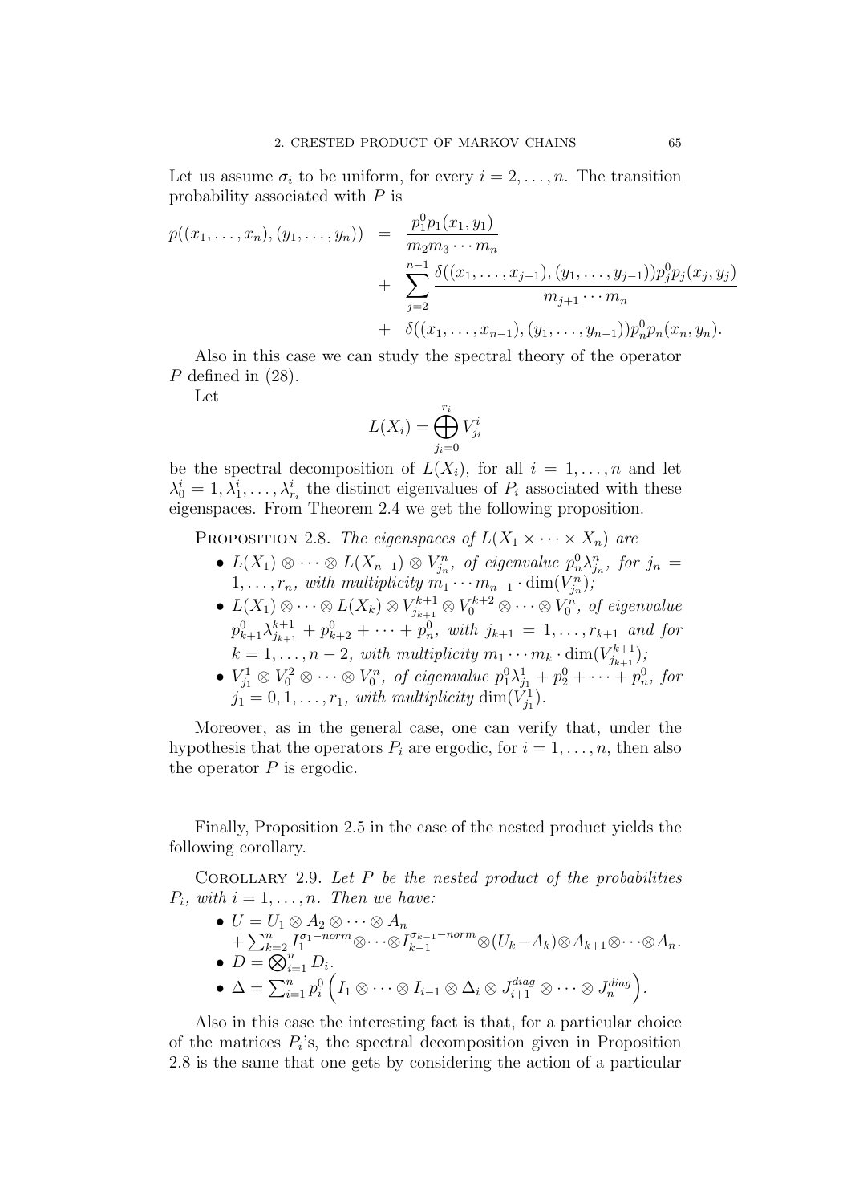Let us assume $\sigma_i$ to be uniform, for every $i = 2, \ldots, n$. The transition probability associated with $P$ is

$$
\begin{aligned}
p((x_1, \ldots, x_n), (y_1, \ldots, y_n)) &= \frac{p_1^0 p_1(x_1, y_1)}{m_2 m_3 \cdots m_n} \\
&+ \sum_{j=2}^{n-1} \frac{\delta((x_1, \ldots, x_{j-1}), (y_1, \ldots, y_{j-1})) p_j^0 p_j(x_j, y_j)}{m_{j+1} \cdots m_n} \\
&+ \delta((x_1, \ldots, x_{n-1}), (y_1, \ldots, y_{n-1})) p_n^0 p_n(x_n, y_n).
\end{aligned}
$$

Also in this case we can study the spectral theory of the operator $P$ defined in (28).

Let

$$
L(X_i) = \bigoplus_{j_i=0}^{r_i} V_{j_i}^i
$$

be the spectral decomposition of $L(X_i)$, for all $i = 1, \ldots, n$ and let $\lambda_0^i = 1, \lambda_1^i, \ldots, \lambda_{r_i}^i$ the distinct eigenvalues of $P_i$ associated with these eigenspaces. From Theorem 2.4 we get the following proposition.

Proposition 2.8. *The eigenspaces of $L(X_1 \times \cdots \times X_n)$ are*

- $L(X_1) \otimes \cdots \otimes L(X_{n-1}) \otimes V_{j_n}^n$, *of eigenvalue* $p_n^0 \lambda_{j_n}^n$, *for* $j_n = 1, \ldots, r_n$, *with multiplicity* $m_1 \cdots m_{n-1} \cdot \dim(V_{j_n}^n)$;
- $L(X_1) \otimes \cdots \otimes L(X_k) \otimes V_{j_{k+1}}^{k+1} \otimes V_0^{k+2} \otimes \cdots \otimes V_0^n$, *of eigenvalue* $p_{k+1}^0 \lambda_{j_{k+1}}^{k+1} + p_{k+2}^0 + \cdots + p_n^0$, *with* $j_{k+1} = 1, \ldots, r_{k+1}$ *and for* $k = 1, \ldots, n-2$, *with multiplicity* $m_1 \cdots m_k \cdot \dim(V_{j_{k+1}}^{k+1})$;
- $V_{j_1}^1 \otimes V_0^2 \otimes \cdots \otimes V_0^n$, *of eigenvalue* $p_1^0 \lambda_{j_1}^1 + p_2^0 + \cdots + p_n^0$, *for* $j_1 = 0, 1, \ldots, r_1$, *with multiplicity* $\dim(V_{j_1}^1)$.

Moreover, as in the general case, one can verify that, under the hypothesis that the operators $P_i$ are ergodic, for $i = 1, \ldots, n$, then also the operator $P$ is ergodic.

Finally, Proposition 2.5 in the case of the nested product yields the following corollary.

Corollary 2.9. *Let $P$ be the nested product of the probabilities $P_i$, with $i = 1, \ldots, n$. Then we have:*

- $U = U_1 \otimes A_2 \otimes \cdots \otimes A_n + \sum_{k=2}^n I_1^{\sigma_1-norm} \otimes \cdots \otimes I_{k-1}^{\sigma_{k-1}-norm} \otimes (U_k - A_k) \otimes A_{k+1} \otimes \cdots \otimes A_n$.
- $D = \bigotimes_{i=1}^n D_i$.
- $\Delta = \sum_{i=1}^n p_i^0 \left( I_1 \otimes \cdots \otimes I_{i-1} \otimes \Delta_i \otimes J_{i+1}^{diag} \otimes \cdots \otimes J_n^{diag} \right)$.

Also in this case the interesting fact is that, for a particular choice of the matrices $P_i$'s, the spectral decomposition given in Proposition 2.8 is the same that one gets by considering the action of a particular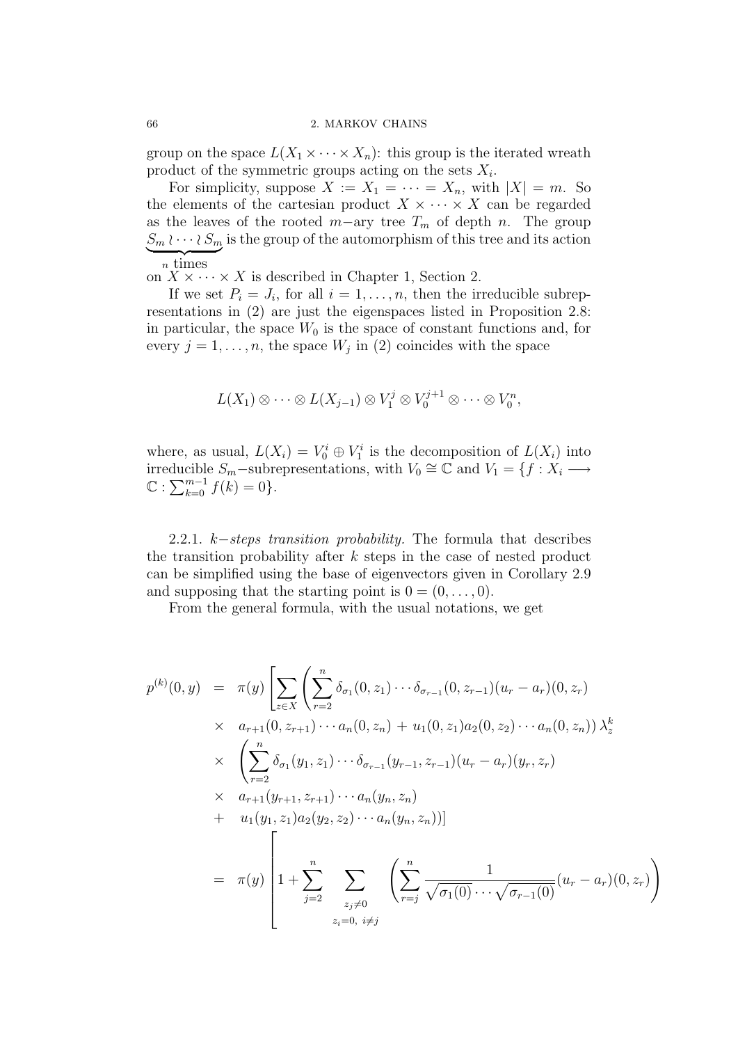group on the space $L(X_1 \times \cdots \times X_n)$: this group is the iterated wreath product of the symmetric groups acting on the sets $X_i$.

For simplicity, suppose $X := X_1 = \cdots = X_n$, with $|X| = m$. So the elements of the cartesian product $X \times \cdots \times X$ can be regarded as the leaves of the rooted $m-$ary tree $T_m$ of depth $n$. The group $\underbrace{S_m \wr \cdots \wr S_m}_{n \text{ times}}$ is the group of the automorphism of this tree and its action on $X \times \cdots \times X$ is described in Chapter 1, Section 2.

If we set $P_i = J_i$, for all $i = 1, \ldots, n$, then the irreducible subrepresentations in (2) are just the eigenspaces listed in Proposition 2.8: in particular, the space $W_0$ is the space of constant functions and, for every $j = 1, \ldots, n$, the space $W_j$ in (2) coincides with the space

$$L(X_1) \otimes \cdots \otimes L(X_{j-1}) \otimes V_1^j \otimes V_0^{j+1} \otimes \cdots \otimes V_0^n,$$

where, as usual, $L(X_i) = V_0^i \oplus V_1^i$ is the decomposition of $L(X_i)$ into irreducible $S_m-$subrepresentations, with $V_0 \cong \mathbb{C}$ and $V_1 = \{f : X_i \longrightarrow \mathbb{C} : \sum_{k=0}^{m-1} f(k) = 0\}$.

2.2.1. *$k-$steps transition probability.* The formula that describes the transition probability after $k$ steps in the case of nested product can be simplified using the base of eigenvectors given in Corollary 2.9 and supposing that the starting point is $0 = (0, \ldots, 0)$.

From the general formula, with the usual notations, we get

$$\begin{aligned}
p^{(k)}(0,y) &= \pi(y) \left[ \sum_{z \in X} \left( \sum_{r=2}^{n} \delta_{\sigma_1}(0,z_1) \cdots \delta_{\sigma_{r-1}}(0,z_{r-1})(u_r - a_r)(0,z_r) \right.\right. \\
&\times \left. a_{r+1}(0,z_{r+1}) \cdots a_n(0,z_n) \, + \, u_1(0,z_1)a_2(0,z_2) \cdots a_n(0,z_n) \right) \lambda_z^k \\
&\times \left( \sum_{r=2}^{n} \delta_{\sigma_1}(y_1,z_1) \cdots \delta_{\sigma_{r-1}}(y_{r-1},z_{r-1})(u_r - a_r)(y_r,z_r) \right. \\
&\times a_{r+1}(y_{r+1},z_{r+1}) \cdots a_n(y_n,z_n) \\
&+ \left.\left. u_1(y_1,z_1)a_2(y_2,z_2) \cdots a_n(y_n,z_n) \right) \right] \\
&= \pi(y) \left[ 1 + \sum_{j=2}^{n} \sum_{\substack{z_j \neq 0 \\ z_i = 0, \; i \neq j}} \left( \sum_{r=j}^{n} \frac{1}{\sqrt{\sigma_1(0)} \cdots \sqrt{\sigma_{r-1}(0)}} (u_r - a_r)(0,z_r) \right) \right.
\end{aligned}$$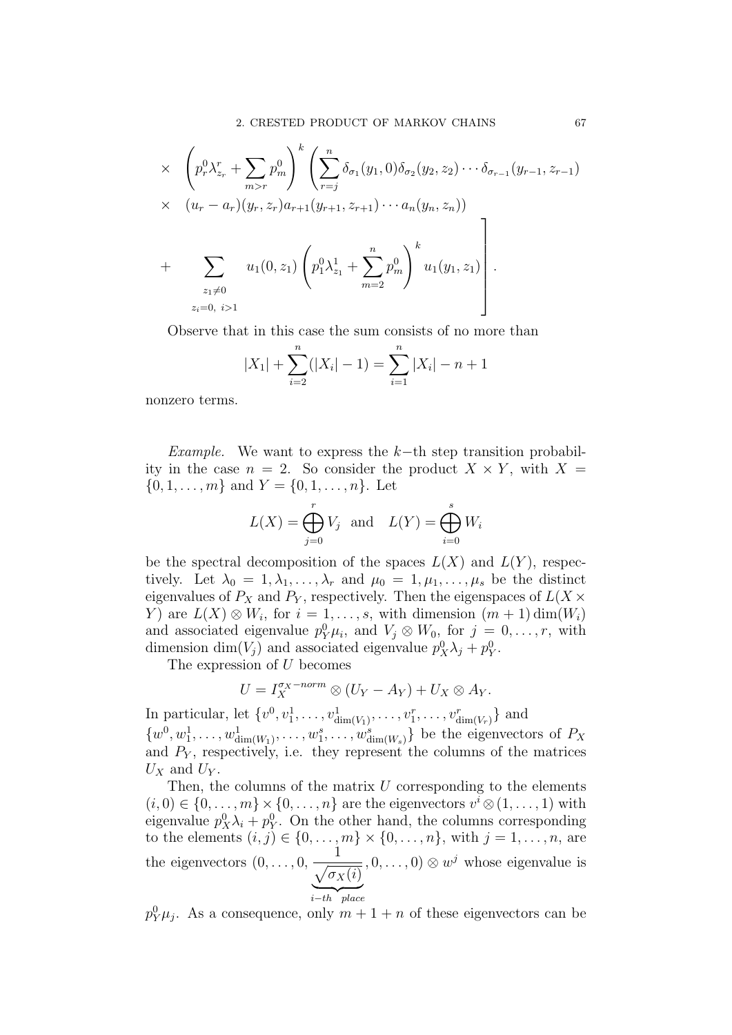$$\times \quad \left(p_r^0\lambda_{z_r}^r + \sum_{m>r} p_m^0\right)^k \left(\sum_{r=j}^n \delta_{\sigma_1}(y_1,0)\delta_{\sigma_2}(y_2,z_2)\cdots\delta_{\sigma_{r-1}}(y_{r-1},z_{r-1})\right.$$

$$\times \quad (u_r - a_r)(y_r,z_r)a_{r+1}(y_{r+1},z_{r+1})\cdots a_n(y_n,z_n)\Big)$$

$$\left. + \quad \sum_{\substack{z_1\neq 0 \\ z_i=0,\ i>1}} u_1(0,z_1)\left(p_1^0\lambda_{z_1}^1 + \sum_{m=2}^n p_m^0\right)^k u_1(y_1,z_1)\right].$$

Observe that in this case the sum consists of no more than

$$|X_1| + \sum_{i=2}^n (|X_i| - 1) = \sum_{i=1}^n |X_i| - n + 1$$

nonzero terms.

*Example.* We want to express the $k-$th step transition probability in the case $n = 2$. So consider the product $X \times Y$, with $X = \{0, 1, \ldots, m\}$ and $Y = \{0, 1, \ldots, n\}$. Let

$$L(X) = \bigoplus_{j=0}^r V_j \quad \text{and} \quad L(Y) = \bigoplus_{i=0}^s W_i$$

be the spectral decomposition of the spaces $L(X)$ and $L(Y)$, respectively. Let $\lambda_0 = 1, \lambda_1, \ldots, \lambda_r$ and $\mu_0 = 1, \mu_1, \ldots, \mu_s$ be the distinct eigenvalues of $P_X$ and $P_Y$, respectively. Then the eigenspaces of $L(X \times Y)$ are $L(X) \otimes W_i$, for $i = 1, \ldots, s$, with dimension $(m+1)\dim(W_i)$ and associated eigenvalue $p_Y^0\mu_i$, and $V_j \otimes W_0$, for $j = 0, \ldots, r$, with dimension $\dim(V_j)$ and associated eigenvalue $p_X^0\lambda_j + p_Y^0$.

The expression of $U$ becomes

$$U = I_X^{\sigma_X - norm} \otimes (U_Y - A_Y) + U_X \otimes A_Y.$$

In particular, let $\{v^0, v_1^1, \ldots, v_{\dim(V_1)}^1, \ldots, v_1^r, \ldots, v_{\dim(V_r)}^r\}$ and $\{w^0, w_1^1, \ldots, w_{\dim(W_1)}^1, \ldots, w_1^s, \ldots, w_{\dim(W_s)}^s\}$ be the eigenvectors of $P_X$ and $P_Y$, respectively, i.e. they represent the columns of the matrices $U_X$ and $U_Y$.

Then, the columns of the matrix $U$ corresponding to the elements $(i, 0) \in \{0, \ldots, m\} \times \{0, \ldots, n\}$ are the eigenvectors $v^i \otimes (1, \ldots, 1)$ with eigenvalue $p_X^0\lambda_i + p_Y^0$. On the other hand, the columns corresponding to the elements $(i, j) \in \{0, \ldots, m\} \times \{0, \ldots, n\}$, with $j = 1, \ldots, n$, are the eigenvectors $(0, \ldots, 0, \underbrace{\frac{1}{\sqrt{\sigma_X(i)}}}_{i-th \quad place}, 0, \ldots, 0) \otimes w^j$ whose eigenvalue is $p_Y^0\mu_j$. As a consequence, only $m + 1 + n$ of these eigenvectors can be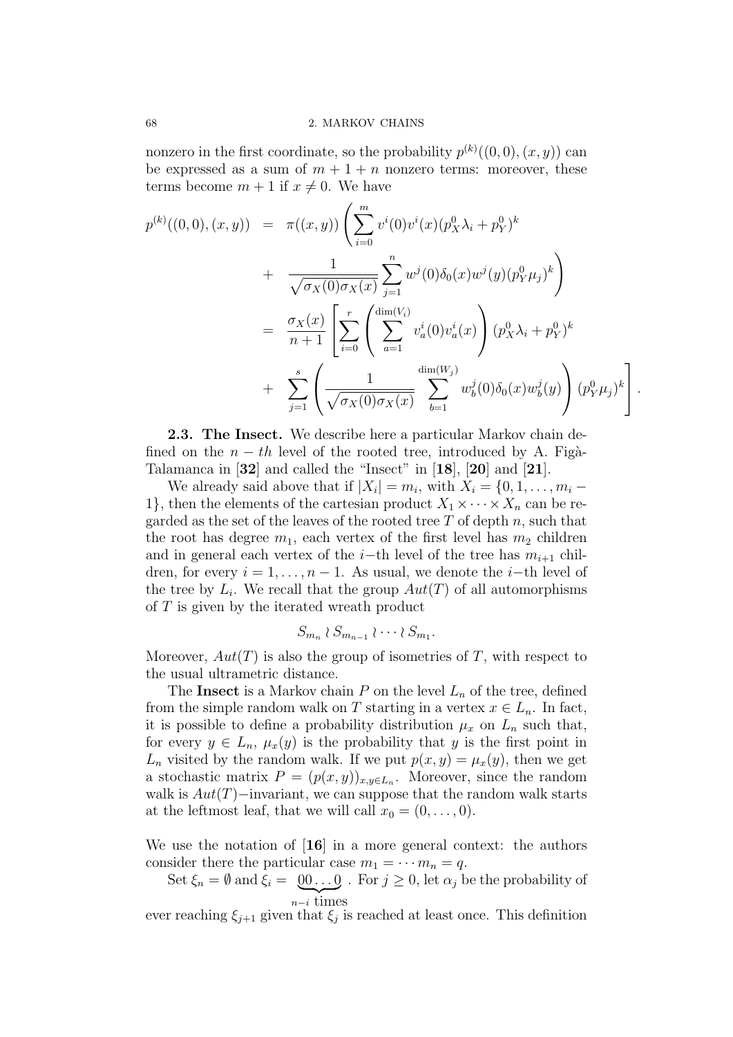nonzero in the first coordinate, so the probability $p^{(k)}((0,0),(x,y))$ can be expressed as a sum of $m+1+n$ nonzero terms: moreover, these terms become $m+1$ if $x \neq 0$. We have

$$
\begin{aligned}
p^{(k)}((0,0),(x,y)) &= \pi((x,y)) \left( \sum_{i=0}^{m} v^i(0) v^i(x) (p_X^0 \lambda_i + p_Y^0)^k \right. \\
&+ \left. \frac{1}{\sqrt{\sigma_X(0)\sigma_X(x)}} \sum_{j=1}^{n} w^j(0) \delta_0(x) w^j(y) (p_Y^0 \mu_j)^k \right) \\
&= \frac{\sigma_X(x)}{n+1} \left[ \sum_{i=0}^{r} \left( \sum_{a=1}^{\dim(V_i)} v_a^i(0) v_a^i(x) \right) (p_X^0 \lambda_i + p_Y^0)^k \right. \\
&+ \left. \sum_{j=1}^{s} \left( \frac{1}{\sqrt{\sigma_X(0)\sigma_X(x)}} \sum_{b=1}^{\dim(W_j)} w_b^j(0) \delta_0(x) w_b^j(y) \right) (p_Y^0 \mu_j)^k \right].
\end{aligned}
$$

**2.3. The Insect.** We describe here a particular Markov chain defined on the $n-th$ level of the rooted tree, introduced by A. Figà-Talamanca in [**32**] and called the "Insect" in [**18**], [**20**] and [**21**].

We already said above that if $|X_i| = m_i$, with $X_i = \{0, 1, \dots, m_i - 1\}$, then the elements of the cartesian product $X_1 \times \cdots \times X_n$ can be regarded as the set of the leaves of the rooted tree $T$ of depth $n$, such that the root has degree $m_1$, each vertex of the first level has $m_2$ children and in general each vertex of the $i-$th level of the tree has $m_{i+1}$ children, for every $i = 1, \dots, n-1$. As usual, we denote the $i-$th level of the tree by $L_i$. We recall that the group $Aut(T)$ of all automorphisms of $T$ is given by the iterated wreath product

$$S_{m_n} \wr S_{m_{n-1}} \wr \cdots \wr S_{m_1}.$$

Moreover, $Aut(T)$ is also the group of isometries of $T$, with respect to the usual ultrametric distance.

The **Insect** is a Markov chain $P$ on the level $L_n$ of the tree, defined from the simple random walk on $T$ starting in a vertex $x \in L_n$. In fact, it is possible to define a probability distribution $\mu_x$ on $L_n$ such that, for every $y \in L_n$, $\mu_x(y)$ is the probability that $y$ is the first point in $L_n$ visited by the random walk. If we put $p(x,y) = \mu_x(y)$, then we get a stochastic matrix $P = (p(x,y))_{x,y \in L_n}$. Moreover, since the random walk is $Aut(T)-$invariant, we can suppose that the random walk starts at the leftmost leaf, that we will call $x_0 = (0, \dots, 0)$.

We use the notation of [**16**] in a more general context: the authors consider there the particular case $m_1 = \cdots m_n = q$.

Set $\xi_n = \emptyset$ and $\xi_i = \underbrace{00\dots0}_{n-i \text{ times}}$. For $j \geq 0$, let $\alpha_j$ be the probability of ever reaching $\xi_{j+1}$ given that $\xi_j$ is reached at least once. This definition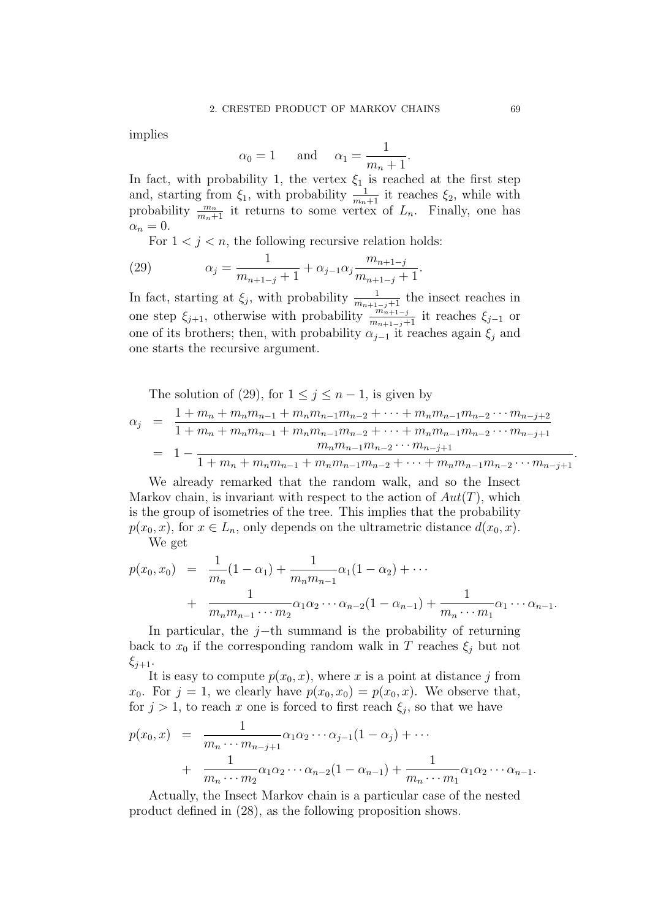implies

$$\alpha_0 = 1 \qquad \text{and} \qquad \alpha_1 = \frac{1}{m_n + 1}.$$

In fact, with probability 1, the vertex $\xi_1$ is reached at the first step and, starting from $\xi_1$, with probability $\frac{1}{m_n+1}$ it reaches $\xi_2$, while with probability $\frac{m_n}{m_n+1}$ it returns to some vertex of $L_n$. Finally, one has $\alpha_n = 0$.

For $1 < j < n$, the following recursive relation holds:

$$\alpha_j = \frac{1}{m_{n+1-j}+1} + \alpha_{j-1}\alpha_j \frac{m_{n+1-j}}{m_{n+1-j}+1}. \tag{29}$$

In fact, starting at $\xi_j$, with probability $\frac{1}{m_{n+1-j}+1}$ the insect reaches in one step $\xi_{j+1}$, otherwise with probability $\frac{m_{n+1-j}}{m_{n+1-j}+1}$ it reaches $\xi_{j-1}$ or one of its brothers; then, with probability $\alpha_{j-1}$ it reaches again $\xi_j$ and one starts the recursive argument.

The solution of (29), for $1 \leq j \leq n-1$, is given by

$$\begin{aligned}
\alpha_j &= \frac{1 + m_n + m_n m_{n-1} + m_n m_{n-1} m_{n-2} + \cdots + m_n m_{n-1} m_{n-2} \cdots m_{n-j+2}}{1 + m_n + m_n m_{n-1} + m_n m_{n-1} m_{n-2} + \cdots + m_n m_{n-1} m_{n-2} \cdots m_{n-j+1}} \\
&= 1 - \frac{m_n m_{n-1} m_{n-2} \cdots m_{n-j+1}}{1 + m_n + m_n m_{n-1} + m_n m_{n-1} m_{n-2} + \cdots + m_n m_{n-1} m_{n-2} \cdots m_{n-j+1}}.
\end{aligned}$$

We already remarked that the random walk, and so the Insect Markov chain, is invariant with respect to the action of $Aut(T)$, which is the group of isometries of the tree. This implies that the probability $p(x_0, x)$, for $x \in L_n$, only depends on the ultrametric distance $d(x_0, x)$.

We get

$$\begin{aligned}
p(x_0, x_0) &= \frac{1}{m_n}(1 - \alpha_1) + \frac{1}{m_n m_{n-1}}\alpha_1(1 - \alpha_2) + \cdots \\
&+ \frac{1}{m_n m_{n-1} \cdots m_2}\alpha_1 \alpha_2 \cdots \alpha_{n-2}(1 - \alpha_{n-1}) + \frac{1}{m_n \cdots m_1}\alpha_1 \cdots \alpha_{n-1}.
\end{aligned}$$

In particular, the $j$−th summand is the probability of returning back to $x_0$ if the corresponding random walk in $T$ reaches $\xi_j$ but not $\xi_{j+1}$.

It is easy to compute $p(x_0, x)$, where $x$ is a point at distance $j$ from $x_0$. For $j = 1$, we clearly have $p(x_0, x_0) = p(x_0, x)$. We observe that, for $j > 1$, to reach $x$ one is forced to first reach $\xi_j$, so that we have

$$\begin{aligned}
p(x_0, x) &= \frac{1}{m_n \cdots m_{n-j+1}}\alpha_1 \alpha_2 \cdots \alpha_{j-1}(1 - \alpha_j) + \cdots \\
&+ \frac{1}{m_n \cdots m_2}\alpha_1 \alpha_2 \cdots \alpha_{n-2}(1 - \alpha_{n-1}) + \frac{1}{m_n \cdots m_1}\alpha_1 \alpha_2 \cdots \alpha_{n-1}.
\end{aligned}$$

Actually, the Insect Markov chain is a particular case of the nested product defined in (28), as the following proposition shows.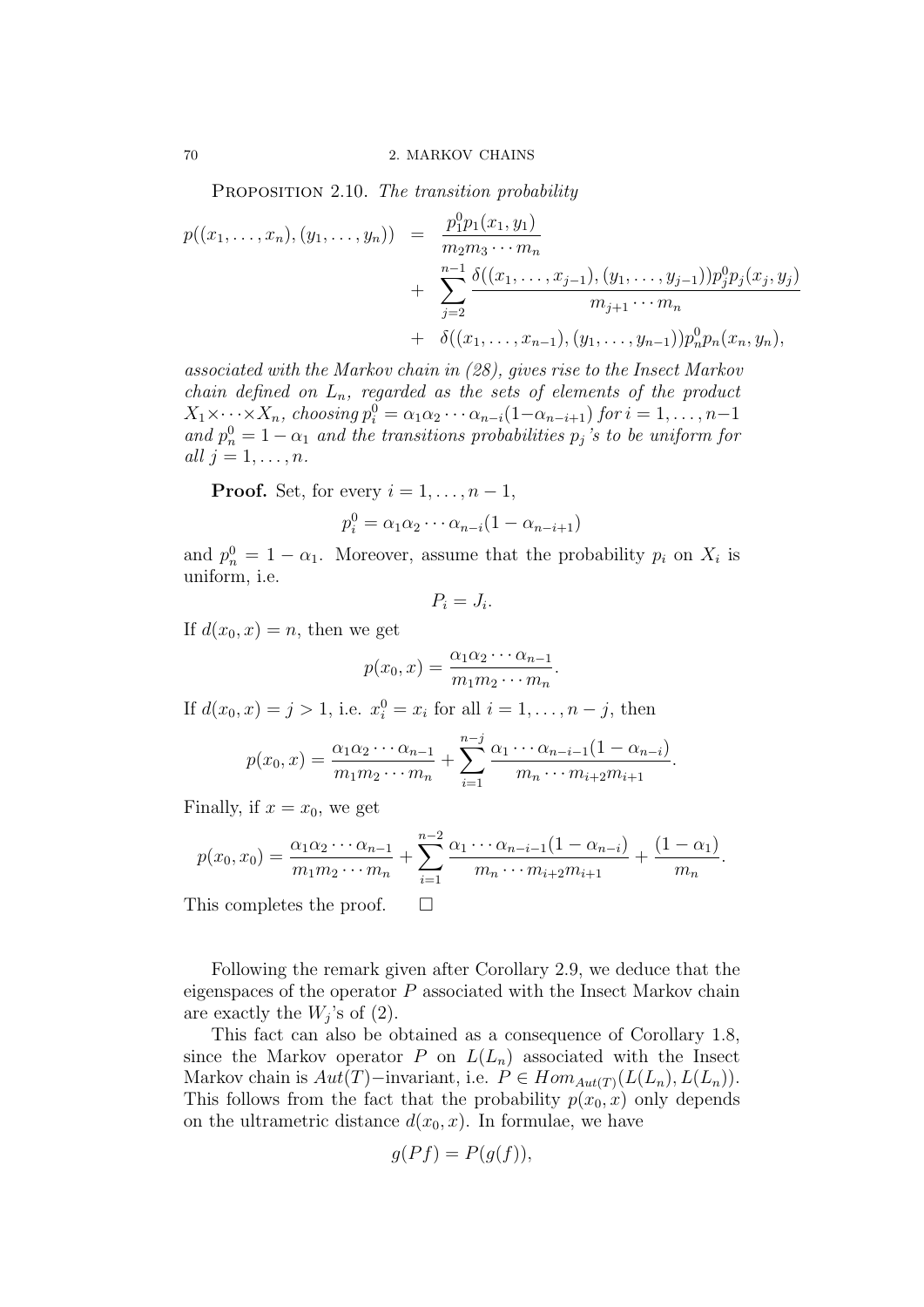**Proposition 2.10.** *The transition probability*

$$
\begin{aligned}
p((x_1,\ldots,x_n),(y_1,\ldots,y_n)) &= \frac{p_1^0 p_1(x_1,y_1)}{m_2 m_3\cdots m_n} \\
&+ \sum_{j=2}^{n-1}\frac{\delta((x_1,\ldots,x_{j-1}),(y_1,\ldots,y_{j-1}))p_j^0 p_j(x_j,y_j)}{m_{j+1}\cdots m_n} \\
&+ \delta((x_1,\ldots,x_{n-1}),(y_1,\ldots,y_{n-1}))p_n^0 p_n(x_n,y_n),
\end{aligned}
$$

*associated with the Markov chain in (28), gives rise to the Insect Markov chain defined on $L_n$, regarded as the sets of elements of the product $X_1\times\cdots\times X_n$, choosing $p_i^0=\alpha_1\alpha_2\cdots\alpha_{n-i}(1-\alpha_{n-i+1})$ for $i=1,\ldots,n-1$ and $p_n^0=1-\alpha_1$ and the transitions probabilities $p_j$'s to be uniform for all $j=1,\ldots,n$.*

**Proof.** Set, for every $i=1,\ldots,n-1$,

$$
p_i^0=\alpha_1\alpha_2\cdots\alpha_{n-i}(1-\alpha_{n-i+1})
$$

and $p_n^0=1-\alpha_1$. Moreover, assume that the probability $p_i$ on $X_i$ is uniform, i.e.

$$
P_i=J_i.
$$

If $d(x_0,x)=n$, then we get

$$
p(x_0,x)=\frac{\alpha_1\alpha_2\cdots\alpha_{n-1}}{m_1m_2\cdots m_n}.
$$

If $d(x_0,x)=j>1$, i.e. $x_i^0=x_i$ for all $i=1,\ldots,n-j$, then

$$
p(x_0,x)=\frac{\alpha_1\alpha_2\cdots\alpha_{n-1}}{m_1m_2\cdots m_n}+\sum_{i=1}^{n-j}\frac{\alpha_1\cdots\alpha_{n-i-1}(1-\alpha_{n-i})}{m_n\cdots m_{i+2}m_{i+1}}.
$$

Finally, if $x=x_0$, we get

$$
p(x_0,x_0)=\frac{\alpha_1\alpha_2\cdots\alpha_{n-1}}{m_1m_2\cdots m_n}+\sum_{i=1}^{n-2}\frac{\alpha_1\cdots\alpha_{n-i-1}(1-\alpha_{n-i})}{m_n\cdots m_{i+2}m_{i+1}}+\frac{(1-\alpha_1)}{m_n}.
$$

This completes the proof. $\square$

Following the remark given after Corollary 2.9, we deduce that the eigenspaces of the operator $P$ associated with the Insect Markov chain are exactly the $W_j$'s of (2).

This fact can also be obtained as a consequence of Corollary 1.8, since the Markov operator $P$ on $L(L_n)$ associated with the Insect Markov chain is $Aut(T)-$invariant, i.e. $P\in Hom_{Aut(T)}(L(L_n),L(L_n))$. This follows from the fact that the probability $p(x_0,x)$ only depends on the ultrametric distance $d(x_0,x)$. In formulae, we have

$$
g(Pf)=P(g(f)),
$$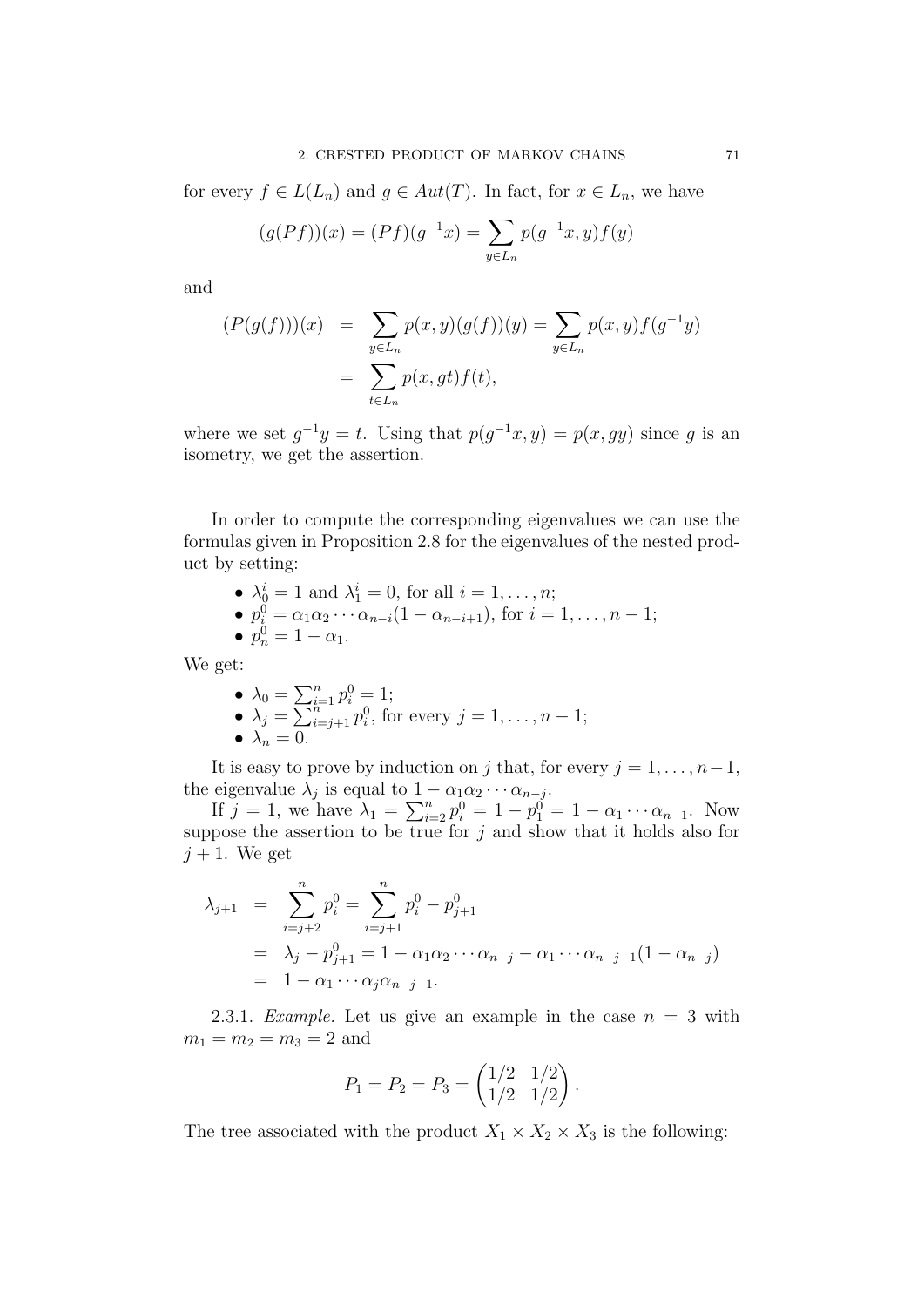for every $f \in L(L_n)$ and $g \in Aut(T)$. In fact, for $x \in L_n$, we have

$$(g(Pf))(x) = (Pf)(g^{-1}x) = \sum_{y \in L_n} p(g^{-1}x, y)f(y)$$

and

$$\begin{aligned}(P(g(f)))(x) &= \sum_{y \in L_n} p(x,y)(g(f))(y) = \sum_{y \in L_n} p(x,y)f(g^{-1}y) \\ &= \sum_{t \in L_n} p(x, gt)f(t),\end{aligned}$$

where we set $g^{-1}y = t$. Using that $p(g^{-1}x, y) = p(x, gy)$ since $g$ is an isometry, we get the assertion.

In order to compute the corresponding eigenvalues we can use the formulas given in Proposition 2.8 for the eigenvalues of the nested product by setting:

- $\lambda_0^i = 1$ and $\lambda_1^i = 0$, for all $i = 1, \ldots, n$;
- $p_i^0 = \alpha_1 \alpha_2 \cdots \alpha_{n-i}(1 - \alpha_{n-i+1})$, for $i = 1, \ldots, n-1$;
- $p_n^0 = 1 - \alpha_1$.

We get:

- $\lambda_0 = \sum_{i=1}^n p_i^0 = 1$;
- $\lambda_j = \sum_{i=j+1}^n p_i^0$, for every $j = 1, \ldots, n-1$;
- $\lambda_n = 0$.

It is easy to prove by induction on $j$ that, for every $j = 1, \ldots, n-1$, the eigenvalue $\lambda_j$ is equal to $1 - \alpha_1 \alpha_2 \cdots \alpha_{n-j}$.

If $j = 1$, we have $\lambda_1 = \sum_{i=2}^n p_i^0 = 1 - p_1^0 = 1 - \alpha_1 \cdots \alpha_{n-1}$. Now suppose the assertion to be true for $j$ and show that it holds also for $j+1$. We get

$$\begin{aligned}\lambda_{j+1} &= \sum_{i=j+2}^n p_i^0 = \sum_{i=j+1}^n p_i^0 - p_{j+1}^0 \\ &= \lambda_j - p_{j+1}^0 = 1 - \alpha_1 \alpha_2 \cdots \alpha_{n-j} - \alpha_1 \cdots \alpha_{n-j-1}(1 - \alpha_{n-j}) \\ &= 1 - \alpha_1 \cdots \alpha_j \alpha_{n-j-1}.\end{aligned}$$

2.3.1. *Example.* Let us give an example in the case $n = 3$ with $m_1 = m_2 = m_3 = 2$ and

$$P_1 = P_2 = P_3 = \begin{pmatrix} 1/2 & 1/2 \\ 1/2 & 1/2 \end{pmatrix}.$$

The tree associated with the product $X_1 \times X_2 \times X_3$ is the following: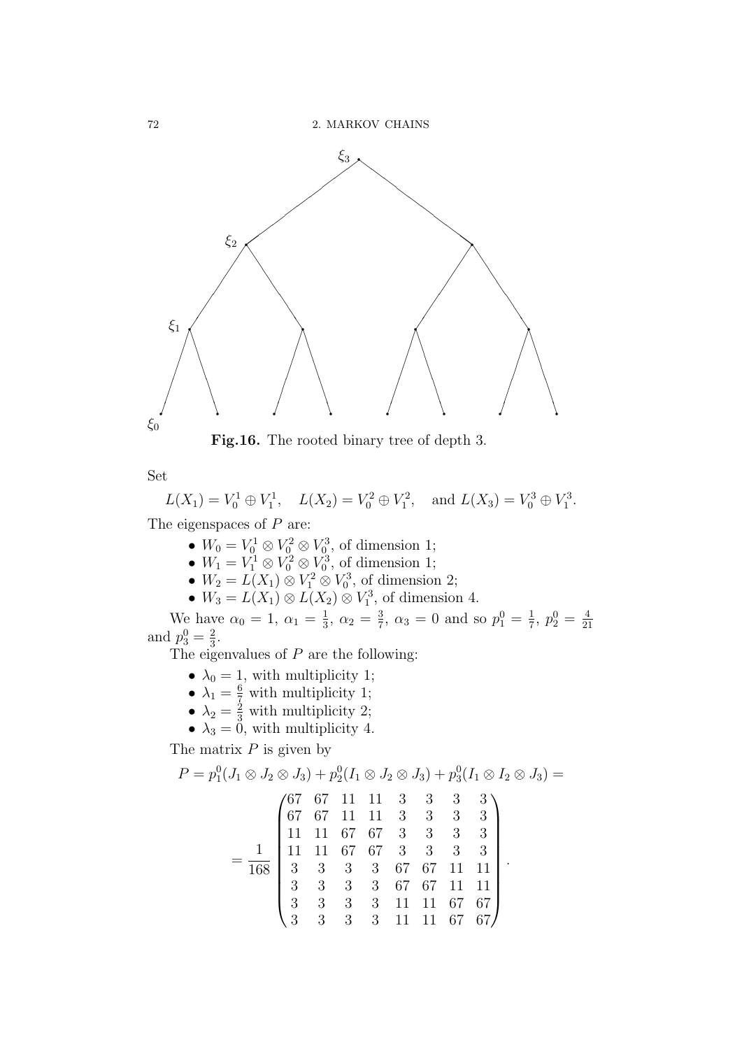**Fig.16.** The rooted binary tree of depth 3.

Set

$$L(X_1) = V_0^1 \oplus V_1^1, \quad L(X_2) = V_0^2 \oplus V_1^2, \quad \text{and } L(X_3) = V_0^3 \oplus V_1^3.$$

The eigenspaces of $P$ are:

- $W_0 = V_0^1 \otimes V_0^2 \otimes V_0^3$, of dimension 1;
- $W_1 = V_1^1 \otimes V_0^2 \otimes V_0^3$, of dimension 1;
- $W_2 = L(X_1) \otimes V_1^2 \otimes V_0^3$, of dimension 2;
- $W_3 = L(X_1) \otimes L(X_2) \otimes V_1^3$, of dimension 4.

We have $\alpha_0 = 1$, $\alpha_1 = \frac{1}{3}$, $\alpha_2 = \frac{3}{7}$, $\alpha_3 = 0$ and so $p_1^0 = \frac{1}{7}$, $p_2^0 = \frac{4}{21}$ and $p_3^0 = \frac{2}{3}$.

The eigenvalues of $P$ are the following:

- $\lambda_0 = 1$, with multiplicity 1;
- $\lambda_1 = \frac{6}{7}$ with multiplicity 1;
- $\lambda_2 = \frac{2}{3}$ with multiplicity 2;
- $\lambda_3 = 0$, with multiplicity 4.

The matrix $P$ is given by

$$P = p_1^0(J_1 \otimes J_2 \otimes J_3) + p_2^0(I_1 \otimes J_2 \otimes J_3) + p_3^0(I_1 \otimes I_2 \otimes J_3) =$$

$$= \frac{1}{168}\begin{pmatrix} 67 & 67 & 11 & 11 & 3 & 3 & 3 & 3 \\ 67 & 67 & 11 & 11 & 3 & 3 & 3 & 3 \\ 11 & 11 & 67 & 67 & 3 & 3 & 3 & 3 \\ 11 & 11 & 67 & 67 & 3 & 3 & 3 & 3 \\ 3 & 3 & 3 & 3 & 67 & 67 & 11 & 11 \\ 3 & 3 & 3 & 3 & 67 & 67 & 11 & 11 \\ 3 & 3 & 3 & 3 & 11 & 11 & 67 & 67 \\ 3 & 3 & 3 & 3 & 11 & 11 & 67 & 67 \end{pmatrix}.$$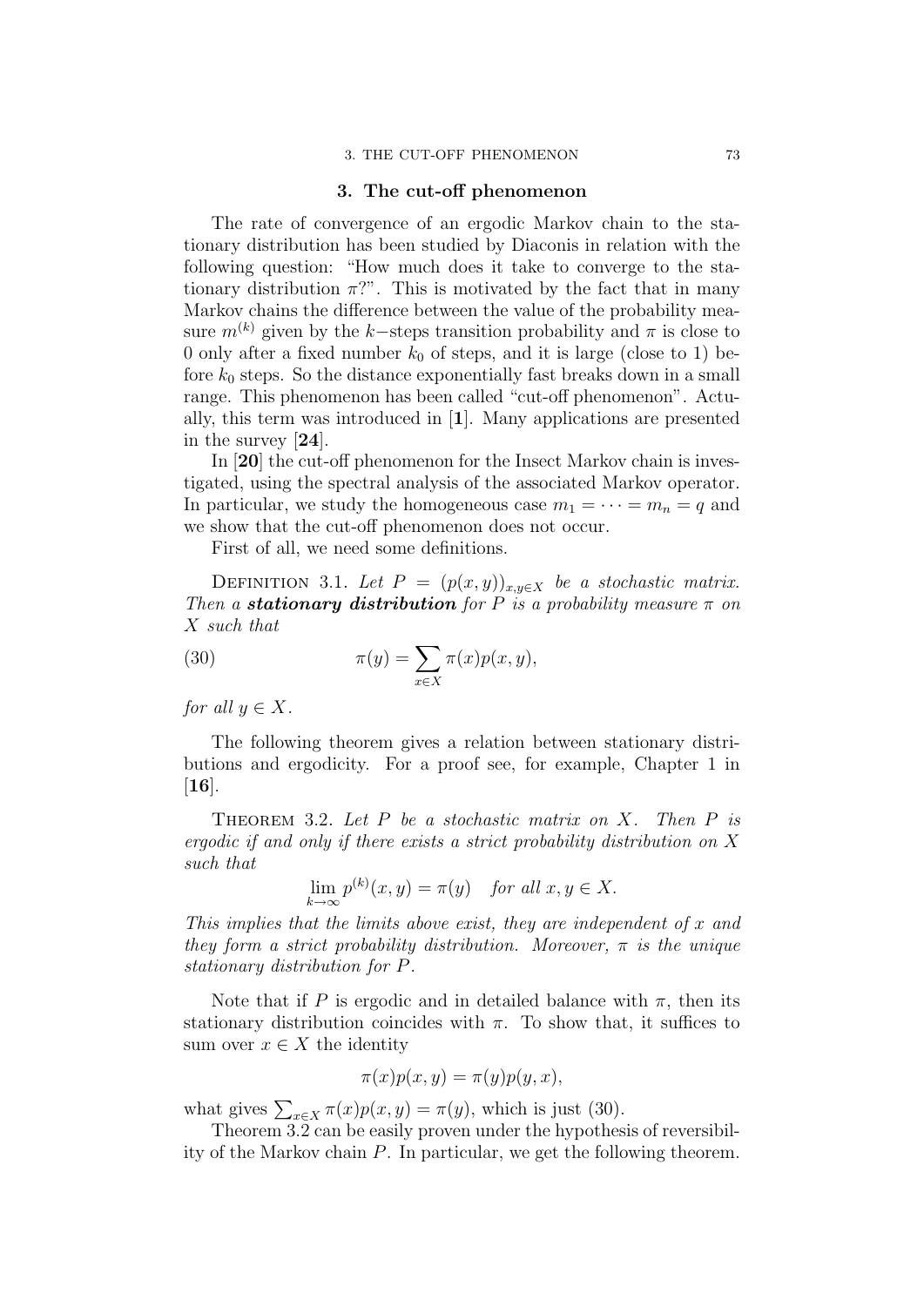## 3. The cut-off phenomenon

The rate of convergence of an ergodic Markov chain to the stationary distribution has been studied by Diaconis in relation with the following question: "How much does it take to converge to the stationary distribution $\pi$?". This is motivated by the fact that in many Markov chains the difference between the value of the probability measure $m^{(k)}$ given by the $k-$steps transition probability and $\pi$ is close to 0 only after a fixed number $k_0$ of steps, and it is large (close to 1) before $k_0$ steps. So the distance exponentially fast breaks down in a small range. This phenomenon has been called "cut-off phenomenon". Actually, this term was introduced in [**1**]. Many applications are presented in the survey [**24**].

In [**20**] the cut-off phenomenon for the Insect Markov chain is investigated, using the spectral analysis of the associated Markov operator. In particular, we study the homogeneous case $m_1 = \cdots = m_n = q$ and we show that the cut-off phenomenon does not occur.

First of all, we need some definitions.

Definition 3.1. *Let $P = (p(x,y))_{x,y\in X}$ be a stochastic matrix. Then a* ***stationary distribution*** *for $P$ is a probability measure $\pi$ on $X$ such that*

$$\pi(y) = \sum_{x\in X} \pi(x)p(x,y), \tag{30}$$

*for all $y \in X$.*

The following theorem gives a relation between stationary distributions and ergodicity. For a proof see, for example, Chapter 1 in [**16**].

Theorem 3.2. *Let $P$ be a stochastic matrix on $X$. Then $P$ is ergodic if and only if there exists a strict probability distribution on $X$ such that*

$$\lim_{k\to\infty} p^{(k)}(x,y) = \pi(y) \quad \textit{for all } x,y \in X.$$

*This implies that the limits above exist, they are independent of $x$ and they form a strict probability distribution. Moreover, $\pi$ is the unique stationary distribution for $P$.*

Note that if $P$ is ergodic and in detailed balance with $\pi$, then its stationary distribution coincides with $\pi$. To show that, it suffices to sum over $x \in X$ the identity

$$\pi(x)p(x,y) = \pi(y)p(y,x),$$

what gives $\sum_{x\in X} \pi(x)p(x,y) = \pi(y)$, which is just (30).

Theorem 3.2 can be easily proven under the hypothesis of reversibility of the Markov chain $P$. In particular, we get the following theorem.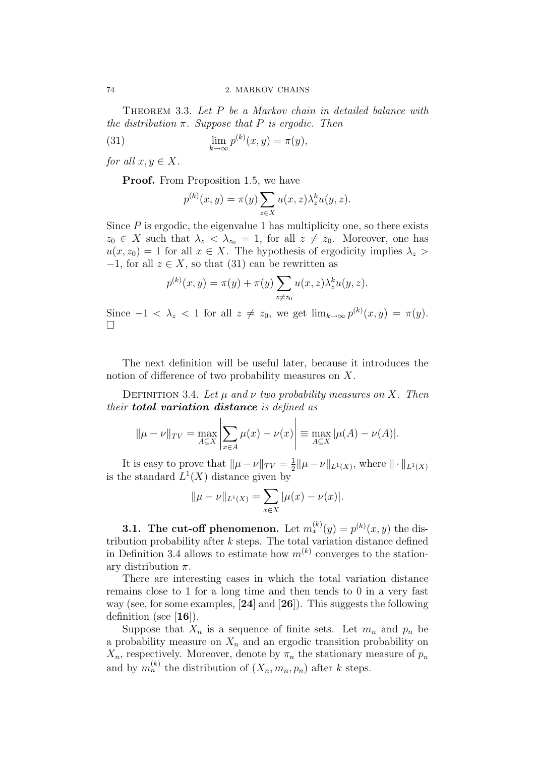**Theorem 3.3.** *Let $P$ be a Markov chain in detailed balance with the distribution $\pi$. Suppose that $P$ is ergodic. Then*

$$\lim_{k\to\infty} p^{(k)}(x,y) = \pi(y), \tag{31}$$

*for all $x, y \in X$.*

**Proof.** From Proposition 1.5, we have

$$p^{(k)}(x,y) = \pi(y)\sum_{z\in X} u(x,z)\lambda_z^k u(y,z).$$

Since $P$ is ergodic, the eigenvalue 1 has multiplicity one, so there exists $z_0 \in X$ such that $\lambda_z < \lambda_{z_0} = 1$, for all $z \neq z_0$. Moreover, one has $u(x, z_0) = 1$ for all $x \in X$. The hypothesis of ergodicity implies $\lambda_z > -1$, for all $z \in X$, so that (31) can be rewritten as

$$p^{(k)}(x,y) = \pi(y) + \pi(y)\sum_{z\neq z_0} u(x,z)\lambda_z^k u(y,z).$$

Since $-1 < \lambda_z < 1$ for all $z \neq z_0$, we get $\lim_{k\to\infty} p^{(k)}(x,y) = \pi(y)$. □

The next definition will be useful later, because it introduces the notion of difference of two probability measures on $X$.

**Definition 3.4.** *Let $\mu$ and $\nu$ two probability measures on $X$. Then their **total variation distance** is defined as*

$$\|\mu - \nu\|_{TV} = \max_{A\subseteq X}\left|\sum_{x\in A}\mu(x) - \nu(x)\right| \equiv \max_{A\subseteq X}|\mu(A) - \nu(A)|.$$

It is easy to prove that $\|\mu - \nu\|_{TV} = \frac{1}{2}\|\mu - \nu\|_{L^1(X)}$, where $\|\cdot\|_{L^1(X)}$ is the standard $L^1(X)$ distance given by

$$\|\mu - \nu\|_{L^1(X)} = \sum_{x\in X}|\mu(x) - \nu(x)|.$$

**3.1. The cut-off phenomenon.** Let $m_x^{(k)}(y) = p^{(k)}(x,y)$ the distribution probability after $k$ steps. The total variation distance defined in Definition 3.4 allows to estimate how $m^{(k)}$ converges to the stationary distribution $\pi$.

There are interesting cases in which the total variation distance remains close to 1 for a long time and then tends to 0 in a very fast way (see, for some examples, [**24**] and [**26**]). This suggests the following definition (see [**16**]).

Suppose that $X_n$ is a sequence of finite sets. Let $m_n$ and $p_n$ be a probability measure on $X_n$ and an ergodic transition probability on $X_n$, respectively. Moreover, denote by $\pi_n$ the stationary measure of $p_n$ and by $m_n^{(k)}$ the distribution of $(X_n, m_n, p_n)$ after $k$ steps.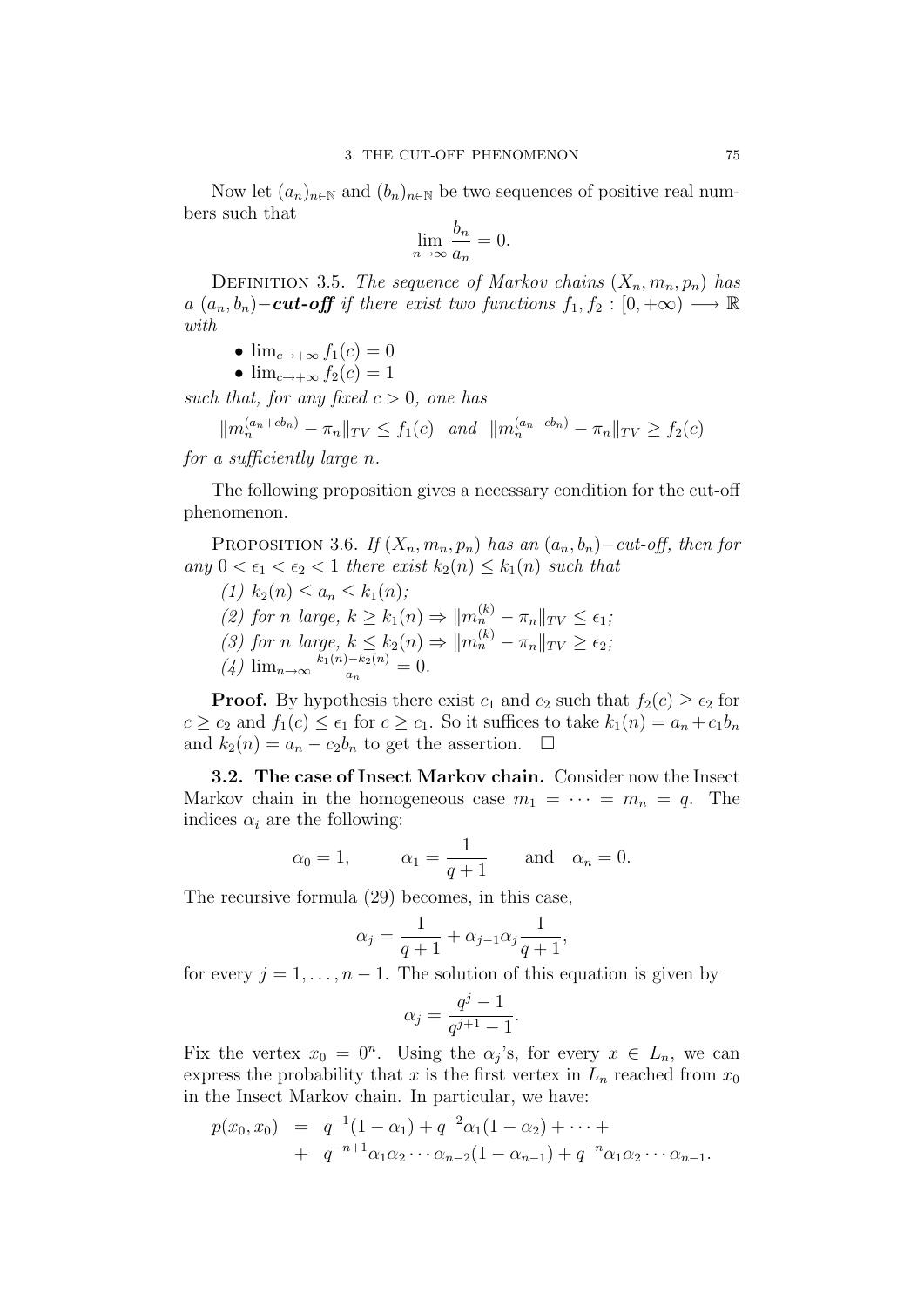Now let $(a_n)_{n\in\mathbb{N}}$ and $(b_n)_{n\in\mathbb{N}}$ be two sequences of positive real numbers such that

$$\lim_{n\to\infty} \frac{b_n}{a_n} = 0.$$

Definition 3.5. *The sequence of Markov chains $(X_n, m_n, p_n)$ has a $(a_n, b_n)-$**cut-off** if there exist two functions $f_1, f_2 : [0, +\infty) \longrightarrow \mathbb{R}$ with*

- $\lim_{c\to+\infty} f_1(c) = 0$
- $\lim_{c\to+\infty} f_2(c) = 1$

*such that, for any fixed $c > 0$, one has*

$$\|m_n^{(a_n+cb_n)} - \pi_n\|_{TV} \leq f_1(c) \quad \text{and} \quad \|m_n^{(a_n-cb_n)} - \pi_n\|_{TV} \geq f_2(c)$$

*for a sufficiently large $n$.*

The following proposition gives a necessary condition for the cut-off phenomenon.

Proposition 3.6. *If $(X_n, m_n, p_n)$ has an $(a_n, b_n)-$cut-off, then for any $0 < \epsilon_1 < \epsilon_2 < 1$ there exist $k_2(n) \leq k_1(n)$ such that*

*(1) $k_2(n) \leq a_n \leq k_1(n)$;*
*(2) for $n$ large, $k \geq k_1(n) \Rightarrow \|m_n^{(k)} - \pi_n\|_{TV} \leq \epsilon_1$;*
*(3) for $n$ large, $k \leq k_2(n) \Rightarrow \|m_n^{(k)} - \pi_n\|_{TV} \geq \epsilon_2$;*
*(4) $\lim_{n\to\infty} \frac{k_1(n)-k_2(n)}{a_n} = 0$.*

**Proof.** By hypothesis there exist $c_1$ and $c_2$ such that $f_2(c) \geq \epsilon_2$ for $c \geq c_2$ and $f_1(c) \leq \epsilon_1$ for $c \geq c_1$. So it suffices to take $k_1(n) = a_n + c_1 b_n$ and $k_2(n) = a_n - c_2 b_n$ to get the assertion. $\square$

**3.2. The case of Insect Markov chain.** Consider now the Insect Markov chain in the homogeneous case $m_1 = \cdots = m_n = q$. The indices $\alpha_i$ are the following:

$$\alpha_0 = 1, \qquad \alpha_1 = \frac{1}{q+1} \qquad \text{and} \quad \alpha_n = 0.$$

The recursive formula (29) becomes, in this case,

$$\alpha_j = \frac{1}{q+1} + \alpha_{j-1}\alpha_j \frac{1}{q+1},$$

for every $j = 1, \ldots, n-1$. The solution of this equation is given by

$$\alpha_j = \frac{q^j - 1}{q^{j+1} - 1}.$$

Fix the vertex $x_0 = 0^n$. Using the $\alpha_j$'s, for every $x \in L_n$, we can express the probability that $x$ is the first vertex in $L_n$ reached from $x_0$ in the Insect Markov chain. In particular, we have:

$$\begin{aligned} p(x_0, x_0) &= q^{-1}(1-\alpha_1) + q^{-2}\alpha_1(1-\alpha_2) + \cdots + \\ &+ q^{-n+1}\alpha_1\alpha_2\cdots\alpha_{n-2}(1-\alpha_{n-1}) + q^{-n}\alpha_1\alpha_2\cdots\alpha_{n-1}. \end{aligned}$$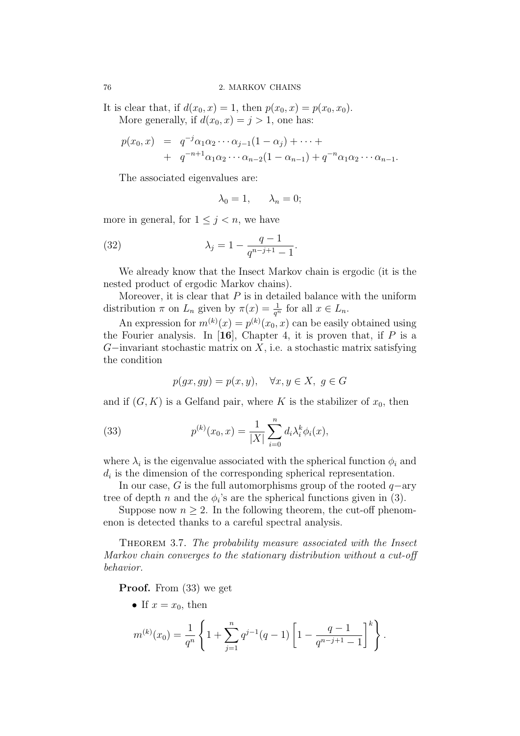It is clear that, if $d(x_0, x) = 1$, then $p(x_0, x) = p(x_0, x_0)$.

More generally, if $d(x_0, x) = j > 1$, one has:

$$
\begin{aligned}
p(x_0, x) &= q^{-j}\alpha_1\alpha_2\cdots\alpha_{j-1}(1-\alpha_j) + \cdots + \\
&+ q^{-n+1}\alpha_1\alpha_2\cdots\alpha_{n-2}(1-\alpha_{n-1}) + q^{-n}\alpha_1\alpha_2\cdots\alpha_{n-1}.
\end{aligned}
$$

The associated eigenvalues are:

$$
\lambda_0 = 1, \qquad \lambda_n = 0;
$$

more in general, for $1 \leq j < n$, we have

$$
\lambda_j = 1 - \frac{q-1}{q^{n-j+1}-1}. \tag{32}
$$

We already know that the Insect Markov chain is ergodic (it is the nested product of ergodic Markov chains).

Moreover, it is clear that $P$ is in detailed balance with the uniform distribution $\pi$ on $L_n$ given by $\pi(x) = \frac{1}{q^n}$ for all $x \in L_n$.

An expression for $m^{(k)}(x) = p^{(k)}(x_0, x)$ can be easily obtained using the Fourier analysis. In [**16**], Chapter 4, it is proven that, if $P$ is a $G-$invariant stochastic matrix on $X$, i.e. a stochastic matrix satisfying the condition

$$
p(gx, gy) = p(x, y), \quad \forall x, y \in X, \; g \in G
$$

and if $(G, K)$ is a Gelfand pair, where $K$ is the stabilizer of $x_0$, then

$$
p^{(k)}(x_0, x) = \frac{1}{|X|}\sum_{i=0}^{n} d_i \lambda_i^k \phi_i(x), \tag{33}
$$

where $\lambda_i$ is the eigenvalue associated with the spherical function $\phi_i$ and $d_i$ is the dimension of the corresponding spherical representation.

In our case, $G$ is the full automorphisms group of the rooted $q-$ary tree of depth $n$ and the $\phi_i$'s are the spherical functions given in (3).

Suppose now $n \geq 2$. In the following theorem, the cut-off phenomenon is detected thanks to a careful spectral analysis.

Theorem 3.7. *The probability measure associated with the Insect Markov chain converges to the stationary distribution without a cut-off behavior.*

**Proof.** From (33) we get

- If $x = x_0$, then

$$
m^{(k)}(x_0) = \frac{1}{q^n}\left\{1 + \sum_{j=1}^{n} q^{j-1}(q-1)\left[1 - \frac{q-1}{q^{n-j+1}-1}\right]^k\right\}.
$$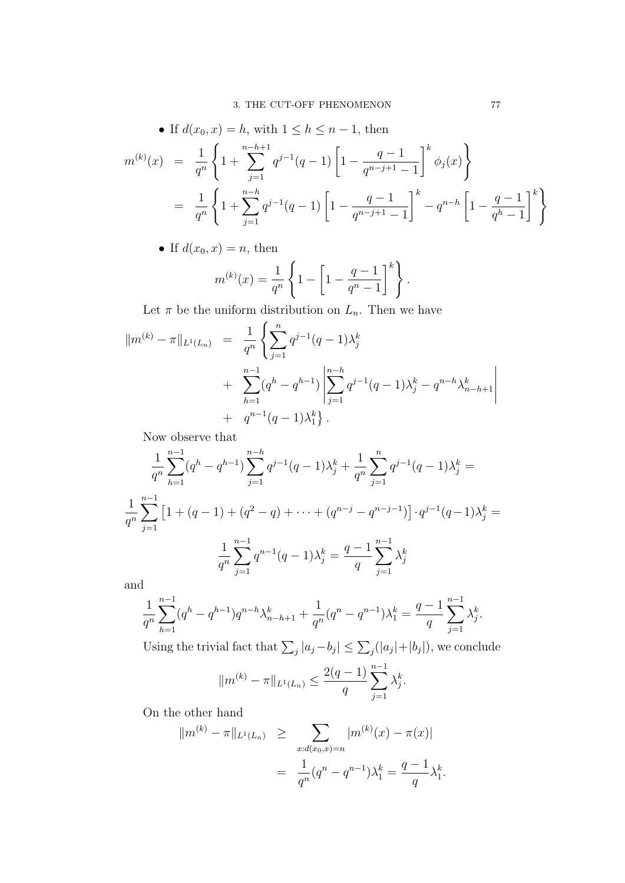- If $d(x_0, x) = h$, with $1 \leq h \leq n-1$, then

$$
\begin{aligned}
m^{(k)}(x) &= \frac{1}{q^n}\left\{1 + \sum_{j=1}^{n-h+1} q^{j-1}(q-1)\left[1 - \frac{q-1}{q^{n-j+1}-1}\right]^k \phi_j(x)\right\} \\
&= \frac{1}{q^n}\left\{1 + \sum_{j=1}^{n-h} q^{j-1}(q-1)\left[1 - \frac{q-1}{q^{n-j+1}-1}\right]^k - q^{n-h}\left[1 - \frac{q-1}{q^h-1}\right]^k\right\}
\end{aligned}
$$

- If $d(x_0, x) = n$, then

$$
m^{(k)}(x) = \frac{1}{q^n}\left\{1 - \left[1 - \frac{q-1}{q^n-1}\right]^k\right\}.
$$

Let $\pi$ be the uniform distribution on $L_n$. Then we have

$$
\begin{aligned}
\|m^{(k)} - \pi\|_{L^1(L_n)} &= \frac{1}{q^n}\left\{\sum_{j=1}^{n} q^{j-1}(q-1)\lambda_j^k \right. \\
&+ \sum_{h=1}^{n-1}(q^h - q^{h-1})\left|\sum_{j=1}^{n-h} q^{j-1}(q-1)\lambda_j^k - q^{n-h}\lambda_{n-h+1}^k\right| \\
&+ \left. q^{n-1}(q-1)\lambda_1^k\right\}.
\end{aligned}
$$

Now observe that

$$
\frac{1}{q^n}\sum_{h=1}^{n-1}(q^h - q^{h-1})\sum_{j=1}^{n-h} q^{j-1}(q-1)\lambda_j^k + \frac{1}{q^n}\sum_{j=1}^{n} q^{j-1}(q-1)\lambda_j^k =
$$

$$
\frac{1}{q^n}\sum_{j=1}^{n-1}\left[1 + (q-1) + (q^2 - q) + \cdots + (q^{n-j} - q^{n-j-1})\right] \cdot q^{j-1}(q-1)\lambda_j^k =
$$

$$
\frac{1}{q^n}\sum_{j=1}^{n-1} q^{n-1}(q-1)\lambda_j^k = \frac{q-1}{q}\sum_{j=1}^{n-1}\lambda_j^k
$$

and

$$
\frac{1}{q^n}\sum_{h=1}^{n-1}(q^h - q^{h-1})q^{n-h}\lambda_{n-h+1}^k + \frac{1}{q^n}(q^n - q^{n-1})\lambda_1^k = \frac{q-1}{q}\sum_{j=1}^{n-1}\lambda_j^k.
$$

Using the trivial fact that $\sum_j |a_j - b_j| \leq \sum_j (|a_j| + |b_j|)$, we conclude

$$
\|m^{(k)} - \pi\|_{L^1(L_n)} \leq \frac{2(q-1)}{q}\sum_{j=1}^{n-1}\lambda_j^k.
$$

On the other hand

$$
\begin{aligned}
\|m^{(k)} - \pi\|_{L^1(L_n)} &\geq \sum_{x:d(x_0,x)=n} |m^{(k)}(x) - \pi(x)| \\
&= \frac{1}{q^n}(q^n - q^{n-1})\lambda_1^k = \frac{q-1}{q}\lambda_1^k.
\end{aligned}
$$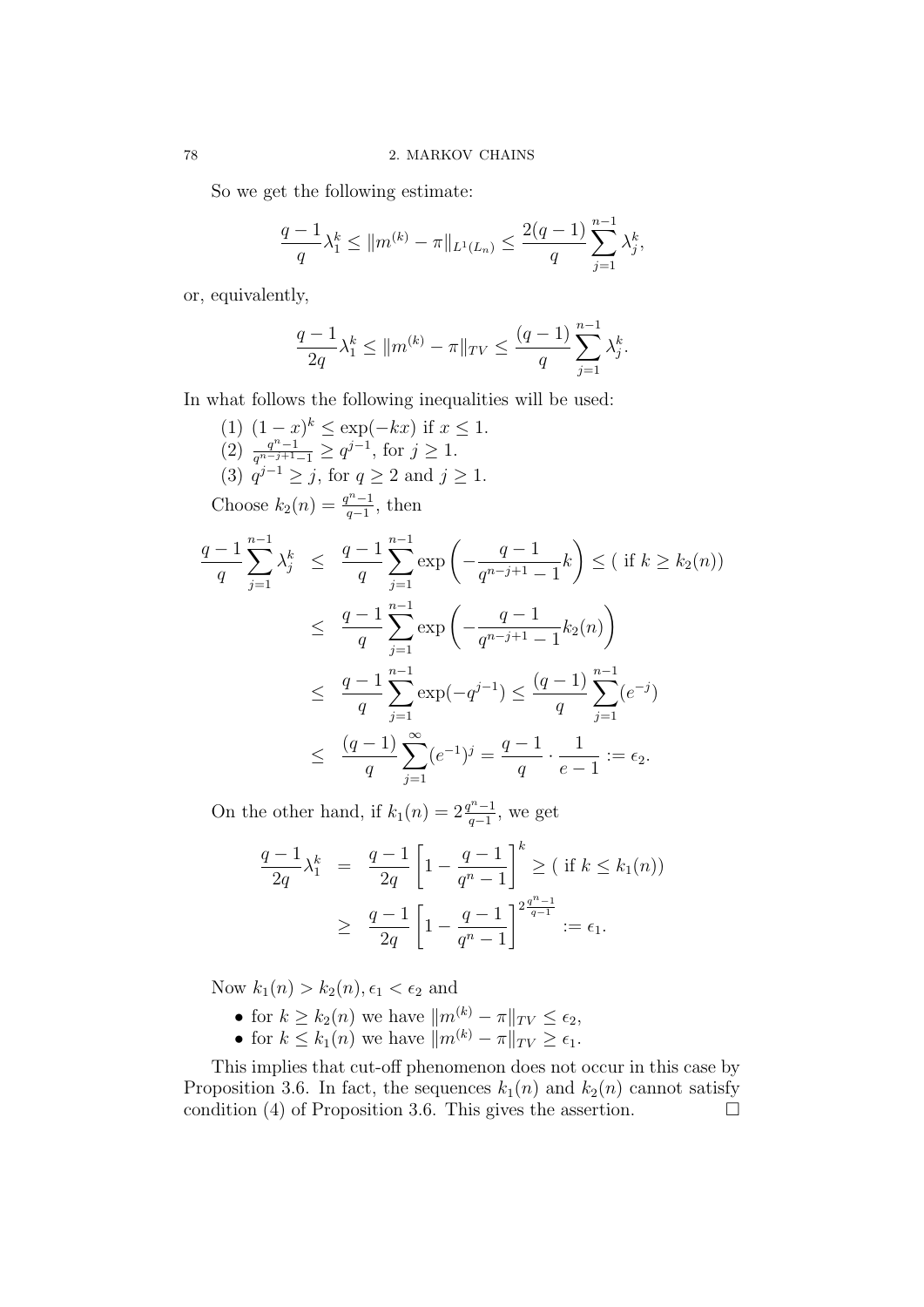So we get the following estimate:

$$\frac{q-1}{q}\lambda_1^k \leq \|m^{(k)} - \pi\|_{L^1(L_n)} \leq \frac{2(q-1)}{q}\sum_{j=1}^{n-1}\lambda_j^k,$$

or, equivalently,

$$\frac{q-1}{2q}\lambda_1^k \leq \|m^{(k)} - \pi\|_{TV} \leq \frac{(q-1)}{q}\sum_{j=1}^{n-1}\lambda_j^k.$$

In what follows the following inequalities will be used:

(1) $(1-x)^k \leq \exp(-kx)$ if $x \leq 1$.
(2) $\frac{q^n-1}{q^{n-j+1}-1} \geq q^{j-1}$, for $j \geq 1$.
(3) $q^{j-1} \geq j$, for $q \geq 2$ and $j \geq 1$.

Choose $k_2(n) = \frac{q^n-1}{q-1}$, then

$$\begin{aligned}
\frac{q-1}{q}\sum_{j=1}^{n-1}\lambda_j^k &\leq \frac{q-1}{q}\sum_{j=1}^{n-1}\exp\left(-\frac{q-1}{q^{n-j+1}-1}k\right) \leq (\text{ if } k \geq k_2(n)) \\
&\leq \frac{q-1}{q}\sum_{j=1}^{n-1}\exp\left(-\frac{q-1}{q^{n-j+1}-1}k_2(n)\right) \\
&\leq \frac{q-1}{q}\sum_{j=1}^{n-1}\exp(-q^{j-1}) \leq \frac{(q-1)}{q}\sum_{j=1}^{n-1}(e^{-j}) \\
&\leq \frac{(q-1)}{q}\sum_{j=1}^{\infty}(e^{-1})^j = \frac{q-1}{q}\cdot\frac{1}{e-1} := \epsilon_2.
\end{aligned}$$

On the other hand, if $k_1(n) = 2\frac{q^n-1}{q-1}$, we get

$$\begin{aligned}
\frac{q-1}{2q}\lambda_1^k &= \frac{q-1}{2q}\left[1 - \frac{q-1}{q^n-1}\right]^k \geq (\text{ if } k \leq k_1(n)) \\
&\geq \frac{q-1}{2q}\left[1 - \frac{q-1}{q^n-1}\right]^{2\frac{q^n-1}{q-1}} := \epsilon_1.
\end{aligned}$$

Now $k_1(n) > k_2(n), \epsilon_1 < \epsilon_2$ and

- for $k \geq k_2(n)$ we have $\|m^{(k)} - \pi\|_{TV} \leq \epsilon_2$,
- for $k \leq k_1(n)$ we have $\|m^{(k)} - \pi\|_{TV} \geq \epsilon_1$.

This implies that cut-off phenomenon does not occur in this case by Proposition 3.6. In fact, the sequences $k_1(n)$ and $k_2(n)$ cannot satisfy condition (4) of Proposition 3.6. This gives the assertion. □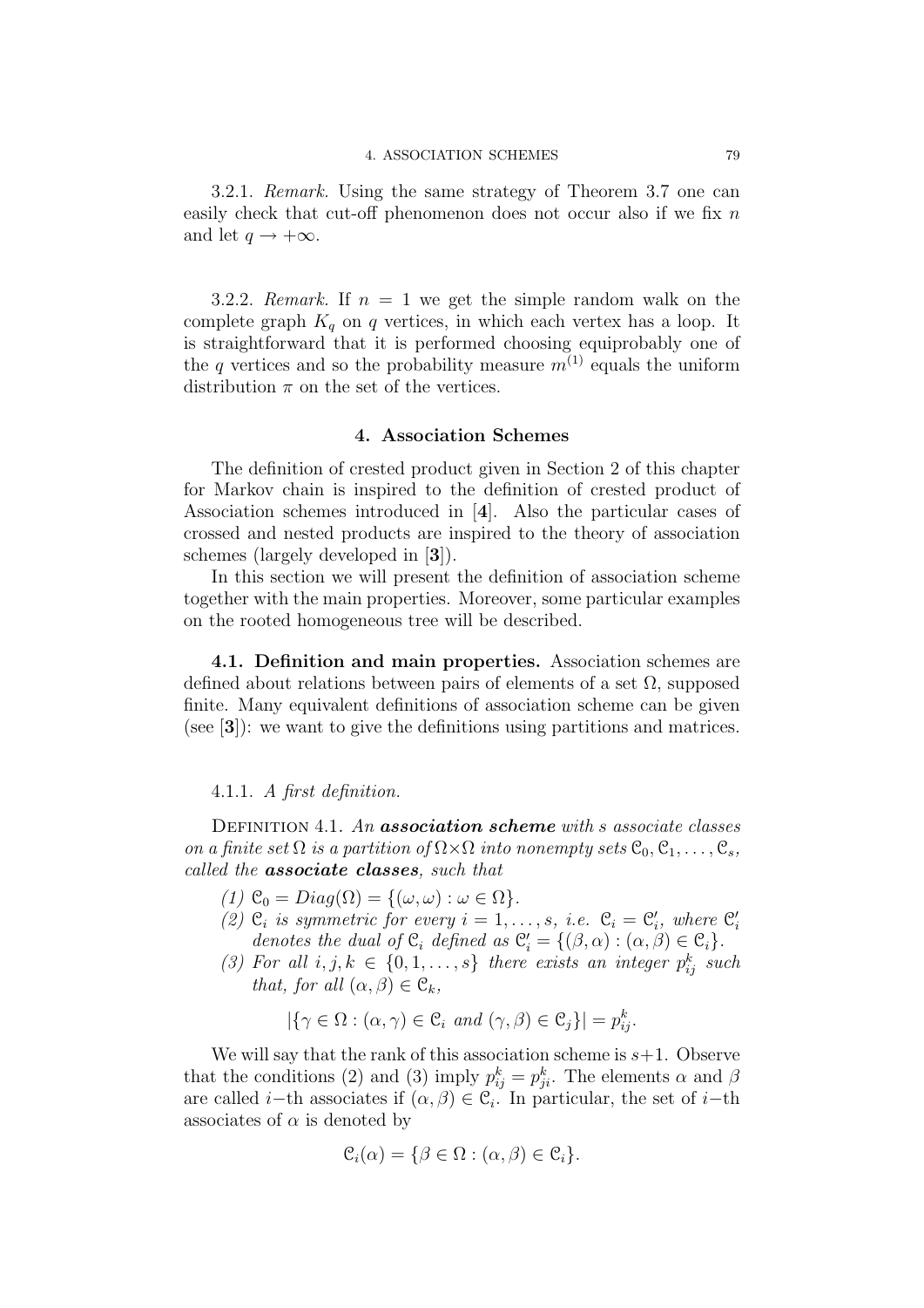3.2.1. *Remark.* Using the same strategy of Theorem 3.7 one can easily check that cut-off phenomenon does not occur also if we fix $n$ and let $q \to +\infty$.

3.2.2. *Remark.* If $n = 1$ we get the simple random walk on the complete graph $K_q$ on $q$ vertices, in which each vertex has a loop. It is straightforward that it is performed choosing equiprobably one of the $q$ vertices and so the probability measure $m^{(1)}$ equals the uniform distribution $\pi$ on the set of the vertices.

## 4. Association Schemes

The definition of crested product given in Section 2 of this chapter for Markov chain is inspired to the definition of crested product of Association schemes introduced in [**4**]. Also the particular cases of crossed and nested products are inspired to the theory of association schemes (largely developed in [**3**]).

In this section we will present the definition of association scheme together with the main properties. Moreover, some particular examples on the rooted homogeneous tree will be described.

### 4.1. Definition and main properties.

Association schemes are defined about relations between pairs of elements of a set $\Omega$, supposed finite. Many equivalent definitions of association scheme can be given (see [**3**]): we want to give the definitions using partitions and matrices.

4.1.1. *A first definition.*

Definition 4.1. *An* ***association scheme*** *with $s$ associate classes on a finite set $\Omega$ is a partition of $\Omega \times \Omega$ into nonempty sets $\mathcal{C}_0, \mathcal{C}_1, \ldots, \mathcal{C}_s$, called the* ***associate classes****, such that*

*(1) $\mathcal{C}_0 = Diag(\Omega) = \{(\omega, \omega) : \omega \in \Omega\}$.*

*(2) $\mathcal{C}_i$ is symmetric for every $i = 1, \ldots, s$, i.e. $\mathcal{C}_i = \mathcal{C}_i'$, where $\mathcal{C}_i'$ denotes the dual of $\mathcal{C}_i$ defined as $\mathcal{C}_i' = \{(\beta, \alpha) : (\alpha, \beta) \in \mathcal{C}_i\}$.*

*(3) For all $i, j, k \in \{0, 1, \ldots, s\}$ there exists an integer $p_{ij}^k$ such that, for all $(\alpha, \beta) \in \mathcal{C}_k$,*

$$|\{\gamma \in \Omega : (\alpha, \gamma) \in \mathcal{C}_i \text{ and } (\gamma, \beta) \in \mathcal{C}_j\}| = p_{ij}^k.$$

We will say that the rank of this association scheme is $s+1$. Observe that the conditions (2) and (3) imply $p_{ij}^k = p_{ji}^k$. The elements $\alpha$ and $\beta$ are called $i-$th associates if $(\alpha, \beta) \in \mathcal{C}_i$. In particular, the set of $i-$th associates of $\alpha$ is denoted by

$$\mathcal{C}_i(\alpha) = \{\beta \in \Omega : (\alpha, \beta) \in \mathcal{C}_i\}.$$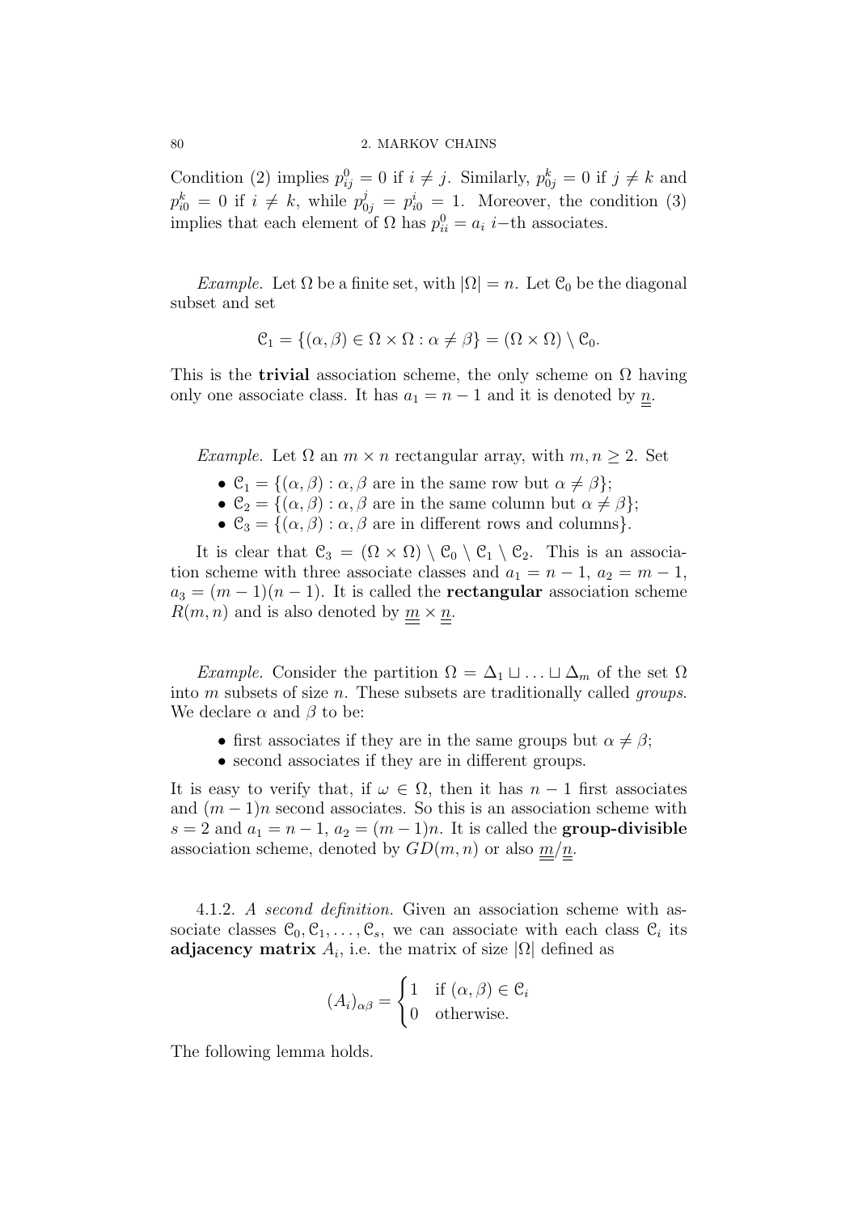Condition (2) implies $p^0_{ij} = 0$ if $i \neq j$. Similarly, $p^k_{0j} = 0$ if $j \neq k$ and $p^k_{i0} = 0$ if $i \neq k$, while $p^j_{0j} = p^i_{i0} = 1$. Moreover, the condition (3) implies that each element of $\Omega$ has $p^0_{ii} = a_i$ $i-$th associates.

*Example.* Let $\Omega$ be a finite set, with $|\Omega| = n$. Let $\mathcal{C}_0$ be the diagonal subset and set

$$\mathcal{C}_1 = \{(\alpha, \beta) \in \Omega \times \Omega : \alpha \neq \beta\} = (\Omega \times \Omega) \setminus \mathcal{C}_0.$$

This is the **trivial** association scheme, the only scheme on $\Omega$ having only one associate class. It has $a_1 = n - 1$ and it is denoted by $\underline{\underline{n}}$.

*Example.* Let $\Omega$ an $m \times n$ rectangular array, with $m, n \geq 2$. Set

- $\mathcal{C}_1 = \{(\alpha, \beta) : \alpha, \beta$ are in the same row but $\alpha \neq \beta\}$;
- $\mathcal{C}_2 = \{(\alpha, \beta) : \alpha, \beta$ are in the same column but $\alpha \neq \beta\}$;
- $\mathcal{C}_3 = \{(\alpha, \beta) : \alpha, \beta$ are in different rows and columns$\}$.

It is clear that $\mathcal{C}_3 = (\Omega \times \Omega) \setminus \mathcal{C}_0 \setminus \mathcal{C}_1 \setminus \mathcal{C}_2$. This is an association scheme with three associate classes and $a_1 = n - 1$, $a_2 = m - 1$, $a_3 = (m - 1)(n - 1)$. It is called the **rectangular** association scheme $R(m, n)$ and is also denoted by $\underline{\underline{m}} \times \underline{\underline{n}}$.

*Example.* Consider the partition $\Omega = \Delta_1 \sqcup \ldots \sqcup \Delta_m$ of the set $\Omega$ into $m$ subsets of size $n$. These subsets are traditionally called *groups*. We declare $\alpha$ and $\beta$ to be:

- first associates if they are in the same groups but $\alpha \neq \beta$;
- second associates if they are in different groups.

It is easy to verify that, if $\omega \in \Omega$, then it has $n - 1$ first associates and $(m - 1)n$ second associates. So this is an association scheme with $s = 2$ and $a_1 = n - 1$, $a_2 = (m - 1)n$. It is called the **group-divisible** association scheme, denoted by $GD(m, n)$ or also $\underline{\underline{m}}/\underline{\underline{n}}$.

4.1.2. *A second definition.* Given an association scheme with associate classes $\mathcal{C}_0, \mathcal{C}_1, \ldots, \mathcal{C}_s$, we can associate with each class $\mathcal{C}_i$ its **adjacency matrix** $A_i$, i.e. the matrix of size $|\Omega|$ defined as

$$(A_i)_{\alpha\beta} = \begin{cases} 1 & \text{if } (\alpha, \beta) \in \mathcal{C}_i \\ 0 & \text{otherwise.} \end{cases}$$

The following lemma holds.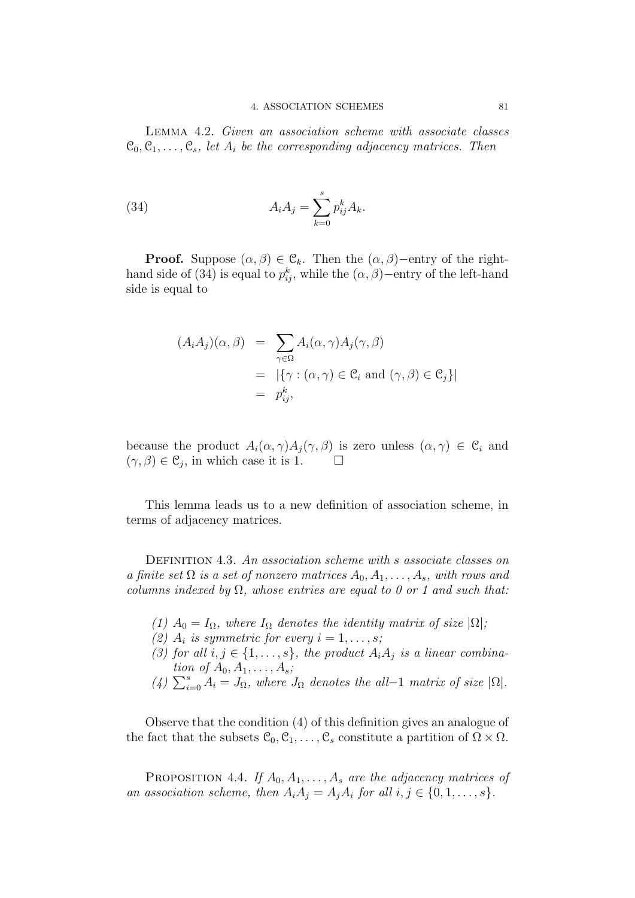**Lemma 4.2.** *Given an association scheme with associate classes $\mathcal{C}_0, \mathcal{C}_1, \ldots, \mathcal{C}_s$, let $A_i$ be the corresponding adjacency matrices. Then*

$$A_i A_j = \sum_{k=0}^{s} p_{ij}^k A_k. \tag{34}$$

**Proof.** Suppose $(\alpha, \beta) \in \mathcal{C}_k$. Then the $(\alpha, \beta)-$entry of the right-hand side of (34) is equal to $p_{ij}^k$, while the $(\alpha, \beta)-$entry of the left-hand side is equal to

$$\begin{aligned}
(A_i A_j)(\alpha, \beta) &= \sum_{\gamma \in \Omega} A_i(\alpha, \gamma) A_j(\gamma, \beta) \\
&= |\{\gamma : (\alpha, \gamma) \in \mathcal{C}_i \text{ and } (\gamma, \beta) \in \mathcal{C}_j\}| \\
&= p_{ij}^k,
\end{aligned}$$

because the product $A_i(\alpha, \gamma) A_j(\gamma, \beta)$ is zero unless $(\alpha, \gamma) \in \mathcal{C}_i$ and $(\gamma, \beta) \in \mathcal{C}_j$, in which case it is 1. $\square$

This lemma leads us to a new definition of association scheme, in terms of adjacency matrices.

**Definition 4.3.** *An association scheme with s associate classes on a finite set $\Omega$ is a set of nonzero matrices $A_0, A_1, \ldots, A_s$, with rows and columns indexed by $\Omega$, whose entries are equal to 0 or 1 and such that:*

*(1) $A_0 = I_\Omega$, where $I_\Omega$ denotes the identity matrix of size $|\Omega|$;*
*(2) $A_i$ is symmetric for every $i = 1, \ldots, s$;*
*(3) for all $i, j \in \{1, \ldots, s\}$, the product $A_i A_j$ is a linear combination of $A_0, A_1, \ldots, A_s$;*
*(4) $\sum_{i=0}^{s} A_i = J_\Omega$, where $J_\Omega$ denotes the all$-1$ matrix of size $|\Omega|$.*

Observe that the condition (4) of this definition gives an analogue of the fact that the subsets $\mathcal{C}_0, \mathcal{C}_1, \ldots, \mathcal{C}_s$ constitute a partition of $\Omega \times \Omega$.

**Proposition 4.4.** *If $A_0, A_1, \ldots, A_s$ are the adjacency matrices of an association scheme, then $A_i A_j = A_j A_i$ for all $i, j \in \{0, 1, \ldots, s\}$.*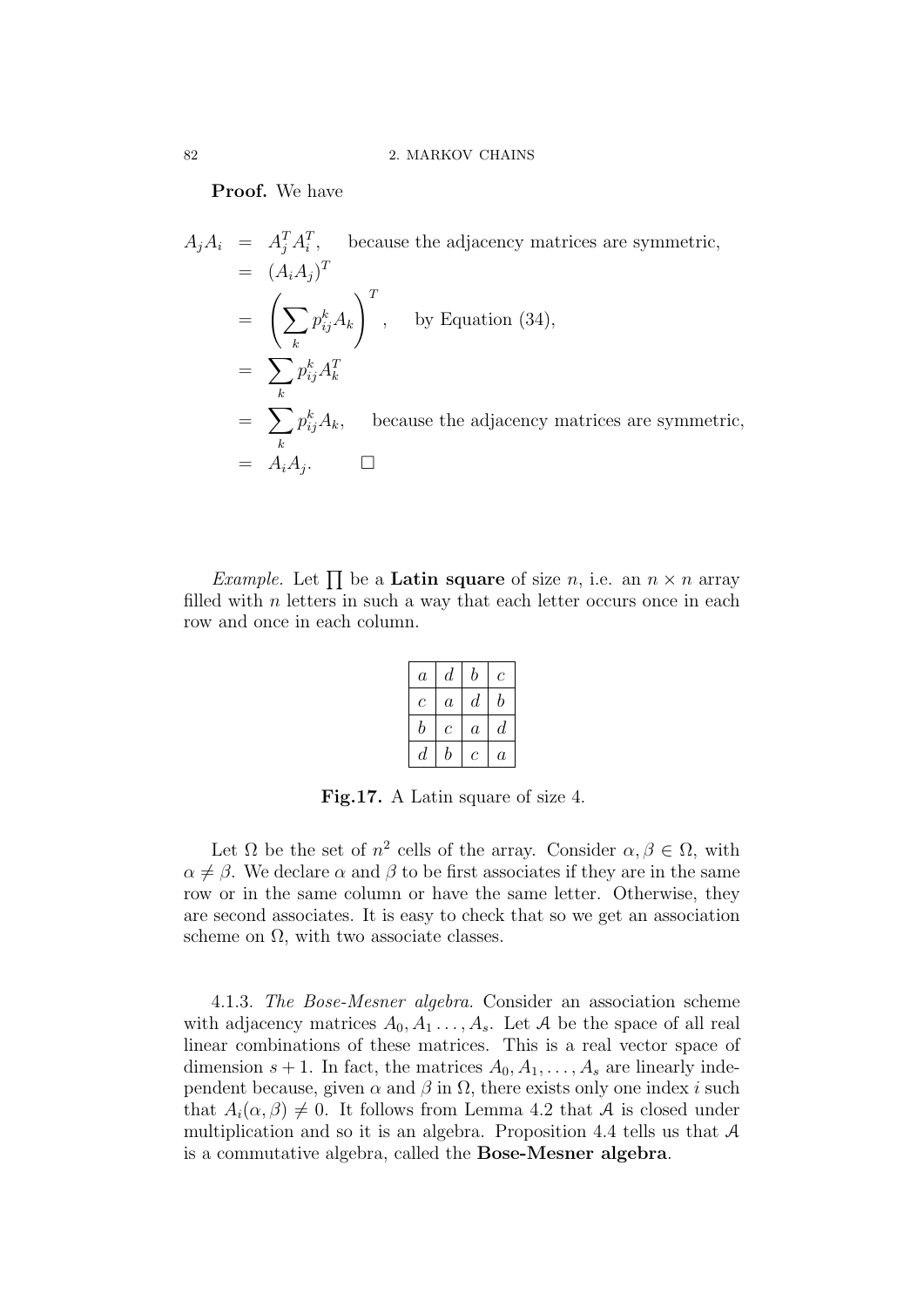**Proof.** We have

$$
\begin{aligned}
A_j A_i &= A_j^T A_i^T, \quad \text{because the adjacency matrices are symmetric,} \\
&= (A_i A_j)^T \\
&= \left( \sum_k p_{ij}^k A_k \right)^T, \quad \text{by Equation (34),} \\
&= \sum_k p_{ij}^k A_k^T \\
&= \sum_k p_{ij}^k A_k, \quad \text{because the adjacency matrices are symmetric,} \\
&= A_i A_j. \qquad \square
\end{aligned}
$$

*Example.* Let $\prod$ be a **Latin square** of size $n$, i.e. an $n \times n$ array filled with $n$ letters in such a way that each letter occurs once in each row and once in each column.

| $a$ | $d$ | $b$ | $c$ |
|---|---|---|---|
| $c$ | $a$ | $d$ | $b$ |
| $b$ | $c$ | $a$ | $d$ |
| $d$ | $b$ | $c$ | $a$ |

**Fig.17.** A Latin square of size 4.

Let $\Omega$ be the set of $n^2$ cells of the array. Consider $\alpha, \beta \in \Omega$, with $\alpha \neq \beta$. We declare $\alpha$ and $\beta$ to be first associates if they are in the same row or in the same column or have the same letter. Otherwise, they are second associates. It is easy to check that so we get an association scheme on $\Omega$, with two associate classes.

4.1.3. *The Bose-Mesner algebra.* Consider an association scheme with adjacency matrices $A_0, A_1 \ldots, A_s$. Let $\mathcal{A}$ be the space of all real linear combinations of these matrices. This is a real vector space of dimension $s+1$. In fact, the matrices $A_0, A_1, \ldots, A_s$ are linearly independent because, given $\alpha$ and $\beta$ in $\Omega$, there exists only one index $i$ such that $A_i(\alpha, \beta) \neq 0$. It follows from Lemma 4.2 that $\mathcal{A}$ is closed under multiplication and so it is an algebra. Proposition 4.4 tells us that $\mathcal{A}$ is a commutative algebra, called the **Bose-Mesner algebra**.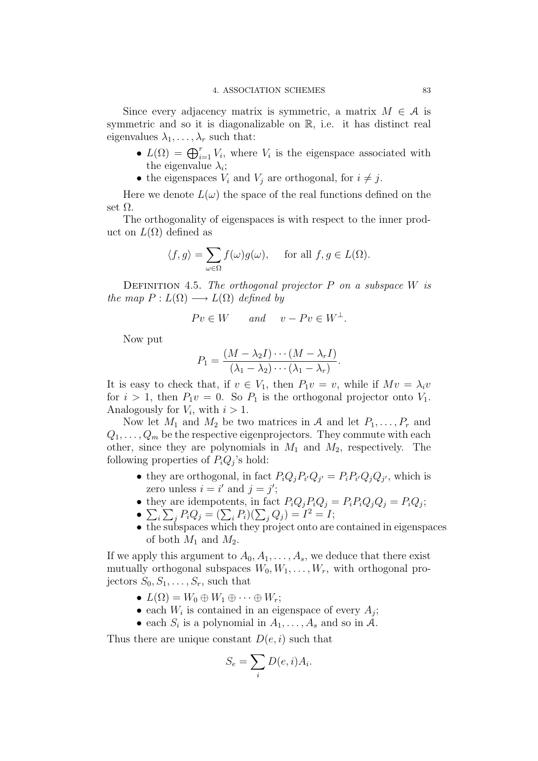Since every adjacency matrix is symmetric, a matrix $M \in \mathcal{A}$ is symmetric and so it is diagonalizable on $\mathbb{R}$, i.e. it has distinct real eigenvalues $\lambda_1, \dots, \lambda_r$ such that:

- $L(\Omega) = \bigoplus_{i=1}^{r} V_i$, where $V_i$ is the eigenspace associated with the eigenvalue $\lambda_i$;
- the eigenspaces $V_i$ and $V_j$ are orthogonal, for $i \neq j$.

Here we denote $L(\omega)$ the space of the real functions defined on the set $\Omega$.

The orthogonality of eigenspaces is with respect to the inner product on $L(\Omega)$ defined as

$$\langle f, g \rangle = \sum_{\omega \in \Omega} f(\omega) g(\omega), \qquad \text{for all } f, g \in L(\Omega).$$

Definition 4.5. *The orthogonal projector $P$ on a subspace $W$ is the map $P : L(\Omega) \longrightarrow L(\Omega)$ defined by*

$$Pv \in W \qquad \text{and} \qquad v - Pv \in W^{\perp}.$$

Now put

$$P_1 = \frac{(M - \lambda_2 I) \cdots (M - \lambda_r I)}{(\lambda_1 - \lambda_2) \cdots (\lambda_1 - \lambda_r)}.$$

It is easy to check that, if $v \in V_1$, then $P_1 v = v$, while if $Mv = \lambda_i v$ for $i > 1$, then $P_1 v = 0$. So $P_1$ is the orthogonal projector onto $V_1$. Analogously for $V_i$, with $i > 1$.

Now let $M_1$ and $M_2$ be two matrices in $\mathcal{A}$ and let $P_1, \dots, P_r$ and $Q_1, \dots, Q_m$ be the respective eigenprojectors. They commute with each other, since they are polynomials in $M_1$ and $M_2$, respectively. The following properties of $P_i Q_j$'s hold:

- they are orthogonal, in fact $P_i Q_j P_{i'} Q_{j'} = P_i P_{i'} Q_j Q_{j'}$, which is zero unless $i = i'$ and $j = j'$;
- they are idempotents, in fact $P_i Q_j P_i Q_j = P_i P_i Q_j Q_j = P_i Q_j$;
- $\sum_i \sum_j P_i Q_j = (\sum_i P_i)(\sum_j Q_j) = I^2 = I$;
- the subspaces which they project onto are contained in eigenspaces of both $M_1$ and $M_2$.

If we apply this argument to $A_0, A_1, \dots, A_s$, we deduce that there exist mutually orthogonal subspaces $W_0, W_1, \dots, W_r$, with orthogonal projectors $S_0, S_1, \dots, S_r$, such that

- $L(\Omega) = W_0 \oplus W_1 \oplus \cdots \oplus W_r$;
- each $W_i$ is contained in an eigenspace of every $A_j$;
- each $S_i$ is a polynomial in $A_1, \dots, A_s$ and so in $\mathcal{A}$.

Thus there are unique constant $D(e, i)$ such that

$$S_e = \sum_i D(e, i) A_i.$$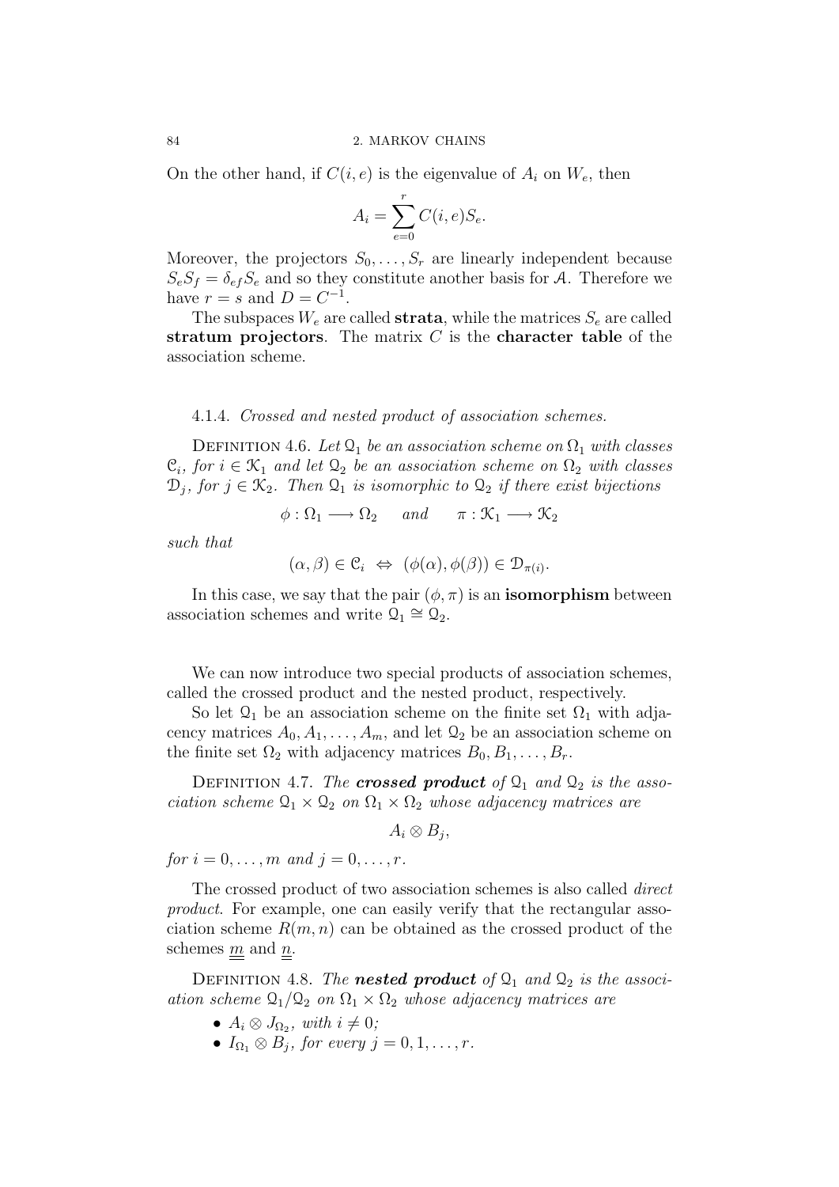On the other hand, if $C(i,e)$ is the eigenvalue of $A_i$ on $W_e$, then

$$A_i = \sum_{e=0}^{r} C(i,e) S_e.$$

Moreover, the projectors $S_0, \ldots, S_r$ are linearly independent because $S_e S_f = \delta_{ef} S_e$ and so they constitute another basis for $\mathcal{A}$. Therefore we have $r = s$ and $D = C^{-1}$.

The subspaces $W_e$ are called **strata**, while the matrices $S_e$ are called **stratum projectors**. The matrix $C$ is the **character table** of the association scheme.

#### 4.1.4. *Crossed and nested product of association schemes.*

Definition 4.6. *Let $\mathcal{Q}_1$ be an association scheme on $\Omega_1$ with classes $\mathcal{C}_i$, for $i \in \mathcal{K}_1$ and let $\mathcal{Q}_2$ be an association scheme on $\Omega_2$ with classes $\mathcal{D}_j$, for $j \in \mathcal{K}_2$. Then $\mathcal{Q}_1$ is isomorphic to $\mathcal{Q}_2$ if there exist bijections*

$$\phi : \Omega_1 \longrightarrow \Omega_2 \qquad \text{and} \qquad \pi : \mathcal{K}_1 \longrightarrow \mathcal{K}_2$$

*such that*

$$(\alpha, \beta) \in \mathcal{C}_i \;\Leftrightarrow\; (\phi(\alpha), \phi(\beta)) \in \mathcal{D}_{\pi(i)}.$$

In this case, we say that the pair $(\phi, \pi)$ is an **isomorphism** between association schemes and write $\mathcal{Q}_1 \cong \mathcal{Q}_2$.

We can now introduce two special products of association schemes, called the crossed product and the nested product, respectively.

So let $\mathcal{Q}_1$ be an association scheme on the finite set $\Omega_1$ with adjacency matrices $A_0, A_1, \ldots, A_m$, and let $\mathcal{Q}_2$ be an association scheme on the finite set $\Omega_2$ with adjacency matrices $B_0, B_1, \ldots, B_r$.

Definition 4.7. *The **crossed product** of $\mathcal{Q}_1$ and $\mathcal{Q}_2$ is the association scheme $\mathcal{Q}_1 \times \mathcal{Q}_2$ on $\Omega_1 \times \Omega_2$ whose adjacency matrices are*

$$A_i \otimes B_j,$$

*for $i = 0, \ldots, m$ and $j = 0, \ldots, r$.*

The crossed product of two association schemes is also called *direct product*. For example, one can easily verify that the rectangular association scheme $R(m,n)$ can be obtained as the crossed product of the schemes $\underline{\underline{m}}$ and $\underline{\underline{n}}$.

Definition 4.8. *The **nested product** of $\mathcal{Q}_1$ and $\mathcal{Q}_2$ is the association scheme $\mathcal{Q}_1 / \mathcal{Q}_2$ on $\Omega_1 \times \Omega_2$ whose adjacency matrices are*

- *$A_i \otimes J_{\Omega_2}$, with $i \neq 0$;*
- *$I_{\Omega_1} \otimes B_j$, for every $j = 0, 1, \ldots, r$.*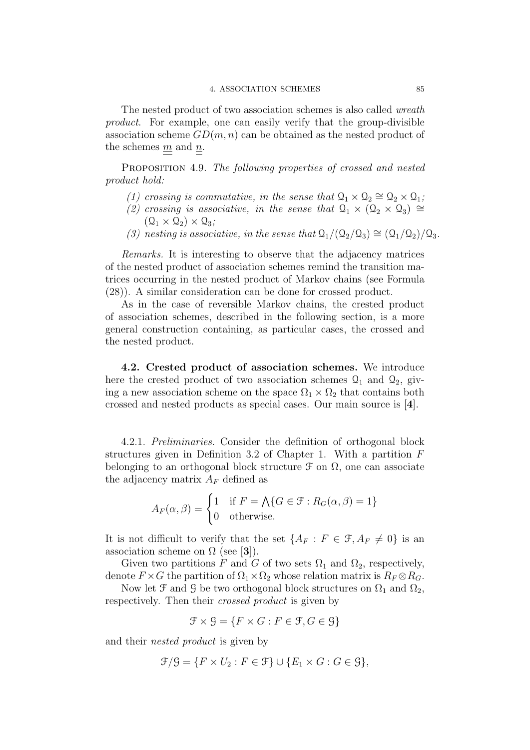The nested product of two association schemes is also called *wreath product*. For example, one can easily verify that the group-divisible association scheme $GD(m, n)$ can be obtained as the nested product of the schemes $\underline{\underline{m}}$ and $\underline{\underline{n}}$.

Proposition 4.9. *The following properties of crossed and nested product hold:*

*(1) crossing is commutative, in the sense that* $\mathcal{Q}_1 \times \mathcal{Q}_2 \cong \mathcal{Q}_2 \times \mathcal{Q}_1$*;*
*(2) crossing is associative, in the sense that* $\mathcal{Q}_1 \times (\mathcal{Q}_2 \times \mathcal{Q}_3) \cong (\mathcal{Q}_1 \times \mathcal{Q}_2) \times \mathcal{Q}_3$*;*
*(3) nesting is associative, in the sense that* $\mathcal{Q}_1/(\mathcal{Q}_2/\mathcal{Q}_3) \cong (\mathcal{Q}_1/\mathcal{Q}_2)/\mathcal{Q}_3$.

*Remarks.* It is interesting to observe that the adjacency matrices of the nested product of association schemes remind the transition matrices occurring in the nested product of Markov chains (see Formula (28)). A similar consideration can be done for crossed product.

As in the case of reversible Markov chains, the crested product of association schemes, described in the following section, is a more general construction containing, as particular cases, the crossed and the nested product.

**4.2. Crested product of association schemes.** We introduce here the crested product of two association schemes $\mathcal{Q}_1$ and $\mathcal{Q}_2$, giving a new association scheme on the space $\Omega_1 \times \Omega_2$ that contains both crossed and nested products as special cases. Our main source is [**4**].

4.2.1. *Preliminaries.* Consider the definition of orthogonal block structures given in Definition 3.2 of Chapter 1. With a partition $F$ belonging to an orthogonal block structure $\mathcal{F}$ on $\Omega$, one can associate the adjacency matrix $A_F$ defined as

$$A_F(\alpha, \beta) = \begin{cases} 1 & \text{if } F = \bigwedge\{G \in \mathcal{F} : R_G(\alpha, \beta) = 1\} \\ 0 & \text{otherwise.} \end{cases}$$

It is not difficult to verify that the set $\{A_F : F \in \mathcal{F}, A_F \neq 0\}$ is an association scheme on $\Omega$ (see [**3**]).

Given two partitions $F$ and $G$ of two sets $\Omega_1$ and $\Omega_2$, respectively, denote $F \times G$ the partition of $\Omega_1 \times \Omega_2$ whose relation matrix is $R_F \otimes R_G$.

Now let $\mathcal{F}$ and $\mathcal{G}$ be two orthogonal block structures on $\Omega_1$ and $\Omega_2$, respectively. Then their *crossed product* is given by

$$\mathcal{F} \times \mathcal{G} = \{F \times G : F \in \mathcal{F}, G \in \mathcal{G}\}$$

and their *nested product* is given by

$$\mathcal{F}/\mathcal{G} = \{F \times U_2 : F \in \mathcal{F}\} \cup \{E_1 \times G : G \in \mathcal{G}\},$$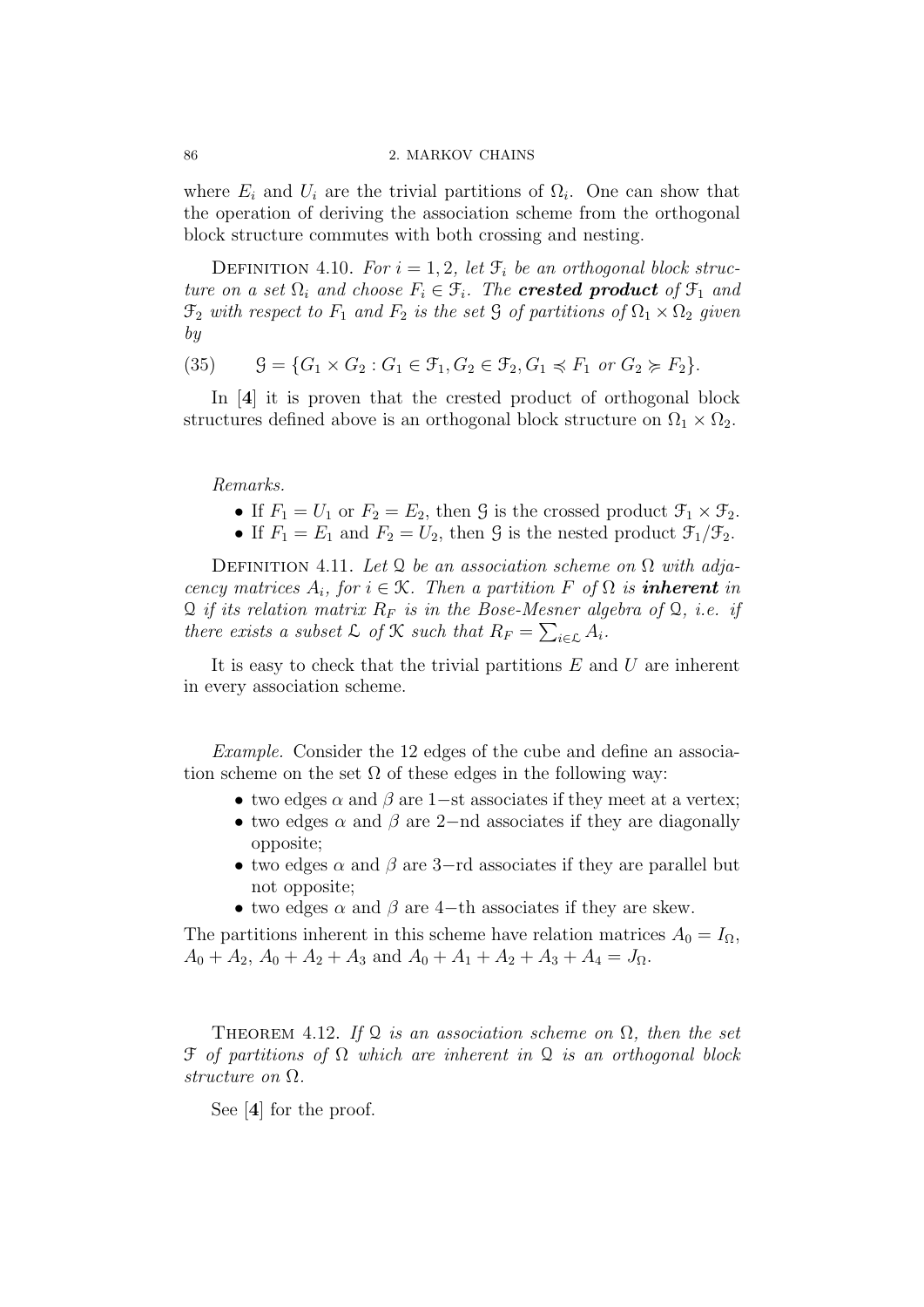where $E_i$ and $U_i$ are the trivial partitions of $\Omega_i$. One can show that the operation of deriving the association scheme from the orthogonal block structure commutes with both crossing and nesting.

DEFINITION 4.10. *For $i = 1, 2$, let $\mathcal{F}_i$ be an orthogonal block structure on a set $\Omega_i$ and choose $F_i \in \mathcal{F}_i$. The **crested product** of $\mathcal{F}_1$ and $\mathcal{F}_2$ with respect to $F_1$ and $F_2$ is the set $\mathcal{G}$ of partitions of $\Omega_1 \times \Omega_2$ given by*

$$\mathcal{G} = \{G_1 \times G_2 : G_1 \in \mathcal{F}_1, G_2 \in \mathcal{F}_2, G_1 \preccurlyeq F_1 \text{ or } G_2 \succcurlyeq F_2\}. \tag{35}$$

In [4] it is proven that the crested product of orthogonal block structures defined above is an orthogonal block structure on $\Omega_1 \times \Omega_2$.

*Remarks.*

- If $F_1 = U_1$ or $F_2 = E_2$, then $\mathcal{G}$ is the crossed product $\mathcal{F}_1 \times \mathcal{F}_2$.
- If $F_1 = E_1$ and $F_2 = U_2$, then $\mathcal{G}$ is the nested product $\mathcal{F}_1/\mathcal{F}_2$.

DEFINITION 4.11. *Let $\mathcal{Q}$ be an association scheme on $\Omega$ with adjacency matrices $A_i$, for $i \in \mathcal{K}$. Then a partition $F$ of $\Omega$ is **inherent** in $\mathcal{Q}$ if its relation matrix $R_F$ is in the Bose-Mesner algebra of $\mathcal{Q}$, i.e. if there exists a subset $\mathcal{L}$ of $\mathcal{K}$ such that $R_F = \sum_{i \in \mathcal{L}} A_i$.*

It is easy to check that the trivial partitions $E$ and $U$ are inherent in every association scheme.

*Example.* Consider the 12 edges of the cube and define an association scheme on the set $\Omega$ of these edges in the following way:

- two edges $\alpha$ and $\beta$ are $1-$st associates if they meet at a vertex;
- two edges $\alpha$ and $\beta$ are $2-$nd associates if they are diagonally opposite;
- two edges $\alpha$ and $\beta$ are $3-$rd associates if they are parallel but not opposite;
- two edges $\alpha$ and $\beta$ are $4-$th associates if they are skew.

The partitions inherent in this scheme have relation matrices $A_0 = I_\Omega$, $A_0 + A_2$, $A_0 + A_2 + A_3$ and $A_0 + A_1 + A_2 + A_3 + A_4 = J_\Omega$.

THEOREM 4.12. *If $\mathcal{Q}$ is an association scheme on $\Omega$, then the set $\mathcal{F}$ of partitions of $\Omega$ which are inherent in $\mathcal{Q}$ is an orthogonal block structure on $\Omega$.*

See [4] for the proof.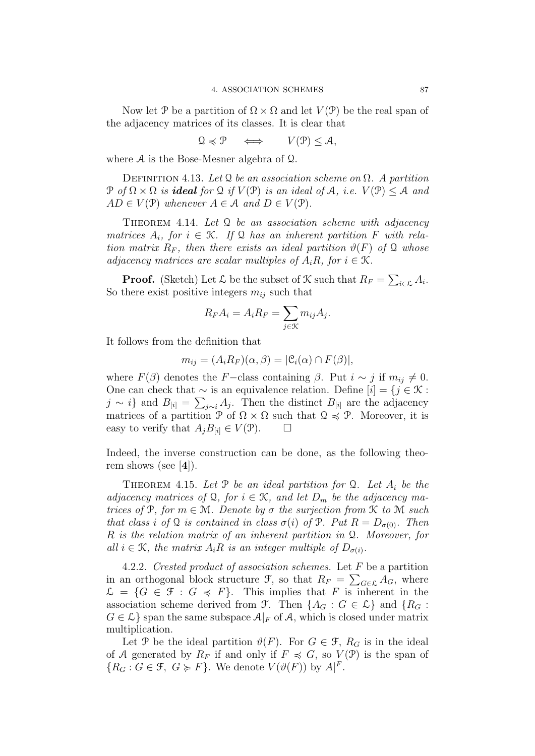Now let $\mathcal{P}$ be a partition of $\Omega \times \Omega$ and let $V(\mathcal{P})$ be the real span of the adjacency matrices of its classes. It is clear that

$$\mathcal{Q} \preccurlyeq \mathcal{P} \quad \iff \quad V(\mathcal{P}) \leq \mathcal{A},$$

where $\mathcal{A}$ is the Bose-Mesner algebra of $\mathcal{Q}$.

Definition 4.13. *Let $\mathcal{Q}$ be an association scheme on $\Omega$. A partition $\mathcal{P}$ of $\Omega \times \Omega$ is* ***ideal*** *for $\mathcal{Q}$ if $V(\mathcal{P})$ is an ideal of $\mathcal{A}$, i.e. $V(\mathcal{P}) \leq \mathcal{A}$ and $AD \in V(\mathcal{P})$ whenever $A \in \mathcal{A}$ and $D \in V(\mathcal{P})$.*

Theorem 4.14. *Let $\mathcal{Q}$ be an association scheme with adjacency matrices $A_i$, for $i \in \mathcal{K}$. If $\mathcal{Q}$ has an inherent partition $F$ with relation matrix $R_F$, then there exists an ideal partition $\vartheta(F)$ of $\mathcal{Q}$ whose adjacency matrices are scalar multiples of $A_iR$, for $i \in \mathcal{K}$.*

**Proof.** (Sketch) Let $\mathcal{L}$ be the subset of $\mathcal{K}$ such that $R_F = \sum_{i \in \mathcal{L}} A_i$. So there exist positive integers $m_{ij}$ such that

$$R_F A_i = A_i R_F = \sum_{j \in \mathcal{K}} m_{ij} A_j.$$

It follows from the definition that

$$m_{ij} = (A_i R_F)(\alpha, \beta) = |\mathcal{C}_i(\alpha) \cap F(\beta)|,$$

where $F(\beta)$ denotes the $F-$class containing $\beta$. Put $i \sim j$ if $m_{ij} \neq 0$. One can check that $\sim$ is an equivalence relation. Define $[i] = \{j \in \mathcal{K} : j \sim i\}$ and $B_{[i]} = \sum_{j \sim i} A_j$. Then the distinct $B_{[i]}$ are the adjacency matrices of a partition $\mathcal{P}$ of $\Omega \times \Omega$ such that $\mathcal{Q} \preccurlyeq \mathcal{P}$. Moreover, it is easy to verify that $A_j B_{[i]} \in V(\mathcal{P})$. $\square$

Indeed, the inverse construction can be done, as the following theorem shows (see [**4**]).

Theorem 4.15. *Let $\mathcal{P}$ be an ideal partition for $\mathcal{Q}$. Let $A_i$ be the adjacency matrices of $\mathcal{Q}$, for $i \in \mathcal{K}$, and let $D_m$ be the adjacency matrices of $\mathcal{P}$, for $m \in \mathcal{M}$. Denote by $\sigma$ the surjection from $\mathcal{K}$ to $\mathcal{M}$ such that class $i$ of $\mathcal{Q}$ is contained in class $\sigma(i)$ of $\mathcal{P}$. Put $R = D_{\sigma(0)}$. Then $R$ is the relation matrix of an inherent partition in $\mathcal{Q}$. Moreover, for all $i \in \mathcal{K}$, the matrix $A_iR$ is an integer multiple of $D_{\sigma(i)}$.*

4.2.2. *Crested product of association schemes.* Let $F$ be a partition in an orthogonal block structure $\mathcal{F}$, so that $R_F = \sum_{G \in \mathcal{L}} A_G$, where $\mathcal{L} = \{G \in \mathcal{F} : G \preccurlyeq F\}$. This implies that $F$ is inherent in the association scheme derived from $\mathcal{F}$. Then $\{A_G : G \in \mathcal{L}\}$ and $\{R_G : G \in \mathcal{L}\}$ span the same subspace $\mathcal{A}|_F$ of $\mathcal{A}$, which is closed under matrix multiplication.

Let $\mathcal{P}$ be the ideal partition $\vartheta(F)$. For $G \in \mathcal{F}$, $R_G$ is in the ideal of $\mathcal{A}$ generated by $R_F$ if and only if $F \preccurlyeq G$, so $V(\mathcal{P})$ is the span of $\{R_G : G \in \mathcal{F},\ G \succcurlyeq F\}$. We denote $V(\vartheta(F))$ by $A|^F$.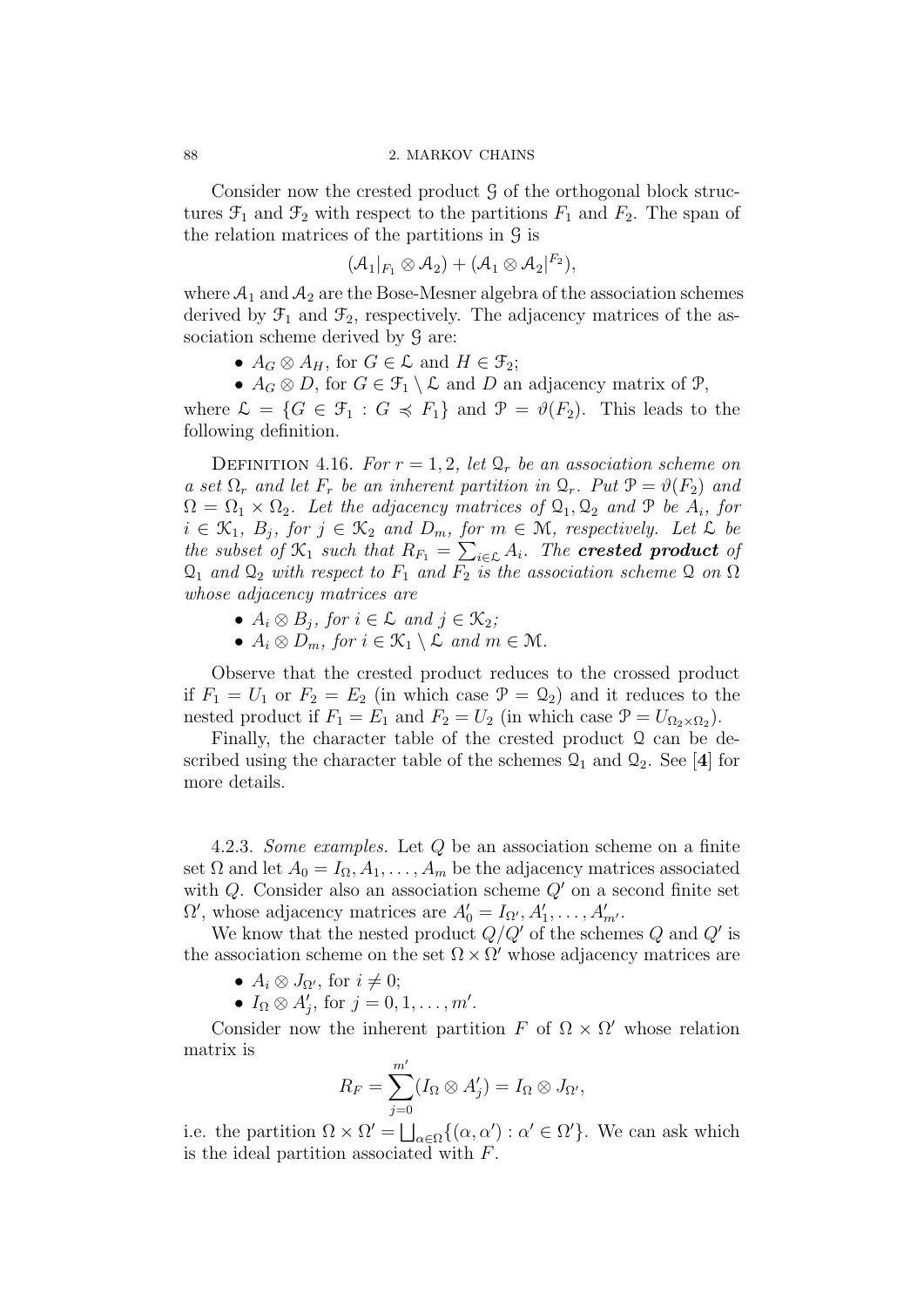Consider now the crested product $\mathcal{G}$ of the orthogonal block structures $\mathcal{F}_1$ and $\mathcal{F}_2$ with respect to the partitions $F_1$ and $F_2$. The span of the relation matrices of the partitions in $\mathcal{G}$ is

$$(\mathcal{A}_1|_{F_1} \otimes \mathcal{A}_2) + (\mathcal{A}_1 \otimes \mathcal{A}_2|^{F_2}),$$

where $\mathcal{A}_1$ and $\mathcal{A}_2$ are the Bose-Mesner algebra of the association schemes derived by $\mathcal{F}_1$ and $\mathcal{F}_2$, respectively. The adjacency matrices of the association scheme derived by $\mathcal{G}$ are:

- $A_G \otimes A_H$, for $G \in \mathcal{L}$ and $H \in \mathcal{F}_2$;
- $A_G \otimes D$, for $G \in \mathcal{F}_1 \setminus \mathcal{L}$ and $D$ an adjacency matrix of $\mathcal{P}$,

where $\mathcal{L} = \{G \in \mathcal{F}_1 : G \preccurlyeq F_1\}$ and $\mathcal{P} = \vartheta(F_2)$. This leads to the following definition.

Definition 4.16. *For $r = 1, 2$, let $\mathcal{Q}_r$ be an association scheme on a set $\Omega_r$ and let $F_r$ be an inherent partition in $\mathcal{Q}_r$. Put $\mathcal{P} = \vartheta(F_2)$ and $\Omega = \Omega_1 \times \Omega_2$. Let the adjacency matrices of $\mathcal{Q}_1, \mathcal{Q}_2$ and $\mathcal{P}$ be $A_i$, for $i \in \mathcal{K}_1$, $B_j$, for $j \in \mathcal{K}_2$ and $D_m$, for $m \in \mathcal{M}$, respectively. Let $\mathcal{L}$ be the subset of $\mathcal{K}_1$ such that $R_{F_1} = \sum_{i\in\mathcal{L}} A_i$. The* ***crested product*** *of $\mathcal{Q}_1$ and $\mathcal{Q}_2$ with respect to $F_1$ and $F_2$ is the association scheme $\mathcal{Q}$ on $\Omega$ whose adjacency matrices are*

- *$A_i \otimes B_j$, for $i \in \mathcal{L}$ and $j \in \mathcal{K}_2$;*
- *$A_i \otimes D_m$, for $i \in \mathcal{K}_1 \setminus \mathcal{L}$ and $m \in \mathcal{M}$.*

Observe that the crested product reduces to the crossed product if $F_1 = U_1$ or $F_2 = E_2$ (in which case $\mathcal{P} = \mathcal{Q}_2$) and it reduces to the nested product if $F_1 = E_1$ and $F_2 = U_2$ (in which case $\mathcal{P} = U_{\Omega_2\times\Omega_2}$).

Finally, the character table of the crested product $\mathcal{Q}$ can be described using the character table of the schemes $\mathcal{Q}_1$ and $\mathcal{Q}_2$. See [**4**] for more details.

4.2.3. *Some examples.* Let $Q$ be an association scheme on a finite set $\Omega$ and let $A_0 = I_\Omega, A_1, \ldots, A_m$ be the adjacency matrices associated with $Q$. Consider also an association scheme $Q'$ on a second finite set $\Omega'$, whose adjacency matrices are $A'_0 = I_{\Omega'}, A'_1, \ldots, A'_{m'}$.

We know that the nested product $Q/Q'$ of the schemes $Q$ and $Q'$ is the association scheme on the set $\Omega \times \Omega'$ whose adjacency matrices are

- $A_i \otimes J_{\Omega'}$, for $i \neq 0$;
- $I_\Omega \otimes A'_j$, for $j = 0, 1, \ldots, m'$.

Consider now the inherent partition $F$ of $\Omega \times \Omega'$ whose relation matrix is

$$R_F = \sum_{j=0}^{m'} (I_\Omega \otimes A'_j) = I_\Omega \otimes J_{\Omega'},$$

i.e. the partition $\Omega \times \Omega' = \bigsqcup_{\alpha\in\Omega} \{(\alpha, \alpha') : \alpha' \in \Omega'\}$. We can ask which is the ideal partition associated with $F$.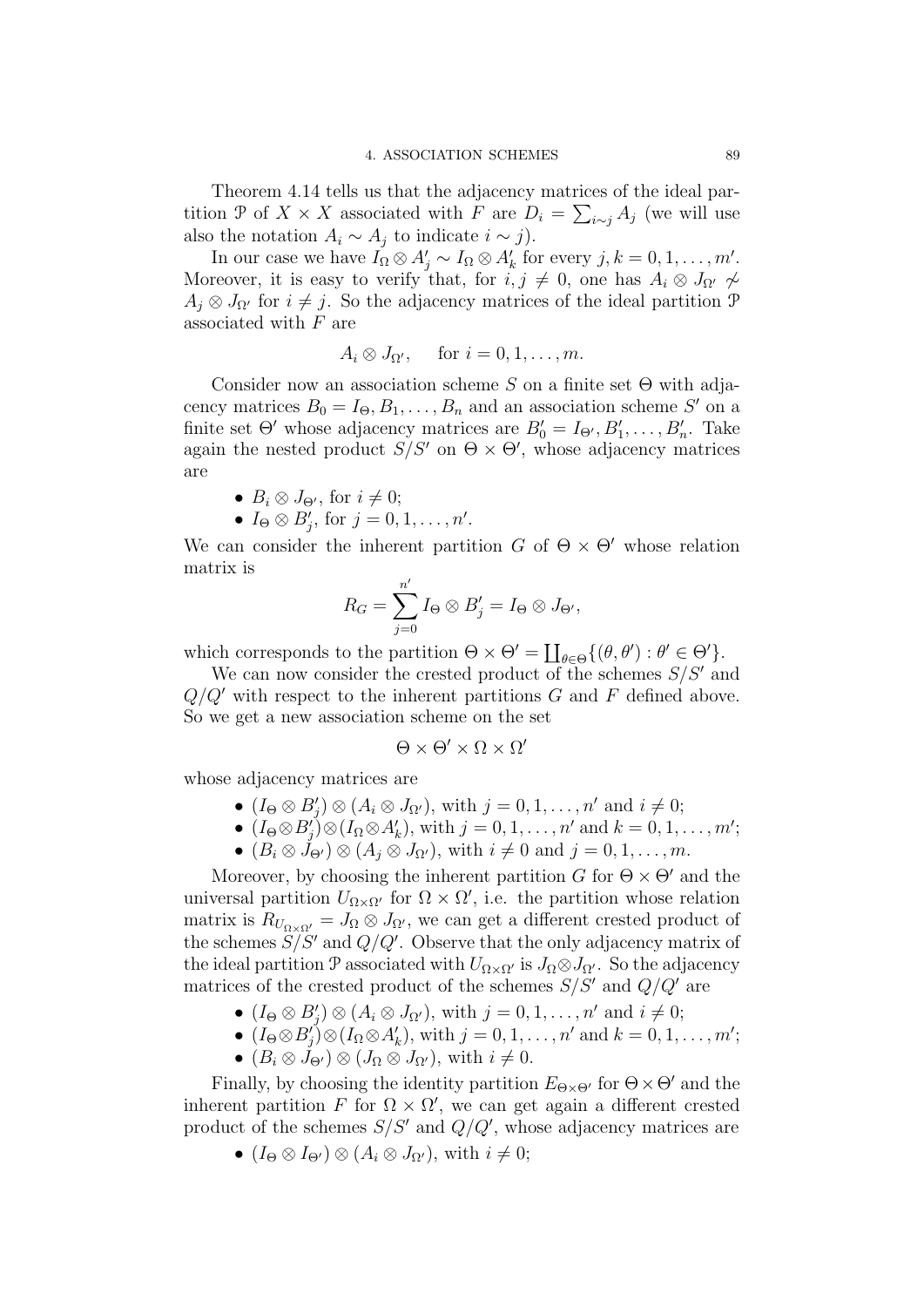Theorem 4.14 tells us that the adjacency matrices of the ideal partition $\mathcal{P}$ of $X \times X$ associated with $F$ are $D_i = \sum_{i \sim j} A_j$ (we will use also the notation $A_i \sim A_j$ to indicate $i \sim j$).

In our case we have $I_\Omega \otimes A'_j \sim I_\Omega \otimes A'_k$ for every $j, k = 0, 1, \ldots, m'$. Moreover, it is easy to verify that, for $i, j \neq 0$, one has $A_i \otimes J_{\Omega'} \not\sim A_j \otimes J_{\Omega'}$ for $i \neq j$. So the adjacency matrices of the ideal partition $\mathcal{P}$ associated with $F$ are

$$A_i \otimes J_{\Omega'}, \quad \text{for } i = 0, 1, \ldots, m.$$

Consider now an association scheme $S$ on a finite set $\Theta$ with adjacency matrices $B_0 = I_\Theta, B_1, \ldots, B_n$ and an association scheme $S'$ on a finite set $\Theta'$ whose adjacency matrices are $B'_0 = I_{\Theta'}, B'_1, \ldots, B'_n$. Take again the nested product $S/S'$ on $\Theta \times \Theta'$, whose adjacency matrices are

- $B_i \otimes J_{\Theta'}$, for $i \neq 0$;
- $I_\Theta \otimes B'_j$, for $j = 0, 1, \ldots, n'$.

We can consider the inherent partition $G$ of $\Theta \times \Theta'$ whose relation matrix is

$$R_G = \sum_{j=0}^{n'} I_\Theta \otimes B'_j = I_\Theta \otimes J_{\Theta'},$$

which corresponds to the partition $\Theta \times \Theta' = \coprod_{\theta \in \Theta} \{(\theta, \theta') : \theta' \in \Theta'\}$.

We can now consider the crested product of the schemes $S/S'$ and $Q/Q'$ with respect to the inherent partitions $G$ and $F$ defined above. So we get a new association scheme on the set

$$\Theta \times \Theta' \times \Omega \times \Omega'$$

whose adjacency matrices are

- $(I_\Theta \otimes B'_j) \otimes (A_i \otimes J_{\Omega'})$, with $j = 0, 1, \ldots, n'$ and $i \neq 0$;
- $(I_\Theta \otimes B'_j) \otimes (I_\Omega \otimes A'_k)$, with $j = 0, 1, \ldots, n'$ and $k = 0, 1, \ldots, m'$;
- $(B_i \otimes J_{\Theta'}) \otimes (A_j \otimes J_{\Omega'})$, with $i \neq 0$ and $j = 0, 1, \ldots, m$.

Moreover, by choosing the inherent partition $G$ for $\Theta \times \Theta'$ and the universal partition $U_{\Omega \times \Omega'}$ for $\Omega \times \Omega'$, i.e. the partition whose relation matrix is $R_{U_{\Omega \times \Omega'}} = J_\Omega \otimes J_{\Omega'}$, we can get a different crested product of the schemes $S/S'$ and $Q/Q'$. Observe that the only adjacency matrix of the ideal partition $\mathcal{P}$ associated with $U_{\Omega \times \Omega'}$ is $J_\Omega \otimes J_{\Omega'}$. So the adjacency matrices of the crested product of the schemes $S/S'$ and $Q/Q'$ are

- $(I_\Theta \otimes B'_j) \otimes (A_i \otimes J_{\Omega'})$, with $j = 0, 1, \ldots, n'$ and $i \neq 0$;
- $(I_\Theta \otimes B'_j) \otimes (I_\Omega \otimes A'_k)$, with $j = 0, 1, \ldots, n'$ and $k = 0, 1, \ldots, m'$;
- $(B_i \otimes J_{\Theta'}) \otimes (J_\Omega \otimes J_{\Omega'})$, with $i \neq 0$.

Finally, by choosing the identity partition $E_{\Theta \times \Theta'}$ for $\Theta \times \Theta'$ and the inherent partition $F$ for $\Omega \times \Omega'$, we can get again a different crested product of the schemes $S/S'$ and $Q/Q'$, whose adjacency matrices are

- $(I_\Theta \otimes I_{\Theta'}) \otimes (A_i \otimes J_{\Omega'})$, with $i \neq 0$;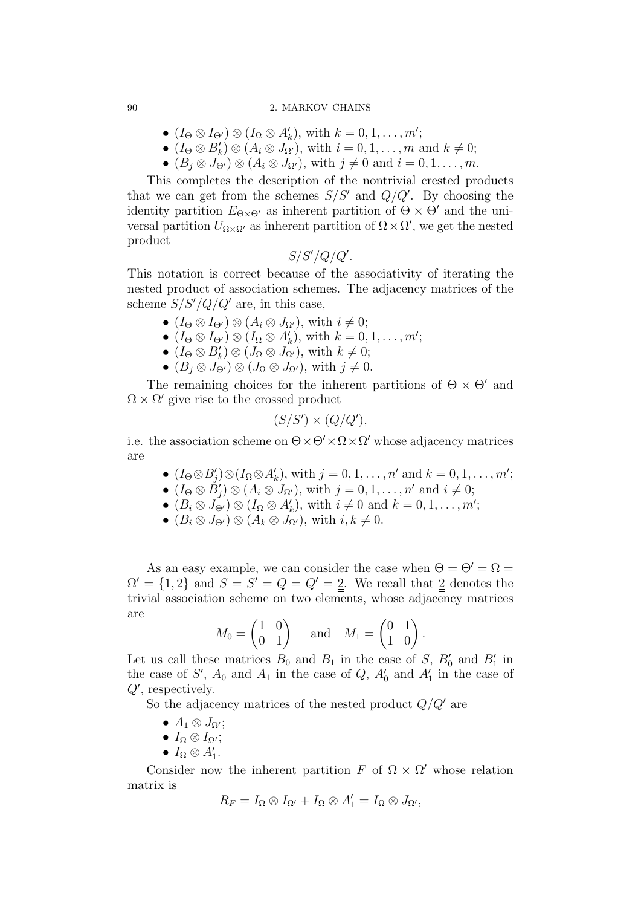- $(I_\Theta \otimes I_{\Theta'}) \otimes (I_\Omega \otimes A'_k)$, with $k = 0, 1, \ldots, m'$;
- $(I_\Theta \otimes B'_k) \otimes (A_i \otimes J_{\Omega'})$, with $i = 0, 1, \ldots, m$ and $k \neq 0$;
- $(B_j \otimes J_{\Theta'}) \otimes (A_i \otimes J_{\Omega'})$, with $j \neq 0$ and $i = 0, 1, \ldots, m$.

This completes the description of the nontrivial crested products that we can get from the schemes $S/S'$ and $Q/Q'$. By choosing the identity partition $E_{\Theta\times\Theta'}$ as inherent partition of $\Theta \times \Theta'$ and the universal partition $U_{\Omega\times\Omega'}$ as inherent partition of $\Omega \times \Omega'$, we get the nested product

$$S/S'/Q/Q'.$$

This notation is correct because of the associativity of iterating the nested product of association schemes. The adjacency matrices of the scheme $S/S'/Q/Q'$ are, in this case,

- $(I_\Theta \otimes I_{\Theta'}) \otimes (A_i \otimes J_{\Omega'})$, with $i \neq 0$;
- $(I_\Theta \otimes I_{\Theta'}) \otimes (I_\Omega \otimes A'_k)$, with $k = 0, 1, \ldots, m'$;
- $(I_\Theta \otimes B'_k) \otimes (J_\Omega \otimes J_{\Omega'})$, with $k \neq 0$;
- $(B_j \otimes J_{\Theta'}) \otimes (J_\Omega \otimes J_{\Omega'})$, with $j \neq 0$.

The remaining choices for the inherent partitions of $\Theta \times \Theta'$ and $\Omega \times \Omega'$ give rise to the crossed product

$$(S/S') \times (Q/Q'),$$

i.e. the association scheme on $\Theta\times\Theta'\times\Omega\times\Omega'$ whose adjacency matrices are

- $(I_\Theta \otimes B'_j) \otimes (I_\Omega \otimes A'_k)$, with $j = 0, 1, \ldots, n'$ and $k = 0, 1, \ldots, m'$;
- $(I_\Theta \otimes B'_j) \otimes (A_i \otimes J_{\Omega'})$, with $j = 0, 1, \ldots, n'$ and $i \neq 0$;
- $(B_i \otimes J_{\Theta'}) \otimes (I_\Omega \otimes A'_k)$, with $i \neq 0$ and $k = 0, 1, \ldots, m'$;
- $(B_i \otimes J_{\Theta'}) \otimes (A_k \otimes J_{\Omega'})$, with $i, k \neq 0$.

As an easy example, we can consider the case when $\Theta = \Theta' = \Omega = \Omega' = \{1, 2\}$ and $S = S' = Q = Q' = \underline{\underline{2}}$. We recall that $\underline{\underline{2}}$ denotes the trivial association scheme on two elements, whose adjacency matrices are

$$M_0 = \begin{pmatrix} 1 & 0 \\ 0 & 1 \end{pmatrix} \quad \text{and} \quad M_1 = \begin{pmatrix} 0 & 1 \\ 1 & 0 \end{pmatrix}.$$

Let us call these matrices $B_0$ and $B_1$ in the case of $S$, $B'_0$ and $B'_1$ in the case of $S'$, $A_0$ and $A_1$ in the case of $Q$, $A'_0$ and $A'_1$ in the case of $Q'$, respectively.

So the adjacency matrices of the nested product $Q/Q'$ are

- $A_1 \otimes J_{\Omega'}$;
- $I_\Omega \otimes I_{\Omega'}$;
- $I_\Omega \otimes A'_1$.

Consider now the inherent partition $F$ of $\Omega \times \Omega'$ whose relation matrix is

$$R_F = I_\Omega \otimes I_{\Omega'} + I_\Omega \otimes A'_1 = I_\Omega \otimes J_{\Omega'},$$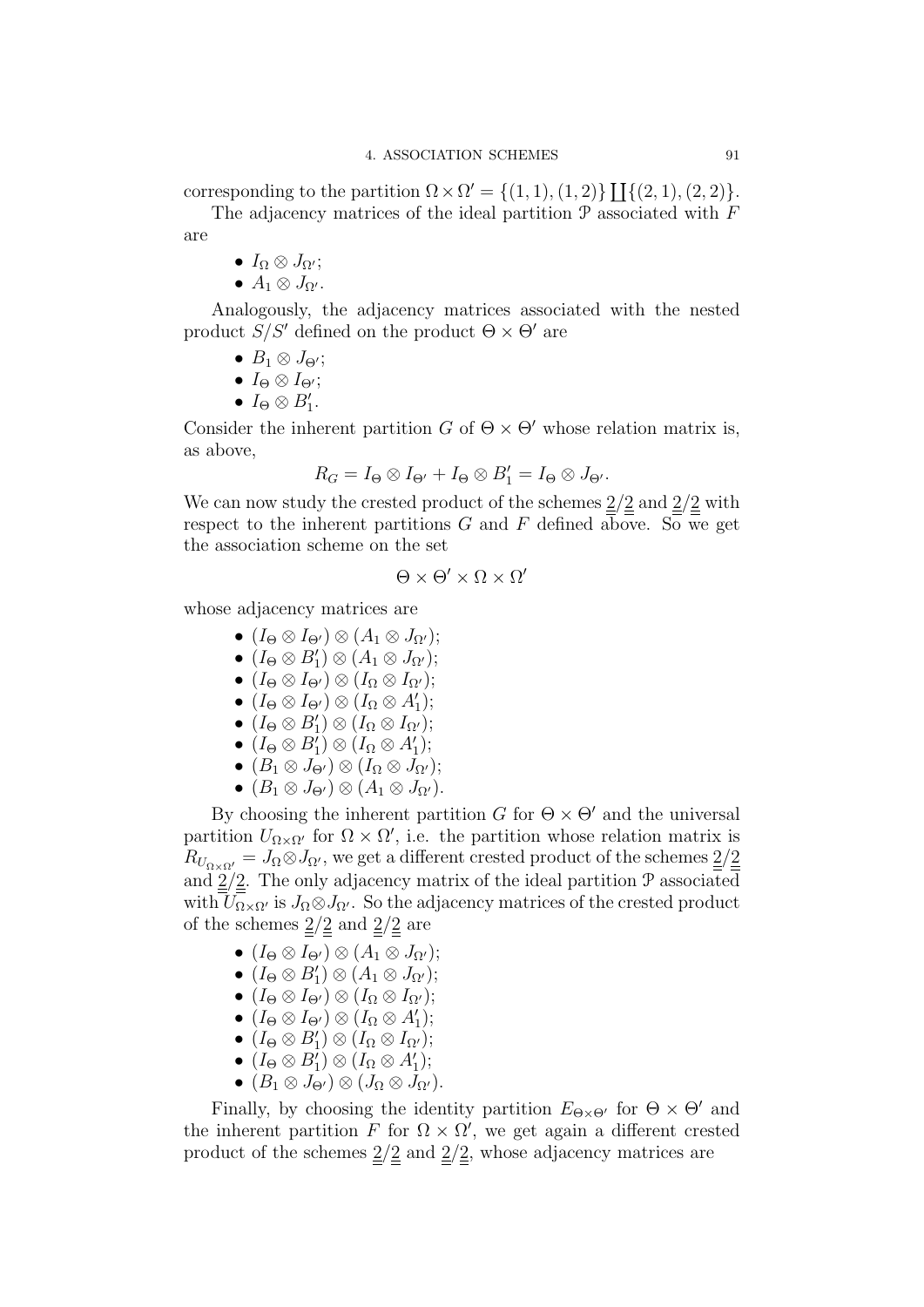corresponding to the partition $\Omega \times \Omega' = \{(1,1),(1,2)\} \coprod \{(2,1),(2,2)\}$.

The adjacency matrices of the ideal partition $\mathcal{P}$ associated with $F$ are

- $I_\Omega \otimes J_{\Omega'}$;
- $A_1 \otimes J_{\Omega'}$.

Analogously, the adjacency matrices associated with the nested product $S/S'$ defined on the product $\Theta \times \Theta'$ are

- $B_1 \otimes J_{\Theta'}$;
- $I_\Theta \otimes I_{\Theta'}$;
- $I_\Theta \otimes B'_1$.

Consider the inherent partition $G$ of $\Theta \times \Theta'$ whose relation matrix is, as above,

$$R_G = I_\Theta \otimes I_{\Theta'} + I_\Theta \otimes B'_1 = I_\Theta \otimes J_{\Theta'}.$$

We can now study the crested product of the schemes $\underline{\underline{2}}/\underline{2}$ and $\underline{2}/\underline{\underline{2}}$ with respect to the inherent partitions $G$ and $F$ defined above. So we get the association scheme on the set

$$\Theta \times \Theta' \times \Omega \times \Omega'$$

whose adjacency matrices are

- $(I_\Theta \otimes I_{\Theta'}) \otimes (A_1 \otimes J_{\Omega'})$;
- $(I_\Theta \otimes B'_1) \otimes (A_1 \otimes J_{\Omega'})$;
- $(I_\Theta \otimes I_{\Theta'}) \otimes (I_\Omega \otimes I_{\Omega'})$;
- $(I_\Theta \otimes I_{\Theta'}) \otimes (I_\Omega \otimes A'_1)$;
- $(I_\Theta \otimes B'_1) \otimes (I_\Omega \otimes I_{\Omega'})$;
- $(I_\Theta \otimes B'_1) \otimes (I_\Omega \otimes A'_1)$;
- $(B_1 \otimes J_{\Theta'}) \otimes (I_\Omega \otimes J_{\Omega'})$;
- $(B_1 \otimes J_{\Theta'}) \otimes (A_1 \otimes J_{\Omega'})$.

By choosing the inherent partition $G$ for $\Theta \times \Theta'$ and the universal partition $U_{\Omega\times\Omega'}$ for $\Omega \times \Omega'$, i.e. the partition whose relation matrix is $R_{U_{\Omega\times\Omega'}} = J_\Omega \otimes J_{\Omega'}$, we get a different crested product of the schemes $\underline{2}/\underline{\underline{2}}$ and $\underline{\underline{2}}/\underline{2}$. The only adjacency matrix of the ideal partition $\mathcal{P}$ associated with $U_{\Omega\times\Omega'}$ is $J_\Omega \otimes J_{\Omega'}$. So the adjacency matrices of the crested product of the schemes $\underline{\underline{2}}/\underline{2}$ and $\underline{2}/\underline{\underline{2}}$ are

- $(I_\Theta \otimes I_{\Theta'}) \otimes (A_1 \otimes J_{\Omega'})$;
- $(I_\Theta \otimes B'_1) \otimes (A_1 \otimes J_{\Omega'})$;
- $(I_\Theta \otimes I_{\Theta'}) \otimes (I_\Omega \otimes I_{\Omega'})$;
- $(I_\Theta \otimes I_{\Theta'}) \otimes (I_\Omega \otimes A'_1)$;
- $(I_\Theta \otimes B'_1) \otimes (I_\Omega \otimes I_{\Omega'})$;
- $(I_\Theta \otimes B'_1) \otimes (I_\Omega \otimes A'_1)$;
- $(B_1 \otimes J_{\Theta'}) \otimes (J_\Omega \otimes J_{\Omega'})$.

Finally, by choosing the identity partition $E_{\Theta\times\Theta'}$ for $\Theta \times \Theta'$ and the inherent partition $F$ for $\Omega \times \Omega'$, we get again a different crested product of the schemes $\underline{\underline{2}}/\underline{2}$ and $\underline{2}/\underline{\underline{2}}$, whose adjacency matrices are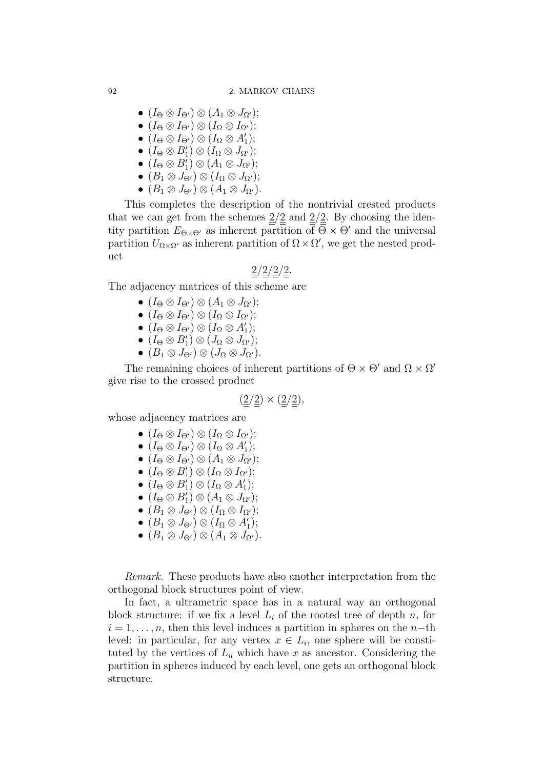- $(I_\Theta \otimes I_{\Theta'}) \otimes (A_1 \otimes J_{\Omega'})$;
- $(I_\Theta \otimes I_{\Theta'}) \otimes (I_\Omega \otimes I_{\Omega'})$;
- $(I_\Theta \otimes I_{\Theta'}) \otimes (I_\Omega \otimes A'_1)$;
- $(I_\Theta \otimes B'_1) \otimes (I_\Omega \otimes J_{\Omega'})$;
- $(I_\Theta \otimes B'_1) \otimes (A_1 \otimes J_{\Omega'})$;
- $(B_1 \otimes J_{\Theta'}) \otimes (I_\Omega \otimes J_{\Omega'})$;
- $(B_1 \otimes J_{\Theta'}) \otimes (A_1 \otimes J_{\Omega'})$.

This completes the description of the nontrivial crested products that we can get from the schemes $\underline{\underline{2}}/\underline{2}$ and $\underline{2}/\underline{\underline{2}}$. By choosing the identity partition $E_{\Theta\times\Theta'}$ as inherent partition of $\Theta \times \Theta'$ and the universal partition $U_{\Omega\times\Omega'}$ as inherent partition of $\Omega \times \Omega'$, we get the nested product

$$\underline{\underline{2}}/\underline{2}/\underline{\underline{2}}/\underline{\underline{2}}.$$

The adjacency matrices of this scheme are

- $(I_\Theta \otimes I_{\Theta'}) \otimes (A_1 \otimes J_{\Omega'})$;
- $(I_\Theta \otimes I_{\Theta'}) \otimes (I_\Omega \otimes I_{\Omega'})$;
- $(I_\Theta \otimes I_{\Theta'}) \otimes (I_\Omega \otimes A'_1)$;
- $(I_\Theta \otimes B'_1) \otimes (J_\Omega \otimes J_{\Omega'})$;
- $(B_1 \otimes J_{\Theta'}) \otimes (J_\Omega \otimes J_{\Omega'})$.

The remaining choices of inherent partitions of $\Theta \times \Theta'$ and $\Omega \times \Omega'$ give rise to the crossed product

$$(\underline{2}/\underline{\underline{2}}) \times (\underline{2}/\underline{\underline{2}}),$$

whose adjacency matrices are

- $(I_\Theta \otimes I_{\Theta'}) \otimes (I_\Omega \otimes I_{\Omega'})$;
- $(I_\Theta \otimes I_{\Theta'}) \otimes (I_\Omega \otimes A'_1)$;
- $(I_\Theta \otimes I_{\Theta'}) \otimes (A_1 \otimes J_{\Omega'})$;
- $(I_\Theta \otimes B'_1) \otimes (I_\Omega \otimes I_{\Omega'})$;
- $(I_\Theta \otimes B'_1) \otimes (I_\Omega \otimes A'_1)$;
- $(I_\Theta \otimes B'_1) \otimes (A_1 \otimes J_{\Omega'})$;
- $(B_1 \otimes J_{\Theta'}) \otimes (I_\Omega \otimes I_{\Omega'})$;
- $(B_1 \otimes J_{\Theta'}) \otimes (I_\Omega \otimes A'_1)$;
- $(B_1 \otimes J_{\Theta'}) \otimes (A_1 \otimes J_{\Omega'})$.

*Remark.* These products have also another interpretation from the orthogonal block structures point of view.

In fact, a ultrametric space has in a natural way an orthogonal block structure: if we fix a level $L_i$ of the rooted tree of depth $n$, for $i = 1, \ldots, n$, then this level induces a partition in spheres on the $n-$th level: in particular, for any vertex $x \in L_i$, one sphere will be constituted by the vertices of $L_n$ which have $x$ as ancestor. Considering the partition in spheres induced by each level, one gets an orthogonal block structure.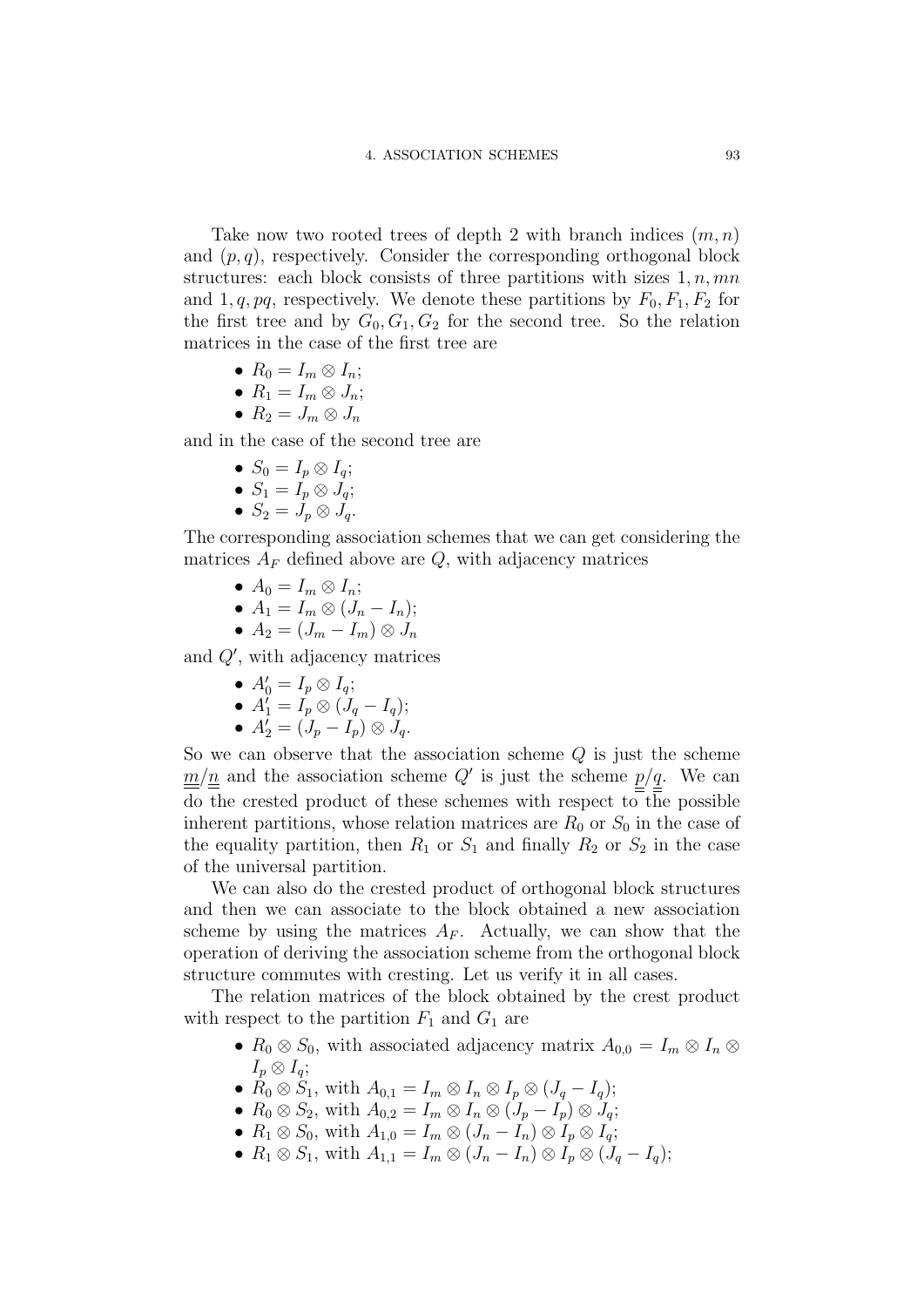Take now two rooted trees of depth 2 with branch indices $(m, n)$ and $(p, q)$, respectively. Consider the corresponding orthogonal block structures: each block consists of three partitions with sizes $1, n, mn$ and $1, q, pq$, respectively. We denote these partitions by $F_0, F_1, F_2$ for the first tree and by $G_0, G_1, G_2$ for the second tree. So the relation matrices in the case of the first tree are

- $R_0 = I_m \otimes I_n$;
- $R_1 = I_m \otimes J_n$;
- $R_2 = J_m \otimes J_n$

and in the case of the second tree are

- $S_0 = I_p \otimes I_q$;
- $S_1 = I_p \otimes J_q$;
- $S_2 = J_p \otimes J_q$.

The corresponding association schemes that we can get considering the matrices $A_F$ defined above are $Q$, with adjacency matrices

- $A_0 = I_m \otimes I_n$;
- $A_1 = I_m \otimes (J_n - I_n)$;
- $A_2 = (J_m - I_m) \otimes J_n$

and $Q'$, with adjacency matrices

- $A'_0 = I_p \otimes I_q$;
- $A'_1 = I_p \otimes (J_q - I_q)$;
- $A'_2 = (J_p - I_p) \otimes J_q$.

So we can observe that the association scheme $Q$ is just the scheme $\underline{\underline{m}}/\underline{n}$ and the association scheme $Q'$ is just the scheme $\underline{\underline{p}}/\underline{\underline{q}}$. We can do the crested product of these schemes with respect to the possible inherent partitions, whose relation matrices are $R_0$ or $S_0$ in the case of the equality partition, then $R_1$ or $S_1$ and finally $R_2$ or $S_2$ in the case of the universal partition.

We can also do the crested product of orthogonal block structures and then we can associate to the block obtained a new association scheme by using the matrices $A_F$. Actually, we can show that the operation of deriving the association scheme from the orthogonal block structure commutes with cresting. Let us verify it in all cases.

The relation matrices of the block obtained by the crest product with respect to the partition $F_1$ and $G_1$ are

- $R_0 \otimes S_0$, with associated adjacency matrix $A_{0,0} = I_m \otimes I_n \otimes I_p \otimes I_q$;
- $R_0 \otimes S_1$, with $A_{0,1} = I_m \otimes I_n \otimes I_p \otimes (J_q - I_q)$;
- $R_0 \otimes S_2$, with $A_{0,2} = I_m \otimes I_n \otimes (J_p - I_p) \otimes J_q$;
- $R_1 \otimes S_0$, with $A_{1,0} = I_m \otimes (J_n - I_n) \otimes I_p \otimes I_q$;
- $R_1 \otimes S_1$, with $A_{1,1} = I_m \otimes (J_n - I_n) \otimes I_p \otimes (J_q - I_q)$;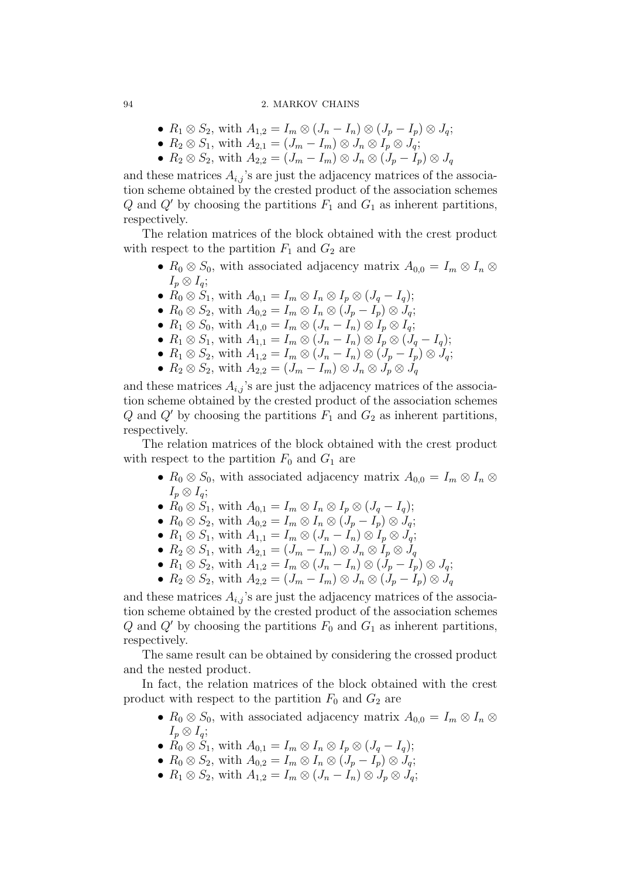- $R_1 \otimes S_2$, with $A_{1,2} = I_m \otimes (J_n - I_n) \otimes (J_p - I_p) \otimes J_q$;
- $R_2 \otimes S_1$, with $A_{2,1} = (J_m - I_m) \otimes J_n \otimes I_p \otimes J_q$;
- $R_2 \otimes S_2$, with $A_{2,2} = (J_m - I_m) \otimes J_n \otimes (J_p - I_p) \otimes J_q$

and these matrices $A_{i,j}$'s are just the adjacency matrices of the association scheme obtained by the crested product of the association schemes $Q$ and $Q'$ by choosing the partitions $F_1$ and $G_1$ as inherent partitions, respectively.

The relation matrices of the block obtained with the crest product with respect to the partition $F_1$ and $G_2$ are

- $R_0 \otimes S_0$, with associated adjacency matrix $A_{0,0} = I_m \otimes I_n \otimes I_p \otimes I_q$;
- $R_0 \otimes S_1$, with $A_{0,1} = I_m \otimes I_n \otimes I_p \otimes (J_q - I_q)$;
- $R_0 \otimes S_2$, with $A_{0,2} = I_m \otimes I_n \otimes (J_p - I_p) \otimes J_q$;
- $R_1 \otimes S_0$, with $A_{1,0} = I_m \otimes (J_n - I_n) \otimes I_p \otimes I_q$;
- $R_1 \otimes S_1$, with $A_{1,1} = I_m \otimes (J_n - I_n) \otimes I_p \otimes (J_q - I_q)$;
- $R_1 \otimes S_2$, with $A_{1,2} = I_m \otimes (J_n - I_n) \otimes (J_p - I_p) \otimes J_q$;
- $R_2 \otimes S_2$, with $A_{2,2} = (J_m - I_m) \otimes J_n \otimes J_p \otimes J_q$

and these matrices $A_{i,j}$'s are just the adjacency matrices of the association scheme obtained by the crested product of the association schemes $Q$ and $Q'$ by choosing the partitions $F_1$ and $G_2$ as inherent partitions, respectively.

The relation matrices of the block obtained with the crest product with respect to the partition $F_0$ and $G_1$ are

- $R_0 \otimes S_0$, with associated adjacency matrix $A_{0,0} = I_m \otimes I_n \otimes I_p \otimes I_q$;
- $R_0 \otimes S_1$, with $A_{0,1} = I_m \otimes I_n \otimes I_p \otimes (J_q - I_q)$;
- $R_0 \otimes S_2$, with $A_{0,2} = I_m \otimes I_n \otimes (J_p - I_p) \otimes J_q$;
- $R_1 \otimes S_1$, with $A_{1,1} = I_m \otimes (J_n - I_n) \otimes I_p \otimes J_q$;
- $R_2 \otimes S_1$, with $A_{2,1} = (J_m - I_m) \otimes J_n \otimes I_p \otimes J_q$
- $R_1 \otimes S_2$, with $A_{1,2} = I_m \otimes (J_n - I_n) \otimes (J_p - I_p) \otimes J_q$;
- $R_2 \otimes S_2$, with $A_{2,2} = (J_m - I_m) \otimes J_n \otimes (J_p - I_p) \otimes J_q$

and these matrices $A_{i,j}$'s are just the adjacency matrices of the association scheme obtained by the crested product of the association schemes $Q$ and $Q'$ by choosing the partitions $F_0$ and $G_1$ as inherent partitions, respectively.

The same result can be obtained by considering the crossed product and the nested product.

In fact, the relation matrices of the block obtained with the crest product with respect to the partition $F_0$ and $G_2$ are

- $R_0 \otimes S_0$, with associated adjacency matrix $A_{0,0} = I_m \otimes I_n \otimes I_p \otimes I_q$;
- $R_0 \otimes S_1$, with $A_{0,1} = I_m \otimes I_n \otimes I_p \otimes (J_q - I_q)$;
- $R_0 \otimes S_2$, with $A_{0,2} = I_m \otimes I_n \otimes (J_p - I_p) \otimes J_q$;
- $R_1 \otimes S_2$, with $A_{1,2} = I_m \otimes (J_n - I_n) \otimes J_p \otimes J_q$;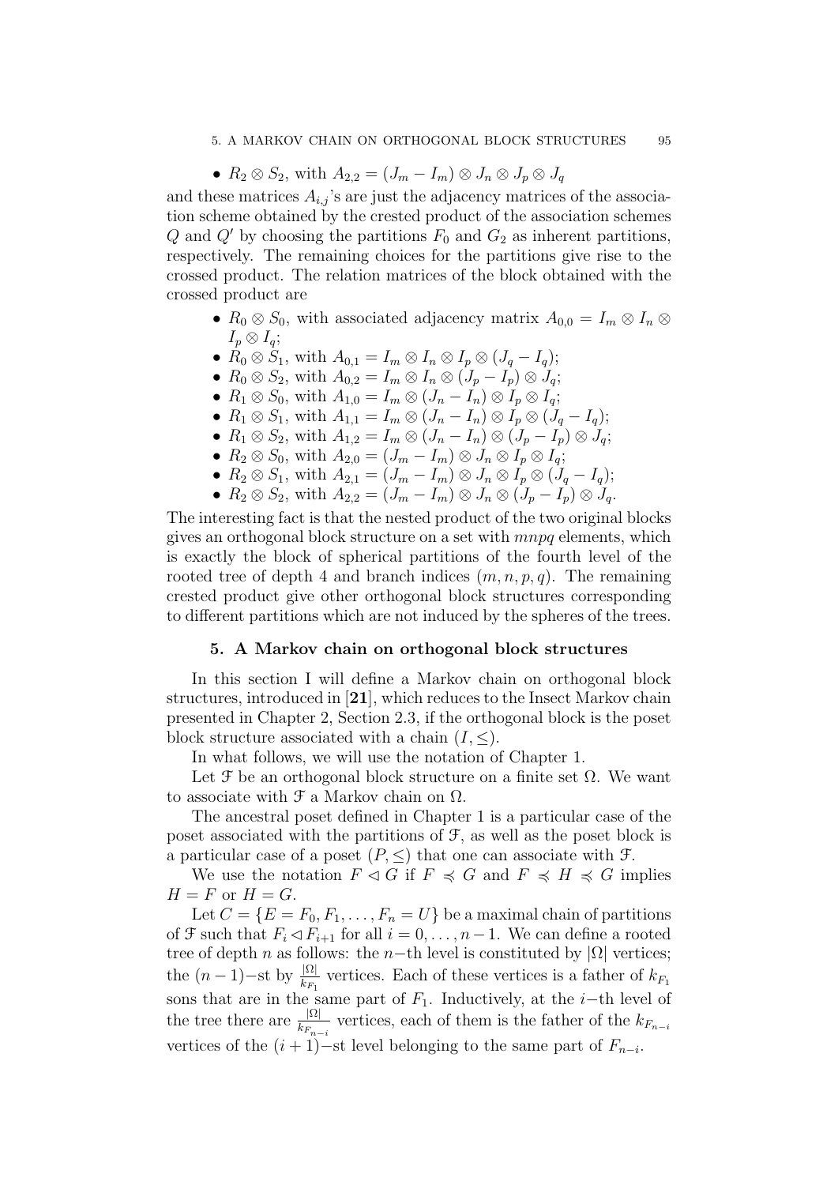- $R_2 \otimes S_2$, with $A_{2,2} = (J_m - I_m) \otimes J_n \otimes J_p \otimes J_q$

and these matrices $A_{i,j}$'s are just the adjacency matrices of the association scheme obtained by the crested product of the association schemes $Q$ and $Q'$ by choosing the partitions $F_0$ and $G_2$ as inherent partitions, respectively. The remaining choices for the partitions give rise to the crossed product. The relation matrices of the block obtained with the crossed product are

- $R_0 \otimes S_0$, with associated adjacency matrix $A_{0,0} = I_m \otimes I_n \otimes I_p \otimes I_q$;
- $R_0 \otimes S_1$, with $A_{0,1} = I_m \otimes I_n \otimes I_p \otimes (J_q - I_q)$;
- $R_0 \otimes S_2$, with $A_{0,2} = I_m \otimes I_n \otimes (J_p - I_p) \otimes J_q$;
- $R_1 \otimes S_0$, with $A_{1,0} = I_m \otimes (J_n - I_n) \otimes I_p \otimes I_q$;
- $R_1 \otimes S_1$, with $A_{1,1} = I_m \otimes (J_n - I_n) \otimes I_p \otimes (J_q - I_q)$;
- $R_1 \otimes S_2$, with $A_{1,2} = I_m \otimes (J_n - I_n) \otimes (J_p - I_p) \otimes J_q$;
- $R_2 \otimes S_0$, with $A_{2,0} = (J_m - I_m) \otimes J_n \otimes I_p \otimes I_q$;
- $R_2 \otimes S_1$, with $A_{2,1} = (J_m - I_m) \otimes J_n \otimes I_p \otimes (J_q - I_q)$;
- $R_2 \otimes S_2$, with $A_{2,2} = (J_m - I_m) \otimes J_n \otimes (J_p - I_p) \otimes J_q$.

The interesting fact is that the nested product of the two original blocks gives an orthogonal block structure on a set with $mnpq$ elements, which is exactly the block of spherical partitions of the fourth level of the rooted tree of depth 4 and branch indices $(m, n, p, q)$. The remaining crested product give other orthogonal block structures corresponding to different partitions which are not induced by the spheres of the trees.

## 5. A Markov chain on orthogonal block structures

In this section I will define a Markov chain on orthogonal block structures, introduced in [**21**], which reduces to the Insect Markov chain presented in Chapter 2, Section 2.3, if the orthogonal block is the poset block structure associated with a chain $(I, \leq)$.

In what follows, we will use the notation of Chapter 1.

Let $\mathcal{F}$ be an orthogonal block structure on a finite set $\Omega$. We want to associate with $\mathcal{F}$ a Markov chain on $\Omega$.

The ancestral poset defined in Chapter 1 is a particular case of the poset associated with the partitions of $\mathcal{F}$, as well as the poset block is a particular case of a poset $(P, \leq)$ that one can associate with $\mathcal{F}$.

We use the notation $F \lhd G$ if $F \preccurlyeq G$ and $F \preccurlyeq H \preccurlyeq G$ implies $H = F$ or $H = G$.

Let $C = \{E = F_0, F_1, \ldots, F_n = U\}$ be a maximal chain of partitions of $\mathcal{F}$ such that $F_i \lhd F_{i+1}$ for all $i = 0, \ldots, n-1$. We can define a rooted tree of depth $n$ as follows: the $n-$th level is constituted by $|\Omega|$ vertices; the $(n-1)-$st by $\frac{|\Omega|}{k_{F_1}}$ vertices. Each of these vertices is a father of $k_{F_1}$ sons that are in the same part of $F_1$. Inductively, at the $i-$th level of the tree there are $\frac{|\Omega|}{k_{F_{n-i}}}$ vertices, each of them is the father of the $k_{F_{n-i}}$ vertices of the $(i+1)-$st level belonging to the same part of $F_{n-i}$.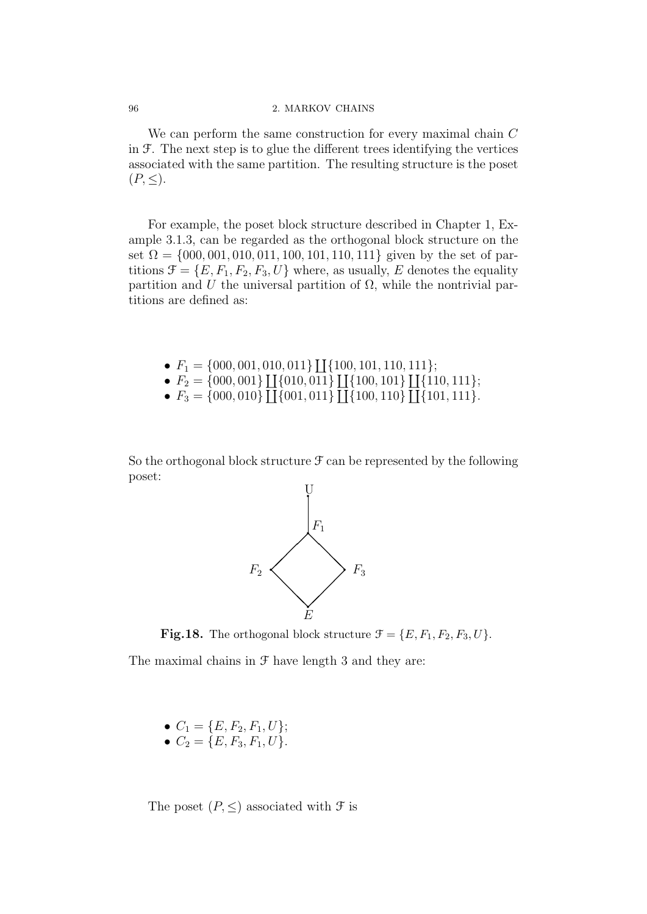We can perform the same construction for every maximal chain $C$ in $\mathcal{F}$. The next step is to glue the different trees identifying the vertices associated with the same partition. The resulting structure is the poset $(P, \leq)$.

For example, the poset block structure described in Chapter 1, Example 3.1.3, can be regarded as the orthogonal block structure on the set $\Omega = \{000, 001, 010, 011, 100, 101, 110, 111\}$ given by the set of partitions $\mathcal{F} = \{E, F_1, F_2, F_3, U\}$ where, as usually, $E$ denotes the equality partition and $U$ the universal partition of $\Omega$, while the nontrivial partitions are defined as:

- $F_1 = \{000, 001, 010, 011\} \coprod \{100, 101, 110, 111\}$;
- $F_2 = \{000, 001\} \coprod \{010, 011\} \coprod \{100, 101\} \coprod \{110, 111\}$;
- $F_3 = \{000, 010\} \coprod \{001, 011\} \coprod \{100, 110\} \coprod \{101, 111\}$.

So the orthogonal block structure $\mathcal{F}$ can be represented by the following poset:

**Fig.18.** The orthogonal block structure $\mathcal{F} = \{E, F_1, F_2, F_3, U\}$.

The maximal chains in $\mathcal{F}$ have length 3 and they are:

- $C_1 = \{E, F_2, F_1, U\}$;
- $C_2 = \{E, F_3, F_1, U\}$.

The poset $(P, \leq)$ associated with $\mathcal{F}$ is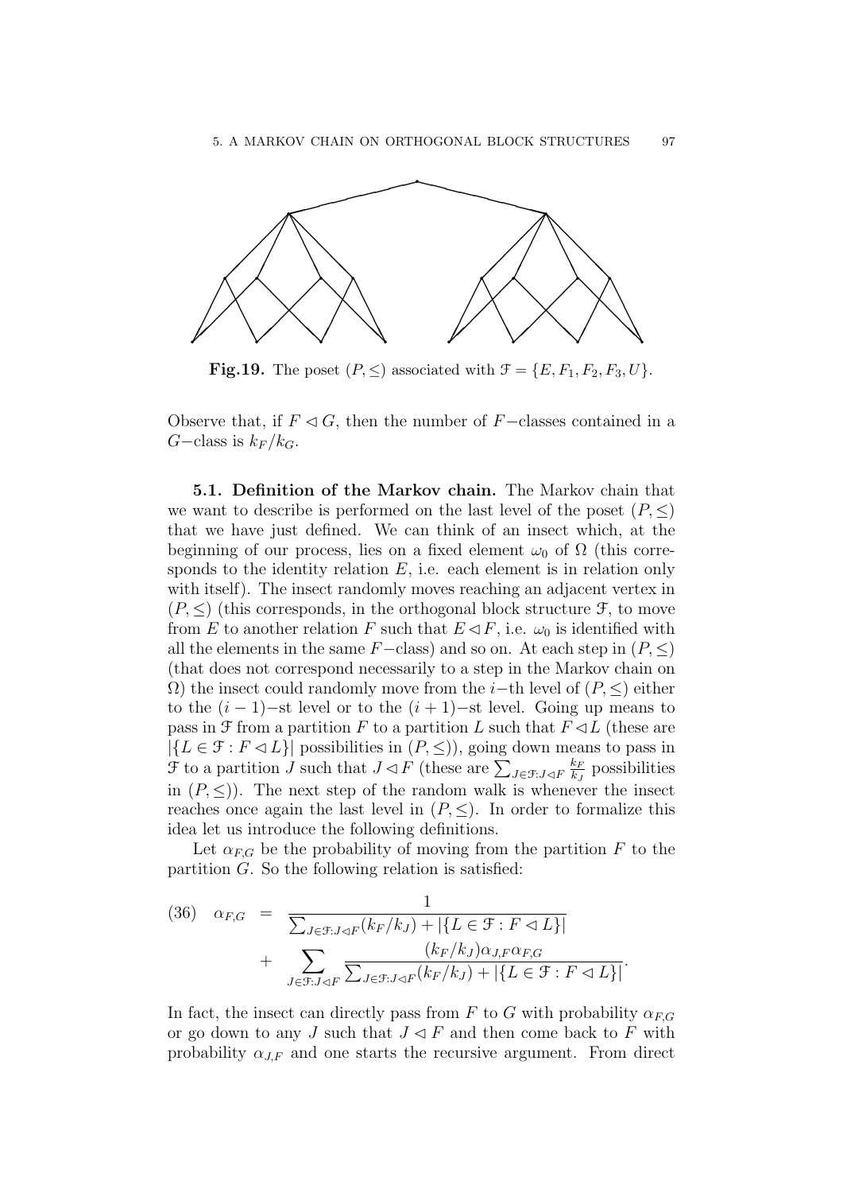**Fig.19.** The poset $(P, \leq)$ associated with $\mathcal{F} = \{E, F_1, F_2, F_3, U\}$.

Observe that, if $F \lhd G$, then the number of $F-$classes contained in a $G-$class is $k_F/k_G$.

**5.1. Definition of the Markov chain.** The Markov chain that we want to describe is performed on the last level of the poset $(P, \leq)$ that we have just defined. We can think of an insect which, at the beginning of our process, lies on a fixed element $\omega_0$ of $\Omega$ (this corresponds to the identity relation $E$, i.e. each element is in relation only with itself). The insect randomly moves reaching an adjacent vertex in $(P, \leq)$ (this corresponds, in the orthogonal block structure $\mathcal{F}$, to move from $E$ to another relation $F$ such that $E \lhd F$, i.e. $\omega_0$ is identified with all the elements in the same $F-$class) and so on. At each step in $(P, \leq)$ (that does not correspond necessarily to a step in the Markov chain on $\Omega$) the insect could randomly move from the $i-$th level of $(P, \leq)$ either to the $(i-1)-$st level or to the $(i+1)-$st level. Going up means to pass in $\mathcal{F}$ from a partition $F$ to a partition $L$ such that $F \lhd L$ (these are $|\{L \in \mathcal{F} : F \lhd L\}|$ possibilities in $(P, \leq)$), going down means to pass in $\mathcal{F}$ to a partition $J$ such that $J \lhd F$ (these are $\sum_{J \in \mathcal{F}: J \lhd F} \frac{k_F}{k_J}$ possibilities in $(P, \leq)$). The next step of the random walk is whenever the insect reaches once again the last level in $(P, \leq)$. In order to formalize this idea let us introduce the following definitions.

Let $\alpha_{F,G}$ be the probability of moving from the partition $F$ to the partition $G$. So the following relation is satisfied:

$$
\begin{aligned}
(36) \quad \alpha_{F,G} &= \frac{1}{\sum_{J \in \mathcal{F}: J \lhd F}(k_F/k_J) + |\{L \in \mathcal{F} : F \lhd L\}|} \\
&+ \sum_{J \in \mathcal{F}: J \lhd F} \frac{(k_F/k_J)\alpha_{J,F}\alpha_{F,G}}{\sum_{J \in \mathcal{F}: J \lhd F}(k_F/k_J) + |\{L \in \mathcal{F} : F \lhd L\}|}.
\end{aligned}
$$

In fact, the insect can directly pass from $F$ to $G$ with probability $\alpha_{F,G}$ or go down to any $J$ such that $J \lhd F$ and then come back to $F$ with probability $\alpha_{J,F}$ and one starts the recursive argument. From direct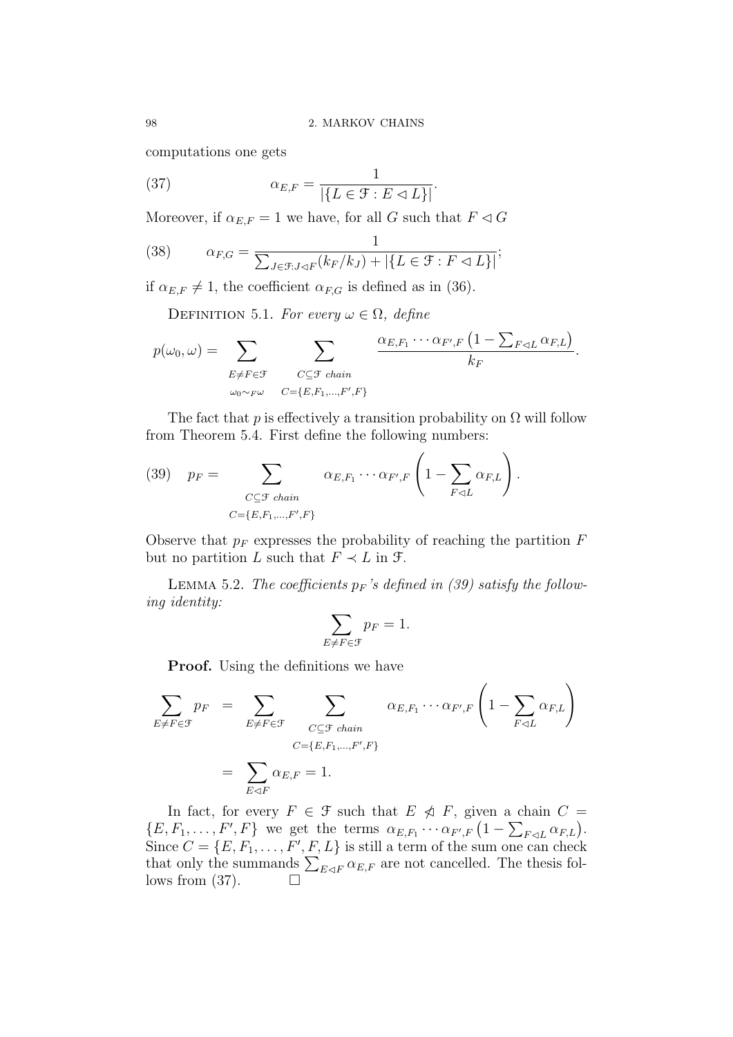computations one gets

$$\alpha_{E,F} = \frac{1}{|\{L \in \mathfrak{F} : E \lhd L\}|}. \tag{37}$$

Moreover, if $\alpha_{E,F} = 1$ we have, for all $G$ such that $F \lhd G$

$$\alpha_{F,G} = \frac{1}{\sum_{J \in \mathfrak{F}: J \lhd F} (k_F / k_J) + |\{L \in \mathfrak{F} : F \lhd L\}|}; \tag{38}$$

if $\alpha_{E,F} \neq 1$, the coefficient $\alpha_{F,G}$ is defined as in (36).

Definition 5.1. *For every $\omega \in \Omega$, define*

$$p(\omega_0, \omega) = \sum_{\substack{E \neq F \in \mathfrak{F} \\ \omega_0 \sim_F \omega}} \sum_{\substack{C \subseteq \mathfrak{F} \text{ chain} \\ C = \{E, F_1, \ldots, F', F\}}} \frac{\alpha_{E,F_1} \cdots \alpha_{F',F} \left(1 - \sum_{F \lhd L} \alpha_{F,L}\right)}{k_F}.$$

The fact that $p$ is effectively a transition probability on $\Omega$ will follow from Theorem 5.4. First define the following numbers:

$$p_F = \sum_{\substack{C \subseteq \mathfrak{F} \text{ chain} \\ C = \{E, F_1, \ldots, F', F\}}} \alpha_{E,F_1} \cdots \alpha_{F',F} \left(1 - \sum_{F \lhd L} \alpha_{F,L}\right). \tag{39}$$

Observe that $p_F$ expresses the probability of reaching the partition $F$ but no partition $L$ such that $F \prec L$ in $\mathfrak{F}$.

Lemma 5.2. *The coefficients $p_F$'s defined in (39) satisfy the following identity:*

$$\sum_{E \neq F \in \mathfrak{F}} p_F = 1.$$

**Proof.** Using the definitions we have

$$\begin{aligned}
\sum_{E \neq F \in \mathfrak{F}} p_F &= \sum_{E \neq F \in \mathfrak{F}} \sum_{\substack{C \subseteq \mathfrak{F} \text{ chain} \\ C = \{E, F_1, \ldots, F', F\}}} \alpha_{E,F_1} \cdots \alpha_{F',F} \left(1 - \sum_{F \lhd L} \alpha_{F,L}\right) \\
&= \sum_{E \lhd F} \alpha_{E,F} = 1.
\end{aligned}$$

In fact, for every $F \in \mathfrak{F}$ such that $E \not\lhd F$, given a chain $C = \{E, F_1, \ldots, F', F\}$ we get the terms $\alpha_{E,F_1} \cdots \alpha_{F',F} \left(1 - \sum_{F \lhd L} \alpha_{F,L}\right)$. Since $C = \{E, F_1, \ldots, F', F, L\}$ is still a term of the sum one can check that only the summands $\sum_{E \lhd F} \alpha_{E,F}$ are not cancelled. The thesis follows from (37). $\square$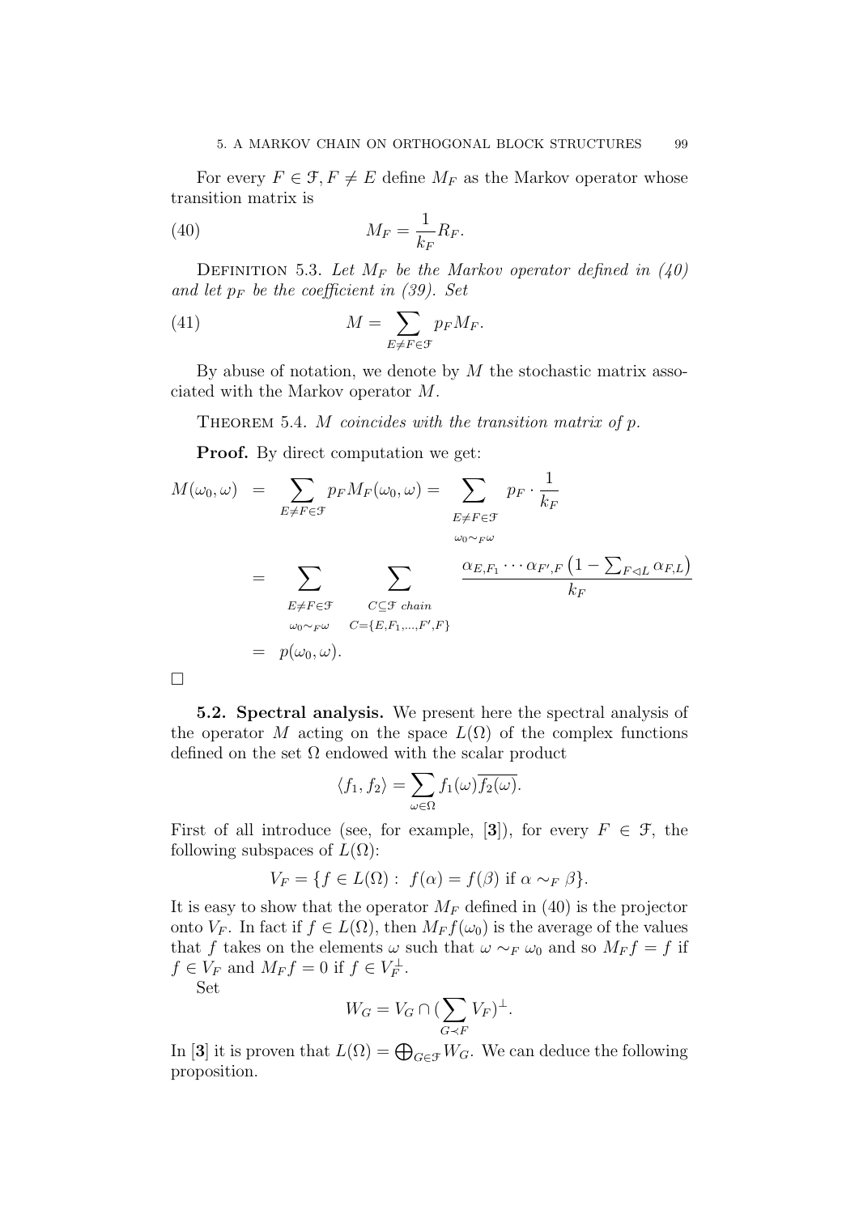For every $F \in \mathcal{F}, F \neq E$ define $M_F$ as the Markov operator whose transition matrix is

$$M_F = \frac{1}{k_F} R_F. \tag{40}$$

Definition 5.3. *Let $M_F$ be the Markov operator defined in (40) and let $p_F$ be the coefficient in (39). Set*

$$M = \sum_{E \neq F \in \mathcal{F}} p_F M_F. \tag{41}$$

By abuse of notation, we denote by $M$ the stochastic matrix associated with the Markov operator $M$.

Theorem 5.4. *$M$ coincides with the transition matrix of $p$.*

**Proof.** By direct computation we get:

$$\begin{aligned}
M(\omega_0, \omega) &= \sum_{E \neq F \in \mathcal{F}} p_F M_F(\omega_0, \omega) = \sum_{\substack{E \neq F \in \mathcal{F} \\ \omega_0 \sim_F \omega}} p_F \cdot \frac{1}{k_F} \\
&= \sum_{\substack{E \neq F \in \mathcal{F} \\ \omega_0 \sim_F \omega}} \sum_{\substack{C \subseteq \mathcal{F} \ chain \\ C = \{E, F_1, \ldots, F', F\}}} \frac{\alpha_{E,F_1} \cdots \alpha_{F',F}\left(1 - \sum_{F \lhd L} \alpha_{F,L}\right)}{k_F} \\
&= p(\omega_0, \omega).
\end{aligned}$$

$\square$

**5.2. Spectral analysis.** We present here the spectral analysis of the operator $M$ acting on the space $L(\Omega)$ of the complex functions defined on the set $\Omega$ endowed with the scalar product

$$\langle f_1, f_2 \rangle = \sum_{\omega \in \Omega} f_1(\omega) \overline{f_2(\omega)}.$$

First of all introduce (see, for example, [**3**]), for every $F \in \mathcal{F}$, the following subspaces of $L(\Omega)$:

$$V_F = \{f \in L(\Omega) : \ f(\alpha) = f(\beta) \text{ if } \alpha \sim_F \beta\}.$$

It is easy to show that the operator $M_F$ defined in (40) is the projector onto $V_F$. In fact if $f \in L(\Omega)$, then $M_F f(\omega_0)$ is the average of the values that $f$ takes on the elements $\omega$ such that $\omega \sim_F \omega_0$ and so $M_F f = f$ if $f \in V_F$ and $M_F f = 0$ if $f \in V_F^{\perp}$.

Set

$$W_G = V_G \cap (\sum_{G \prec F} V_F)^{\perp}.$$

In [**3**] it is proven that $L(\Omega) = \bigoplus_{G \in \mathcal{F}} W_G$. We can deduce the following proposition.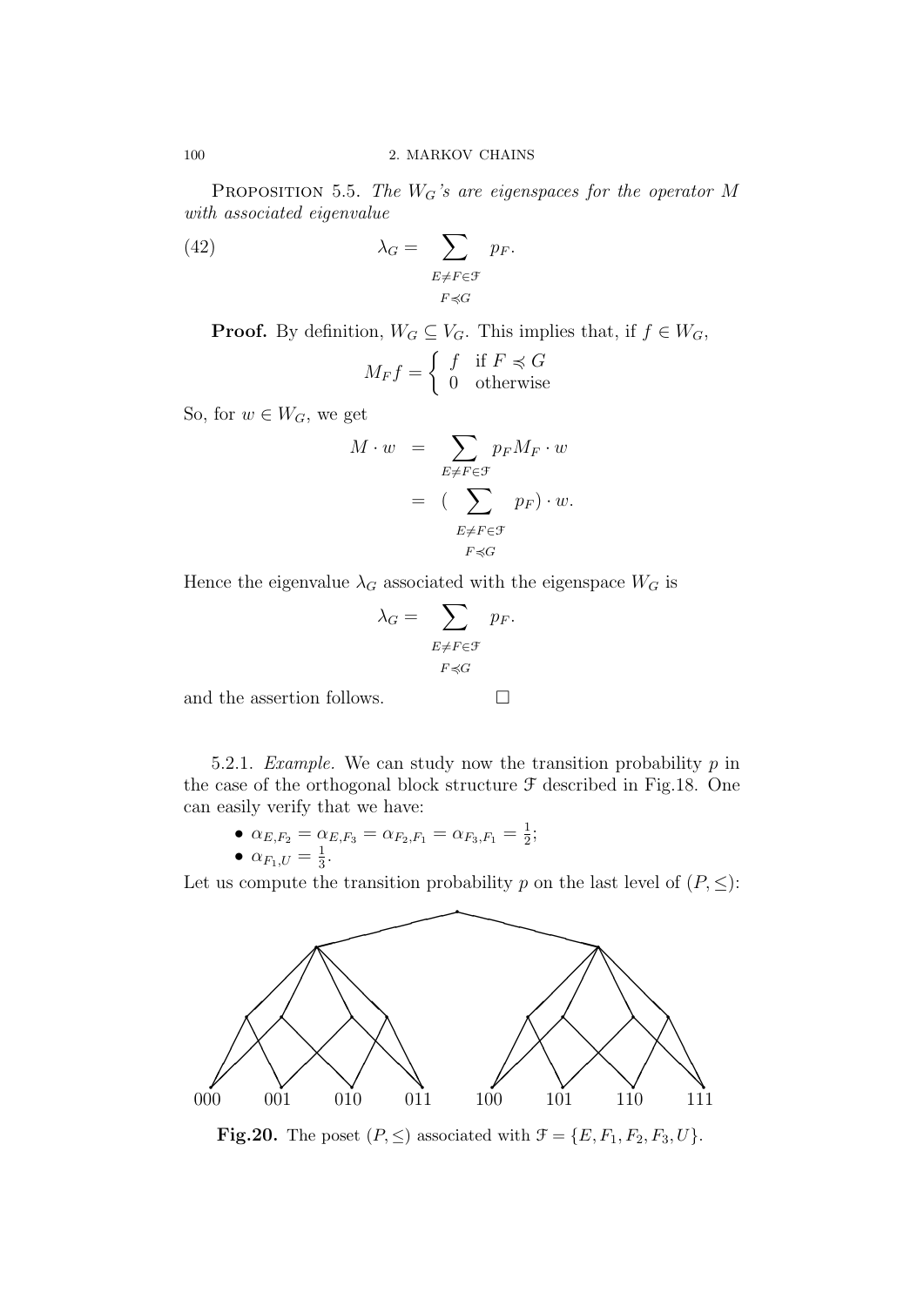**Proposition 5.5.** *The $W_G$'s are eigenspaces for the operator $M$ with associated eigenvalue*

$$\lambda_G = \sum_{\substack{E \neq F \in \mathcal{F} \\ F \preccurlyeq G}} p_F. \tag{42}$$

**Proof.** By definition, $W_G \subseteq V_G$. This implies that, if $f \in W_G$,

$$M_F f = \begin{cases} f & \text{if } F \preccurlyeq G \\ 0 & \text{otherwise} \end{cases}$$

So, for $w \in W_G$, we get

$$\begin{aligned} M \cdot w &= \sum_{E \neq F \in \mathcal{F}} p_F M_F \cdot w \\ &= \Big( \sum_{\substack{E \neq F \in \mathcal{F} \\ F \preccurlyeq G}} p_F \Big) \cdot w. \end{aligned}$$

Hence the eigenvalue $\lambda_G$ associated with the eigenspace $W_G$ is

$$\lambda_G = \sum_{\substack{E \neq F \in \mathcal{F} \\ F \preccurlyeq G}} p_F.$$

and the assertion follows. $\square$

5.2.1. *Example.* We can study now the transition probability $p$ in the case of the orthogonal block structure $\mathcal{F}$ described in Fig.18. One can easily verify that we have:

- $\alpha_{E,F_2} = \alpha_{E,F_3} = \alpha_{F_2,F_1} = \alpha_{F_3,F_1} = \frac{1}{2}$;
- $\alpha_{F_1,U} = \frac{1}{3}$.

Let us compute the transition probability $p$ on the last level of $(P, \leq)$:

000 001 010 011 100 101 110 111

**Fig.20.** The poset $(P, \leq)$ associated with $\mathcal{F} = \{E, F_1, F_2, F_3, U\}$.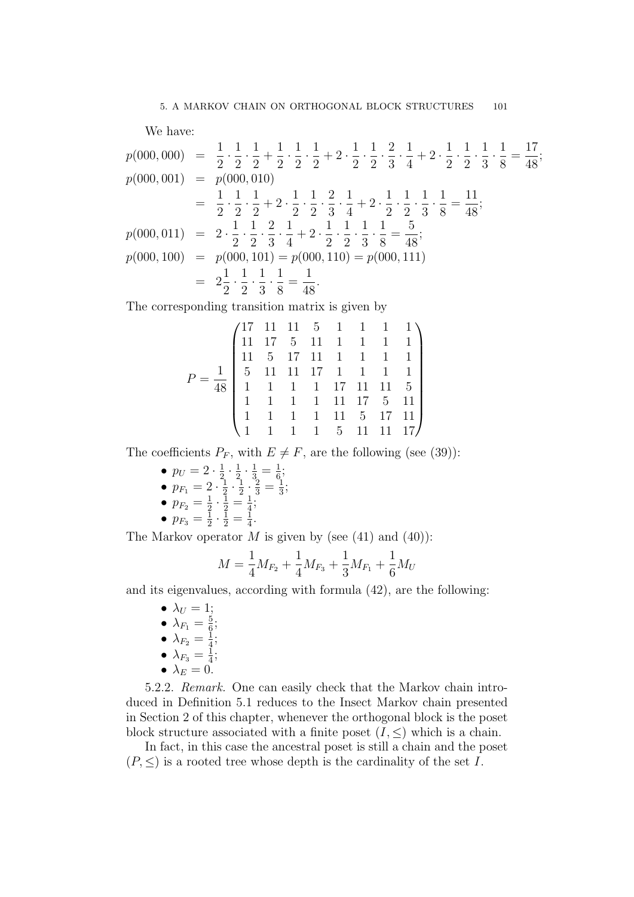We have:

$$
\begin{aligned}
p(000,000) &= \frac{1}{2}\cdot\frac{1}{2}\cdot\frac{1}{2}+\frac{1}{2}\cdot\frac{1}{2}\cdot\frac{1}{2}+2\cdot\frac{1}{2}\cdot\frac{1}{2}\cdot\frac{2}{3}\cdot\frac{1}{4}+2\cdot\frac{1}{2}\cdot\frac{1}{2}\cdot\frac{1}{3}\cdot\frac{1}{8}=\frac{17}{48};\\
p(000,001) &= p(000,010)\\
&= \frac{1}{2}\cdot\frac{1}{2}\cdot\frac{1}{2}+2\cdot\frac{1}{2}\cdot\frac{1}{2}\cdot\frac{2}{3}\cdot\frac{1}{4}+2\cdot\frac{1}{2}\cdot\frac{1}{2}\cdot\frac{1}{3}\cdot\frac{1}{8}=\frac{11}{48};\\
p(000,011) &= 2\cdot\frac{1}{2}\cdot\frac{1}{2}\cdot\frac{2}{3}\cdot\frac{1}{4}+2\cdot\frac{1}{2}\cdot\frac{1}{2}\cdot\frac{1}{3}\cdot\frac{1}{8}=\frac{5}{48};\\
p(000,100) &= p(000,101)=p(000,110)=p(000,111)\\
&= 2\frac{1}{2}\cdot\frac{1}{2}\cdot\frac{1}{3}\cdot\frac{1}{8}=\frac{1}{48}.
\end{aligned}
$$

The corresponding transition matrix is given by

$$
P=\frac{1}{48}\begin{pmatrix}
17 & 11 & 11 & 5 & 1 & 1 & 1 & 1\\
11 & 17 & 5 & 11 & 1 & 1 & 1 & 1\\
11 & 5 & 17 & 11 & 1 & 1 & 1 & 1\\
5 & 11 & 11 & 17 & 1 & 1 & 1 & 1\\
1 & 1 & 1 & 1 & 17 & 11 & 11 & 5\\
1 & 1 & 1 & 1 & 11 & 17 & 5 & 11\\
1 & 1 & 1 & 1 & 11 & 5 & 17 & 11\\
1 & 1 & 1 & 1 & 5 & 11 & 11 & 17
\end{pmatrix}
$$

The coefficients $P_F$, with $E \neq F$, are the following (see (39)):

- $p_U = 2\cdot\frac{1}{2}\cdot\frac{1}{2}\cdot\frac{1}{3}=\frac{1}{6}$;
- $p_{F_1} = 2\cdot\frac{1}{2}\cdot\frac{1}{2}\cdot\frac{2}{3}=\frac{1}{3}$;
- $p_{F_2} = \frac{1}{2}\cdot\frac{1}{2}=\frac{1}{4}$;
- $p_{F_3} = \frac{1}{2}\cdot\frac{1}{2}=\frac{1}{4}$.

The Markov operator $M$ is given by (see (41) and (40)):

$$
M=\frac{1}{4}M_{F_2}+\frac{1}{4}M_{F_3}+\frac{1}{3}M_{F_1}+\frac{1}{6}M_U
$$

and its eigenvalues, according with formula (42), are the following:

- $\lambda_U = 1$;
- $\lambda_{F_1} = \frac{5}{6}$;
- $\lambda_{F_2} = \frac{1}{4}$;
- $\lambda_{F_3} = \frac{1}{4}$;
- $\lambda_E = 0$.

5.2.2. *Remark.* One can easily check that the Markov chain introduced in Definition 5.1 reduces to the Insect Markov chain presented in Section 2 of this chapter, whenever the orthogonal block is the poset block structure associated with a finite poset $(I, \leq)$ which is a chain.

In fact, in this case the ancestral poset is still a chain and the poset $(P, \leq)$ is a rooted tree whose depth is the cardinality of the set $I$.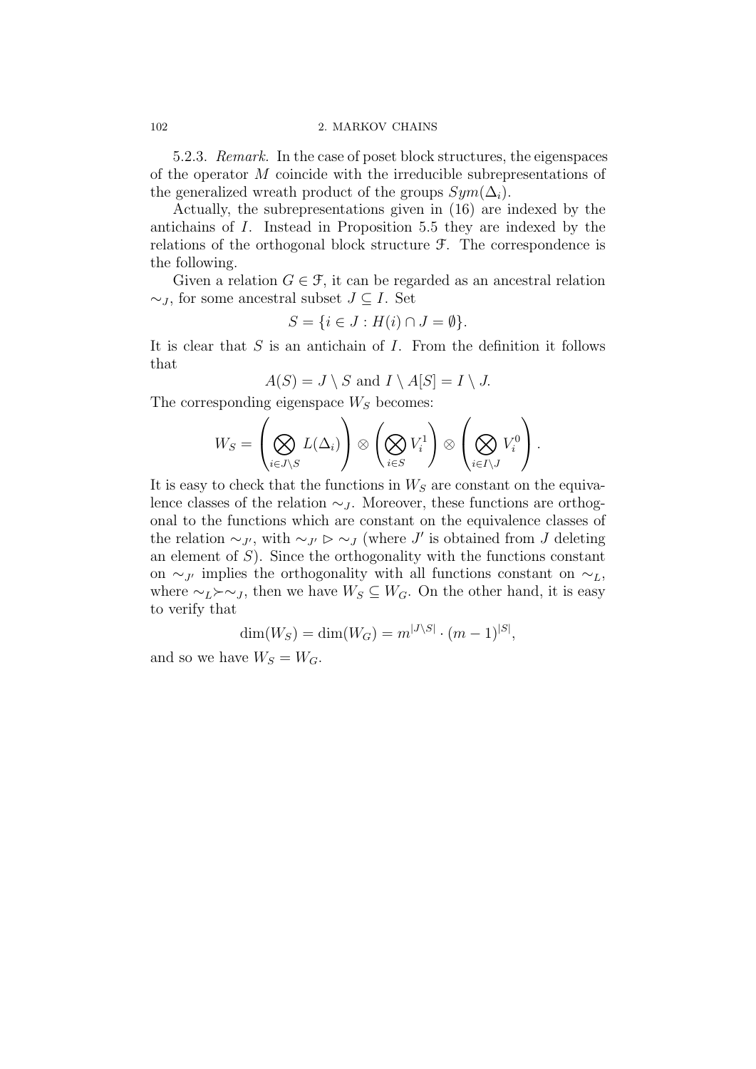5.2.3. *Remark.* In the case of poset block structures, the eigenspaces of the operator $M$ coincide with the irreducible subrepresentations of the generalized wreath product of the groups $Sym(\Delta_i)$.

Actually, the subrepresentations given in (16) are indexed by the antichains of $I$. Instead in Proposition 5.5 they are indexed by the relations of the orthogonal block structure $\mathcal{F}$. The correspondence is the following.

Given a relation $G \in \mathcal{F}$, it can be regarded as an ancestral relation $\sim_J$, for some ancestral subset $J \subseteq I$. Set

$$S = \{i \in J : H(i) \cap J = \emptyset\}.$$

It is clear that $S$ is an antichain of $I$. From the definition it follows that

$$A(S) = J \setminus S \text{ and } I \setminus A[S] = I \setminus J.$$

The corresponding eigenspace $W_S$ becomes:

$$W_S = \left( \bigotimes_{i \in J \setminus S} L(\Delta_i) \right) \otimes \left( \bigotimes_{i \in S} V_i^1 \right) \otimes \left( \bigotimes_{i \in I \setminus J} V_i^0 \right).$$

It is easy to check that the functions in $W_S$ are constant on the equivalence classes of the relation $\sim_J$. Moreover, these functions are orthogonal to the functions which are constant on the equivalence classes of the relation $\sim_{J'}$, with $\sim_{J'} \rhd \sim_J$ (where $J'$ is obtained from $J$ deleting an element of $S$). Since the orthogonality with the functions constant on $\sim_{J'}$ implies the orthogonality with all functions constant on $\sim_L$, where $\sim_L \succ \sim_J$, then we have $W_S \subseteq W_G$. On the other hand, it is easy to verify that

$$\dim(W_S) = \dim(W_G) = m^{|J \setminus S|} \cdot (m-1)^{|S|},$$

and so we have $W_S = W_G$.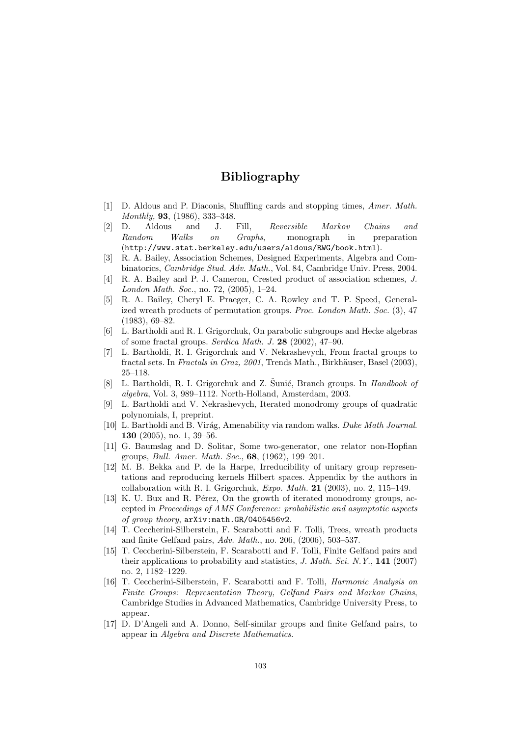# Bibliography

[1] D. Aldous and P. Diaconis, Shuffling cards and stopping times, *Amer. Math. Monthly,* **93**, (1986), 333–348.

[2] D. Aldous and J. Fill, *Reversible Markov Chains and Random Walks on Graphs*, monograph in preparation (`http://www.stat.berkeley.edu/users/aldous/RWG/book.html`).

[3] R. A. Bailey, Association Schemes, Designed Experiments, Algebra and Combinatorics, *Cambridge Stud. Adv. Math.*, Vol. 84, Cambridge Univ. Press, 2004.

[4] R. A. Bailey and P. J. Cameron, Crested product of association schemes, *J. London Math. Soc.*, no. 72, (2005), 1–24.

[5] R. A. Bailey, Cheryl E. Praeger, C. A. Rowley and T. P. Speed, Generalized wreath products of permutation groups. *Proc. London Math. Soc.* (3), 47 (1983), 69–82.

[6] L. Bartholdi and R. I. Grigorchuk, On parabolic subgroups and Hecke algebras of some fractal groups. *Serdica Math. J.* **28** (2002), 47–90.

[7] L. Bartholdi, R. I. Grigorchuk and V. Nekrashevych, From fractal groups to fractal sets. In *Fractals in Graz, 2001*, Trends Math., Birkhäuser, Basel (2003), 25–118.

[8] L. Bartholdi, R. I. Grigorchuk and Z. Šunić, Branch groups. In *Handbook of algebra*, Vol. 3, 989–1112. North-Holland, Amsterdam, 2003.

[9] L. Bartholdi and V. Nekrashevych, Iterated monodromy groups of quadratic polynomials, I, preprint.

[10] L. Bartholdi and B. Virág, Amenability via random walks. *Duke Math Journal*. **130** (2005), no. 1, 39–56.

[11] G. Baumslag and D. Solitar, Some two-generator, one relator non-Hopfian groups, *Bull. Amer. Math. Soc.*, **68**, (1962), 199–201.

[12] M. B. Bekka and P. de la Harpe, Irreducibility of unitary group representations and reproducing kernels Hilbert spaces. Appendix by the authors in collaboration with R. I. Grigorchuk, *Expo. Math.* **21** (2003), no. 2, 115–149.

[13] K. U. Bux and R. Pérez, On the growth of iterated monodromy groups, accepted in *Proceedings of AMS Conference: probabilistic and asymptotic aspects of group theory*, `arXiv:math.GR/0405456v2`.

[14] T. Ceccherini-Silberstein, F. Scarabotti and F. Tolli, Trees, wreath products and finite Gelfand pairs, *Adv. Math.*, no. 206, (2006), 503–537.

[15] T. Ceccherini-Silberstein, F. Scarabotti and F. Tolli, Finite Gelfand pairs and their applications to probability and statistics, *J. Math. Sci. N.Y.*, **141** (2007) no. 2, 1182–1229.

[16] T. Ceccherini-Silberstein, F. Scarabotti and F. Tolli, *Harmonic Analysis on Finite Groups: Representation Theory, Gelfand Pairs and Markov Chains*, Cambridge Studies in Advanced Mathematics, Cambridge University Press, to appear.

[17] D. D'Angeli and A. Donno, Self-similar groups and finite Gelfand pairs, to appear in *Algebra and Discrete Mathematics*.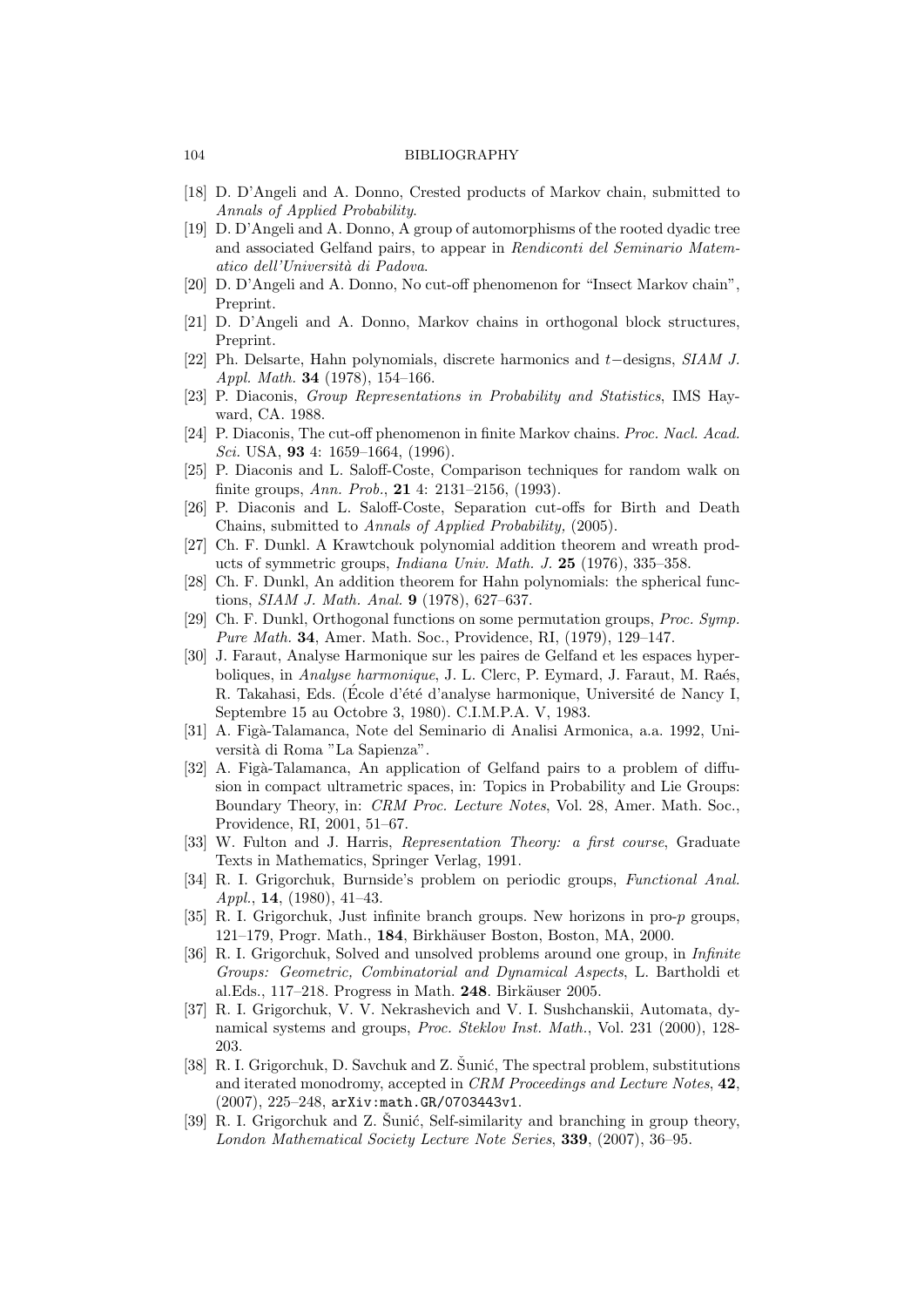[18] D. D'Angeli and A. Donno, Crested products of Markov chain, submitted to *Annals of Applied Probability*.

[19] D. D'Angeli and A. Donno, A group of automorphisms of the rooted dyadic tree and associated Gelfand pairs, to appear in *Rendiconti del Seminario Matematico dell'Università di Padova*.

[20] D. D'Angeli and A. Donno, No cut-off phenomenon for "Insect Markov chain", Preprint.

[21] D. D'Angeli and A. Donno, Markov chains in orthogonal block structures, Preprint.

[22] Ph. Delsarte, Hahn polynomials, discrete harmonics and $t-$designs, *SIAM J. Appl. Math.* **34** (1978), 154–166.

[23] P. Diaconis, *Group Representations in Probability and Statistics*, IMS Hayward, CA. 1988.

[24] P. Diaconis, The cut-off phenomenon in finite Markov chains. *Proc. Nacl. Acad. Sci.* USA, **93** 4: 1659–1664, (1996).

[25] P. Diaconis and L. Saloff-Coste, Comparison techniques for random walk on finite groups, *Ann. Prob.*, **21** 4: 2131–2156, (1993).

[26] P. Diaconis and L. Saloff-Coste, Separation cut-offs for Birth and Death Chains, submitted to *Annals of Applied Probability,* (2005).

[27] Ch. F. Dunkl. A Krawtchouk polynomial addition theorem and wreath products of symmetric groups, *Indiana Univ. Math. J.* **25** (1976), 335–358.

[28] Ch. F. Dunkl, An addition theorem for Hahn polynomials: the spherical functions, *SIAM J. Math. Anal.* **9** (1978), 627–637.

[29] Ch. F. Dunkl, Orthogonal functions on some permutation groups, *Proc. Symp. Pure Math.* **34**, Amer. Math. Soc., Providence, RI, (1979), 129–147.

[30] J. Faraut, Analyse Harmonique sur les paires de Gelfand et les espaces hyperboliques, in *Analyse harmonique*, J. L. Clerc, P. Eymard, J. Faraut, M. Raés, R. Takahasi, Eds. (École d'été d'analyse harmonique, Université de Nancy I, Septembre 15 au Octobre 3, 1980). C.I.M.P.A. V, 1983.

[31] A. Figà-Talamanca, Note del Seminario di Analisi Armonica, a.a. 1992, Università di Roma "La Sapienza".

[32] A. Figà-Talamanca, An application of Gelfand pairs to a problem of diffusion in compact ultrametric spaces, in: Topics in Probability and Lie Groups: Boundary Theory, in: *CRM Proc. Lecture Notes*, Vol. 28, Amer. Math. Soc., Providence, RI, 2001, 51–67.

[33] W. Fulton and J. Harris, *Representation Theory: a first course*, Graduate Texts in Mathematics, Springer Verlag, 1991.

[34] R. I. Grigorchuk, Burnside's problem on periodic groups, *Functional Anal. Appl.*, **14**, (1980), 41–43.

[35] R. I. Grigorchuk, Just infinite branch groups. New horizons in pro-$p$ groups, 121–179, Progr. Math., **184**, Birkhäuser Boston, Boston, MA, 2000.

[36] R. I. Grigorchuk, Solved and unsolved problems around one group, in *Infinite Groups: Geometric, Combinatorial and Dynamical Aspects*, L. Bartholdi et al.Eds., 117–218. Progress in Math. **248**. Birkäuser 2005.

[37] R. I. Grigorchuk, V. V. Nekrashevich and V. I. Sushchanskii, Automata, dynamical systems and groups, *Proc. Steklov Inst. Math.*, Vol. 231 (2000), 128-203.

[38] R. I. Grigorchuk, D. Savchuk and Z. Šunić, The spectral problem, substitutions and iterated monodromy, accepted in *CRM Proceedings and Lecture Notes*, **42**, (2007), 225–248, `arXiv:math.GR/0703443v1`.

[39] R. I. Grigorchuk and Z. Šunić, Self-similarity and branching in group theory, *London Mathematical Society Lecture Note Series*, **339**, (2007), 36–95.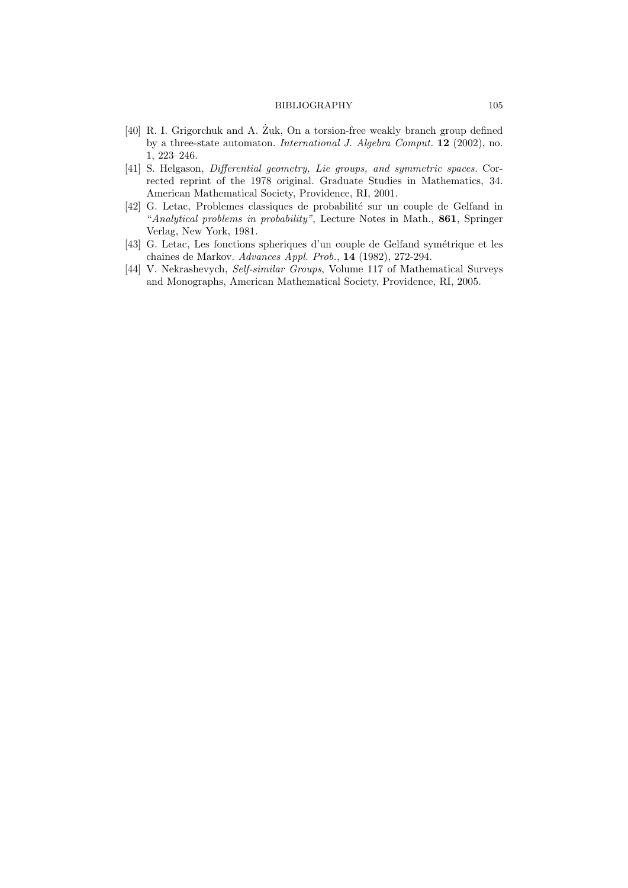[40] R. I. Grigorchuk and A. Żuk, On a torsion-free weakly branch group defined by a three-state automaton. *International J. Algebra Comput.* **12** (2002), no. 1, 223–246.

[41] S. Helgason, *Differential geometry, Lie groups, and symmetric spaces.* Corrected reprint of the 1978 original. Graduate Studies in Mathematics, 34. American Mathematical Society, Providence, RI, 2001.

[42] G. Letac, Problemes classiques de probabilité sur un couple de Gelfand in *"Analytical problems in probability"*, Lecture Notes in Math., **861**, Springer Verlag, New York, 1981.

[43] G. Letac, Les fonctions spheriques d'un couple de Gelfand symétrique et les chaines de Markov. *Advances Appl. Prob.*, **14** (1982), 272-294.

[44] V. Nekrashevych, *Self-similar Groups*, Volume 117 of Mathematical Surveys and Monographs, American Mathematical Society, Providence, RI, 2005.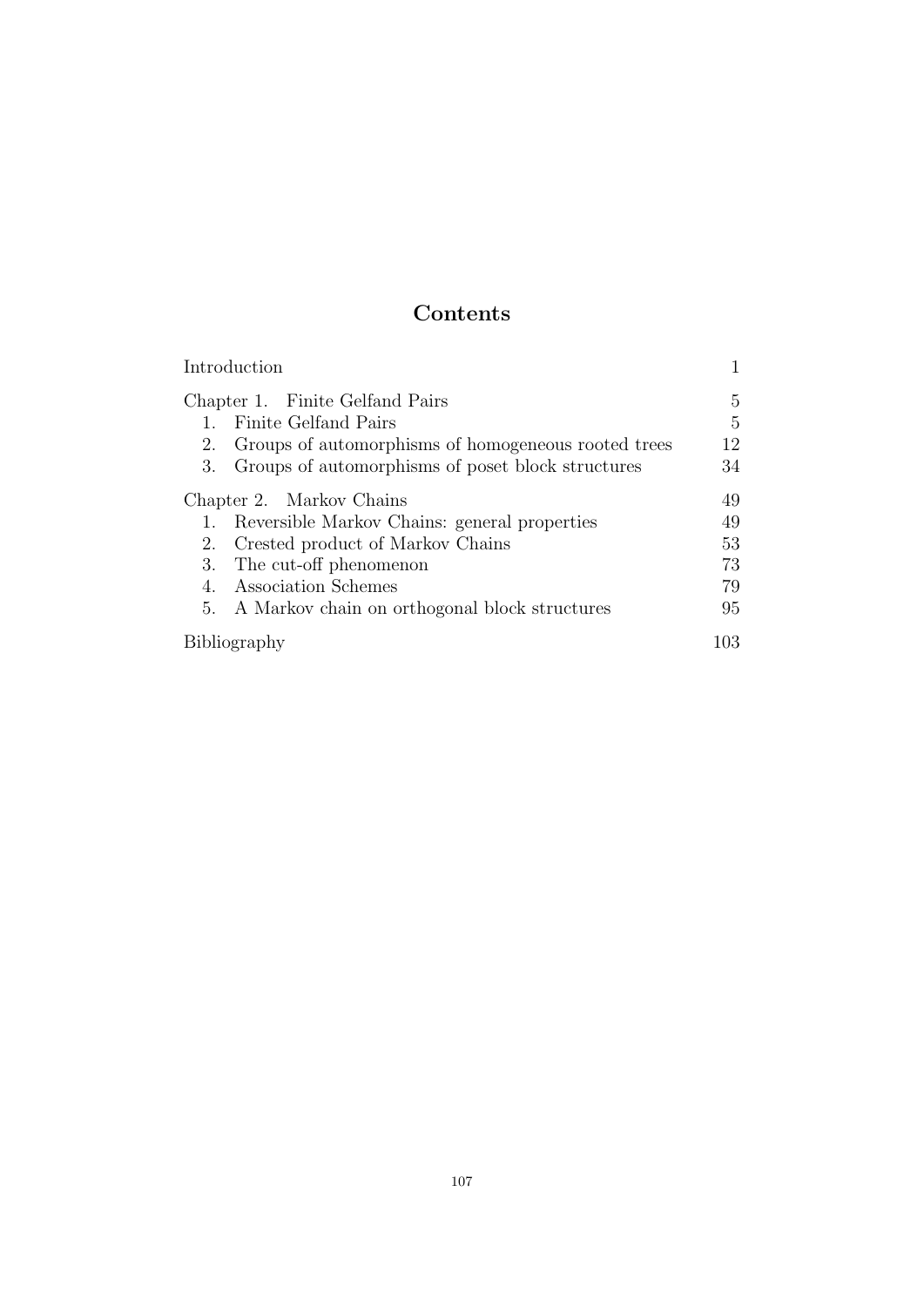# Contents

| | |
|---|---|
| Introduction | 1 |
| Chapter 1. Finite Gelfand Pairs | 5 |
| 1. Finite Gelfand Pairs | 5 |
| 2. Groups of automorphisms of homogeneous rooted trees | 12 |
| 3. Groups of automorphisms of poset block structures | 34 |
| Chapter 2. Markov Chains | 49 |
| 1. Reversible Markov Chains: general properties | 49 |
| 2. Crested product of Markov Chains | 53 |
| 3. The cut-off phenomenon | 73 |
| 4. Association Schemes | 79 |
| 5. A Markov chain on orthogonal block structures | 95 |
| Bibliography | 103 |